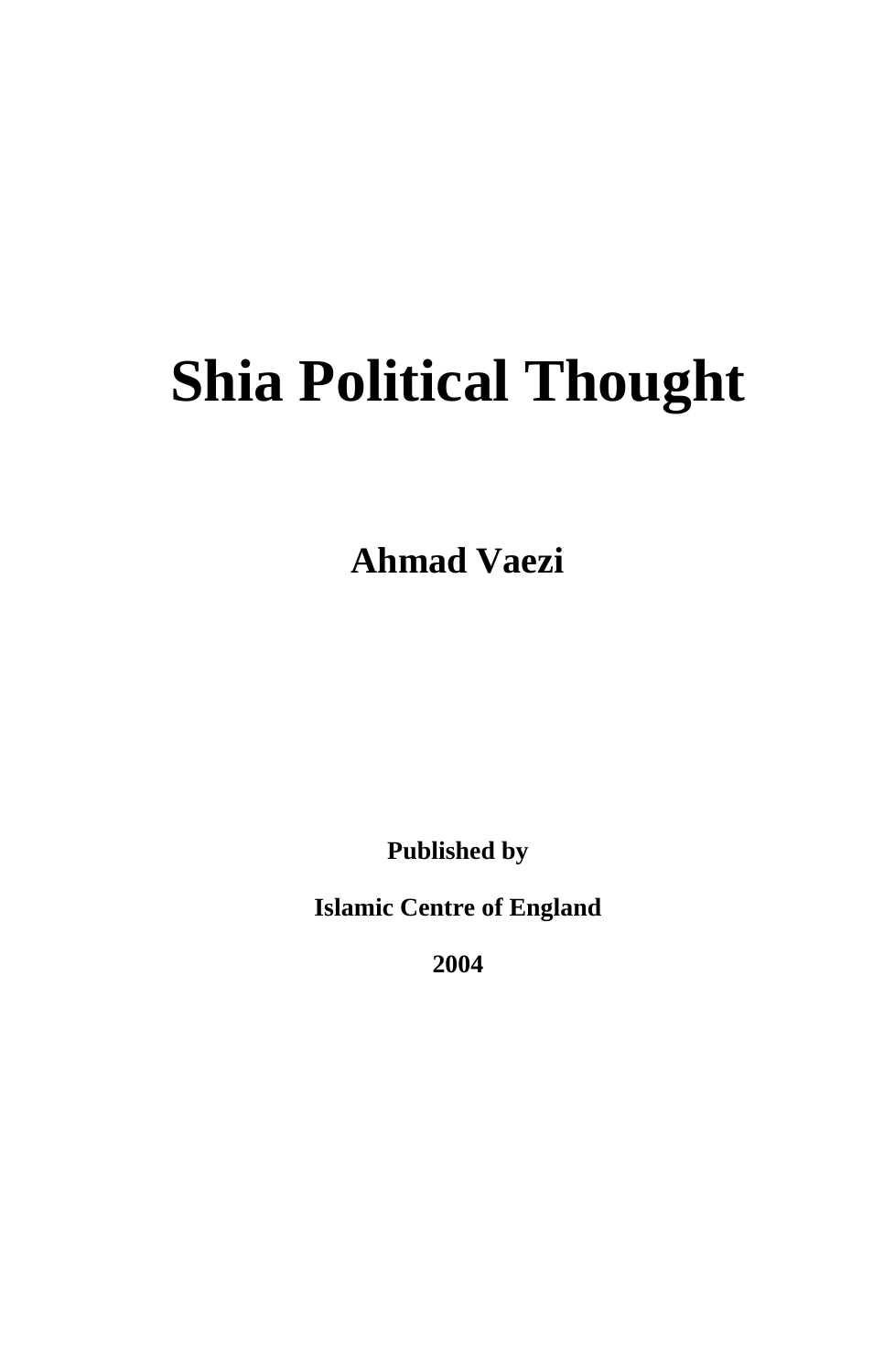# Shia Political Thought

**Ahmad Vaezi**

**Published by**

**Islamic Centre of England**

**2004**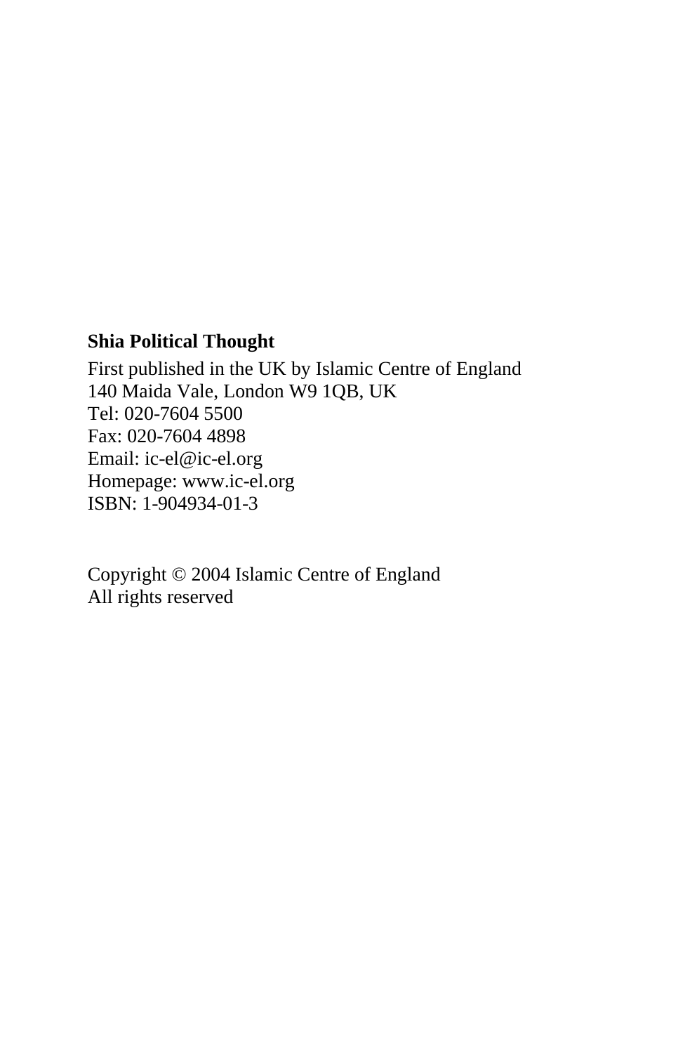**Shia Political Thought**

First published in the UK by Islamic Centre of England
140 Maida Vale, London W9 1QB, UK
Tel: 020-7604 5500
Fax: 020-7604 4898
Email: ic-el@ic-el.org
Homepage: www.ic-el.org
ISBN: 1-904934-01-3

Copyright © 2004 Islamic Centre of England
All rights reserved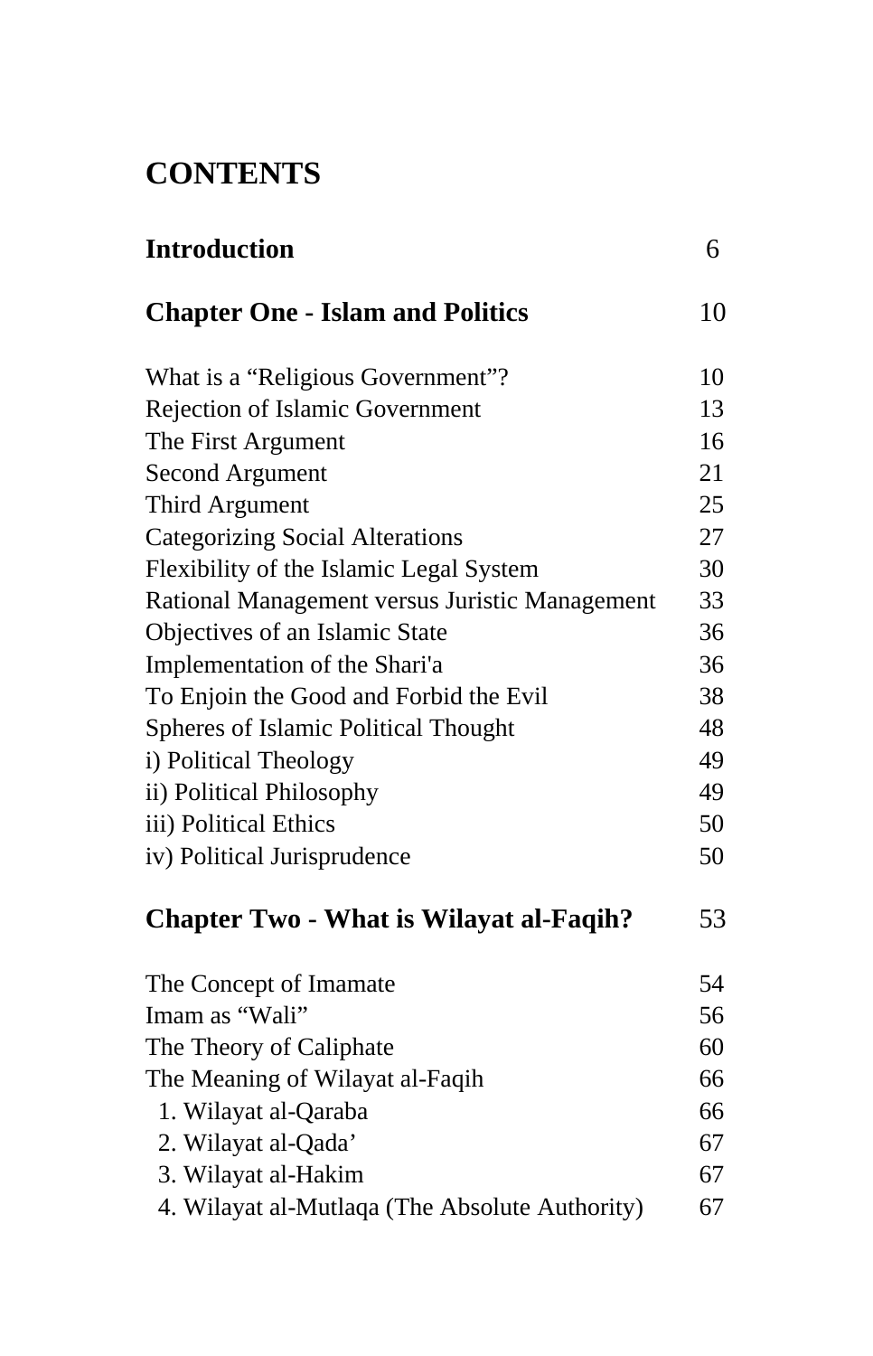# CONTENTS

| | |
|---|---|
| **Introduction** | 6 |
| **Chapter One - Islam and Politics** | 10 |
| What is a “Religious Government”? | 10 |
| Rejection of Islamic Government | 13 |
| The First Argument | 16 |
| Second Argument | 21 |
| Third Argument | 25 |
| Categorizing Social Alterations | 27 |
| Flexibility of the Islamic Legal System | 30 |
| Rational Management versus Juristic Management | 33 |
| Objectives of an Islamic State | 36 |
| Implementation of the Shari'a | 36 |
| To Enjoin the Good and Forbid the Evil | 38 |
| Spheres of Islamic Political Thought | 48 |
| i) Political Theology | 49 |
| ii) Political Philosophy | 49 |
| iii) Political Ethics | 50 |
| iv) Political Jurisprudence | 50 |
| **Chapter Two - What is Wilayat al-Faqih?** | 53 |
| The Concept of Imamate | 54 |
| Imam as “Wali” | 56 |
| The Theory of Caliphate | 60 |
| The Meaning of Wilayat al-Faqih | 66 |
| 1. Wilayat al-Qaraba | 66 |
| 2. Wilayat al-Qada’ | 67 |
| 3. Wilayat al-Hakim | 67 |
| 4. Wilayat al-Mutlaqa (The Absolute Authority) | 67 |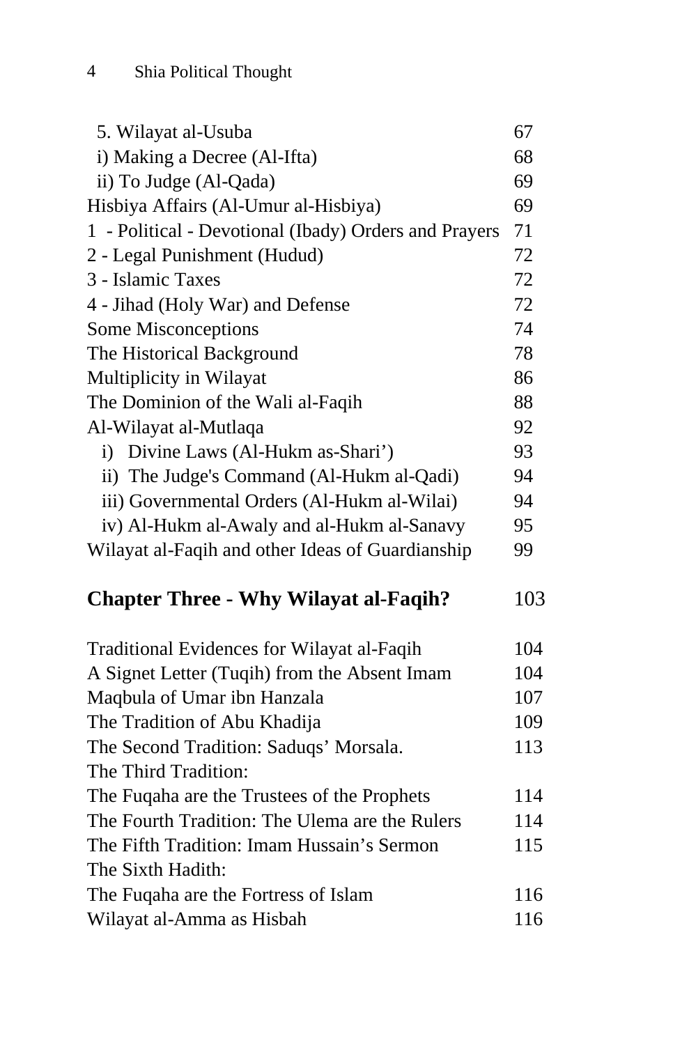| | |
|---|---|
| 5. Wilayat al-Usuba | 67 |
| i) Making a Decree (Al-Ifta) | 68 |
| ii) To Judge (Al-Qada) | 69 |
| Hisbiya Affairs (Al-Umur al-Hisbiya) | 69 |
| 1 - Political - Devotional (Ibady) Orders and Prayers | 71 |
| 2 - Legal Punishment (Hudud) | 72 |
| 3 - Islamic Taxes | 72 |
| 4 - Jihad (Holy War) and Defense | 72 |
| Some Misconceptions | 74 |
| The Historical Background | 78 |
| Multiplicity in Wilayat | 86 |
| The Dominion of the Wali al-Faqih | 88 |
| Al-Wilayat al-Mutlaqa | 92 |
| i) Divine Laws (Al-Hukm as-Shari') | 93 |
| ii) The Judge's Command (Al-Hukm al-Qadi) | 94 |
| iii) Governmental Orders (Al-Hukm al-Wilai) | 94 |
| iv) Al-Hukm al-Awaly and al-Hukm al-Sanavy | 95 |
| Wilayat al-Faqih and other Ideas of Guardianship | 99 |
| **Chapter Three - Why Wilayat al-Faqih?** | 103 |
| Traditional Evidences for Wilayat al-Faqih | 104 |
| A Signet Letter (Tuqih) from the Absent Imam | 104 |
| Maqbula of Umar ibn Hanzala | 107 |
| The Tradition of Abu Khadija | 109 |
| The Second Tradition: Saduqs' Morsala. | 113 |
| The Third Tradition: The Fuqaha are the Trustees of the Prophets | 114 |
| The Fourth Tradition: The Ulema are the Rulers | 114 |
| The Fifth Tradition: Imam Hussain's Sermon | 115 |
| The Sixth Hadith: The Fuqaha are the Fortress of Islam | 116 |
| Wilayat al-Amma as Hisbah | 116 |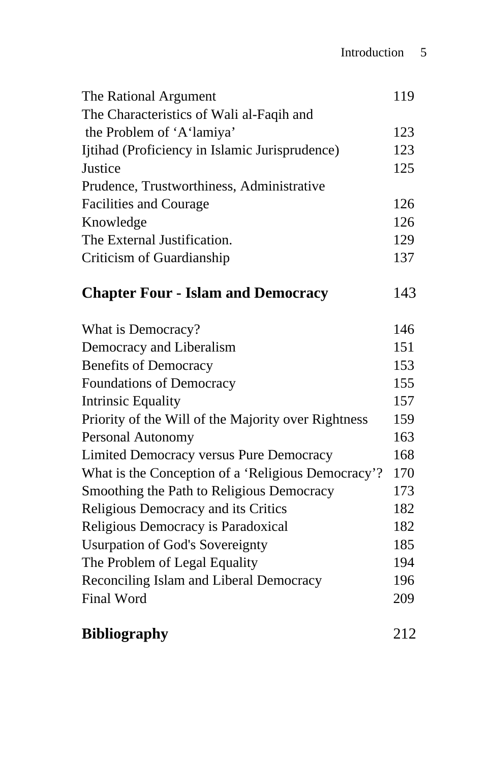| | |
|---|---|
| The Rational Argument | 119 |
| The Characteristics of Wali al-Faqih and the Problem of ‘A‘lamiya’ | 123 |
| Ijtihad (Proficiency in Islamic Jurisprudence) | 123 |
| Justice | 125 |
| Prudence, Trustworthiness, Administrative Facilities and Courage | 126 |
| Knowledge | 126 |
| The External Justification. | 129 |
| Criticism of Guardianship | 137 |
| **Chapter Four - Islam and Democracy** | 143 |
| What is Democracy? | 146 |
| Democracy and Liberalism | 151 |
| Benefits of Democracy | 153 |
| Foundations of Democracy | 155 |
| Intrinsic Equality | 157 |
| Priority of the Will of the Majority over Rightness | 159 |
| Personal Autonomy | 163 |
| Limited Democracy versus Pure Democracy | 168 |
| What is the Conception of a ‘Religious Democracy’? | 170 |
| Smoothing the Path to Religious Democracy | 173 |
| Religious Democracy and its Critics | 182 |
| Religious Democracy is Paradoxical | 182 |
| Usurpation of God's Sovereignty | 185 |
| The Problem of Legal Equality | 194 |
| Reconciling Islam and Liberal Democracy | 196 |
| Final Word | 209 |
| **Bibliography** | 212 |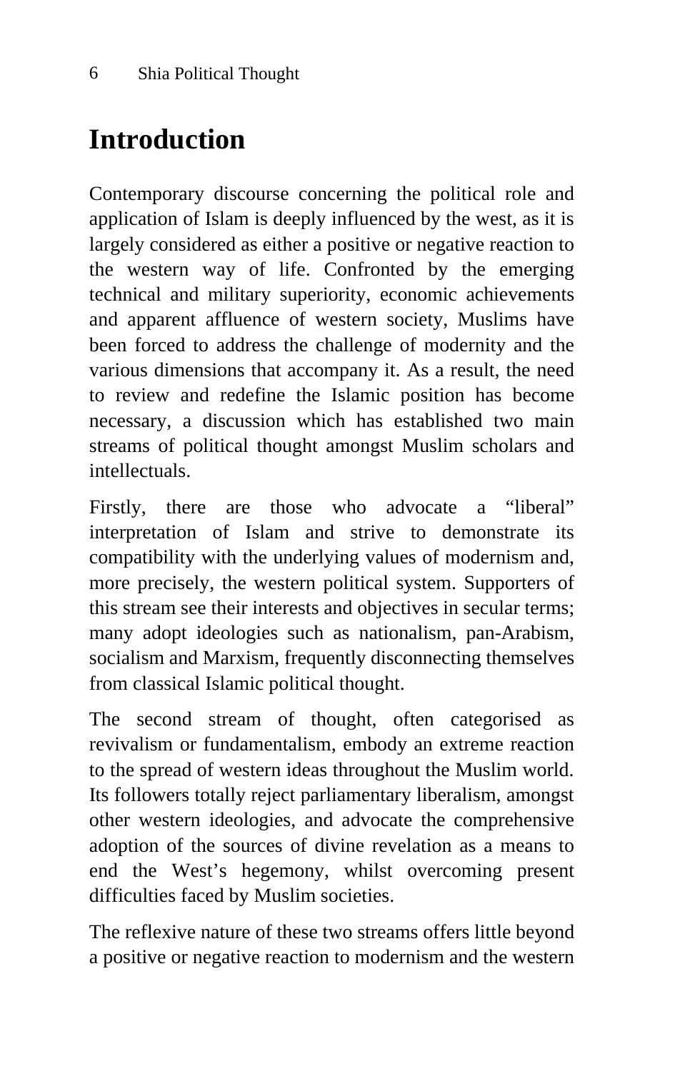# Introduction

Contemporary discourse concerning the political role and application of Islam is deeply influenced by the west, as it is largely considered as either a positive or negative reaction to the western way of life. Confronted by the emerging technical and military superiority, economic achievements and apparent affluence of western society, Muslims have been forced to address the challenge of modernity and the various dimensions that accompany it. As a result, the need to review and redefine the Islamic position has become necessary, a discussion which has established two main streams of political thought amongst Muslim scholars and intellectuals.

Firstly, there are those who advocate a "liberal" interpretation of Islam and strive to demonstrate its compatibility with the underlying values of modernism and, more precisely, the western political system. Supporters of this stream see their interests and objectives in secular terms; many adopt ideologies such as nationalism, pan-Arabism, socialism and Marxism, frequently disconnecting themselves from classical Islamic political thought.

The second stream of thought, often categorised as revivalism or fundamentalism, embody an extreme reaction to the spread of western ideas throughout the Muslim world. Its followers totally reject parliamentary liberalism, amongst other western ideologies, and advocate the comprehensive adoption of the sources of divine revelation as a means to end the West's hegemony, whilst overcoming present difficulties faced by Muslim societies.

The reflexive nature of these two streams offers little beyond a positive or negative reaction to modernism and the western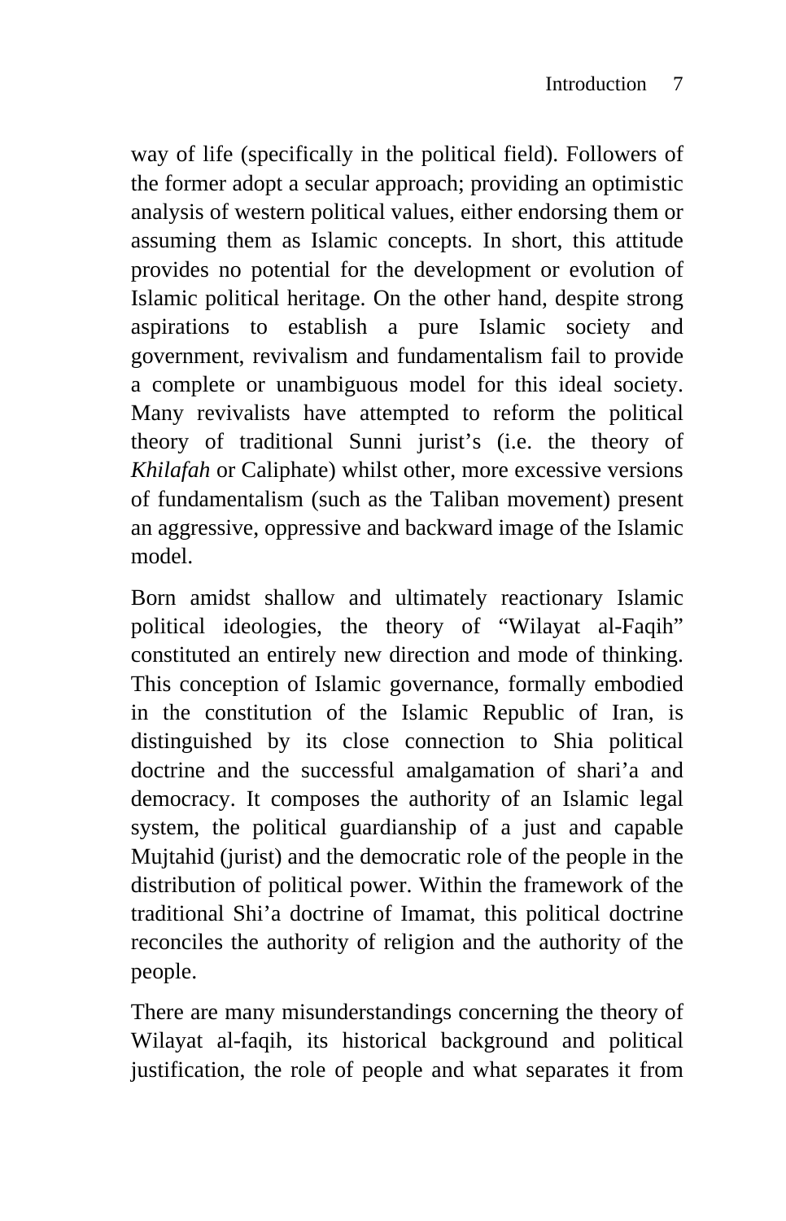way of life (specifically in the political field). Followers of the former adopt a secular approach; providing an optimistic analysis of western political values, either endorsing them or assuming them as Islamic concepts. In short, this attitude provides no potential for the development or evolution of Islamic political heritage. On the other hand, despite strong aspirations to establish a pure Islamic society and government, revivalism and fundamentalism fail to provide a complete or unambiguous model for this ideal society. Many revivalists have attempted to reform the political theory of traditional Sunni jurist's (i.e. the theory of *Khilafah* or Caliphate) whilst other, more excessive versions of fundamentalism (such as the Taliban movement) present an aggressive, oppressive and backward image of the Islamic model.

Born amidst shallow and ultimately reactionary Islamic political ideologies, the theory of "Wilayat al-Faqih" constituted an entirely new direction and mode of thinking. This conception of Islamic governance, formally embodied in the constitution of the Islamic Republic of Iran, is distinguished by its close connection to Shia political doctrine and the successful amalgamation of shari'a and democracy. It composes the authority of an Islamic legal system, the political guardianship of a just and capable Mujtahid (jurist) and the democratic role of the people in the distribution of political power. Within the framework of the traditional Shi'a doctrine of Imamat, this political doctrine reconciles the authority of religion and the authority of the people.

There are many misunderstandings concerning the theory of Wilayat al-faqih, its historical background and political justification, the role of people and what separates it from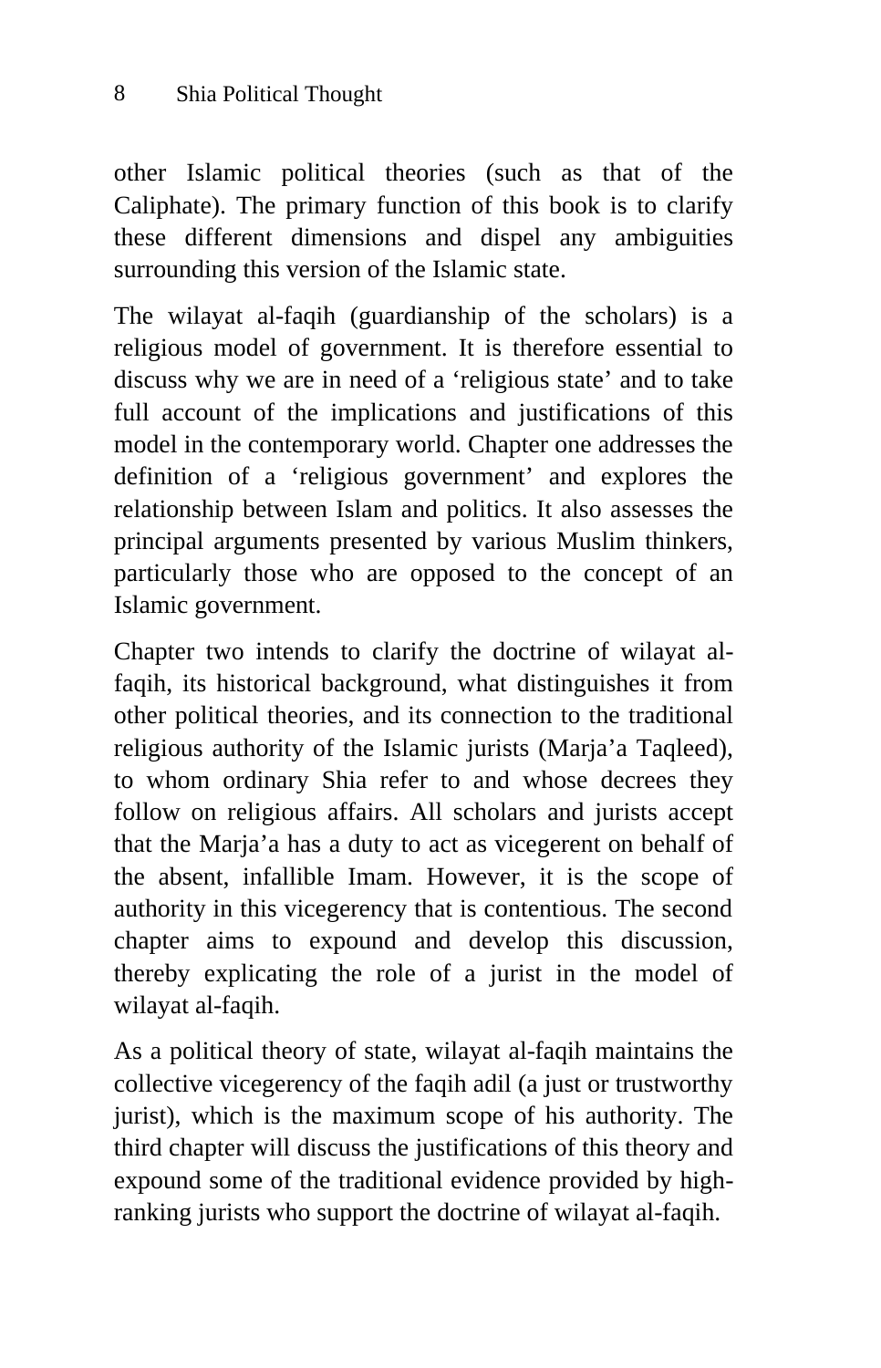other Islamic political theories (such as that of the Caliphate). The primary function of this book is to clarify these different dimensions and dispel any ambiguities surrounding this version of the Islamic state.

The wilayat al-faqih (guardianship of the scholars) is a religious model of government. It is therefore essential to discuss why we are in need of a 'religious state' and to take full account of the implications and justifications of this model in the contemporary world. Chapter one addresses the definition of a 'religious government' and explores the relationship between Islam and politics. It also assesses the principal arguments presented by various Muslim thinkers, particularly those who are opposed to the concept of an Islamic government.

Chapter two intends to clarify the doctrine of wilayat al-faqih, its historical background, what distinguishes it from other political theories, and its connection to the traditional religious authority of the Islamic jurists (Marja'a Taqleed), to whom ordinary Shia refer to and whose decrees they follow on religious affairs. All scholars and jurists accept that the Marja'a has a duty to act as vicegerent on behalf of the absent, infallible Imam. However, it is the scope of authority in this vicegerency that is contentious. The second chapter aims to expound and develop this discussion, thereby explicating the role of a jurist in the model of wilayat al-faqih.

As a political theory of state, wilayat al-faqih maintains the collective vicegerency of the faqih adil (a just or trustworthy jurist), which is the maximum scope of his authority. The third chapter will discuss the justifications of this theory and expound some of the traditional evidence provided by high-ranking jurists who support the doctrine of wilayat al-faqih.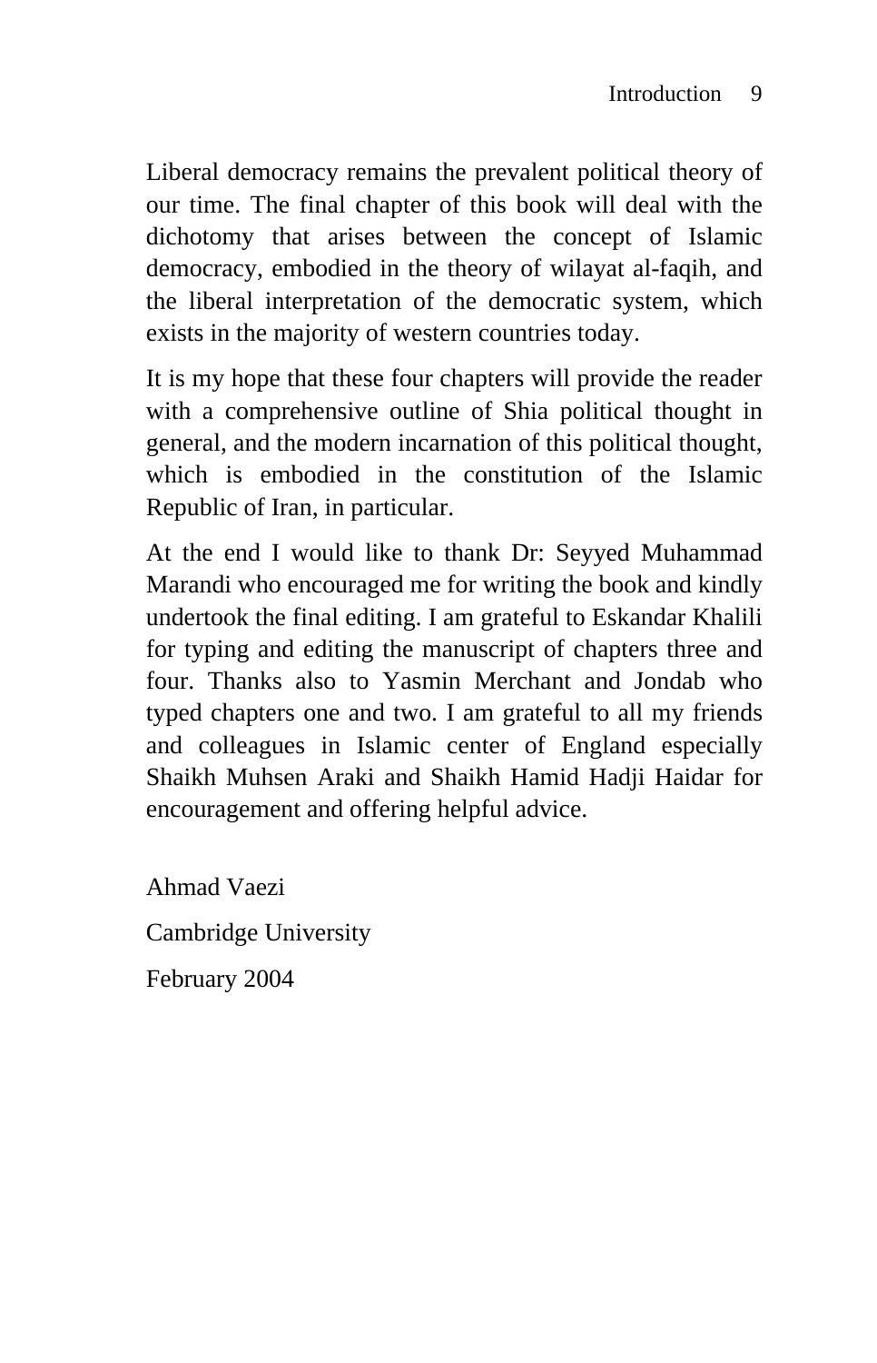Liberal democracy remains the prevalent political theory of our time. The final chapter of this book will deal with the dichotomy that arises between the concept of Islamic democracy, embodied in the theory of wilayat al-faqih, and the liberal interpretation of the democratic system, which exists in the majority of western countries today.

It is my hope that these four chapters will provide the reader with a comprehensive outline of Shia political thought in general, and the modern incarnation of this political thought, which is embodied in the constitution of the Islamic Republic of Iran, in particular.

At the end I would like to thank Dr: Seyyed Muhammad Marandi who encouraged me for writing the book and kindly undertook the final editing. I am grateful to Eskandar Khalili for typing and editing the manuscript of chapters three and four. Thanks also to Yasmin Merchant and Jondab who typed chapters one and two. I am grateful to all my friends and colleagues in Islamic center of England especially Shaikh Muhsen Araki and Shaikh Hamid Hadji Haidar for encouragement and offering helpful advice.

Ahmad Vaezi

Cambridge University

February 2004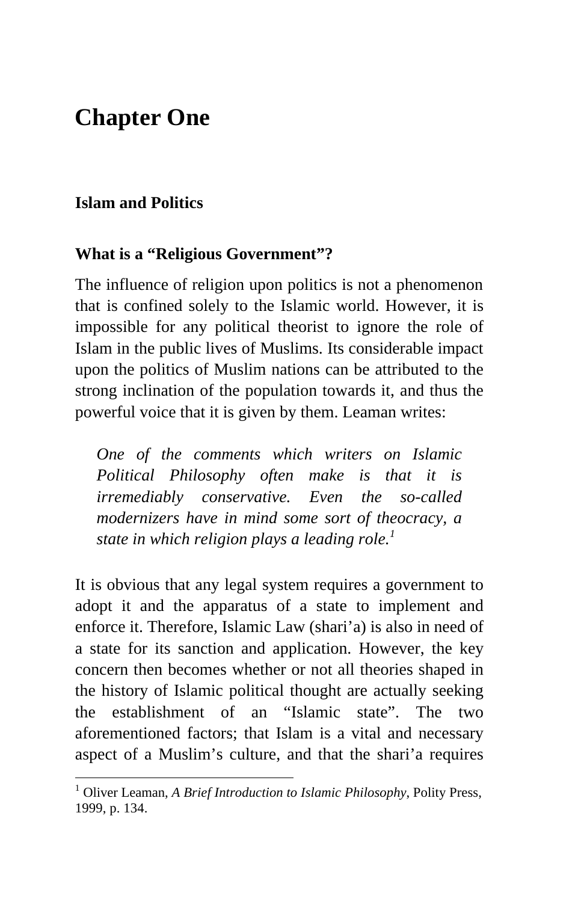# Chapter One

### Islam and Politics

### What is a "Religious Government"?

The influence of religion upon politics is not a phenomenon that is confined solely to the Islamic world. However, it is impossible for any political theorist to ignore the role of Islam in the public lives of Muslims. Its considerable impact upon the politics of Muslim nations can be attributed to the strong inclination of the population towards it, and thus the powerful voice that it is given by them. Leaman writes:

> *One of the comments which writers on Islamic Political Philosophy often make is that it is irremediably conservative. Even the so-called modernizers have in mind some sort of theocracy, a state in which religion plays a leading role.*[1]

It is obvious that any legal system requires a government to adopt it and the apparatus of a state to implement and enforce it. Therefore, Islamic Law (shari'a) is also in need of a state for its sanction and application. However, the key concern then becomes whether or not all theories shaped in the history of Islamic political thought are actually seeking the establishment of an "Islamic state". The two aforementioned factors; that Islam is a vital and necessary aspect of a Muslim's culture, and that the shari'a requires

---

[1] Oliver Leaman, *A Brief Introduction to Islamic Philosophy*, Polity Press, 1999, p. 134.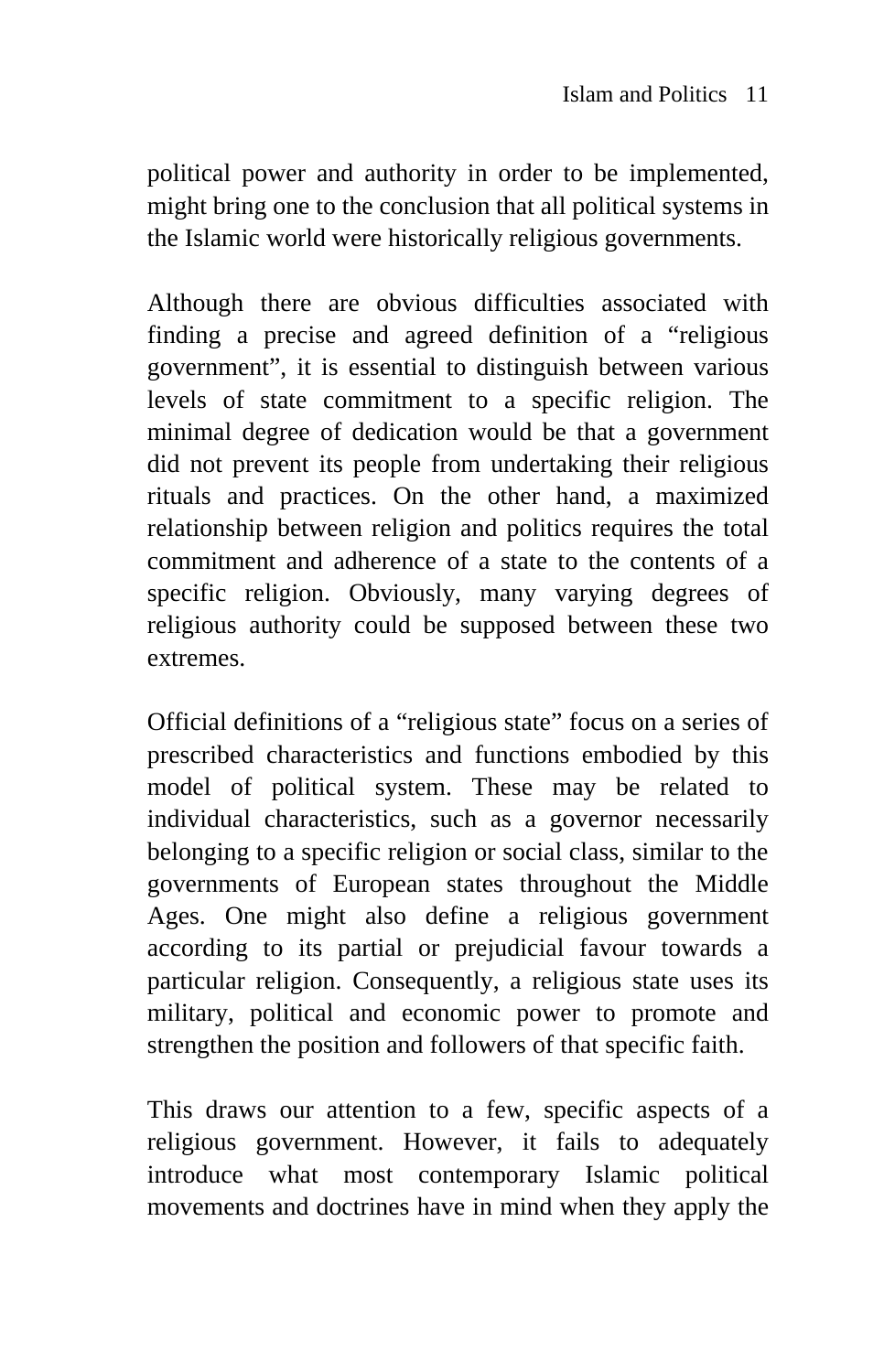political power and authority in order to be implemented, might bring one to the conclusion that all political systems in the Islamic world were historically religious governments.

Although there are obvious difficulties associated with finding a precise and agreed definition of a "religious government", it is essential to distinguish between various levels of state commitment to a specific religion. The minimal degree of dedication would be that a government did not prevent its people from undertaking their religious rituals and practices. On the other hand, a maximized relationship between religion and politics requires the total commitment and adherence of a state to the contents of a specific religion. Obviously, many varying degrees of religious authority could be supposed between these two extremes.

Official definitions of a "religious state" focus on a series of prescribed characteristics and functions embodied by this model of political system. These may be related to individual characteristics, such as a governor necessarily belonging to a specific religion or social class, similar to the governments of European states throughout the Middle Ages. One might also define a religious government according to its partial or prejudicial favour towards a particular religion. Consequently, a religious state uses its military, political and economic power to promote and strengthen the position and followers of that specific faith.

This draws our attention to a few, specific aspects of a religious government. However, it fails to adequately introduce what most contemporary Islamic political movements and doctrines have in mind when they apply the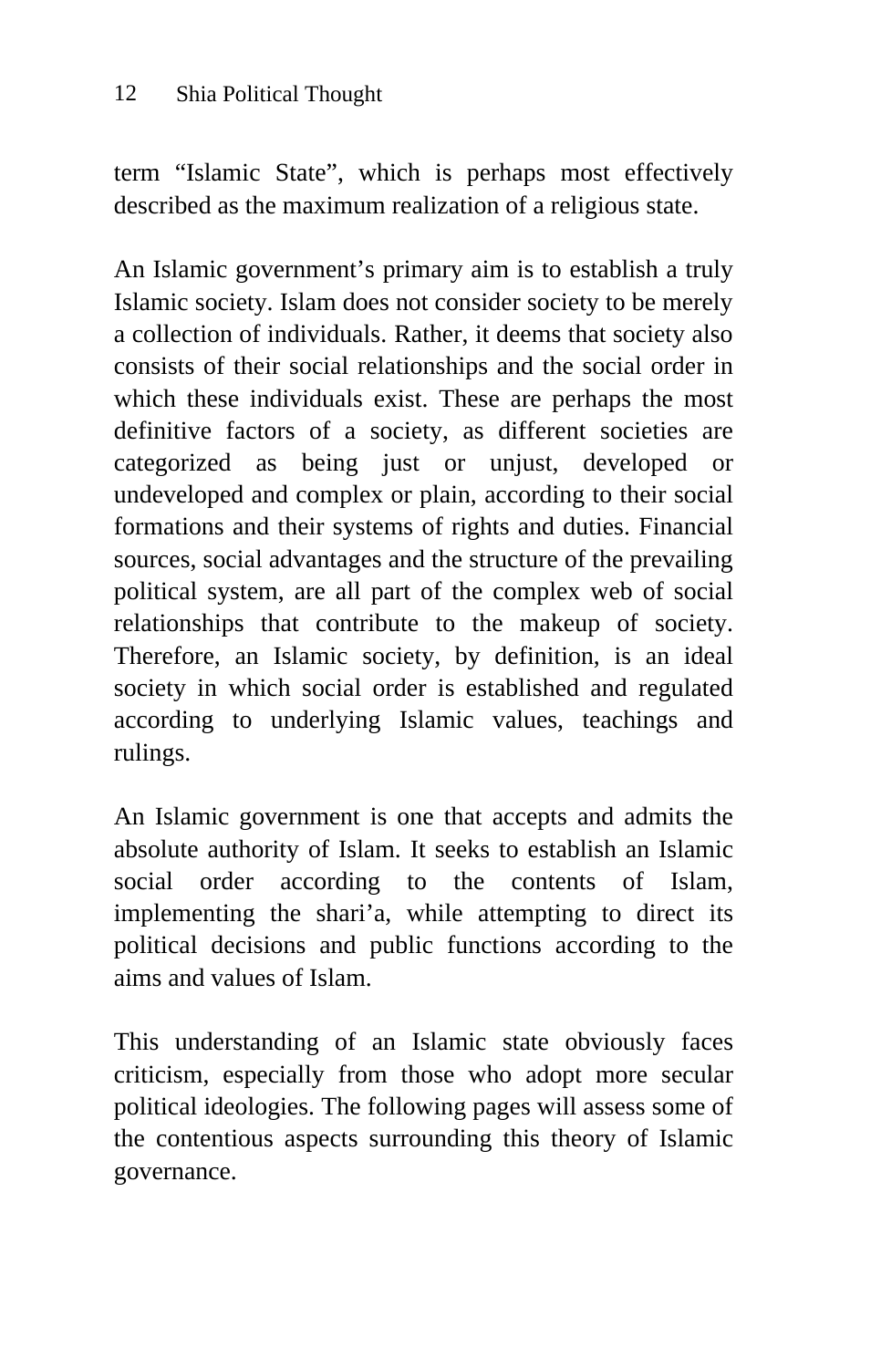term “Islamic State”, which is perhaps most effectively described as the maximum realization of a religious state.

An Islamic government’s primary aim is to establish a truly Islamic society. Islam does not consider society to be merely a collection of individuals. Rather, it deems that society also consists of their social relationships and the social order in which these individuals exist. These are perhaps the most definitive factors of a society, as different societies are categorized as being just or unjust, developed or undeveloped and complex or plain, according to their social formations and their systems of rights and duties. Financial sources, social advantages and the structure of the prevailing political system, are all part of the complex web of social relationships that contribute to the makeup of society. Therefore, an Islamic society, by definition, is an ideal society in which social order is established and regulated according to underlying Islamic values, teachings and rulings.

An Islamic government is one that accepts and admits the absolute authority of Islam. It seeks to establish an Islamic social order according to the contents of Islam, implementing the shari’a, while attempting to direct its political decisions and public functions according to the aims and values of Islam.

This understanding of an Islamic state obviously faces criticism, especially from those who adopt more secular political ideologies. The following pages will assess some of the contentious aspects surrounding this theory of Islamic governance.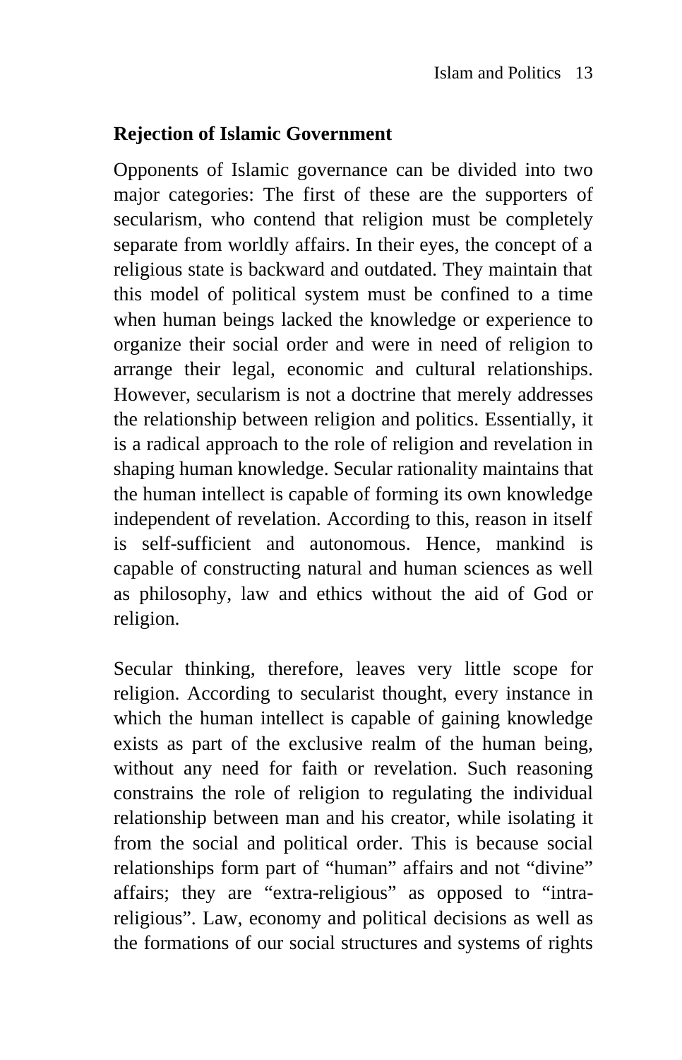## Rejection of Islamic Government

Opponents of Islamic governance can be divided into two major categories: The first of these are the supporters of secularism, who contend that religion must be completely separate from worldly affairs. In their eyes, the concept of a religious state is backward and outdated. They maintain that this model of political system must be confined to a time when human beings lacked the knowledge or experience to organize their social order and were in need of religion to arrange their legal, economic and cultural relationships. However, secularism is not a doctrine that merely addresses the relationship between religion and politics. Essentially, it is a radical approach to the role of religion and revelation in shaping human knowledge. Secular rationality maintains that the human intellect is capable of forming its own knowledge independent of revelation. According to this, reason in itself is self-sufficient and autonomous. Hence, mankind is capable of constructing natural and human sciences as well as philosophy, law and ethics without the aid of God or religion.

Secular thinking, therefore, leaves very little scope for religion. According to secularist thought, every instance in which the human intellect is capable of gaining knowledge exists as part of the exclusive realm of the human being, without any need for faith or revelation. Such reasoning constrains the role of religion to regulating the individual relationship between man and his creator, while isolating it from the social and political order. This is because social relationships form part of "human" affairs and not "divine" affairs; they are "extra-religious" as opposed to "intra-religious". Law, economy and political decisions as well as the formations of our social structures and systems of rights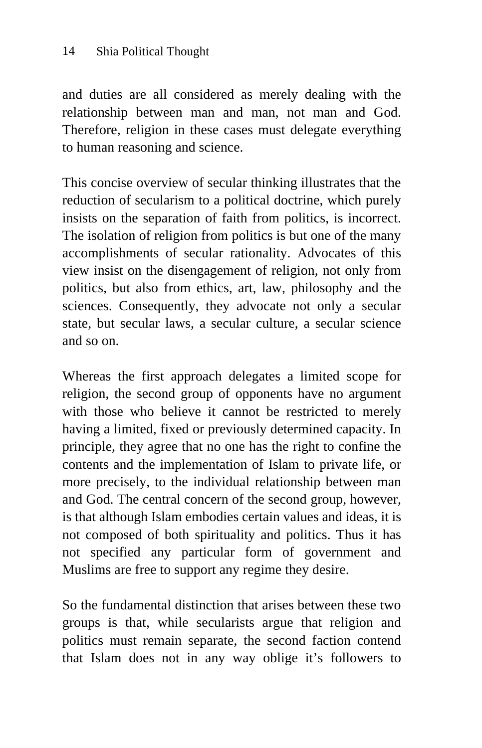and duties are all considered as merely dealing with the relationship between man and man, not man and God. Therefore, religion in these cases must delegate everything to human reasoning and science.

This concise overview of secular thinking illustrates that the reduction of secularism to a political doctrine, which purely insists on the separation of faith from politics, is incorrect. The isolation of religion from politics is but one of the many accomplishments of secular rationality. Advocates of this view insist on the disengagement of religion, not only from politics, but also from ethics, art, law, philosophy and the sciences. Consequently, they advocate not only a secular state, but secular laws, a secular culture, a secular science and so on.

Whereas the first approach delegates a limited scope for religion, the second group of opponents have no argument with those who believe it cannot be restricted to merely having a limited, fixed or previously determined capacity. In principle, they agree that no one has the right to confine the contents and the implementation of Islam to private life, or more precisely, to the individual relationship between man and God. The central concern of the second group, however, is that although Islam embodies certain values and ideas, it is not composed of both spirituality and politics. Thus it has not specified any particular form of government and Muslims are free to support any regime they desire.

So the fundamental distinction that arises between these two groups is that, while secularists argue that religion and politics must remain separate, the second faction contend that Islam does not in any way oblige it's followers to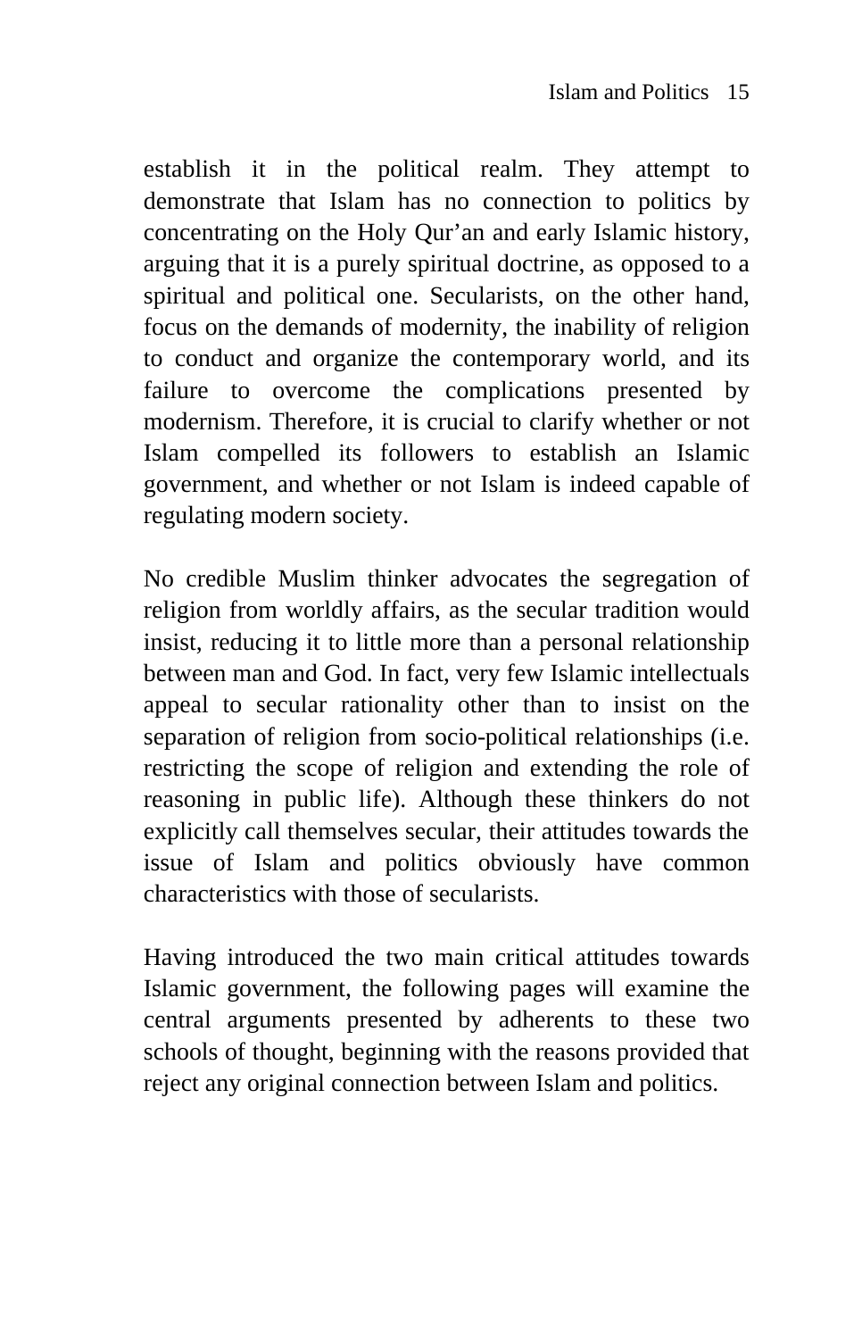establish it in the political realm. They attempt to demonstrate that Islam has no connection to politics by concentrating on the Holy Qur'an and early Islamic history, arguing that it is a purely spiritual doctrine, as opposed to a spiritual and political one. Secularists, on the other hand, focus on the demands of modernity, the inability of religion to conduct and organize the contemporary world, and its failure to overcome the complications presented by modernism. Therefore, it is crucial to clarify whether or not Islam compelled its followers to establish an Islamic government, and whether or not Islam is indeed capable of regulating modern society.

No credible Muslim thinker advocates the segregation of religion from worldly affairs, as the secular tradition would insist, reducing it to little more than a personal relationship between man and God. In fact, very few Islamic intellectuals appeal to secular rationality other than to insist on the separation of religion from socio-political relationships (i.e. restricting the scope of religion and extending the role of reasoning in public life). Although these thinkers do not explicitly call themselves secular, their attitudes towards the issue of Islam and politics obviously have common characteristics with those of secularists.

Having introduced the two main critical attitudes towards Islamic government, the following pages will examine the central arguments presented by adherents to these two schools of thought, beginning with the reasons provided that reject any original connection between Islam and politics.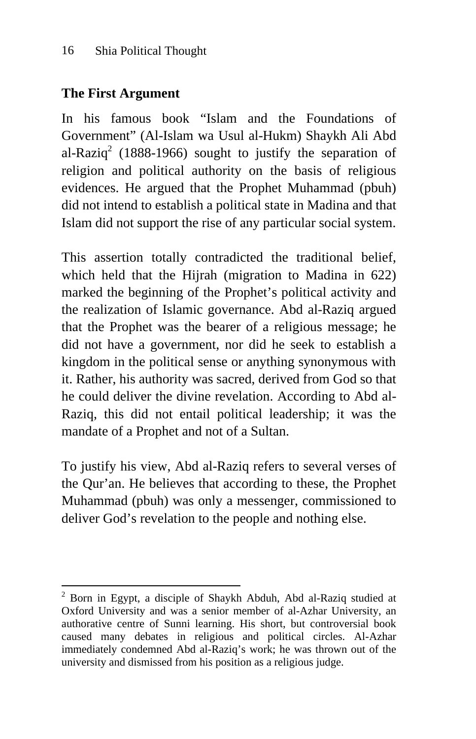### The First Argument

In his famous book "Islam and the Foundations of Government" (Al-Islam wa Usul al-Hukm) Shaykh Ali Abd al-Raziq[2] (1888-1966) sought to justify the separation of religion and political authority on the basis of religious evidences. He argued that the Prophet Muhammad (pbuh) did not intend to establish a political state in Madina and that Islam did not support the rise of any particular social system.

This assertion totally contradicted the traditional belief, which held that the Hijrah (migration to Madina in 622) marked the beginning of the Prophet's political activity and the realization of Islamic governance. Abd al-Raziq argued that the Prophet was the bearer of a religious message; he did not have a government, nor did he seek to establish a kingdom in the political sense or anything synonymous with it. Rather, his authority was sacred, derived from God so that he could deliver the divine revelation. According to Abd al-Raziq, this did not entail political leadership; it was the mandate of a Prophet and not of a Sultan.

To justify his view, Abd al-Raziq refers to several verses of the Qur'an. He believes that according to these, the Prophet Muhammad (pbuh) was only a messenger, commissioned to deliver God's revelation to the people and nothing else.

---

[2] Born in Egypt, a disciple of Shaykh Abduh, Abd al-Raziq studied at Oxford University and was a senior member of al-Azhar University, an authorative centre of Sunni learning. His short, but controversial book caused many debates in religious and political circles. Al-Azhar immediately condemned Abd al-Raziq's work; he was thrown out of the university and dismissed from his position as a religious judge.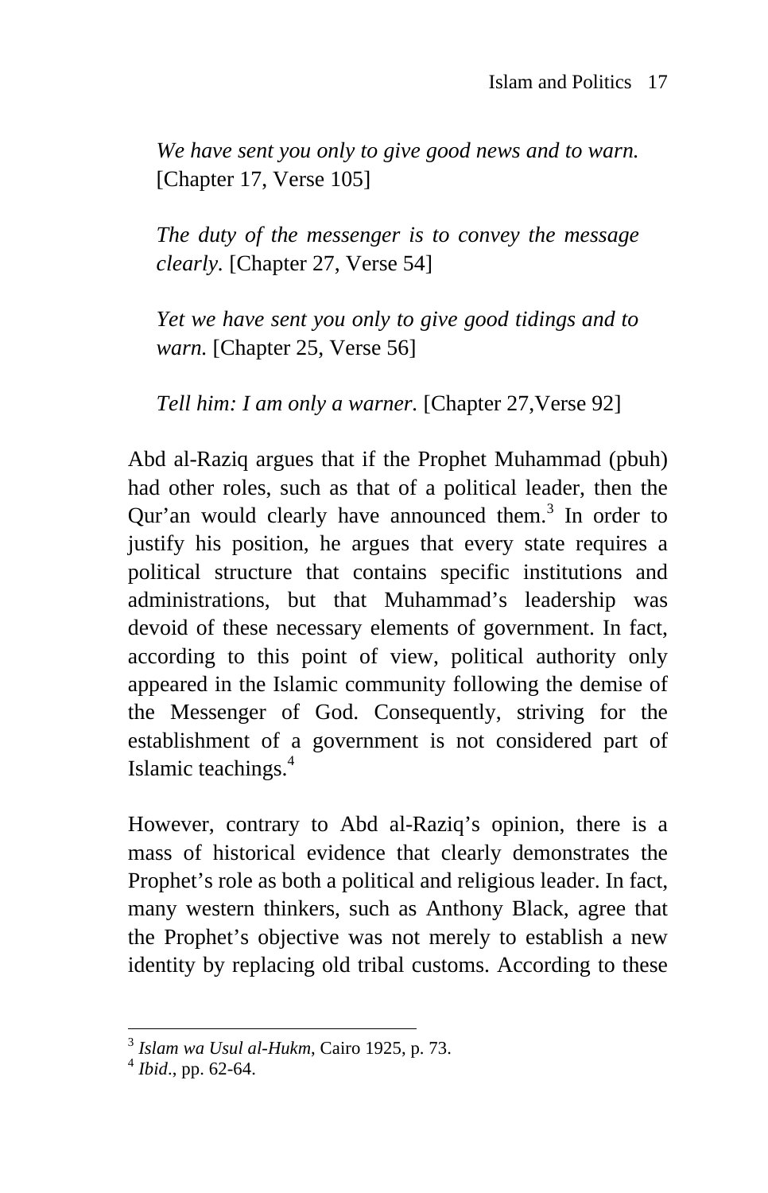> *We have sent you only to give good news and to warn.* [Chapter 17, Verse 105]
>
> *The duty of the messenger is to convey the message clearly.* [Chapter 27, Verse 54]
>
> *Yet we have sent you only to give good tidings and to warn.* [Chapter 25, Verse 56]
>
> *Tell him: I am only a warner.* [Chapter 27,Verse 92]

Abd al-Raziq argues that if the Prophet Muhammad (pbuh) had other roles, such as that of a political leader, then the Qur'an would clearly have announced them.[3] In order to justify his position, he argues that every state requires a political structure that contains specific institutions and administrations, but that Muhammad's leadership was devoid of these necessary elements of government. In fact, according to this point of view, political authority only appeared in the Islamic community following the demise of the Messenger of God. Consequently, striving for the establishment of a government is not considered part of Islamic teachings.[4]

However, contrary to Abd al-Raziq's opinion, there is a mass of historical evidence that clearly demonstrates the Prophet's role as both a political and religious leader. In fact, many western thinkers, such as Anthony Black, agree that the Prophet's objective was not merely to establish a new identity by replacing old tribal customs. According to these

---

[3] *Islam wa Usul al-Hukm*, Cairo 1925, p. 73.

[4] *Ibid*., pp. 62-64.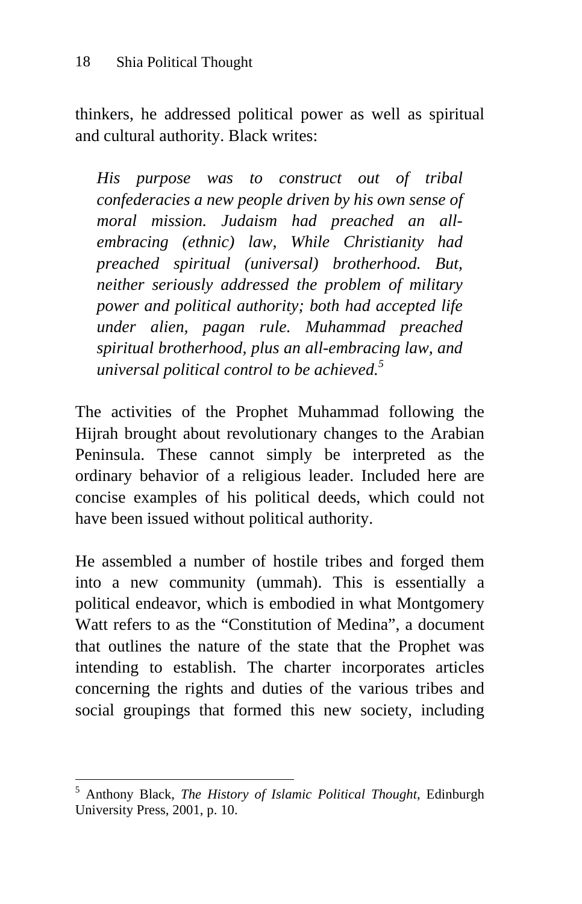thinkers, he addressed political power as well as spiritual and cultural authority. Black writes:

> *His purpose was to construct out of tribal confederacies a new people driven by his own sense of moral mission. Judaism had preached an all-embracing (ethnic) law, While Christianity had preached spiritual (universal) brotherhood. But, neither seriously addressed the problem of military power and political authority; both had accepted life under alien, pagan rule. Muhammad preached spiritual brotherhood, plus an all-embracing law, and universal political control to be achieved.*[5]

The activities of the Prophet Muhammad following the Hijrah brought about revolutionary changes to the Arabian Peninsula. These cannot simply be interpreted as the ordinary behavior of a religious leader. Included here are concise examples of his political deeds, which could not have been issued without political authority.

He assembled a number of hostile tribes and forged them into a new community (ummah). This is essentially a political endeavor, which is embodied in what Montgomery Watt refers to as the "Constitution of Medina", a document that outlines the nature of the state that the Prophet was intending to establish. The charter incorporates articles concerning the rights and duties of the various tribes and social groupings that formed this new society, including

---

[5] Anthony Black, *The History of Islamic Political Thought*, Edinburgh University Press, 2001, p. 10.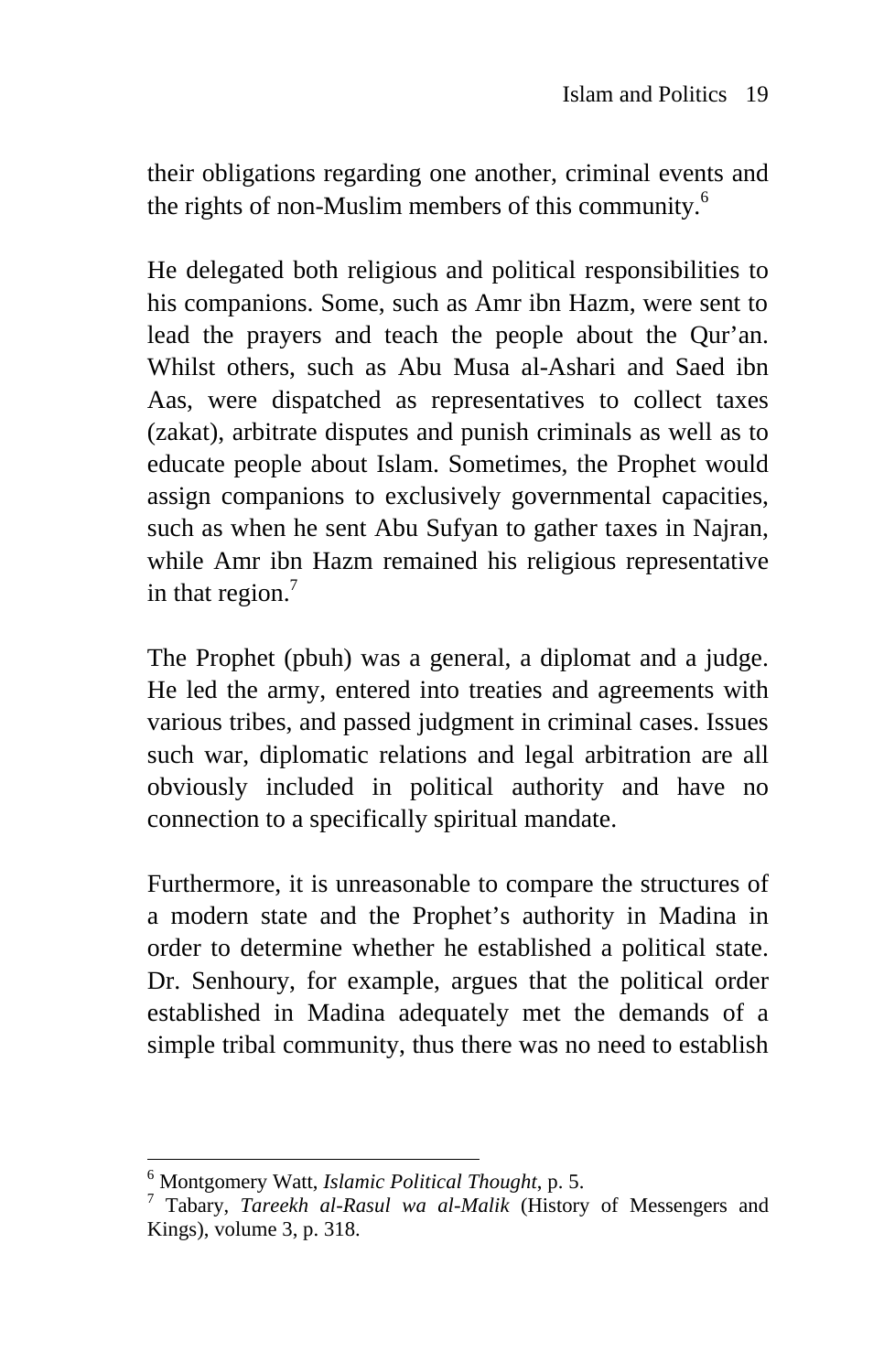their obligations regarding one another, criminal events and the rights of non-Muslim members of this community.[6]

He delegated both religious and political responsibilities to his companions. Some, such as Amr ibn Hazm, were sent to lead the prayers and teach the people about the Qur'an. Whilst others, such as Abu Musa al-Ashari and Saed ibn Aas, were dispatched as representatives to collect taxes (zakat), arbitrate disputes and punish criminals as well as to educate people about Islam. Sometimes, the Prophet would assign companions to exclusively governmental capacities, such as when he sent Abu Sufyan to gather taxes in Najran, while Amr ibn Hazm remained his religious representative in that region.[7]

The Prophet (pbuh) was a general, a diplomat and a judge. He led the army, entered into treaties and agreements with various tribes, and passed judgment in criminal cases. Issues such war, diplomatic relations and legal arbitration are all obviously included in political authority and have no connection to a specifically spiritual mandate.

Furthermore, it is unreasonable to compare the structures of a modern state and the Prophet's authority in Madina in order to determine whether he established a political state. Dr. Senhoury, for example, argues that the political order established in Madina adequately met the demands of a simple tribal community, thus there was no need to establish

---

[6] Montgomery Watt, *Islamic Political Thought*, p. 5.

[7] Tabary, *Tareekh al-Rasul wa al-Malik* (History of Messengers and Kings), volume 3, p. 318.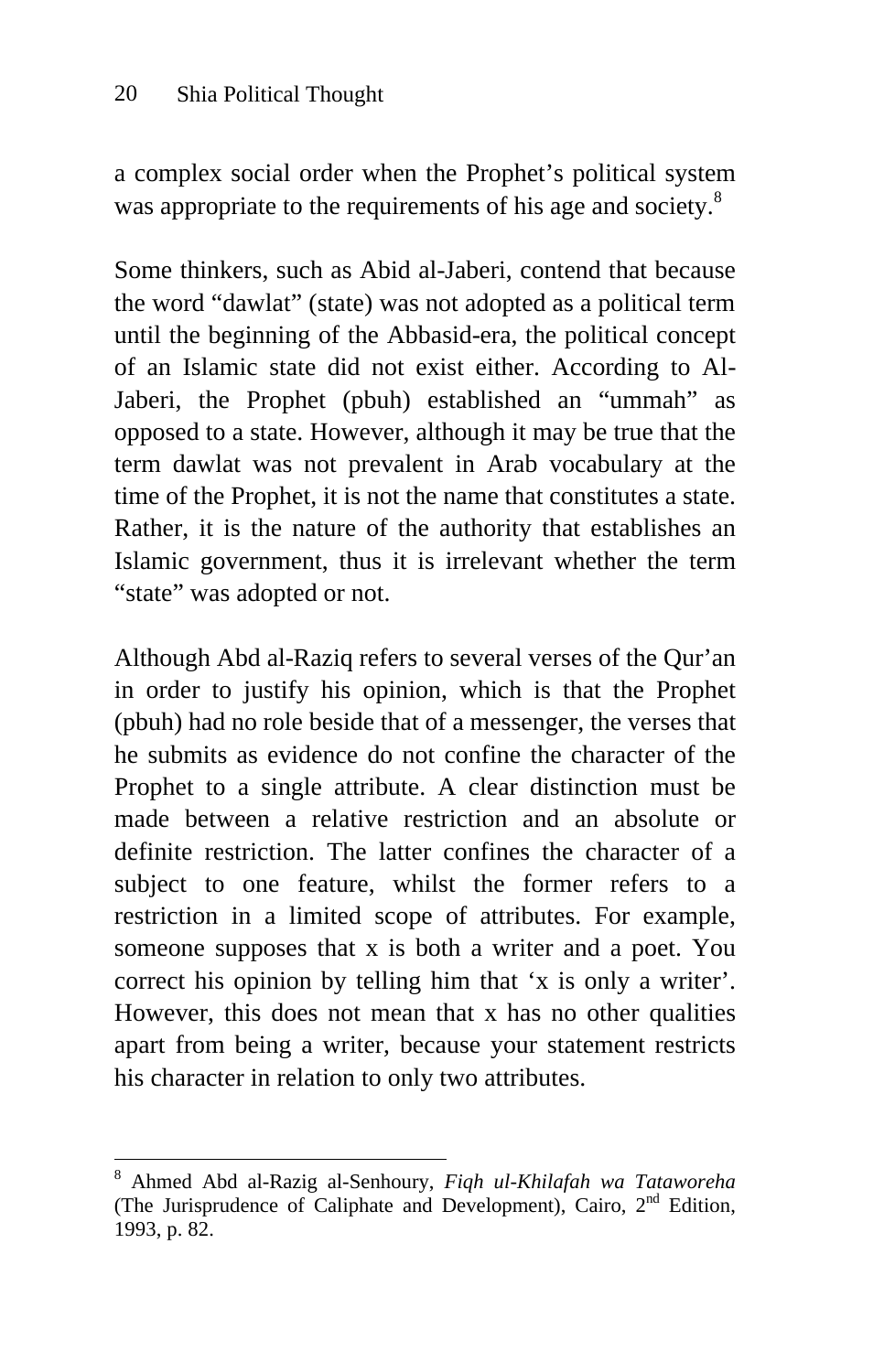a complex social order when the Prophet's political system was appropriate to the requirements of his age and society.[8]

Some thinkers, such as Abid al-Jaberi, contend that because the word "dawlat" (state) was not adopted as a political term until the beginning of the Abbasid-era, the political concept of an Islamic state did not exist either. According to Al-Jaberi, the Prophet (pbuh) established an "ummah" as opposed to a state. However, although it may be true that the term dawlat was not prevalent in Arab vocabulary at the time of the Prophet, it is not the name that constitutes a state. Rather, it is the nature of the authority that establishes an Islamic government, thus it is irrelevant whether the term "state" was adopted or not.

Although Abd al-Raziq refers to several verses of the Qur'an in order to justify his opinion, which is that the Prophet (pbuh) had no role beside that of a messenger, the verses that he submits as evidence do not confine the character of the Prophet to a single attribute. A clear distinction must be made between a relative restriction and an absolute or definite restriction. The latter confines the character of a subject to one feature, whilst the former refers to a restriction in a limited scope of attributes. For example, someone supposes that x is both a writer and a poet. You correct his opinion by telling him that 'x is only a writer'. However, this does not mean that x has no other qualities apart from being a writer, because your statement restricts his character in relation to only two attributes.

---

[8] Ahmed Abd al-Razig al-Senhoury, *Fiqh ul-Khilafah wa Tataworeha* (The Jurisprudence of Caliphate and Development), Cairo, 2nd Edition, 1993, p. 82.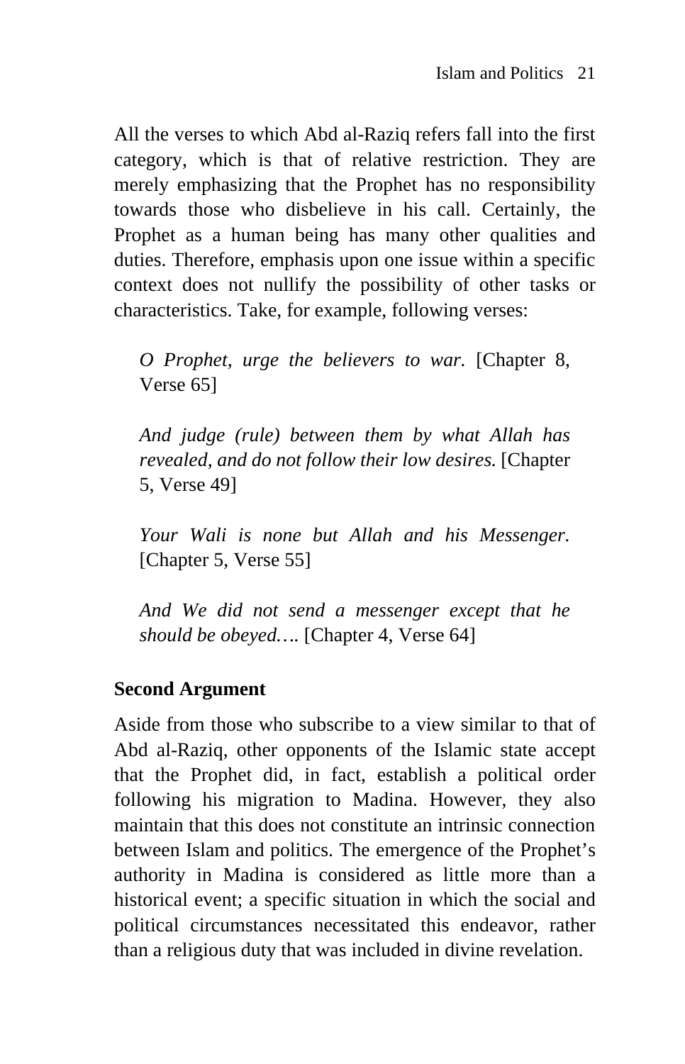All the verses to which Abd al-Raziq refers fall into the first category, which is that of relative restriction. They are merely emphasizing that the Prophet has no responsibility towards those who disbelieve in his call. Certainly, the Prophet as a human being has many other qualities and duties. Therefore, emphasis upon one issue within a specific context does not nullify the possibility of other tasks or characteristics. Take, for example, following verses:

> *O Prophet, urge the believers to war.* [Chapter 8, Verse 65]

> *And judge (rule) between them by what Allah has revealed, and do not follow their low desires.* [Chapter 5, Verse 49]

> *Your Wali is none but Allah and his Messenger.* [Chapter 5, Verse 55]

> *And We did not send a messenger except that he should be obeyed….* [Chapter 4, Verse 64]

**Second Argument**

Aside from those who subscribe to a view similar to that of Abd al-Raziq, other opponents of the Islamic state accept that the Prophet did, in fact, establish a political order following his migration to Madina. However, they also maintain that this does not constitute an intrinsic connection between Islam and politics. The emergence of the Prophet's authority in Madina is considered as little more than a historical event; a specific situation in which the social and political circumstances necessitated this endeavor, rather than a religious duty that was included in divine revelation.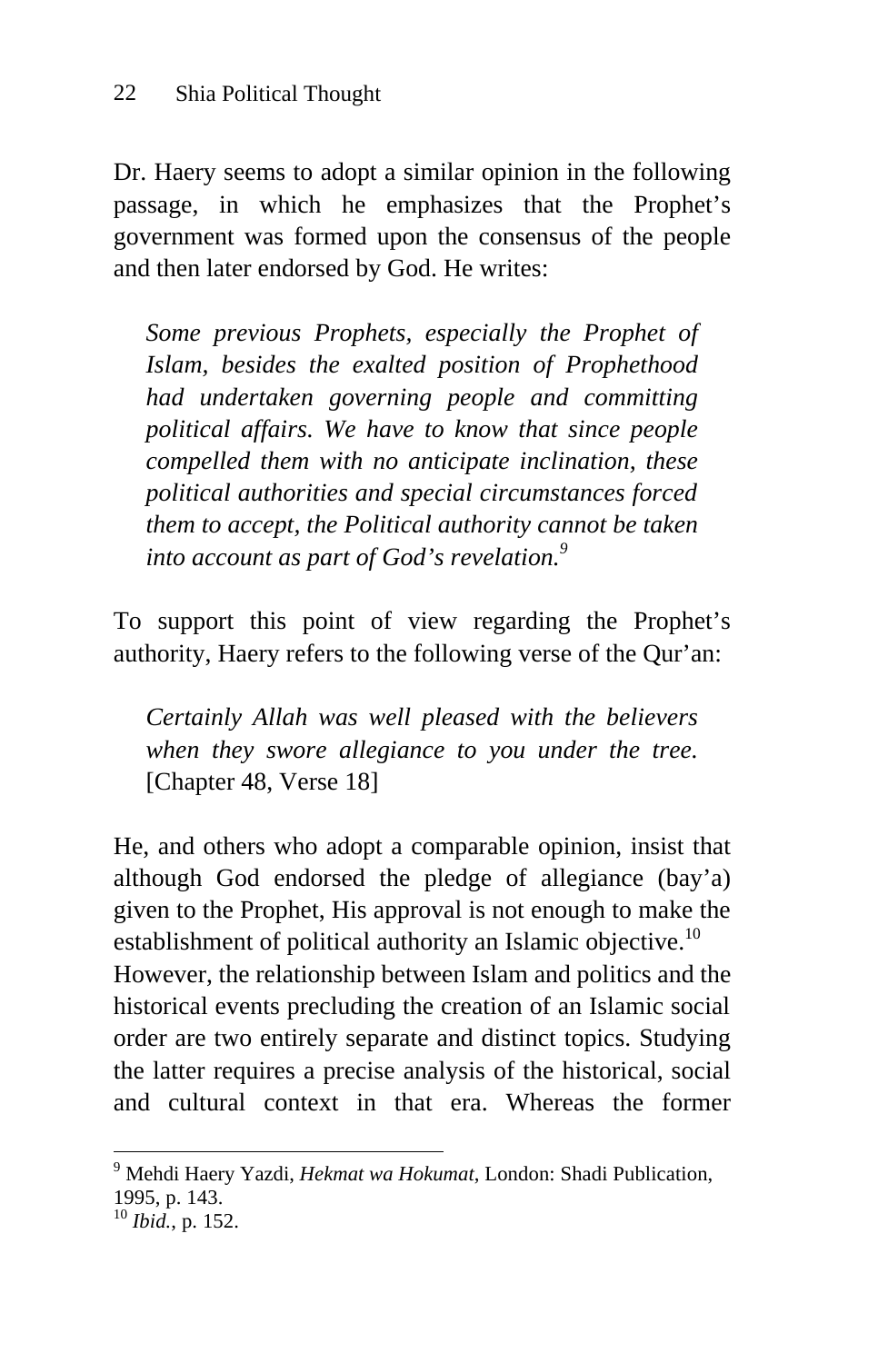Dr. Haery seems to adopt a similar opinion in the following passage, in which he emphasizes that the Prophet's government was formed upon the consensus of the people and then later endorsed by God. He writes:

> *Some previous Prophets, especially the Prophet of Islam, besides the exalted position of Prophethood had undertaken governing people and committing political affairs. We have to know that since people compelled them with no anticipate inclination, these political authorities and special circumstances forced them to accept, the Political authority cannot be taken into account as part of God's revelation.*[9]

To support this point of view regarding the Prophet's authority, Haery refers to the following verse of the Qur'an:

> *Certainly Allah was well pleased with the believers when they swore allegiance to you under the tree.* [Chapter 48, Verse 18]

He, and others who adopt a comparable opinion, insist that although God endorsed the pledge of allegiance (bay'a) given to the Prophet, His approval is not enough to make the establishment of political authority an Islamic objective.[10]

However, the relationship between Islam and politics and the historical events precluding the creation of an Islamic social order are two entirely separate and distinct topics. Studying the latter requires a precise analysis of the historical, social and cultural context in that era. Whereas the former

---

[9] Mehdi Haery Yazdi, *Hekmat wa Hokumat*, London: Shadi Publication, 1995, p. 143.

[10] *Ibid.*, p. 152.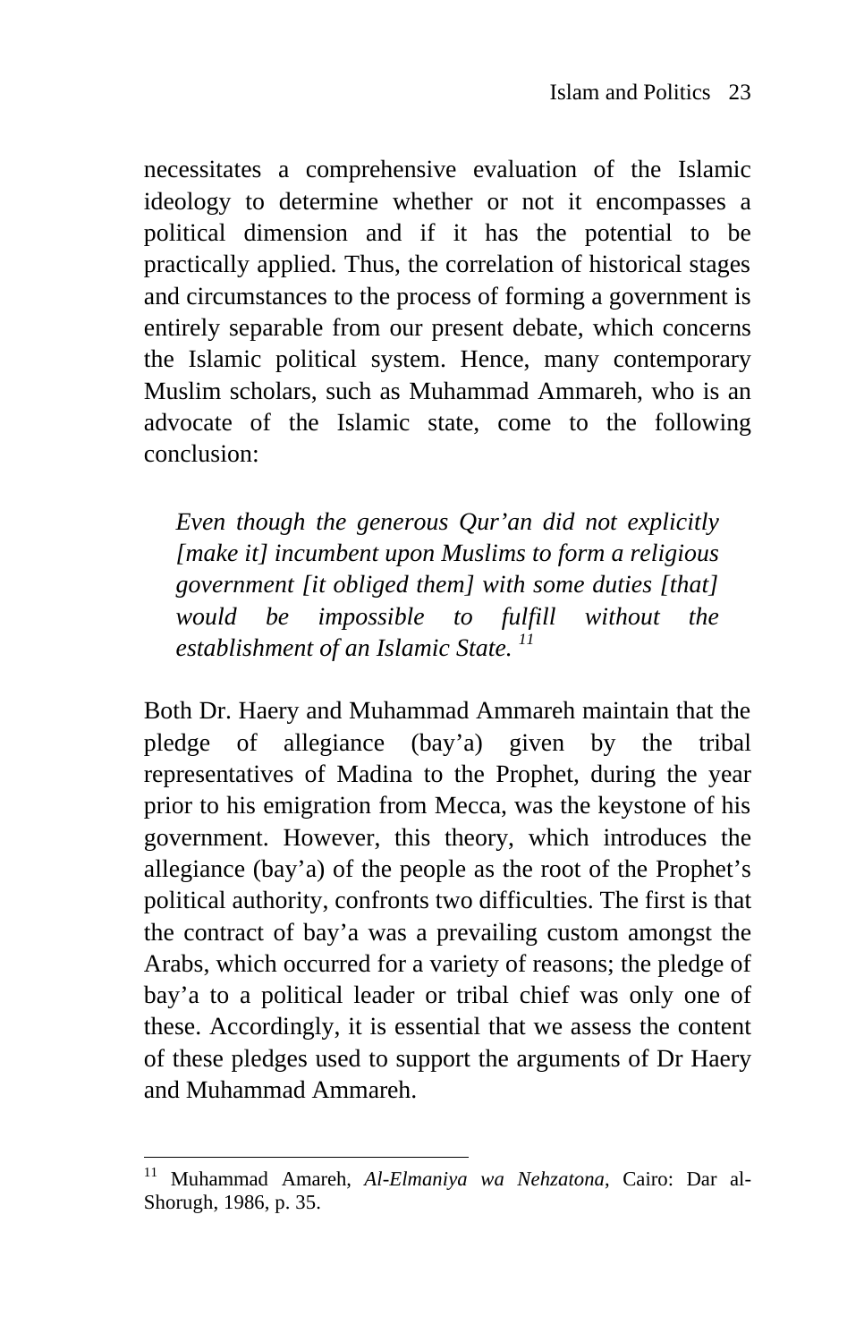necessitates a comprehensive evaluation of the Islamic ideology to determine whether or not it encompasses a political dimension and if it has the potential to be practically applied. Thus, the correlation of historical stages and circumstances to the process of forming a government is entirely separable from our present debate, which concerns the Islamic political system. Hence, many contemporary Muslim scholars, such as Muhammad Ammareh, who is an advocate of the Islamic state, come to the following conclusion:

> *Even though the generous Qur'an did not explicitly [make it] incumbent upon Muslims to form a religious government [it obliged them] with some duties [that] would be impossible to fulfill without the establishment of an Islamic State.* [11]

Both Dr. Haery and Muhammad Ammareh maintain that the pledge of allegiance (bay'a) given by the tribal representatives of Madina to the Prophet, during the year prior to his emigration from Mecca, was the keystone of his government. However, this theory, which introduces the allegiance (bay'a) of the people as the root of the Prophet's political authority, confronts two difficulties. The first is that the contract of bay'a was a prevailing custom amongst the Arabs, which occurred for a variety of reasons; the pledge of bay'a to a political leader or tribal chief was only one of these. Accordingly, it is essential that we assess the content of these pledges used to support the arguments of Dr Haery and Muhammad Ammareh.

---

[11] Muhammad Amareh, *Al-Elmaniya wa Nehzatona*, Cairo: Dar al-Shorugh, 1986, p. 35.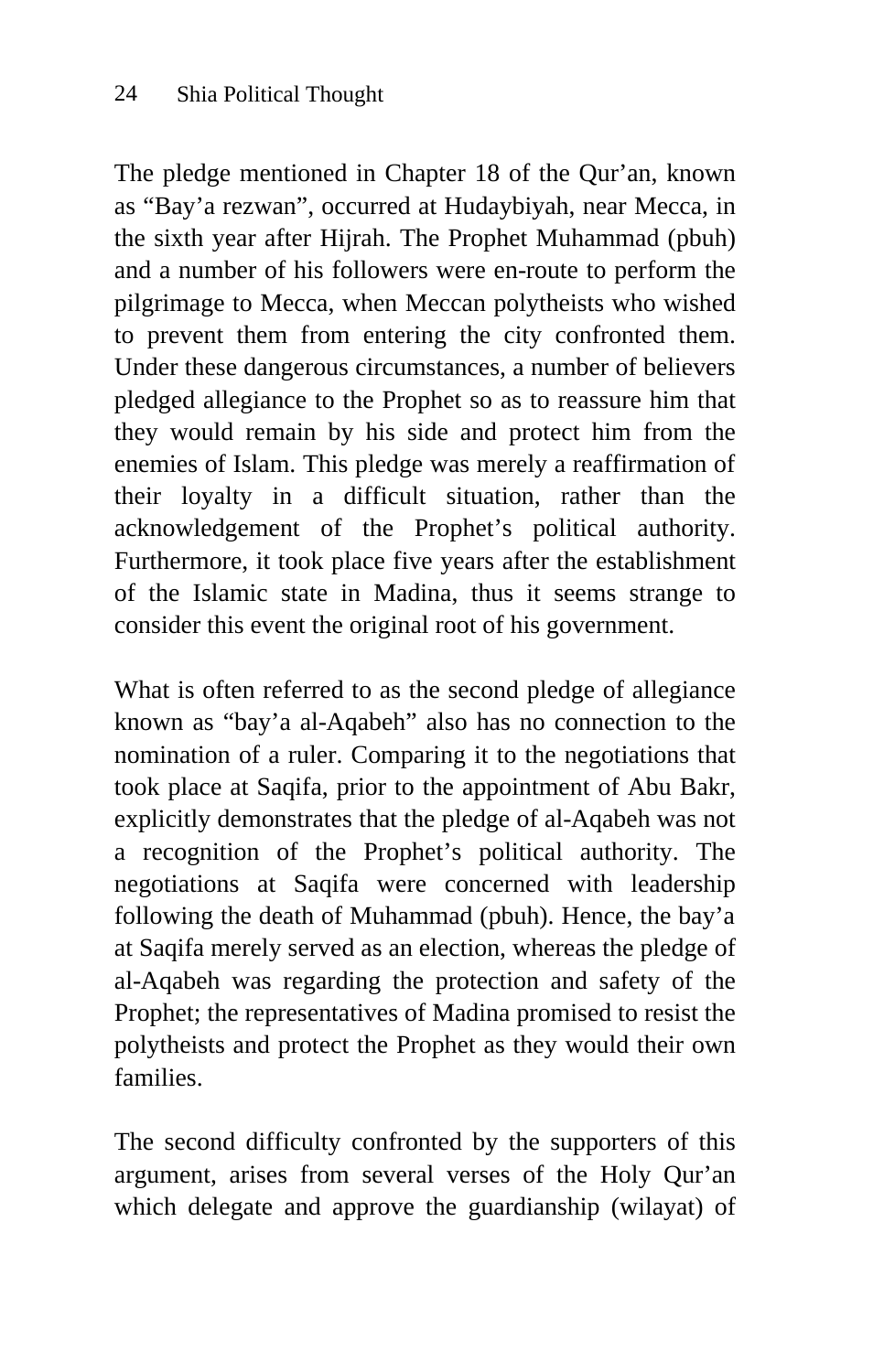The pledge mentioned in Chapter 18 of the Qur'an, known as "Bay'a rezwan", occurred at Hudaybiyah, near Mecca, in the sixth year after Hijrah. The Prophet Muhammad (pbuh) and a number of his followers were en-route to perform the pilgrimage to Mecca, when Meccan polytheists who wished to prevent them from entering the city confronted them. Under these dangerous circumstances, a number of believers pledged allegiance to the Prophet so as to reassure him that they would remain by his side and protect him from the enemies of Islam. This pledge was merely a reaffirmation of their loyalty in a difficult situation, rather than the acknowledgement of the Prophet's political authority. Furthermore, it took place five years after the establishment of the Islamic state in Madina, thus it seems strange to consider this event the original root of his government.

What is often referred to as the second pledge of allegiance known as "bay'a al-Aqabeh" also has no connection to the nomination of a ruler. Comparing it to the negotiations that took place at Saqifa, prior to the appointment of Abu Bakr, explicitly demonstrates that the pledge of al-Aqabeh was not a recognition of the Prophet's political authority. The negotiations at Saqifa were concerned with leadership following the death of Muhammad (pbuh). Hence, the bay'a at Saqifa merely served as an election, whereas the pledge of al-Aqabeh was regarding the protection and safety of the Prophet; the representatives of Madina promised to resist the polytheists and protect the Prophet as they would their own families.

The second difficulty confronted by the supporters of this argument, arises from several verses of the Holy Qur'an which delegate and approve the guardianship (wilayat) of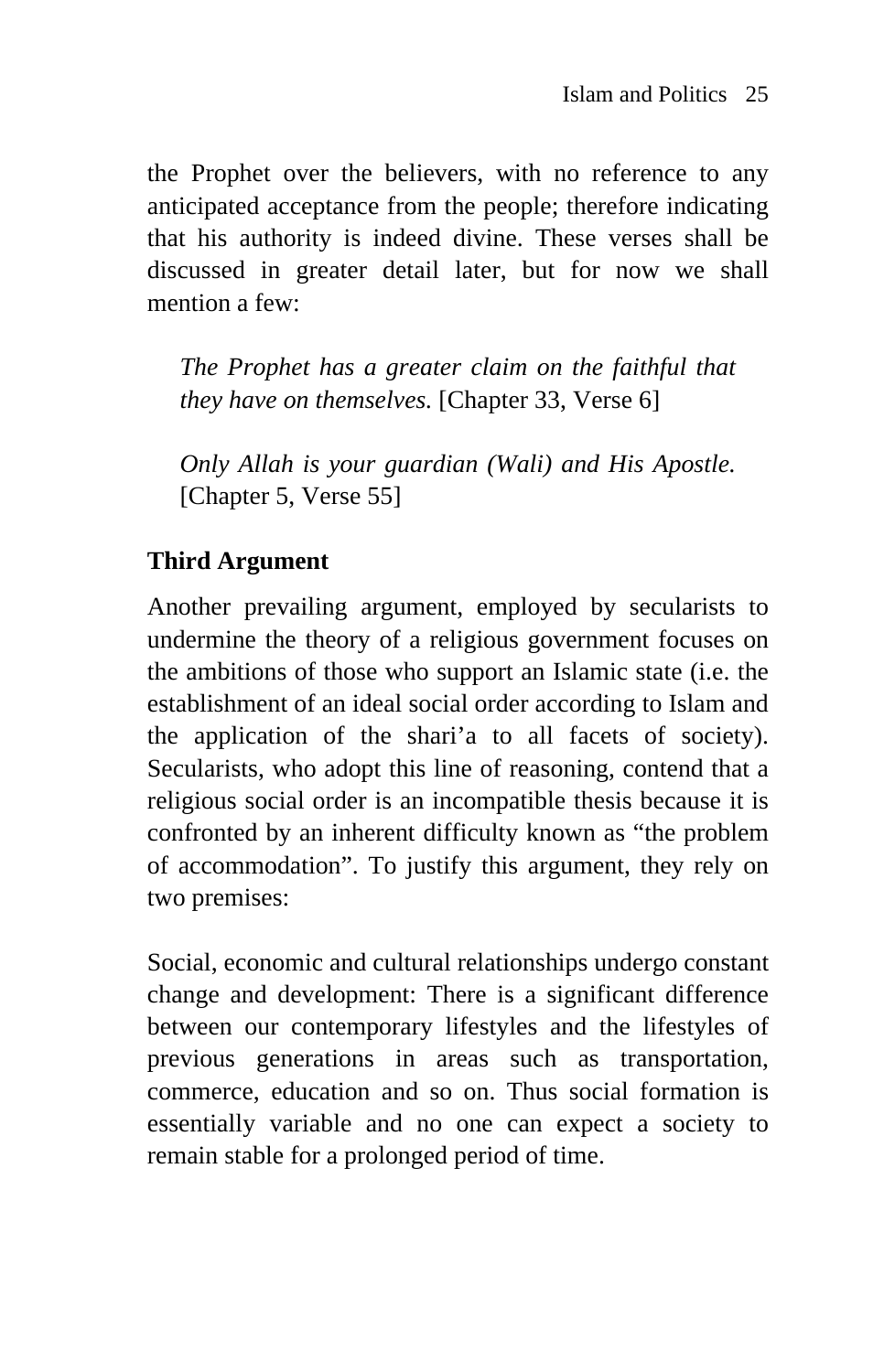the Prophet over the believers, with no reference to any anticipated acceptance from the people; therefore indicating that his authority is indeed divine. These verses shall be discussed in greater detail later, but for now we shall mention a few:

> *The Prophet has a greater claim on the faithful that they have on themselves.* [Chapter 33, Verse 6]

> *Only Allah is your guardian (Wali) and His Apostle.* [Chapter 5, Verse 55]

### Third Argument

Another prevailing argument, employed by secularists to undermine the theory of a religious government focuses on the ambitions of those who support an Islamic state (i.e. the establishment of an ideal social order according to Islam and the application of the shari'a to all facets of society). Secularists, who adopt this line of reasoning, contend that a religious social order is an incompatible thesis because it is confronted by an inherent difficulty known as "the problem of accommodation". To justify this argument, they rely on two premises:

Social, economic and cultural relationships undergo constant change and development: There is a significant difference between our contemporary lifestyles and the lifestyles of previous generations in areas such as transportation, commerce, education and so on. Thus social formation is essentially variable and no one can expect a society to remain stable for a prolonged period of time.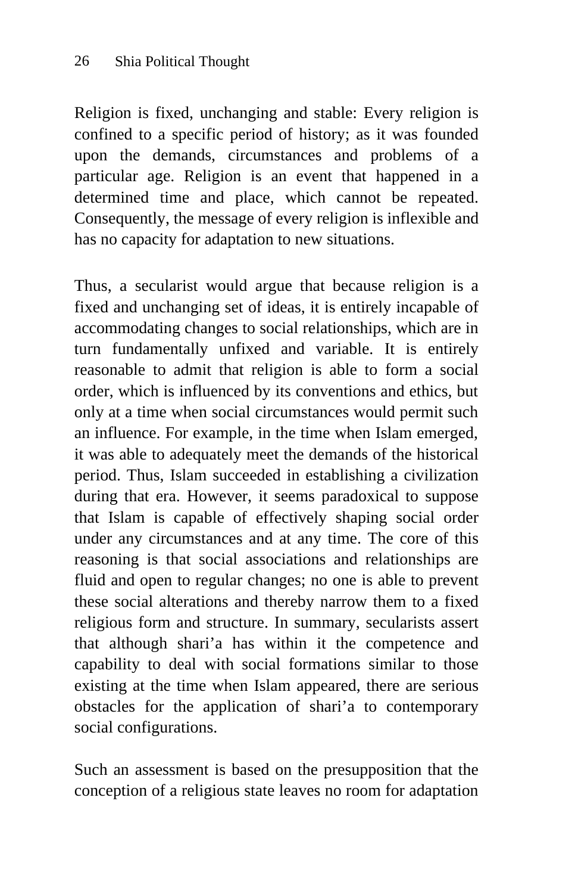Religion is fixed, unchanging and stable: Every religion is confined to a specific period of history; as it was founded upon the demands, circumstances and problems of a particular age. Religion is an event that happened in a determined time and place, which cannot be repeated. Consequently, the message of every religion is inflexible and has no capacity for adaptation to new situations.

Thus, a secularist would argue that because religion is a fixed and unchanging set of ideas, it is entirely incapable of accommodating changes to social relationships, which are in turn fundamentally unfixed and variable. It is entirely reasonable to admit that religion is able to form a social order, which is influenced by its conventions and ethics, but only at a time when social circumstances would permit such an influence. For example, in the time when Islam emerged, it was able to adequately meet the demands of the historical period. Thus, Islam succeeded in establishing a civilization during that era. However, it seems paradoxical to suppose that Islam is capable of effectively shaping social order under any circumstances and at any time. The core of this reasoning is that social associations and relationships are fluid and open to regular changes; no one is able to prevent these social alterations and thereby narrow them to a fixed religious form and structure. In summary, secularists assert that although shari'a has within it the competence and capability to deal with social formations similar to those existing at the time when Islam appeared, there are serious obstacles for the application of shari'a to contemporary social configurations.

Such an assessment is based on the presupposition that the conception of a religious state leaves no room for adaptation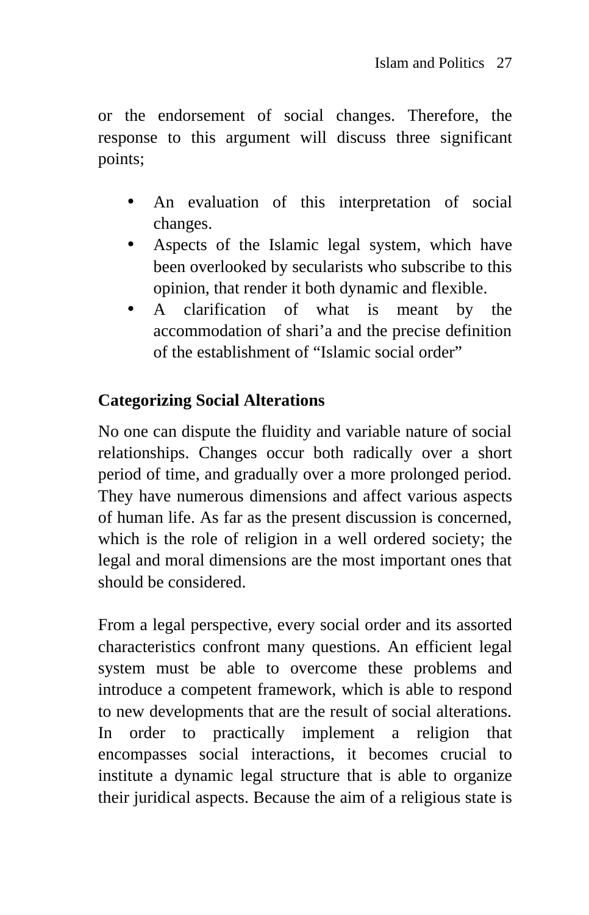or the endorsement of social changes. Therefore, the response to this argument will discuss three significant points;

- An evaluation of this interpretation of social changes.
- Aspects of the Islamic legal system, which have been overlooked by secularists who subscribe to this opinion, that render it both dynamic and flexible.
- A clarification of what is meant by the accommodation of shari'a and the precise definition of the establishment of "Islamic social order"

**Categorizing Social Alterations**

No one can dispute the fluidity and variable nature of social relationships. Changes occur both radically over a short period of time, and gradually over a more prolonged period. They have numerous dimensions and affect various aspects of human life. As far as the present discussion is concerned, which is the role of religion in a well ordered society; the legal and moral dimensions are the most important ones that should be considered.

From a legal perspective, every social order and its assorted characteristics confront many questions. An efficient legal system must be able to overcome these problems and introduce a competent framework, which is able to respond to new developments that are the result of social alterations. In order to practically implement a religion that encompasses social interactions, it becomes crucial to institute a dynamic legal structure that is able to organize their juridical aspects. Because the aim of a religious state is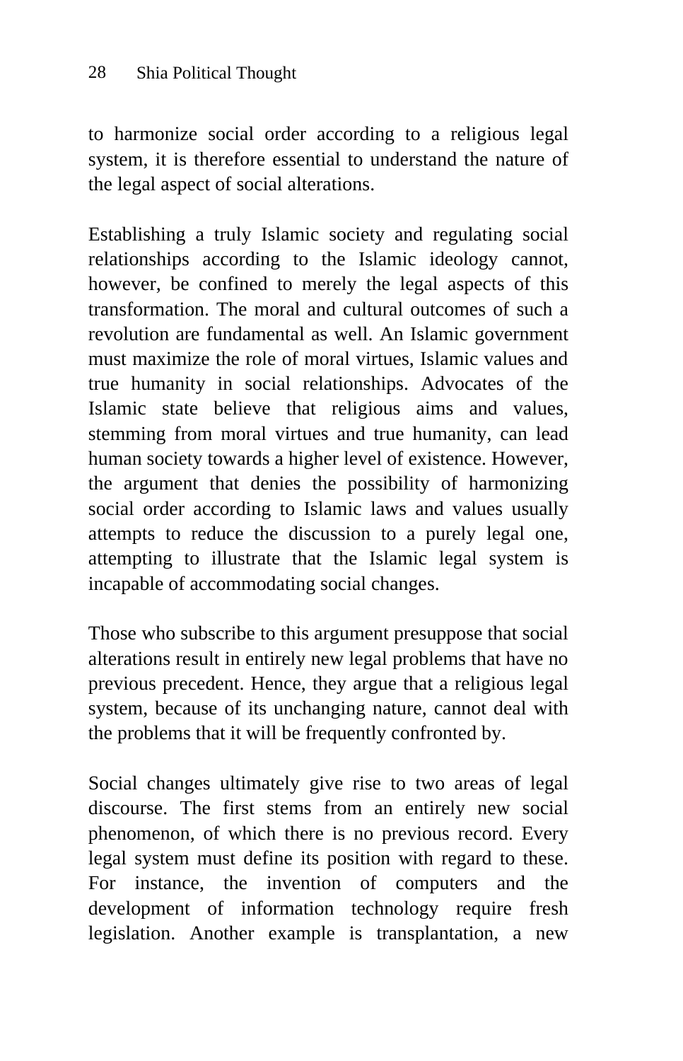to harmonize social order according to a religious legal system, it is therefore essential to understand the nature of the legal aspect of social alterations.

Establishing a truly Islamic society and regulating social relationships according to the Islamic ideology cannot, however, be confined to merely the legal aspects of this transformation. The moral and cultural outcomes of such a revolution are fundamental as well. An Islamic government must maximize the role of moral virtues, Islamic values and true humanity in social relationships. Advocates of the Islamic state believe that religious aims and values, stemming from moral virtues and true humanity, can lead human society towards a higher level of existence. However, the argument that denies the possibility of harmonizing social order according to Islamic laws and values usually attempts to reduce the discussion to a purely legal one, attempting to illustrate that the Islamic legal system is incapable of accommodating social changes.

Those who subscribe to this argument presuppose that social alterations result in entirely new legal problems that have no previous precedent. Hence, they argue that a religious legal system, because of its unchanging nature, cannot deal with the problems that it will be frequently confronted by.

Social changes ultimately give rise to two areas of legal discourse. The first stems from an entirely new social phenomenon, of which there is no previous record. Every legal system must define its position with regard to these. For instance, the invention of computers and the development of information technology require fresh legislation. Another example is transplantation, a new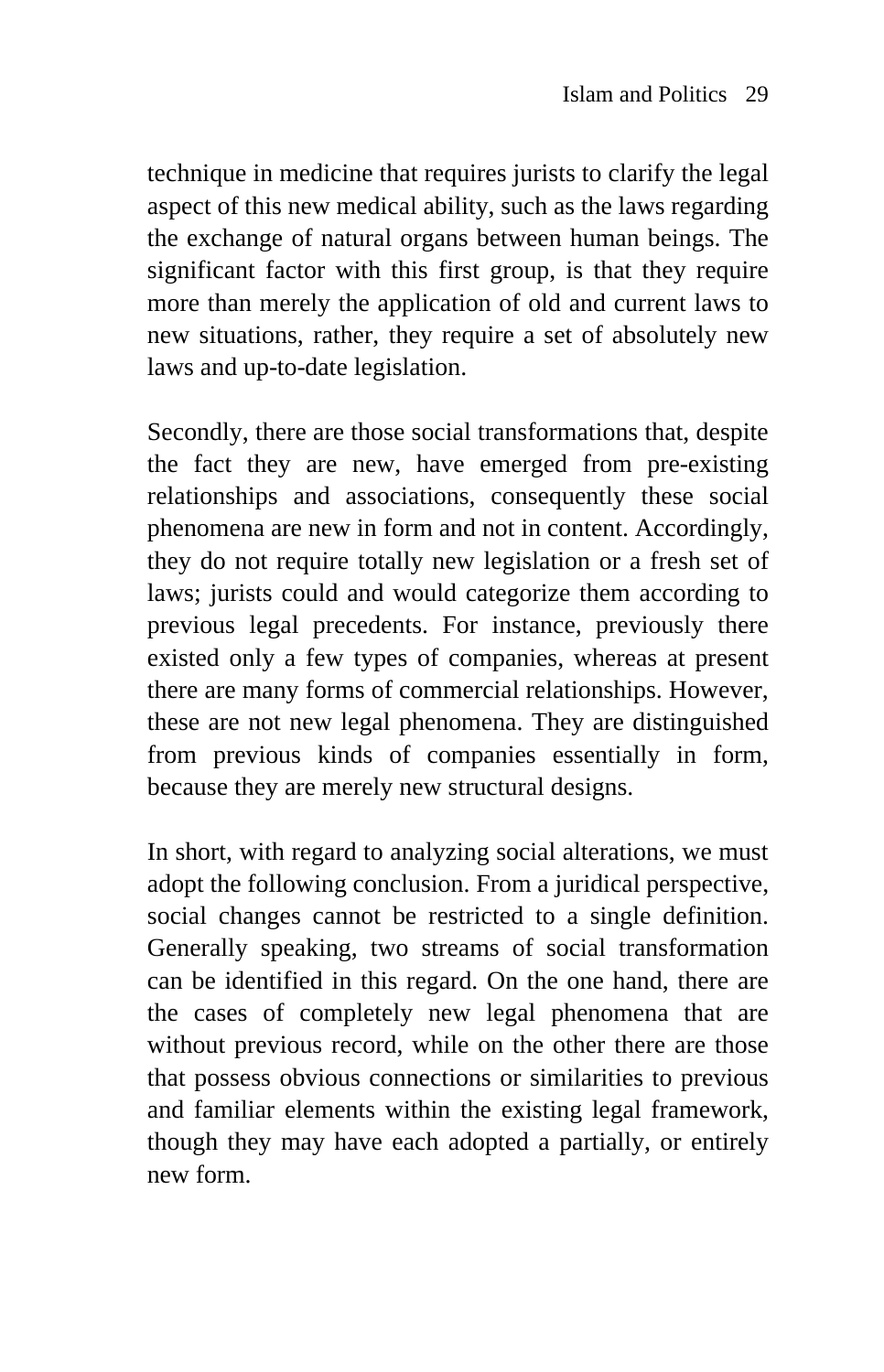technique in medicine that requires jurists to clarify the legal aspect of this new medical ability, such as the laws regarding the exchange of natural organs between human beings. The significant factor with this first group, is that they require more than merely the application of old and current laws to new situations, rather, they require a set of absolutely new laws and up-to-date legislation.

Secondly, there are those social transformations that, despite the fact they are new, have emerged from pre-existing relationships and associations, consequently these social phenomena are new in form and not in content. Accordingly, they do not require totally new legislation or a fresh set of laws; jurists could and would categorize them according to previous legal precedents. For instance, previously there existed only a few types of companies, whereas at present there are many forms of commercial relationships. However, these are not new legal phenomena. They are distinguished from previous kinds of companies essentially in form, because they are merely new structural designs.

In short, with regard to analyzing social alterations, we must adopt the following conclusion. From a juridical perspective, social changes cannot be restricted to a single definition. Generally speaking, two streams of social transformation can be identified in this regard. On the one hand, there are the cases of completely new legal phenomena that are without previous record, while on the other there are those that possess obvious connections or similarities to previous and familiar elements within the existing legal framework, though they may have each adopted a partially, or entirely new form.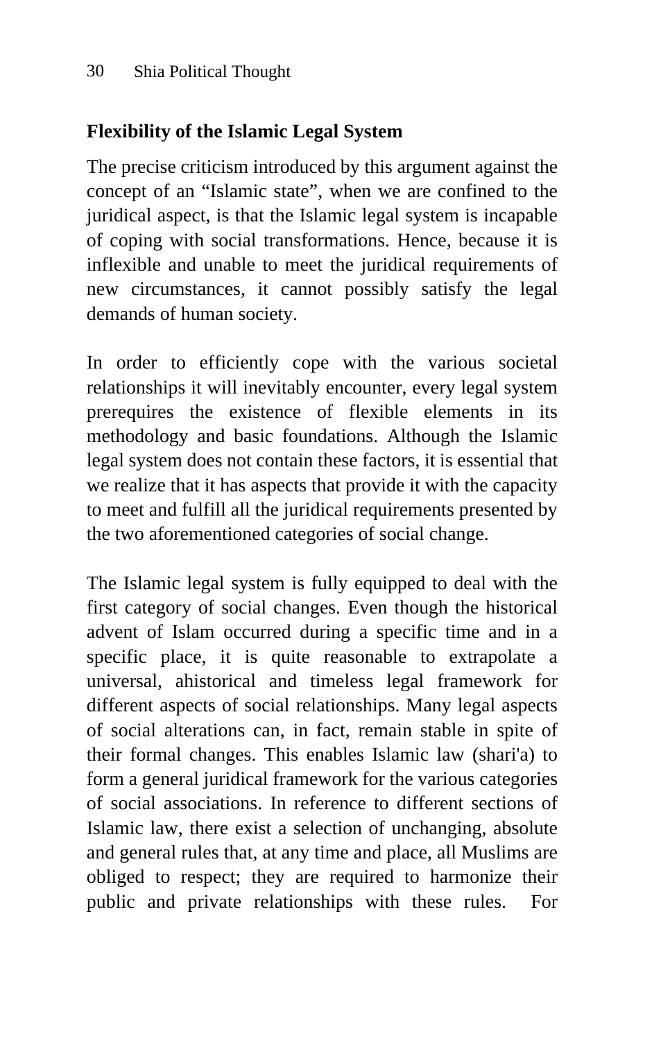## Flexibility of the Islamic Legal System

The precise criticism introduced by this argument against the concept of an "Islamic state", when we are confined to the juridical aspect, is that the Islamic legal system is incapable of coping with social transformations. Hence, because it is inflexible and unable to meet the juridical requirements of new circumstances, it cannot possibly satisfy the legal demands of human society.

In order to efficiently cope with the various societal relationships it will inevitably encounter, every legal system prerequires the existence of flexible elements in its methodology and basic foundations. Although the Islamic legal system does not contain these factors, it is essential that we realize that it has aspects that provide it with the capacity to meet and fulfill all the juridical requirements presented by the two aforementioned categories of social change.

The Islamic legal system is fully equipped to deal with the first category of social changes. Even though the historical advent of Islam occurred during a specific time and in a specific place, it is quite reasonable to extrapolate a universal, ahistorical and timeless legal framework for different aspects of social relationships. Many legal aspects of social alterations can, in fact, remain stable in spite of their formal changes. This enables Islamic law (shari'a) to form a general juridical framework for the various categories of social associations. In reference to different sections of Islamic law, there exist a selection of unchanging, absolute and general rules that, at any time and place, all Muslims are obliged to respect; they are required to harmonize their public and private relationships with these rules. For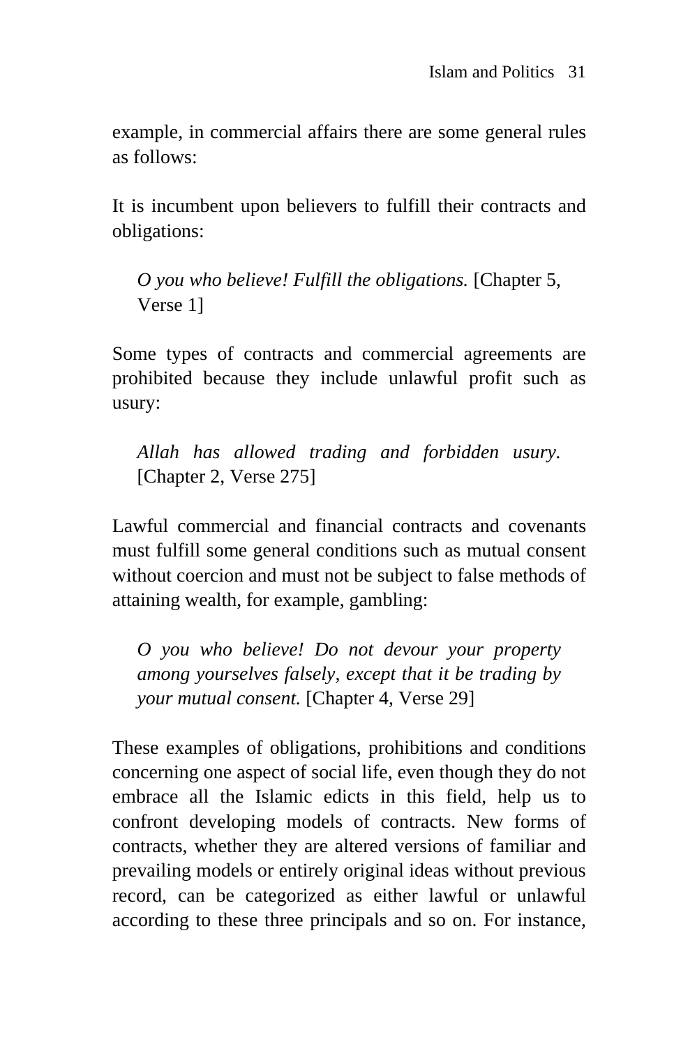example, in commercial affairs there are some general rules as follows:

It is incumbent upon believers to fulfill their contracts and obligations:

> *O you who believe! Fulfill the obligations.* [Chapter 5, Verse 1]

Some types of contracts and commercial agreements are prohibited because they include unlawful profit such as usury:

> *Allah has allowed trading and forbidden usury.* [Chapter 2, Verse 275]

Lawful commercial and financial contracts and covenants must fulfill some general conditions such as mutual consent without coercion and must not be subject to false methods of attaining wealth, for example, gambling:

> *O you who believe! Do not devour your property among yourselves falsely, except that it be trading by your mutual consent.* [Chapter 4, Verse 29]

These examples of obligations, prohibitions and conditions concerning one aspect of social life, even though they do not embrace all the Islamic edicts in this field, help us to confront developing models of contracts. New forms of contracts, whether they are altered versions of familiar and prevailing models or entirely original ideas without previous record, can be categorized as either lawful or unlawful according to these three principals and so on. For instance,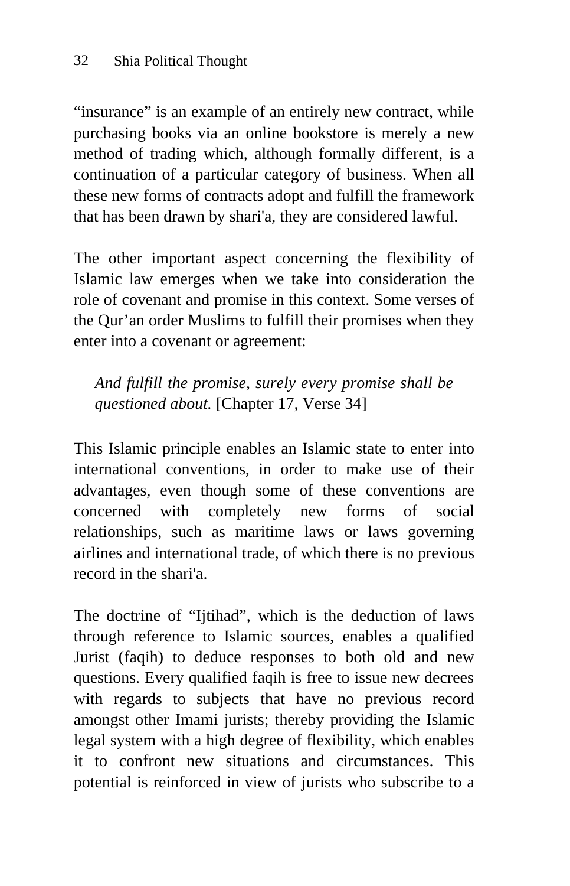“insurance” is an example of an entirely new contract, while purchasing books via an online bookstore is merely a new method of trading which, although formally different, is a continuation of a particular category of business. When all these new forms of contracts adopt and fulfill the framework that has been drawn by shari'a, they are considered lawful.

The other important aspect concerning the flexibility of Islamic law emerges when we take into consideration the role of covenant and promise in this context. Some verses of the Qur’an order Muslims to fulfill their promises when they enter into a covenant or agreement:

> *And fulfill the promise, surely every promise shall be questioned about.* [Chapter 17, Verse 34]

This Islamic principle enables an Islamic state to enter into international conventions, in order to make use of their advantages, even though some of these conventions are concerned with completely new forms of social relationships, such as maritime laws or laws governing airlines and international trade, of which there is no previous record in the shari'a.

The doctrine of “Ijtihad”, which is the deduction of laws through reference to Islamic sources, enables a qualified Jurist (faqih) to deduce responses to both old and new questions. Every qualified faqih is free to issue new decrees with regards to subjects that have no previous record amongst other Imami jurists; thereby providing the Islamic legal system with a high degree of flexibility, which enables it to confront new situations and circumstances. This potential is reinforced in view of jurists who subscribe to a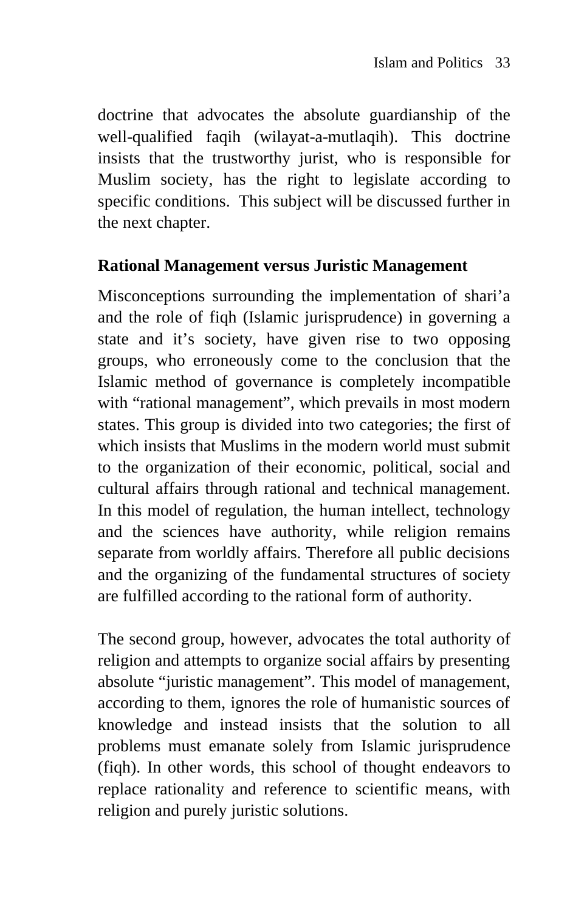doctrine that advocates the absolute guardianship of the well-qualified faqih (wilayat-a-mutlaqih). This doctrine insists that the trustworthy jurist, who is responsible for Muslim society, has the right to legislate according to specific conditions. This subject will be discussed further in the next chapter.

### Rational Management versus Juristic Management

Misconceptions surrounding the implementation of shari'a and the role of fiqh (Islamic jurisprudence) in governing a state and it's society, have given rise to two opposing groups, who erroneously come to the conclusion that the Islamic method of governance is completely incompatible with "rational management", which prevails in most modern states. This group is divided into two categories; the first of which insists that Muslims in the modern world must submit to the organization of their economic, political, social and cultural affairs through rational and technical management. In this model of regulation, the human intellect, technology and the sciences have authority, while religion remains separate from worldly affairs. Therefore all public decisions and the organizing of the fundamental structures of society are fulfilled according to the rational form of authority.

The second group, however, advocates the total authority of religion and attempts to organize social affairs by presenting absolute "juristic management". This model of management, according to them, ignores the role of humanistic sources of knowledge and instead insists that the solution to all problems must emanate solely from Islamic jurisprudence (fiqh). In other words, this school of thought endeavors to replace rationality and reference to scientific means, with religion and purely juristic solutions.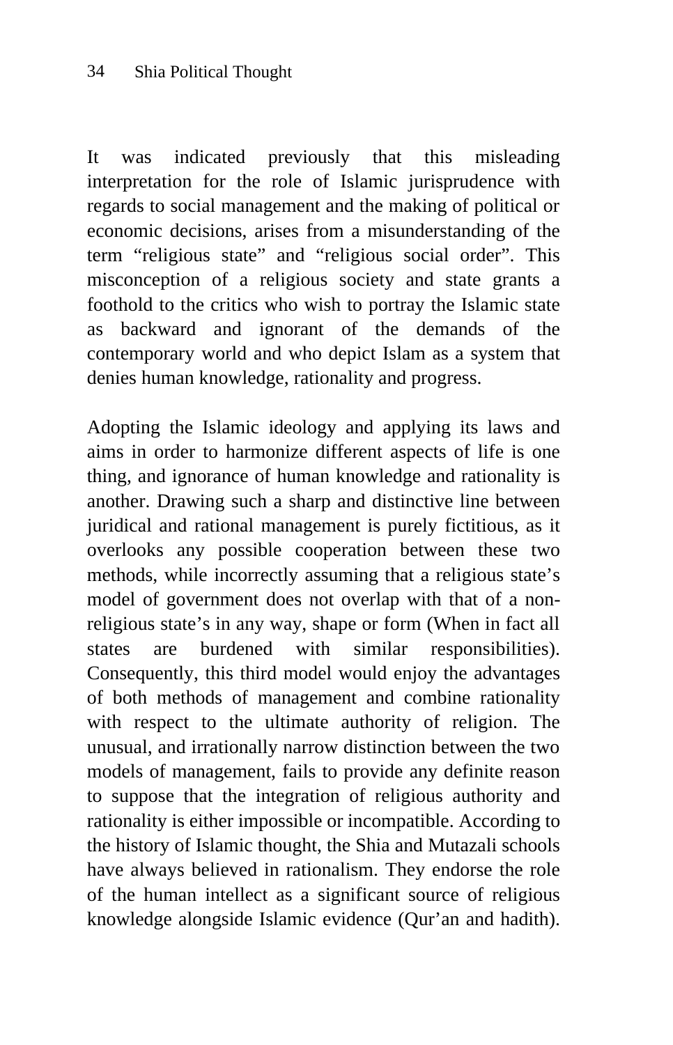It was indicated previously that this misleading interpretation for the role of Islamic jurisprudence with regards to social management and the making of political or economic decisions, arises from a misunderstanding of the term "religious state" and "religious social order". This misconception of a religious society and state grants a foothold to the critics who wish to portray the Islamic state as backward and ignorant of the demands of the contemporary world and who depict Islam as a system that denies human knowledge, rationality and progress.

Adopting the Islamic ideology and applying its laws and aims in order to harmonize different aspects of life is one thing, and ignorance of human knowledge and rationality is another. Drawing such a sharp and distinctive line between juridical and rational management is purely fictitious, as it overlooks any possible cooperation between these two methods, while incorrectly assuming that a religious state's model of government does not overlap with that of a non-religious state's in any way, shape or form (When in fact all states are burdened with similar responsibilities). Consequently, this third model would enjoy the advantages of both methods of management and combine rationality with respect to the ultimate authority of religion. The unusual, and irrationally narrow distinction between the two models of management, fails to provide any definite reason to suppose that the integration of religious authority and rationality is either impossible or incompatible. According to the history of Islamic thought, the Shia and Mutazali schools have always believed in rationalism. They endorse the role of the human intellect as a significant source of religious knowledge alongside Islamic evidence (Qur'an and hadith).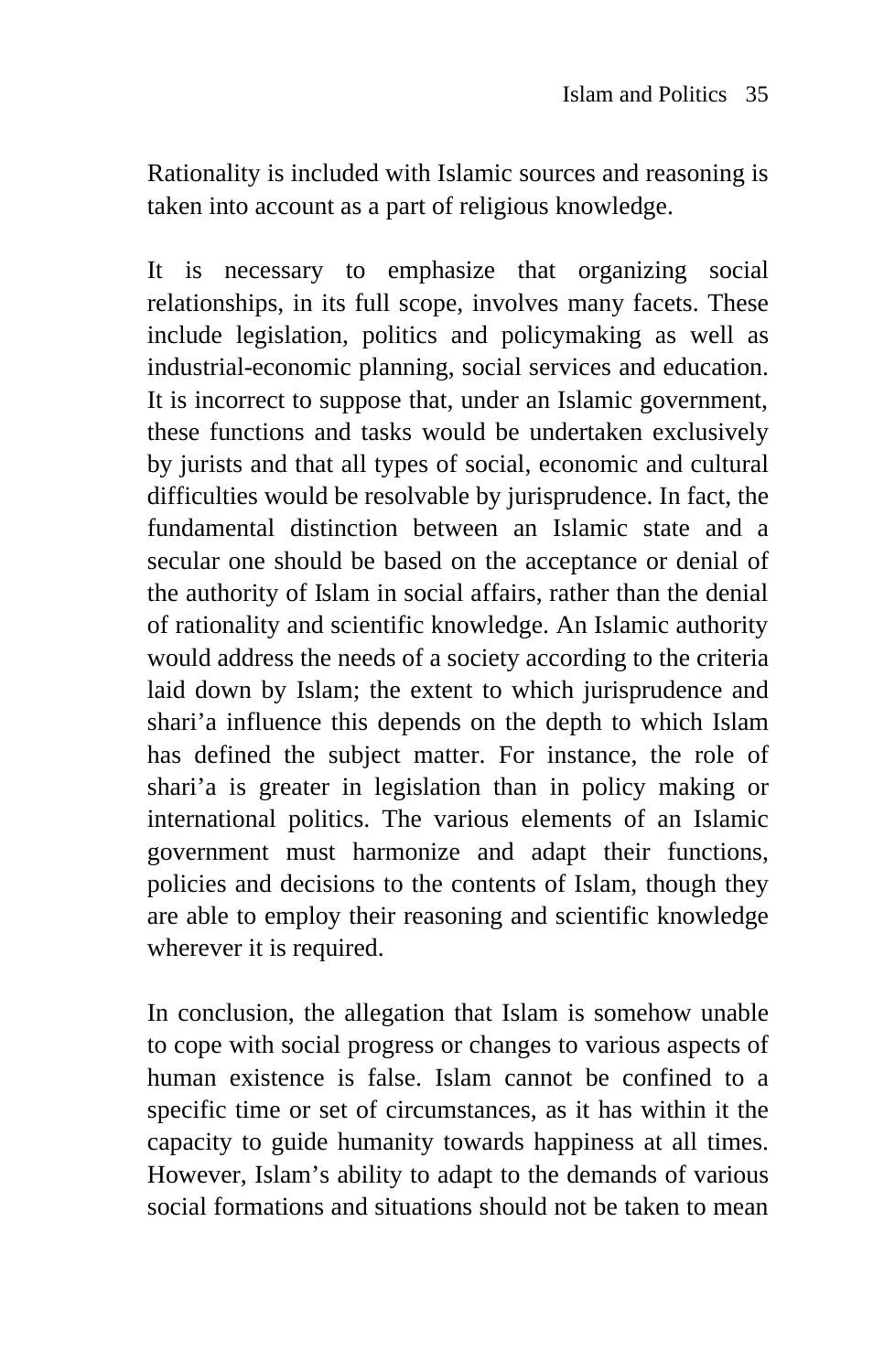Rationality is included with Islamic sources and reasoning is taken into account as a part of religious knowledge.

It is necessary to emphasize that organizing social relationships, in its full scope, involves many facets. These include legislation, politics and policymaking as well as industrial-economic planning, social services and education. It is incorrect to suppose that, under an Islamic government, these functions and tasks would be undertaken exclusively by jurists and that all types of social, economic and cultural difficulties would be resolvable by jurisprudence. In fact, the fundamental distinction between an Islamic state and a secular one should be based on the acceptance or denial of the authority of Islam in social affairs, rather than the denial of rationality and scientific knowledge. An Islamic authority would address the needs of a society according to the criteria laid down by Islam; the extent to which jurisprudence and shari'a influence this depends on the depth to which Islam has defined the subject matter. For instance, the role of shari'a is greater in legislation than in policy making or international politics. The various elements of an Islamic government must harmonize and adapt their functions, policies and decisions to the contents of Islam, though they are able to employ their reasoning and scientific knowledge wherever it is required.

In conclusion, the allegation that Islam is somehow unable to cope with social progress or changes to various aspects of human existence is false. Islam cannot be confined to a specific time or set of circumstances, as it has within it the capacity to guide humanity towards happiness at all times. However, Islam's ability to adapt to the demands of various social formations and situations should not be taken to mean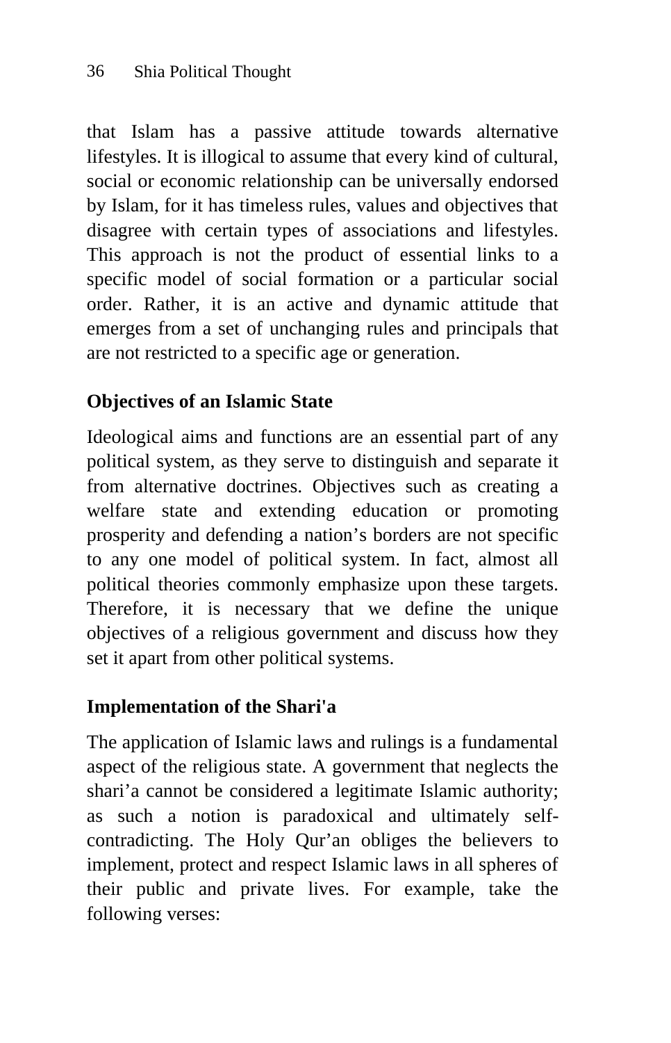that Islam has a passive attitude towards alternative lifestyles. It is illogical to assume that every kind of cultural, social or economic relationship can be universally endorsed by Islam, for it has timeless rules, values and objectives that disagree with certain types of associations and lifestyles. This approach is not the product of essential links to a specific model of social formation or a particular social order. Rather, it is an active and dynamic attitude that emerges from a set of unchanging rules and principals that are not restricted to a specific age or generation.

## Objectives of an Islamic State

Ideological aims and functions are an essential part of any political system, as they serve to distinguish and separate it from alternative doctrines. Objectives such as creating a welfare state and extending education or promoting prosperity and defending a nation's borders are not specific to any one model of political system. In fact, almost all political theories commonly emphasize upon these targets. Therefore, it is necessary that we define the unique objectives of a religious government and discuss how they set it apart from other political systems.

## Implementation of the Shari'a

The application of Islamic laws and rulings is a fundamental aspect of the religious state. A government that neglects the shari'a cannot be considered a legitimate Islamic authority; as such a notion is paradoxical and ultimately self-contradicting. The Holy Qur'an obliges the believers to implement, protect and respect Islamic laws in all spheres of their public and private lives. For example, take the following verses: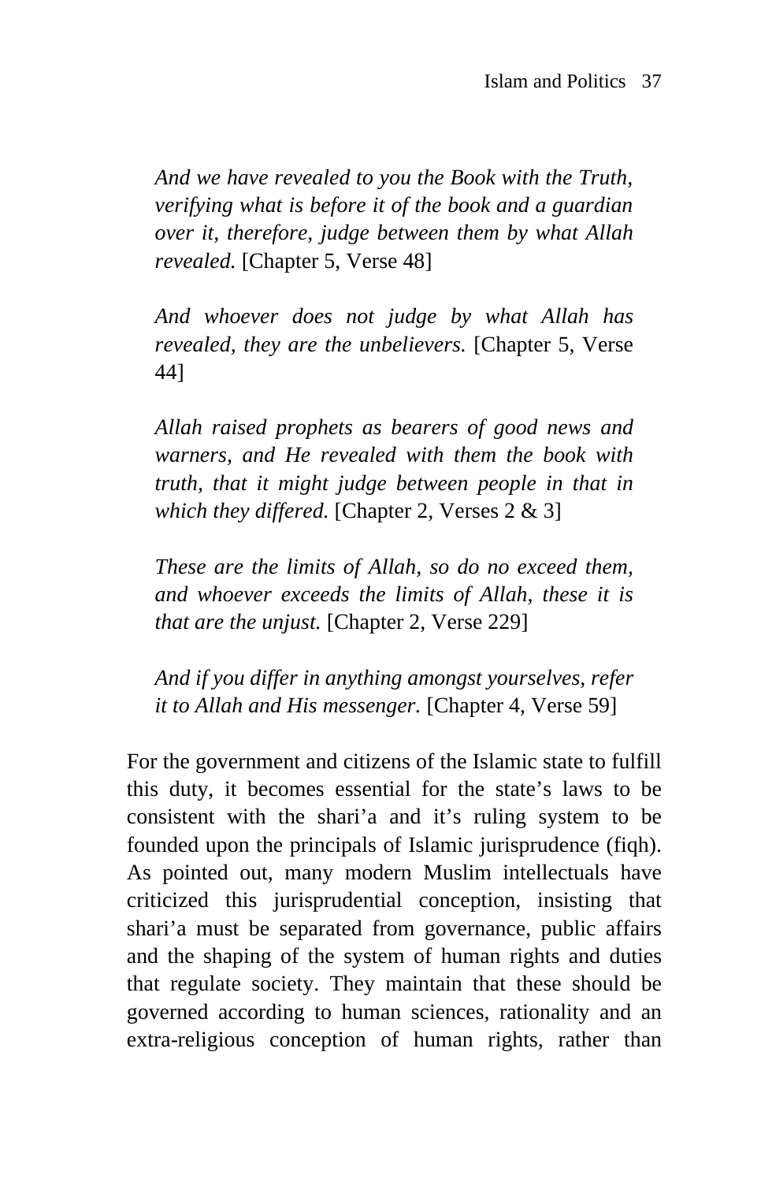*And we have revealed to you the Book with the Truth, verifying what is before it of the book and a guardian over it, therefore, judge between them by what Allah revealed.* [Chapter 5, Verse 48]

*And whoever does not judge by what Allah has revealed, they are the unbelievers.* [Chapter 5, Verse 44]

*Allah raised prophets as bearers of good news and warners, and He revealed with them the book with truth, that it might judge between people in that in which they differed.* [Chapter 2, Verses 2 & 3]

*These are the limits of Allah, so do no exceed them, and whoever exceeds the limits of Allah, these it is that are the unjust.* [Chapter 2, Verse 229]

*And if you differ in anything amongst yourselves, refer it to Allah and His messenger.* [Chapter 4, Verse 59]

For the government and citizens of the Islamic state to fulfill this duty, it becomes essential for the state's laws to be consistent with the shari'a and it's ruling system to be founded upon the principals of Islamic jurisprudence (fiqh). As pointed out, many modern Muslim intellectuals have criticized this jurisprudential conception, insisting that shari'a must be separated from governance, public affairs and the shaping of the system of human rights and duties that regulate society. They maintain that these should be governed according to human sciences, rationality and an extra-religious conception of human rights, rather than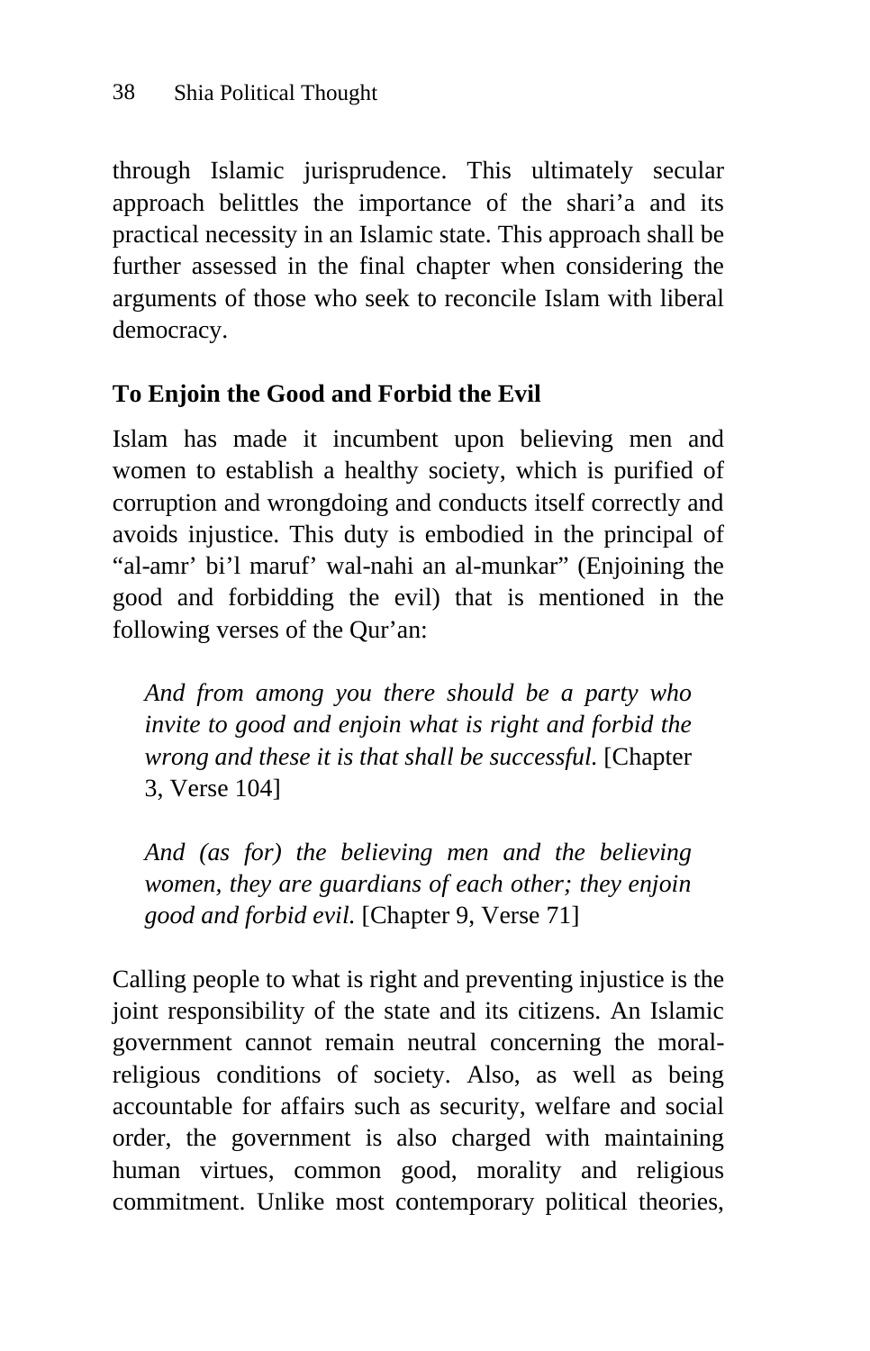through Islamic jurisprudence. This ultimately secular approach belittles the importance of the shari'a and its practical necessity in an Islamic state. This approach shall be further assessed in the final chapter when considering the arguments of those who seek to reconcile Islam with liberal democracy.

### To Enjoin the Good and Forbid the Evil

Islam has made it incumbent upon believing men and women to establish a healthy society, which is purified of corruption and wrongdoing and conducts itself correctly and avoids injustice. This duty is embodied in the principal of "al-amr' bi'l maruf' wal-nahi an al-munkar" (Enjoining the good and forbidding the evil) that is mentioned in the following verses of the Qur'an:

> *And from among you there should be a party who invite to good and enjoin what is right and forbid the wrong and these it is that shall be successful.* [Chapter 3, Verse 104]

> *And (as for) the believing men and the believing women, they are guardians of each other; they enjoin good and forbid evil.* [Chapter 9, Verse 71]

Calling people to what is right and preventing injustice is the joint responsibility of the state and its citizens. An Islamic government cannot remain neutral concerning the moral-religious conditions of society. Also, as well as being accountable for affairs such as security, welfare and social order, the government is also charged with maintaining human virtues, common good, morality and religious commitment. Unlike most contemporary political theories,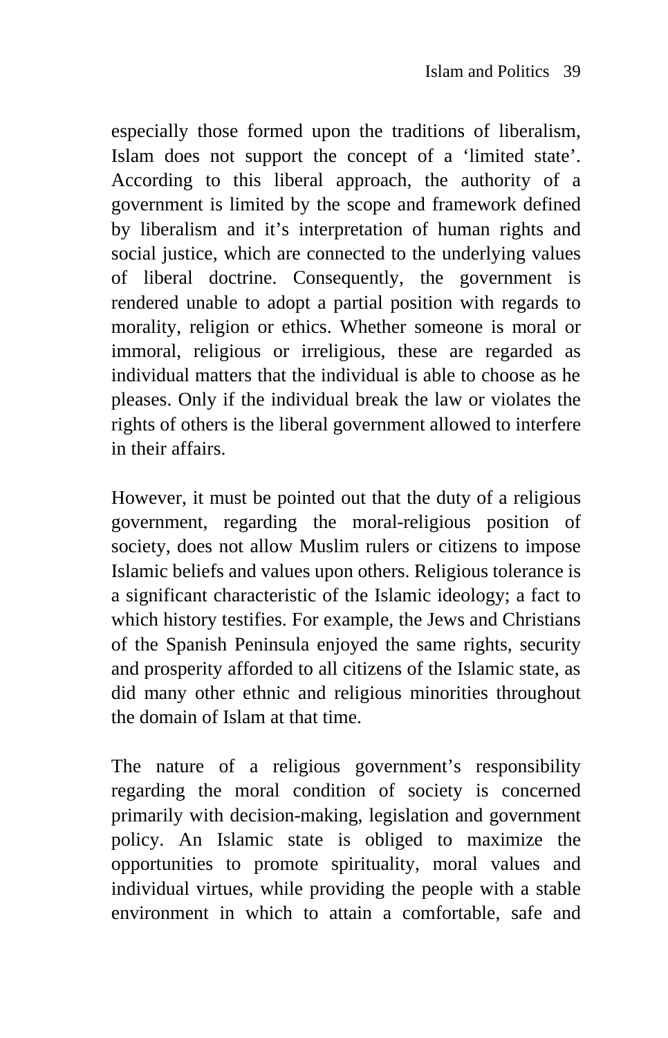especially those formed upon the traditions of liberalism, Islam does not support the concept of a ‘limited state’. According to this liberal approach, the authority of a government is limited by the scope and framework defined by liberalism and it’s interpretation of human rights and social justice, which are connected to the underlying values of liberal doctrine. Consequently, the government is rendered unable to adopt a partial position with regards to morality, religion or ethics. Whether someone is moral or immoral, religious or irreligious, these are regarded as individual matters that the individual is able to choose as he pleases. Only if the individual break the law or violates the rights of others is the liberal government allowed to interfere in their affairs.

However, it must be pointed out that the duty of a religious government, regarding the moral-religious position of society, does not allow Muslim rulers or citizens to impose Islamic beliefs and values upon others. Religious tolerance is a significant characteristic of the Islamic ideology; a fact to which history testifies. For example, the Jews and Christians of the Spanish Peninsula enjoyed the same rights, security and prosperity afforded to all citizens of the Islamic state, as did many other ethnic and religious minorities throughout the domain of Islam at that time.

The nature of a religious government’s responsibility regarding the moral condition of society is concerned primarily with decision-making, legislation and government policy. An Islamic state is obliged to maximize the opportunities to promote spirituality, moral values and individual virtues, while providing the people with a stable environment in which to attain a comfortable, safe and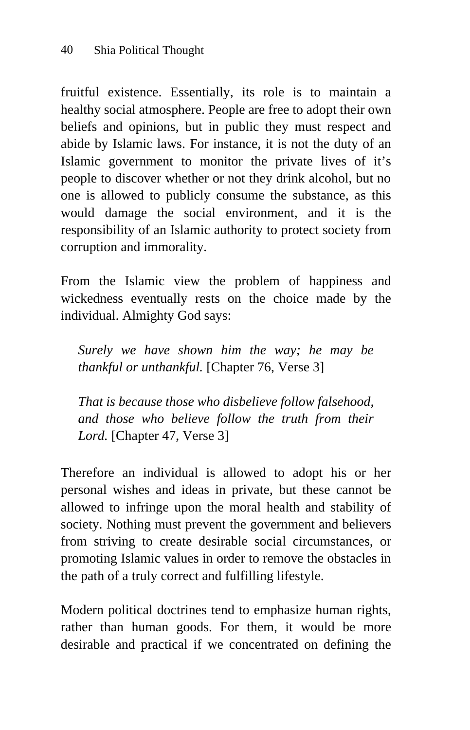fruitful existence. Essentially, its role is to maintain a healthy social atmosphere. People are free to adopt their own beliefs and opinions, but in public they must respect and abide by Islamic laws. For instance, it is not the duty of an Islamic government to monitor the private lives of it's people to discover whether or not they drink alcohol, but no one is allowed to publicly consume the substance, as this would damage the social environment, and it is the responsibility of an Islamic authority to protect society from corruption and immorality.

From the Islamic view the problem of happiness and wickedness eventually rests on the choice made by the individual. Almighty God says:

> *Surely we have shown him the way; he may be thankful or unthankful.* [Chapter 76, Verse 3]

> *That is because those who disbelieve follow falsehood, and those who believe follow the truth from their Lord.* [Chapter 47, Verse 3]

Therefore an individual is allowed to adopt his or her personal wishes and ideas in private, but these cannot be allowed to infringe upon the moral health and stability of society. Nothing must prevent the government and believers from striving to create desirable social circumstances, or promoting Islamic values in order to remove the obstacles in the path of a truly correct and fulfilling lifestyle.

Modern political doctrines tend to emphasize human rights, rather than human goods. For them, it would be more desirable and practical if we concentrated on defining the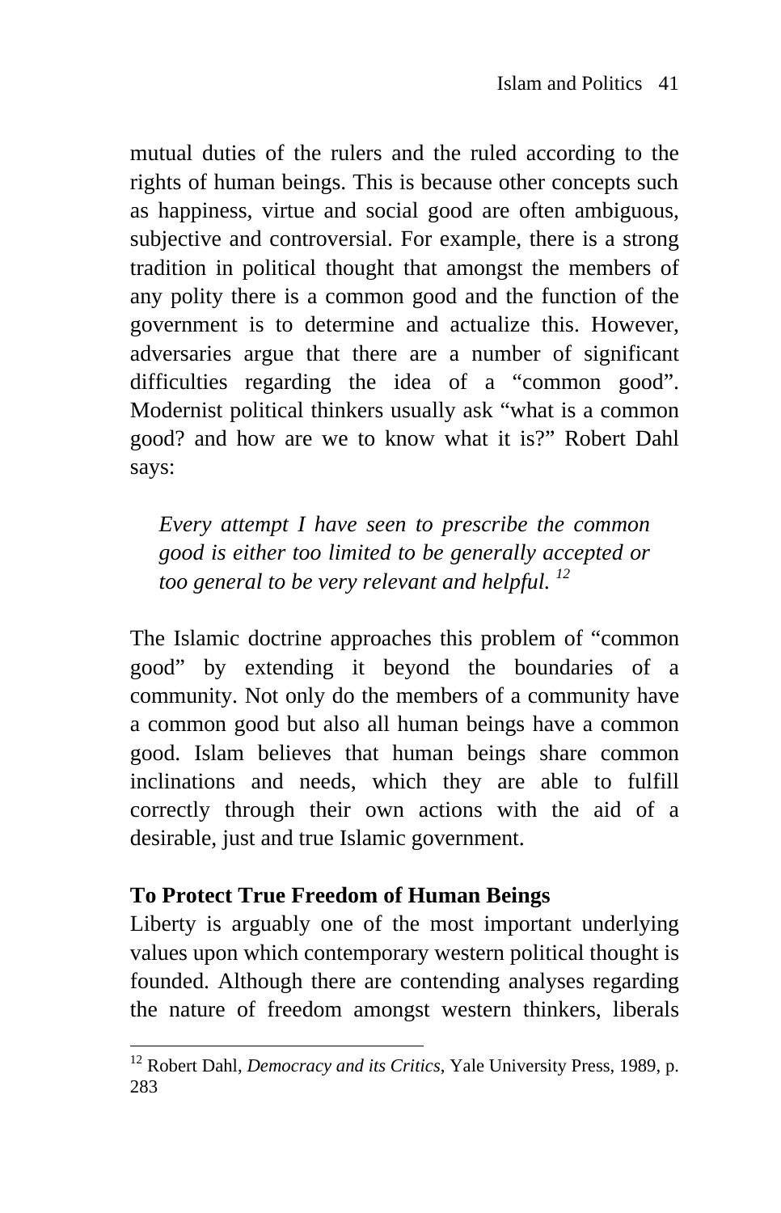mutual duties of the rulers and the ruled according to the rights of human beings. This is because other concepts such as happiness, virtue and social good are often ambiguous, subjective and controversial. For example, there is a strong tradition in political thought that amongst the members of any polity there is a common good and the function of the government is to determine and actualize this. However, adversaries argue that there are a number of significant difficulties regarding the idea of a "common good". Modernist political thinkers usually ask "what is a common good? and how are we to know what it is?" Robert Dahl says:

> *Every attempt I have seen to prescribe the common good is either too limited to be generally accepted or too general to be very relevant and helpful.* [12]

The Islamic doctrine approaches this problem of "common good" by extending it beyond the boundaries of a community. Not only do the members of a community have a common good but also all human beings have a common good. Islam believes that human beings share common inclinations and needs, which they are able to fulfill correctly through their own actions with the aid of a desirable, just and true Islamic government.

**To Protect True Freedom of Human Beings**

Liberty is arguably one of the most important underlying values upon which contemporary western political thought is founded. Although there are contending analyses regarding the nature of freedom amongst western thinkers, liberals

---

[12] Robert Dahl, *Democracy and its Critics*, Yale University Press, 1989, p. 283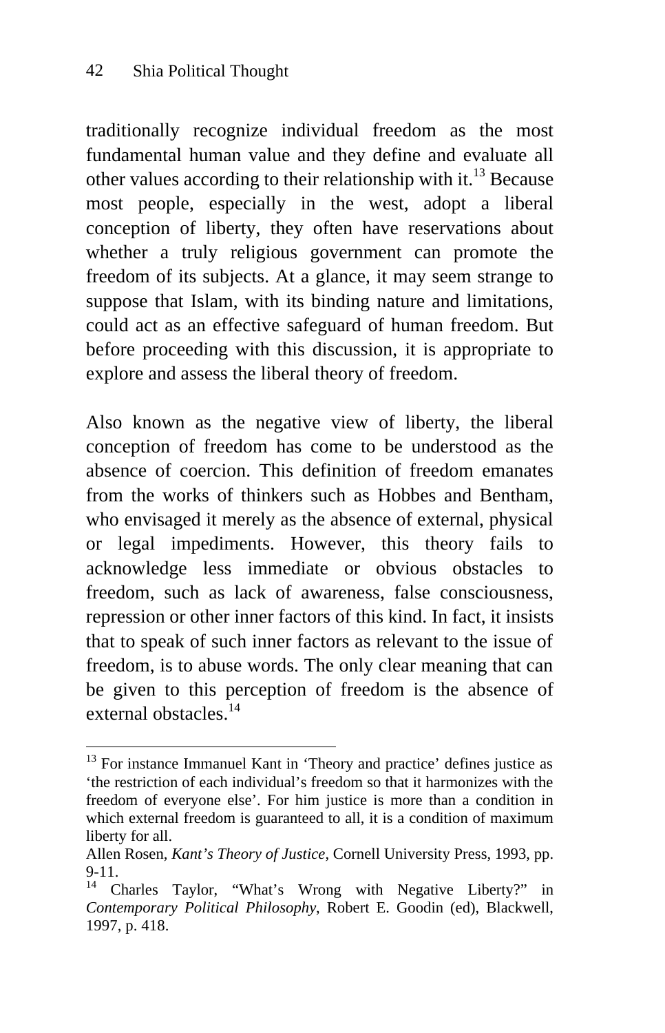traditionally recognize individual freedom as the most fundamental human value and they define and evaluate all other values according to their relationship with it.[13] Because most people, especially in the west, adopt a liberal conception of liberty, they often have reservations about whether a truly religious government can promote the freedom of its subjects. At a glance, it may seem strange to suppose that Islam, with its binding nature and limitations, could act as an effective safeguard of human freedom. But before proceeding with this discussion, it is appropriate to explore and assess the liberal theory of freedom.

Also known as the negative view of liberty, the liberal conception of freedom has come to be understood as the absence of coercion. This definition of freedom emanates from the works of thinkers such as Hobbes and Bentham, who envisaged it merely as the absence of external, physical or legal impediments. However, this theory fails to acknowledge less immediate or obvious obstacles to freedom, such as lack of awareness, false consciousness, repression or other inner factors of this kind. In fact, it insists that to speak of such inner factors as relevant to the issue of freedom, is to abuse words. The only clear meaning that can be given to this perception of freedom is the absence of external obstacles.[14]

---

[13] For instance Immanuel Kant in 'Theory and practice' defines justice as 'the restriction of each individual's freedom so that it harmonizes with the freedom of everyone else'. For him justice is more than a condition in which external freedom is guaranteed to all, it is a condition of maximum liberty for all.

Allen Rosen, *Kant's Theory of Justice*, Cornell University Press, 1993, pp. 9-11.

[14] Charles Taylor, "What's Wrong with Negative Liberty?" in *Contemporary Political Philosophy*, Robert E. Goodin (ed), Blackwell, 1997, p. 418.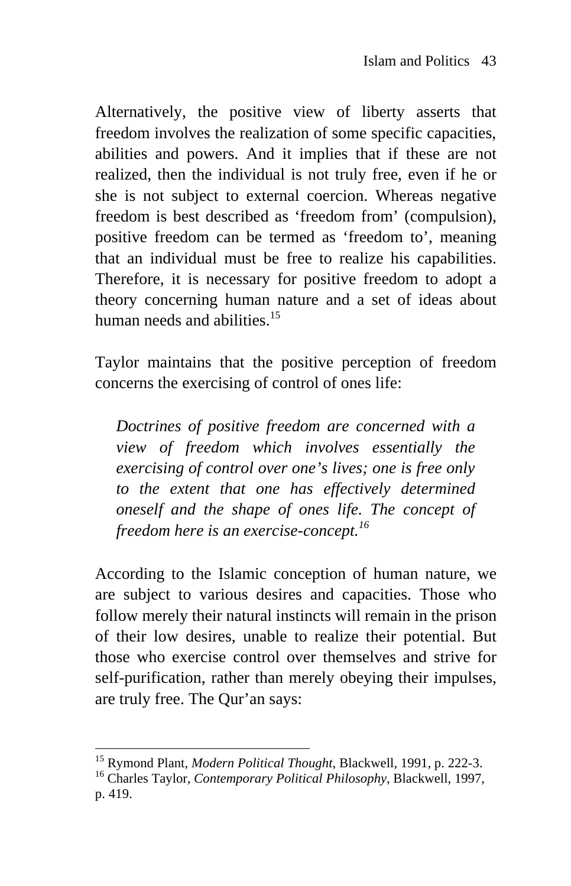Alternatively, the positive view of liberty asserts that freedom involves the realization of some specific capacities, abilities and powers. And it implies that if these are not realized, then the individual is not truly free, even if he or she is not subject to external coercion. Whereas negative freedom is best described as 'freedom from' (compulsion), positive freedom can be termed as 'freedom to', meaning that an individual must be free to realize his capabilities. Therefore, it is necessary for positive freedom to adopt a theory concerning human nature and a set of ideas about human needs and abilities.[15]

Taylor maintains that the positive perception of freedom concerns the exercising of control of ones life:

> *Doctrines of positive freedom are concerned with a view of freedom which involves essentially the exercising of control over one's lives; one is free only to the extent that one has effectively determined oneself and the shape of ones life. The concept of freedom here is an exercise-concept.*[16]

According to the Islamic conception of human nature, we are subject to various desires and capacities. Those who follow merely their natural instincts will remain in the prison of their low desires, unable to realize their potential. But those who exercise control over themselves and strive for self-purification, rather than merely obeying their impulses, are truly free. The Qur'an says:

---

[15] Rymond Plant, *Modern Political Thought*, Blackwell, 1991, p. 222-3.

[16] Charles Taylor, *Contemporary Political Philosophy*, Blackwell, 1997, p. 419.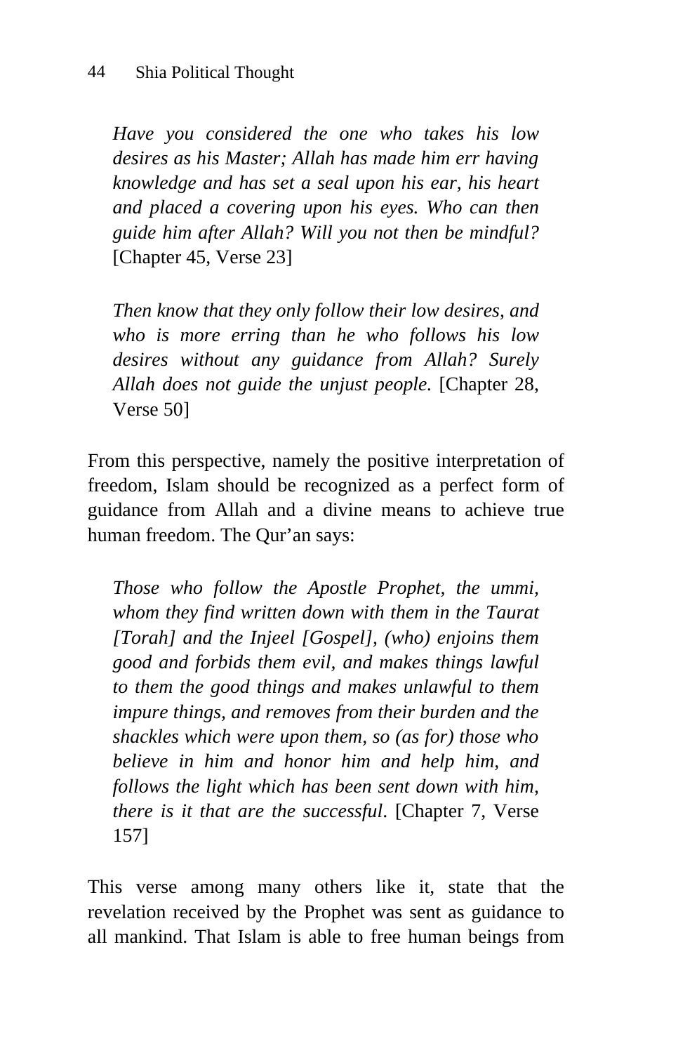> *Have you considered the one who takes his low desires as his Master; Allah has made him err having knowledge and has set a seal upon his ear, his heart and placed a covering upon his eyes. Who can then guide him after Allah? Will you not then be mindful?* [Chapter 45, Verse 23]

> *Then know that they only follow their low desires, and who is more erring than he who follows his low desires without any guidance from Allah? Surely Allah does not guide the unjust people.* [Chapter 28, Verse 50]

From this perspective, namely the positive interpretation of freedom, Islam should be recognized as a perfect form of guidance from Allah and a divine means to achieve true human freedom. The Qur'an says:

> *Those who follow the Apostle Prophet, the ummi, whom they find written down with them in the Taurat [Torah] and the Injeel [Gospel], (who) enjoins them good and forbids them evil, and makes things lawful to them the good things and makes unlawful to them impure things, and removes from their burden and the shackles which were upon them, so (as for) those who believe in him and honor him and help him, and follows the light which has been sent down with him, there is it that are the successful*. [Chapter 7, Verse 157]

This verse among many others like it, state that the revelation received by the Prophet was sent as guidance to all mankind. That Islam is able to free human beings from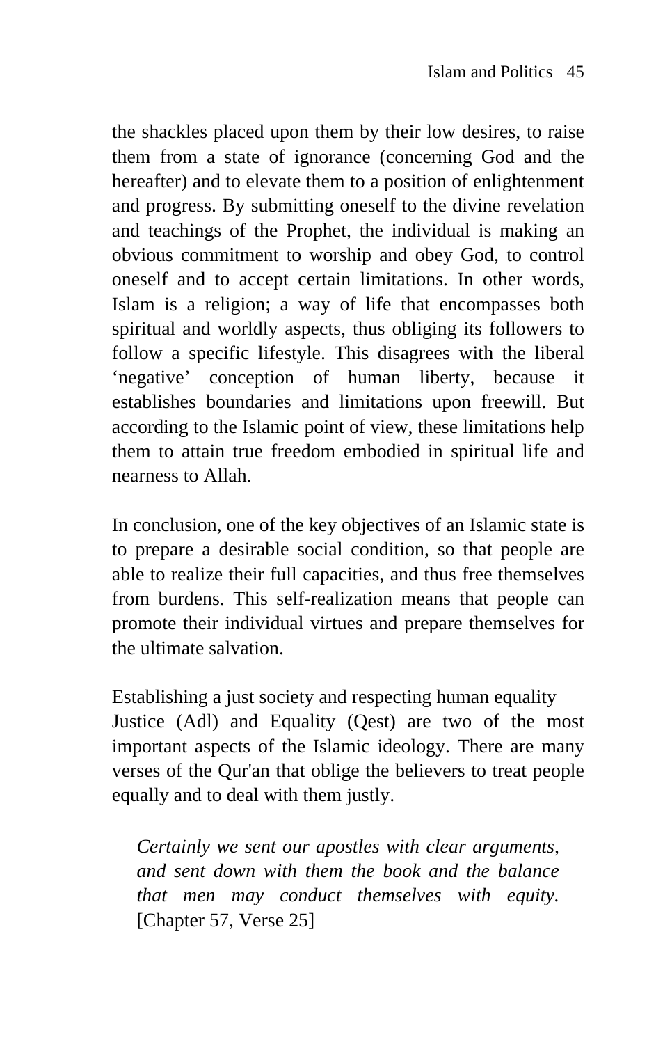the shackles placed upon them by their low desires, to raise them from a state of ignorance (concerning God and the hereafter) and to elevate them to a position of enlightenment and progress. By submitting oneself to the divine revelation and teachings of the Prophet, the individual is making an obvious commitment to worship and obey God, to control oneself and to accept certain limitations. In other words, Islam is a religion; a way of life that encompasses both spiritual and worldly aspects, thus obliging its followers to follow a specific lifestyle. This disagrees with the liberal 'negative' conception of human liberty, because it establishes boundaries and limitations upon freewill. But according to the Islamic point of view, these limitations help them to attain true freedom embodied in spiritual life and nearness to Allah.

In conclusion, one of the key objectives of an Islamic state is to prepare a desirable social condition, so that people are able to realize their full capacities, and thus free themselves from burdens. This self-realization means that people can promote their individual virtues and prepare themselves for the ultimate salvation.

### Establishing a just society and respecting human equality

Justice (Adl) and Equality (Qest) are two of the most important aspects of the Islamic ideology. There are many verses of the Qur'an that oblige the believers to treat people equally and to deal with them justly.

> *Certainly we sent our apostles with clear arguments, and sent down with them the book and the balance that men may conduct themselves with equity.* [Chapter 57, Verse 25]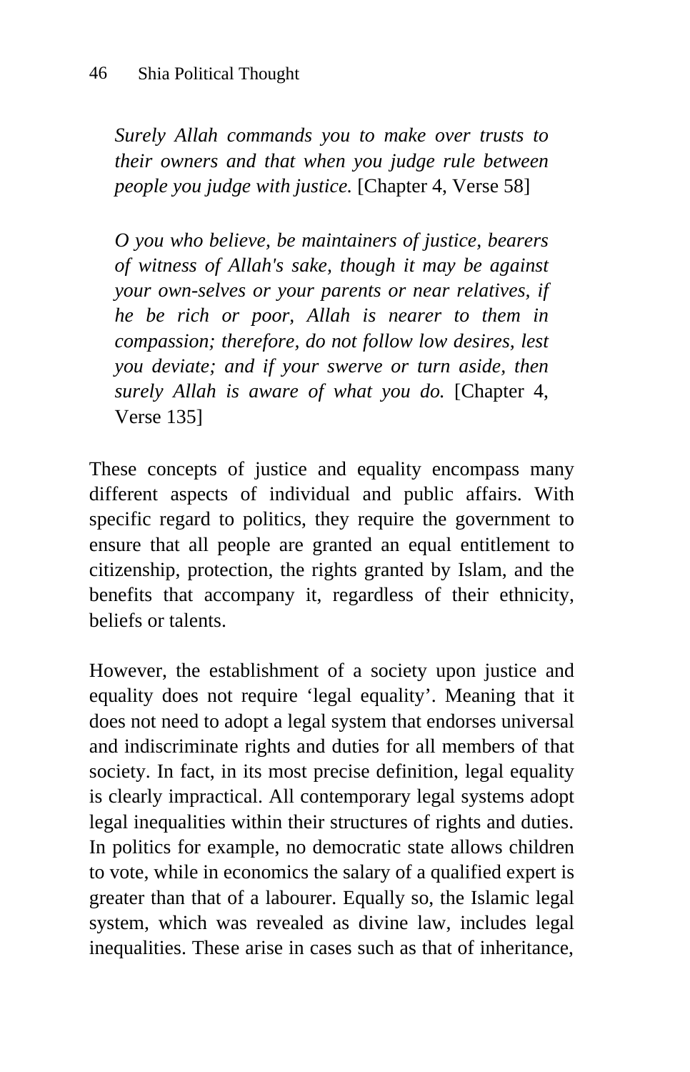*Surely Allah commands you to make over trusts to their owners and that when you judge rule between people you judge with justice.* [Chapter 4, Verse 58]

*O you who believe, be maintainers of justice, bearers of witness of Allah's sake, though it may be against your own-selves or your parents or near relatives, if he be rich or poor, Allah is nearer to them in compassion; therefore, do not follow low desires, lest you deviate; and if your swerve or turn aside, then surely Allah is aware of what you do.* [Chapter 4, Verse 135]

These concepts of justice and equality encompass many different aspects of individual and public affairs. With specific regard to politics, they require the government to ensure that all people are granted an equal entitlement to citizenship, protection, the rights granted by Islam, and the benefits that accompany it, regardless of their ethnicity, beliefs or talents.

However, the establishment of a society upon justice and equality does not require 'legal equality'. Meaning that it does not need to adopt a legal system that endorses universal and indiscriminate rights and duties for all members of that society. In fact, in its most precise definition, legal equality is clearly impractical. All contemporary legal systems adopt legal inequalities within their structures of rights and duties. In politics for example, no democratic state allows children to vote, while in economics the salary of a qualified expert is greater than that of a labourer. Equally so, the Islamic legal system, which was revealed as divine law, includes legal inequalities. These arise in cases such as that of inheritance,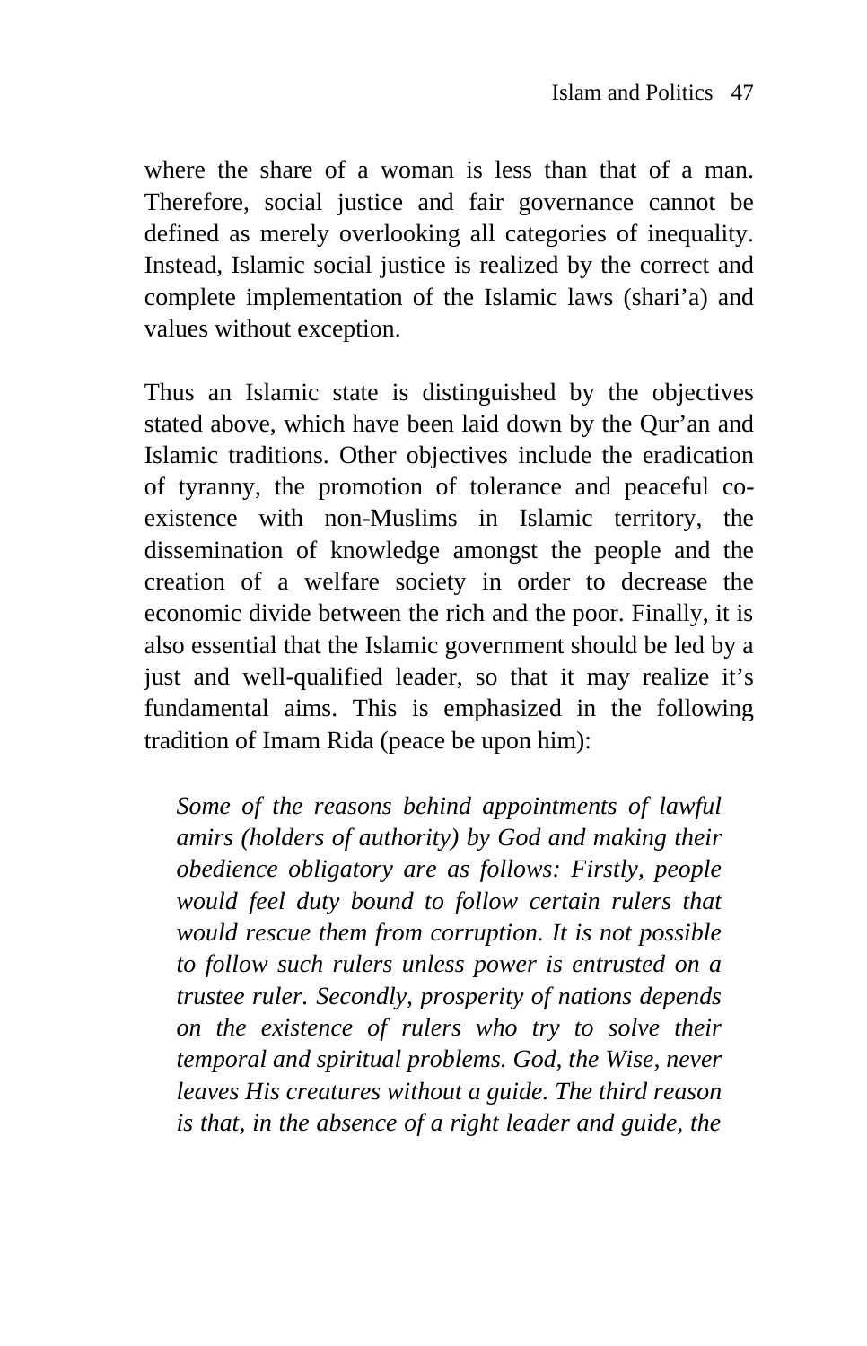where the share of a woman is less than that of a man. Therefore, social justice and fair governance cannot be defined as merely overlooking all categories of inequality. Instead, Islamic social justice is realized by the correct and complete implementation of the Islamic laws (shari'a) and values without exception.

Thus an Islamic state is distinguished by the objectives stated above, which have been laid down by the Qur'an and Islamic traditions. Other objectives include the eradication of tyranny, the promotion of tolerance and peaceful co-existence with non-Muslims in Islamic territory, the dissemination of knowledge amongst the people and the creation of a welfare society in order to decrease the economic divide between the rich and the poor. Finally, it is also essential that the Islamic government should be led by a just and well-qualified leader, so that it may realize it's fundamental aims. This is emphasized in the following tradition of Imam Rida (peace be upon him):

> *Some of the reasons behind appointments of lawful amirs (holders of authority) by God and making their obedience obligatory are as follows: Firstly, people would feel duty bound to follow certain rulers that would rescue them from corruption. It is not possible to follow such rulers unless power is entrusted on a trustee ruler. Secondly, prosperity of nations depends on the existence of rulers who try to solve their temporal and spiritual problems. God, the Wise, never leaves His creatures without a guide. The third reason is that, in the absence of a right leader and guide, the*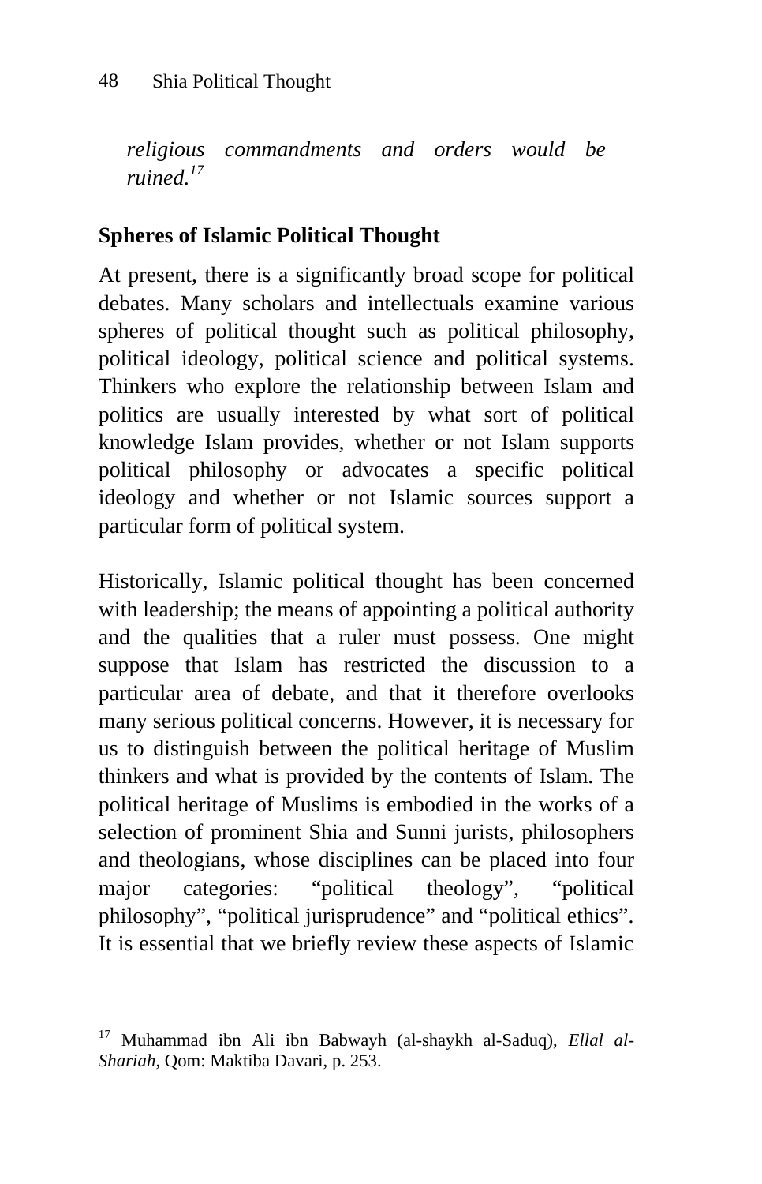*religious commandments and orders would be ruined.*[17]

## Spheres of Islamic Political Thought

At present, there is a significantly broad scope for political debates. Many scholars and intellectuals examine various spheres of political thought such as political philosophy, political ideology, political science and political systems. Thinkers who explore the relationship between Islam and politics are usually interested by what sort of political knowledge Islam provides, whether or not Islam supports political philosophy or advocates a specific political ideology and whether or not Islamic sources support a particular form of political system.

Historically, Islamic political thought has been concerned with leadership; the means of appointing a political authority and the qualities that a ruler must possess. One might suppose that Islam has restricted the discussion to a particular area of debate, and that it therefore overlooks many serious political concerns. However, it is necessary for us to distinguish between the political heritage of Muslim thinkers and what is provided by the contents of Islam. The political heritage of Muslims is embodied in the works of a selection of prominent Shia and Sunni jurists, philosophers and theologians, whose disciplines can be placed into four major categories: "political theology", "political philosophy", "political jurisprudence" and "political ethics". It is essential that we briefly review these aspects of Islamic

---

[17] Muhammad ibn Ali ibn Babwayh (al-shaykh al-Saduq), *Ellal al-Shariah*, Qom: Maktiba Davari, p. 253.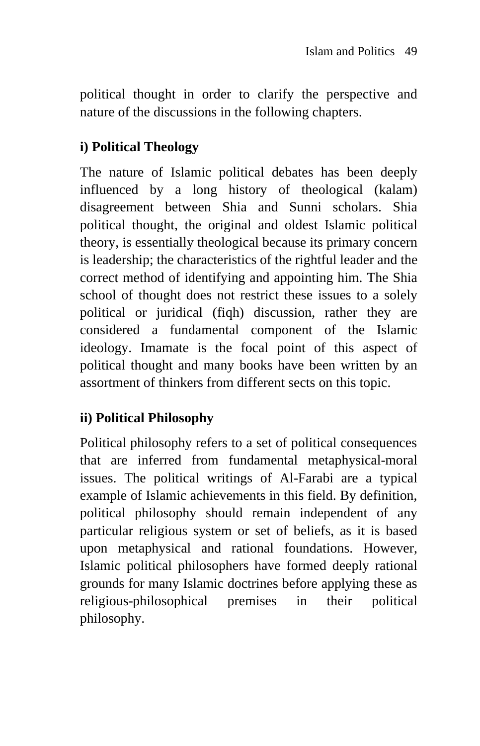political thought in order to clarify the perspective and nature of the discussions in the following chapters.

### i) Political Theology

The nature of Islamic political debates has been deeply influenced by a long history of theological (kalam) disagreement between Shia and Sunni scholars. Shia political thought, the original and oldest Islamic political theory, is essentially theological because its primary concern is leadership; the characteristics of the rightful leader and the correct method of identifying and appointing him. The Shia school of thought does not restrict these issues to a solely political or juridical (fiqh) discussion, rather they are considered a fundamental component of the Islamic ideology. Imamate is the focal point of this aspect of political thought and many books have been written by an assortment of thinkers from different sects on this topic.

### ii) Political Philosophy

Political philosophy refers to a set of political consequences that are inferred from fundamental metaphysical-moral issues. The political writings of Al-Farabi are a typical example of Islamic achievements in this field. By definition, political philosophy should remain independent of any particular religious system or set of beliefs, as it is based upon metaphysical and rational foundations. However, Islamic political philosophers have formed deeply rational grounds for many Islamic doctrines before applying these as religious-philosophical premises in their political philosophy.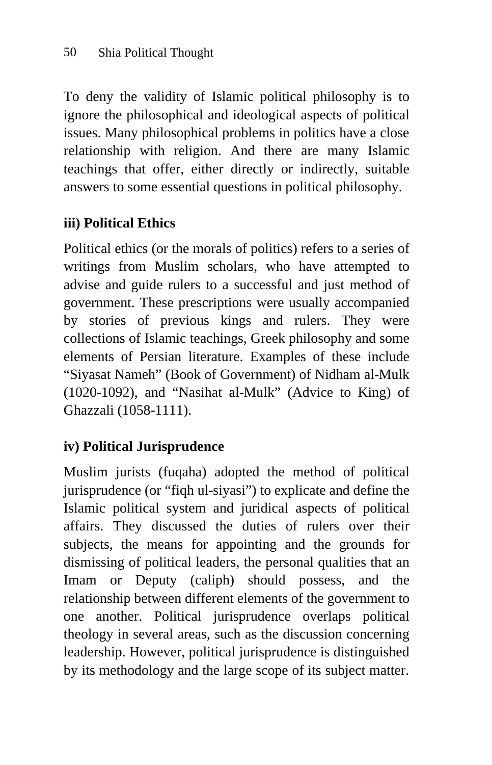To deny the validity of Islamic political philosophy is to ignore the philosophical and ideological aspects of political issues. Many philosophical problems in politics have a close relationship with religion. And there are many Islamic teachings that offer, either directly or indirectly, suitable answers to some essential questions in political philosophy.

### iii) Political Ethics

Political ethics (or the morals of politics) refers to a series of writings from Muslim scholars, who have attempted to advise and guide rulers to a successful and just method of government. These prescriptions were usually accompanied by stories of previous kings and rulers. They were collections of Islamic teachings, Greek philosophy and some elements of Persian literature. Examples of these include "Siyasat Nameh" (Book of Government) of Nidham al-Mulk (1020-1092), and "Nasihat al-Mulk" (Advice to King) of Ghazzali (1058-1111).

### iv) Political Jurisprudence

Muslim jurists (fuqaha) adopted the method of political jurisprudence (or "fiqh ul-siyasi") to explicate and define the Islamic political system and juridical aspects of political affairs. They discussed the duties of rulers over their subjects, the means for appointing and the grounds for dismissing of political leaders, the personal qualities that an Imam or Deputy (caliph) should possess, and the relationship between different elements of the government to one another. Political jurisprudence overlaps political theology in several areas, such as the discussion concerning leadership. However, political jurisprudence is distinguished by its methodology and the large scope of its subject matter.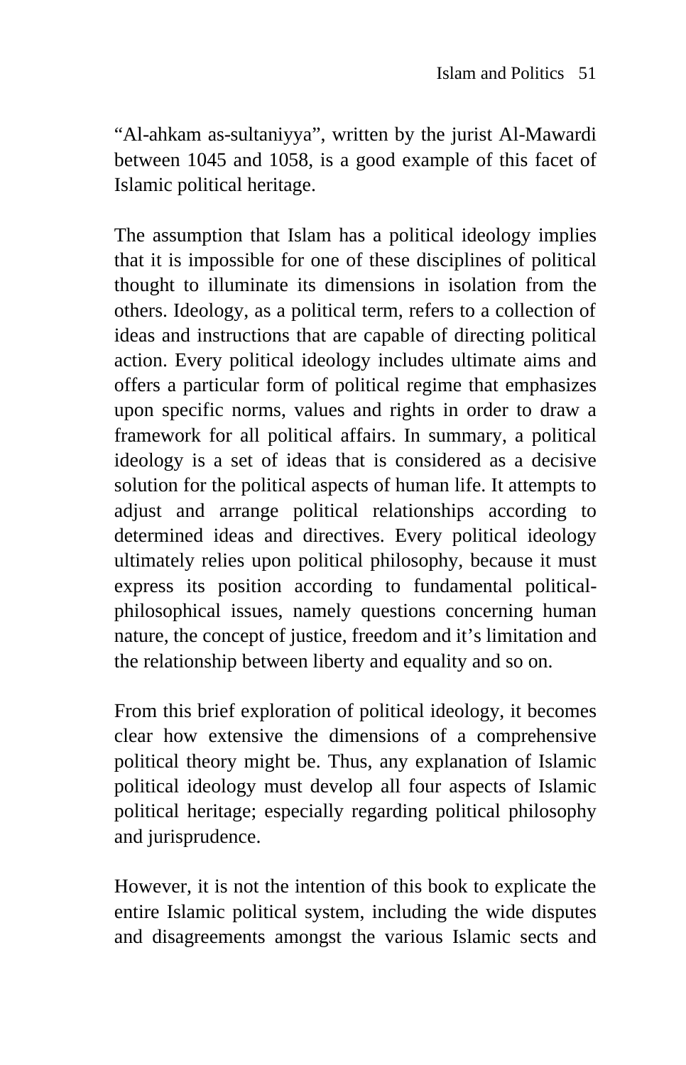"Al-ahkam as-sultaniyya", written by the jurist Al-Mawardi between 1045 and 1058, is a good example of this facet of Islamic political heritage.

The assumption that Islam has a political ideology implies that it is impossible for one of these disciplines of political thought to illuminate its dimensions in isolation from the others. Ideology, as a political term, refers to a collection of ideas and instructions that are capable of directing political action. Every political ideology includes ultimate aims and offers a particular form of political regime that emphasizes upon specific norms, values and rights in order to draw a framework for all political affairs. In summary, a political ideology is a set of ideas that is considered as a decisive solution for the political aspects of human life. It attempts to adjust and arrange political relationships according to determined ideas and directives. Every political ideology ultimately relies upon political philosophy, because it must express its position according to fundamental political-philosophical issues, namely questions concerning human nature, the concept of justice, freedom and it's limitation and the relationship between liberty and equality and so on.

From this brief exploration of political ideology, it becomes clear how extensive the dimensions of a comprehensive political theory might be. Thus, any explanation of Islamic political ideology must develop all four aspects of Islamic political heritage; especially regarding political philosophy and jurisprudence.

However, it is not the intention of this book to explicate the entire Islamic political system, including the wide disputes and disagreements amongst the various Islamic sects and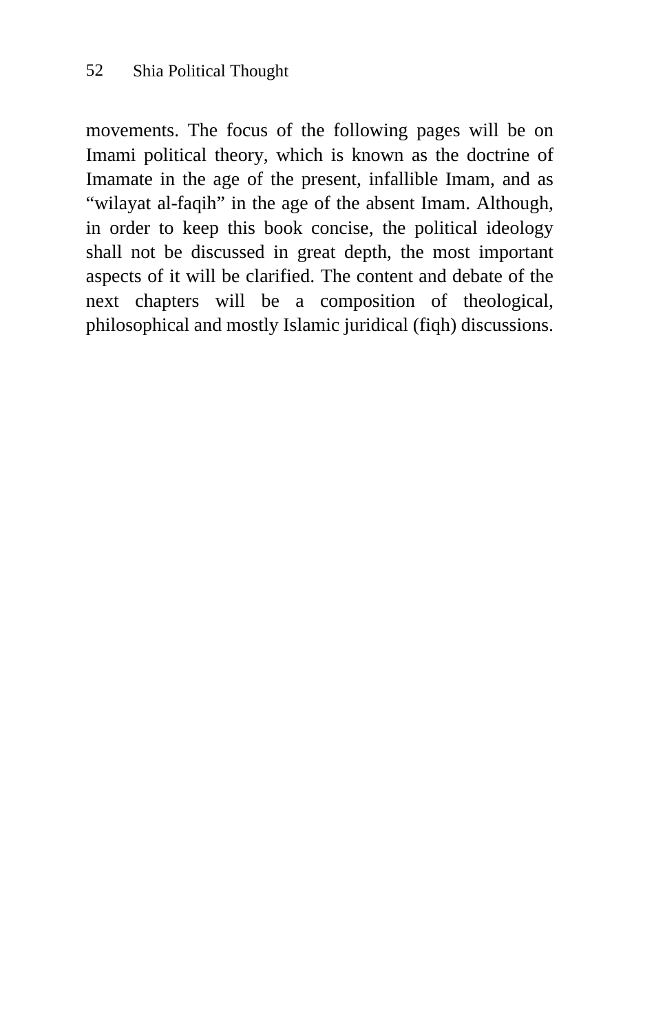movements. The focus of the following pages will be on Imami political theory, which is known as the doctrine of Imamate in the age of the present, infallible Imam, and as "wilayat al-faqih" in the age of the absent Imam. Although, in order to keep this book concise, the political ideology shall not be discussed in great depth, the most important aspects of it will be clarified. The content and debate of the next chapters will be a composition of theological, philosophical and mostly Islamic juridical (fiqh) discussions.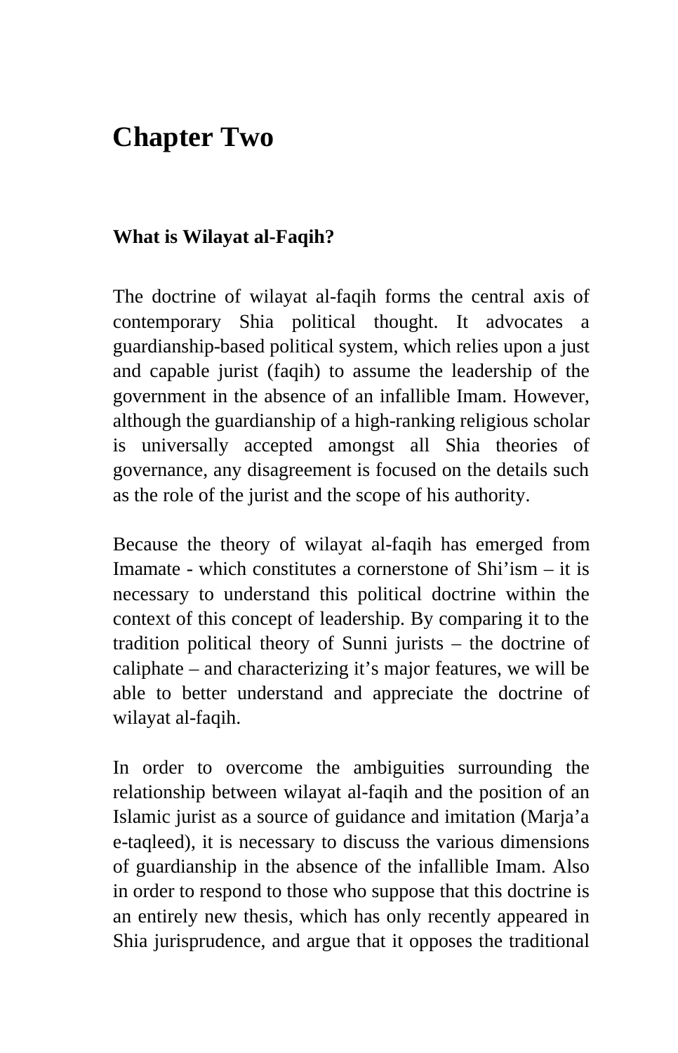# Chapter Two

### What is Wilayat al-Faqih?

The doctrine of wilayat al-faqih forms the central axis of contemporary Shia political thought. It advocates a guardianship-based political system, which relies upon a just and capable jurist (faqih) to assume the leadership of the government in the absence of an infallible Imam. However, although the guardianship of a high-ranking religious scholar is universally accepted amongst all Shia theories of governance, any disagreement is focused on the details such as the role of the jurist and the scope of his authority.

Because the theory of wilayat al-faqih has emerged from Imamate - which constitutes a cornerstone of Shi'ism – it is necessary to understand this political doctrine within the context of this concept of leadership. By comparing it to the tradition political theory of Sunni jurists – the doctrine of caliphate – and characterizing it's major features, we will be able to better understand and appreciate the doctrine of wilayat al-faqih.

In order to overcome the ambiguities surrounding the relationship between wilayat al-faqih and the position of an Islamic jurist as a source of guidance and imitation (Marja'a e-taqleed), it is necessary to discuss the various dimensions of guardianship in the absence of the infallible Imam. Also in order to respond to those who suppose that this doctrine is an entirely new thesis, which has only recently appeared in Shia jurisprudence, and argue that it opposes the traditional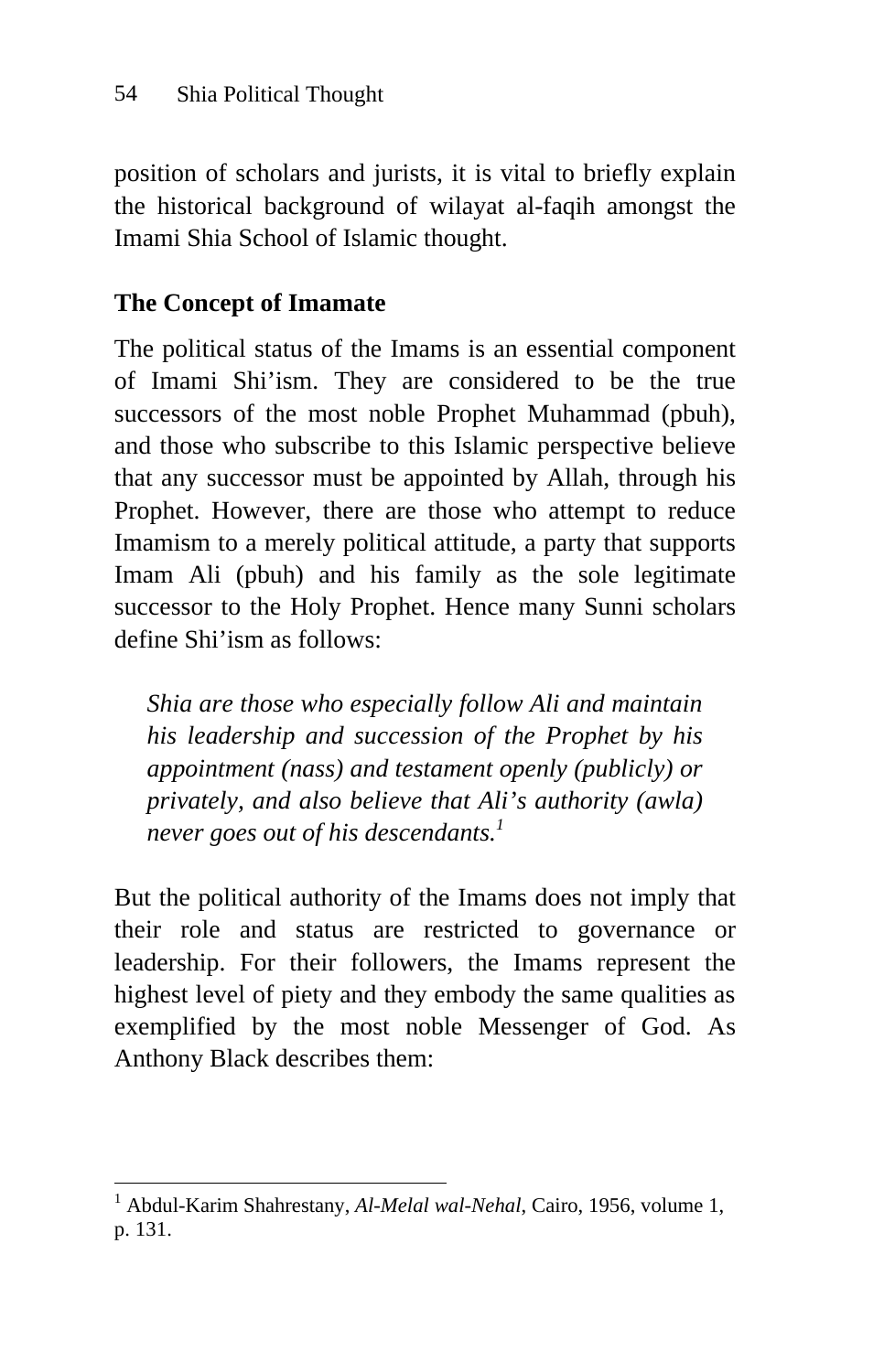position of scholars and jurists, it is vital to briefly explain the historical background of wilayat al-faqih amongst the Imami Shia School of Islamic thought.

## The Concept of Imamate

The political status of the Imams is an essential component of Imami Shi'ism. They are considered to be the true successors of the most noble Prophet Muhammad (pbuh), and those who subscribe to this Islamic perspective believe that any successor must be appointed by Allah, through his Prophet. However, there are those who attempt to reduce Imamism to a merely political attitude, a party that supports Imam Ali (pbuh) and his family as the sole legitimate successor to the Holy Prophet. Hence many Sunni scholars define Shi'ism as follows:

> *Shia are those who especially follow Ali and maintain his leadership and succession of the Prophet by his appointment (nass) and testament openly (publicly) or privately, and also believe that Ali's authority (awla) never goes out of his descendants.*[1]

But the political authority of the Imams does not imply that their role and status are restricted to governance or leadership. For their followers, the Imams represent the highest level of piety and they embody the same qualities as exemplified by the most noble Messenger of God. As Anthony Black describes them:

---

[1] Abdul-Karim Shahrestany, *Al-Melal wal-Nehal*, Cairo, 1956, volume 1, p. 131.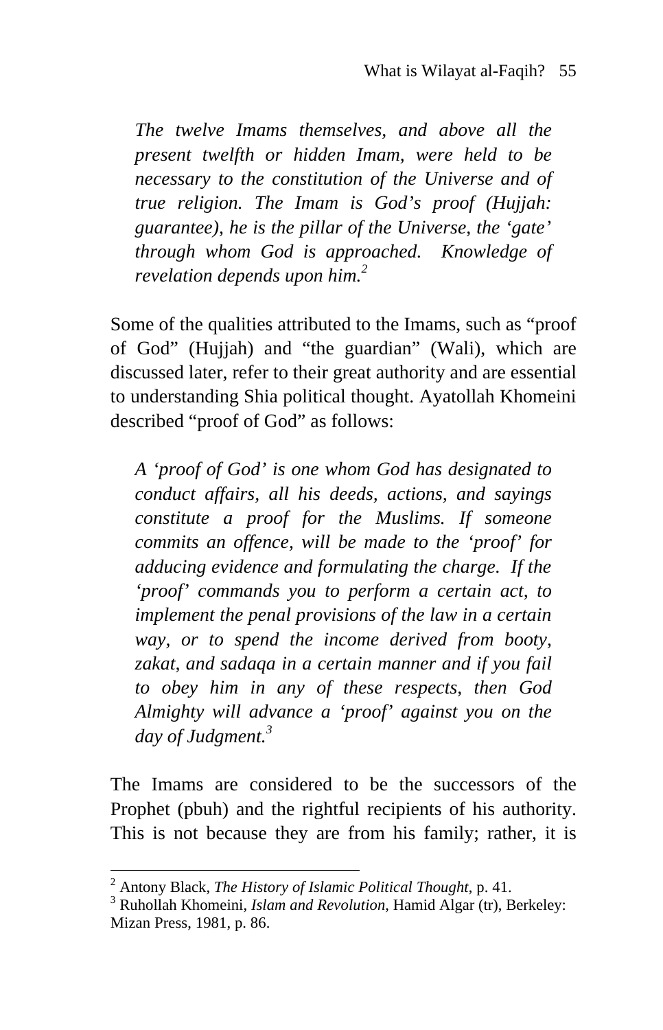*The twelve Imams themselves, and above all the present twelfth or hidden Imam, were held to be necessary to the constitution of the Universe and of true religion. The Imam is God's proof (Hujjah: guarantee), he is the pillar of the Universe, the 'gate' through whom God is approached. Knowledge of revelation depends upon him.*[2]

Some of the qualities attributed to the Imams, such as "proof of God" (Hujjah) and "the guardian" (Wali), which are discussed later, refer to their great authority and are essential to understanding Shia political thought. Ayatollah Khomeini described "proof of God" as follows:

*A 'proof of God' is one whom God has designated to conduct affairs, all his deeds, actions, and sayings constitute a proof for the Muslims. If someone commits an offence, will be made to the 'proof' for adducing evidence and formulating the charge. If the 'proof' commands you to perform a certain act, to implement the penal provisions of the law in a certain way, or to spend the income derived from booty, zakat, and sadaqa in a certain manner and if you fail to obey him in any of these respects, then God Almighty will advance a 'proof' against you on the day of Judgment.*[3]

The Imams are considered to be the successors of the Prophet (pbuh) and the rightful recipients of his authority. This is not because they are from his family; rather, it is

---

[2] Antony Black, *The History of Islamic Political Thought*, p. 41.

[3] Ruhollah Khomeini, *Islam and Revolution*, Hamid Algar (tr), Berkeley: Mizan Press, 1981, p. 86.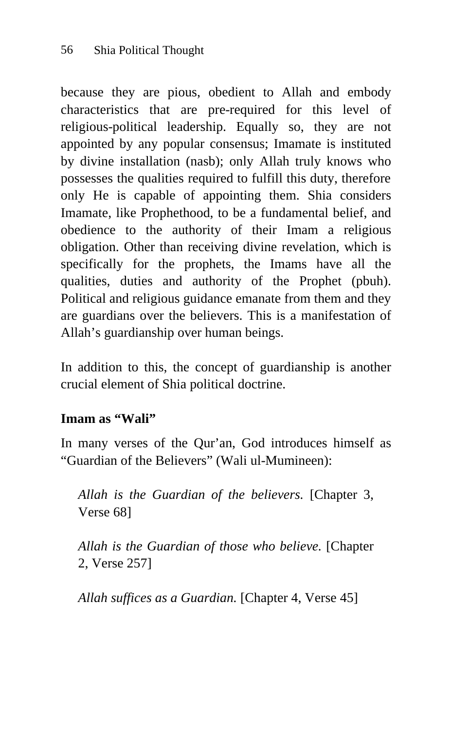because they are pious, obedient to Allah and embody characteristics that are pre-required for this level of religious-political leadership. Equally so, they are not appointed by any popular consensus; Imamate is instituted by divine installation (nasb); only Allah truly knows who possesses the qualities required to fulfill this duty, therefore only He is capable of appointing them. Shia considers Imamate, like Prophethood, to be a fundamental belief, and obedience to the authority of their Imam a religious obligation. Other than receiving divine revelation, which is specifically for the prophets, the Imams have all the qualities, duties and authority of the Prophet (pbuh). Political and religious guidance emanate from them and they are guardians over the believers. This is a manifestation of Allah's guardianship over human beings.

In addition to this, the concept of guardianship is another crucial element of Shia political doctrine.

### Imam as "Wali"

In many verses of the Qur'an, God introduces himself as "Guardian of the Believers" (Wali ul-Mumineen):

> *Allah is the Guardian of the believers.* [Chapter 3, Verse 68]

> *Allah is the Guardian of those who believe.* [Chapter 2, Verse 257]

> *Allah suffices as a Guardian.* [Chapter 4, Verse 45]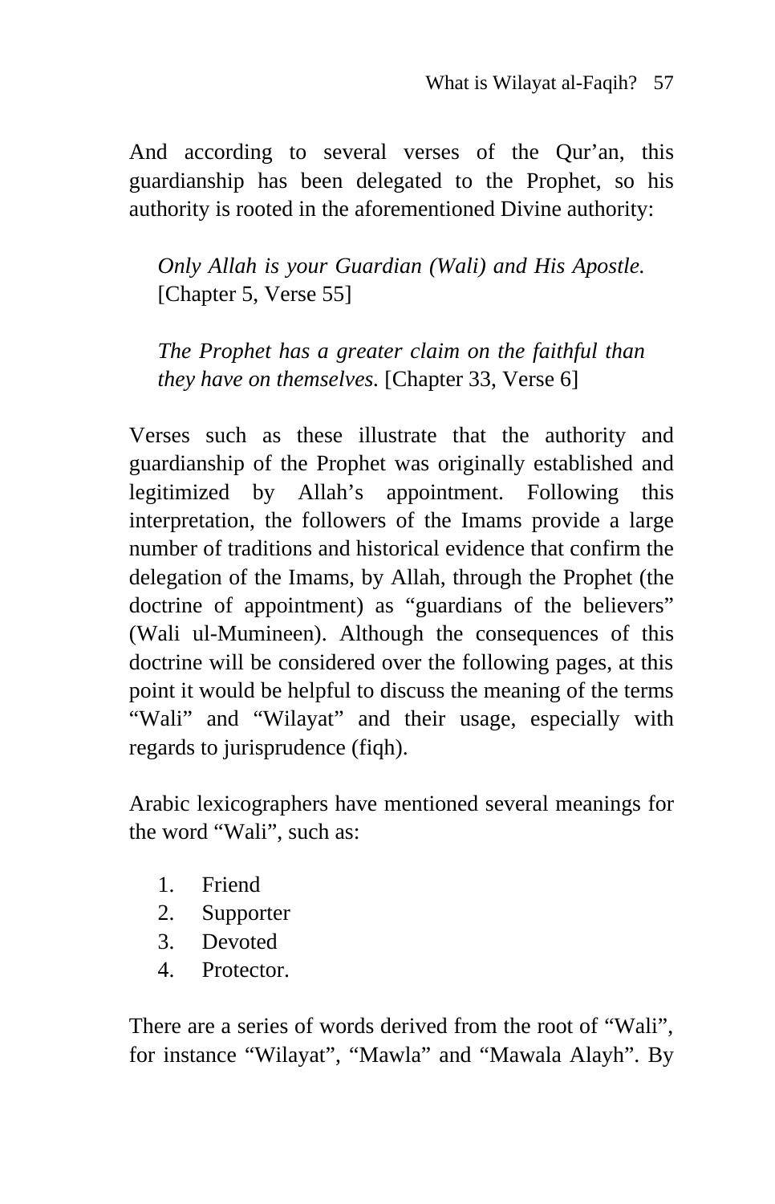And according to several verses of the Qur'an, this guardianship has been delegated to the Prophet, so his authority is rooted in the aforementioned Divine authority:

> *Only Allah is your Guardian (Wali) and His Apostle.* [Chapter 5, Verse 55]

> *The Prophet has a greater claim on the faithful than they have on themselves.* [Chapter 33, Verse 6]

Verses such as these illustrate that the authority and guardianship of the Prophet was originally established and legitimized by Allah's appointment. Following this interpretation, the followers of the Imams provide a large number of traditions and historical evidence that confirm the delegation of the Imams, by Allah, through the Prophet (the doctrine of appointment) as "guardians of the believers" (Wali ul-Mumineen). Although the consequences of this doctrine will be considered over the following pages, at this point it would be helpful to discuss the meaning of the terms "Wali" and "Wilayat" and their usage, especially with regards to jurisprudence (fiqh).

Arabic lexicographers have mentioned several meanings for the word "Wali", such as:

1. Friend
2. Supporter
3. Devoted
4. Protector.

There are a series of words derived from the root of "Wali", for instance "Wilayat", "Mawla" and "Mawala Alayh". By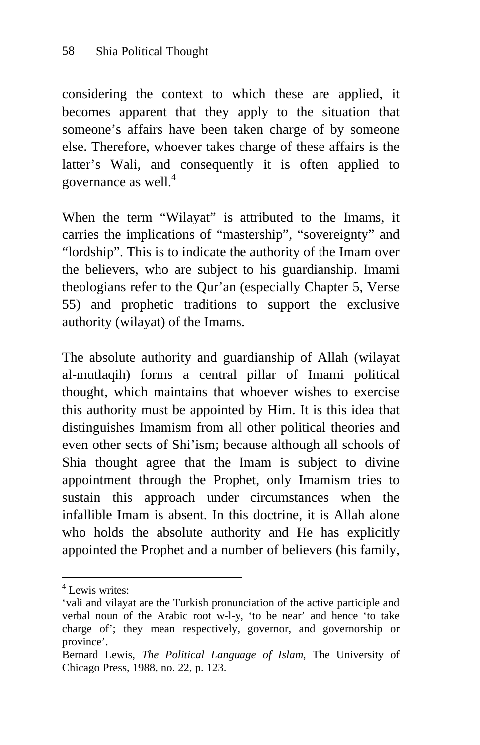considering the context to which these are applied, it becomes apparent that they apply to the situation that someone's affairs have been taken charge of by someone else. Therefore, whoever takes charge of these affairs is the latter's Wali, and consequently it is often applied to governance as well.[4]

When the term "Wilayat" is attributed to the Imams, it carries the implications of "mastership", "sovereignty" and "lordship". This is to indicate the authority of the Imam over the believers, who are subject to his guardianship. Imami theologians refer to the Qur'an (especially Chapter 5, Verse 55) and prophetic traditions to support the exclusive authority (wilayat) of the Imams.

The absolute authority and guardianship of Allah (wilayat al-mutlaqih) forms a central pillar of Imami political thought, which maintains that whoever wishes to exercise this authority must be appointed by Him. It is this idea that distinguishes Imamism from all other political theories and even other sects of Shi'ism; because although all schools of Shia thought agree that the Imam is subject to divine appointment through the Prophet, only Imamism tries to sustain this approach under circumstances when the infallible Imam is absent. In this doctrine, it is Allah alone who holds the absolute authority and He has explicitly appointed the Prophet and a number of believers (his family,

---

[4] Lewis writes:
'vali and vilayat are the Turkish pronunciation of the active participle and verbal noun of the Arabic root w-l-y, 'to be near' and hence 'to take charge of'; they mean respectively, governor, and governorship or province'.
Bernard Lewis, *The Political Language of Islam*, The University of Chicago Press, 1988, no. 22, p. 123.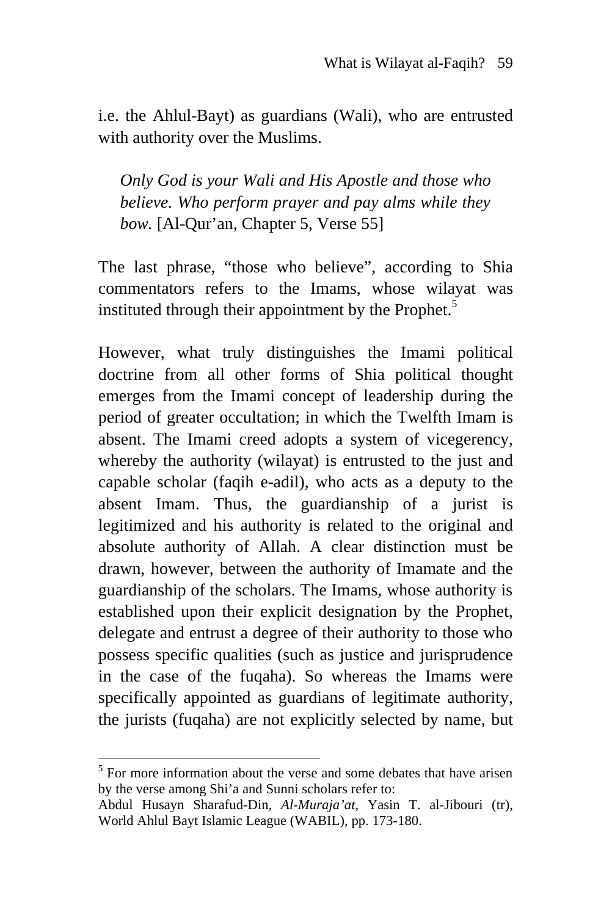i.e. the Ahlul-Bayt) as guardians (Wali), who are entrusted with authority over the Muslims.

> *Only God is your Wali and His Apostle and those who believe. Who perform prayer and pay alms while they bow.* [Al-Qur'an, Chapter 5, Verse 55]

The last phrase, "those who believe", according to Shia commentators refers to the Imams, whose wilayat was instituted through their appointment by the Prophet.[5]

However, what truly distinguishes the Imami political doctrine from all other forms of Shia political thought emerges from the Imami concept of leadership during the period of greater occultation; in which the Twelfth Imam is absent. The Imami creed adopts a system of vicegerency, whereby the authority (wilayat) is entrusted to the just and capable scholar (faqih e-adil), who acts as a deputy to the absent Imam. Thus, the guardianship of a jurist is legitimized and his authority is related to the original and absolute authority of Allah. A clear distinction must be drawn, however, between the authority of Imamate and the guardianship of the scholars. The Imams, whose authority is established upon their explicit designation by the Prophet, delegate and entrust a degree of their authority to those who possess specific qualities (such as justice and jurisprudence in the case of the fuqaha). So whereas the Imams were specifically appointed as guardians of legitimate authority, the jurists (fuqaha) are not explicitly selected by name, but

---

[5] For more information about the verse and some debates that have arisen by the verse among Shi'a and Sunni scholars refer to:
Abdul Husayn Sharafud-Din, *Al-Muraja'at*, Yasin T. al-Jibouri (tr), World Ahlul Bayt Islamic League (WABIL), pp. 173-180.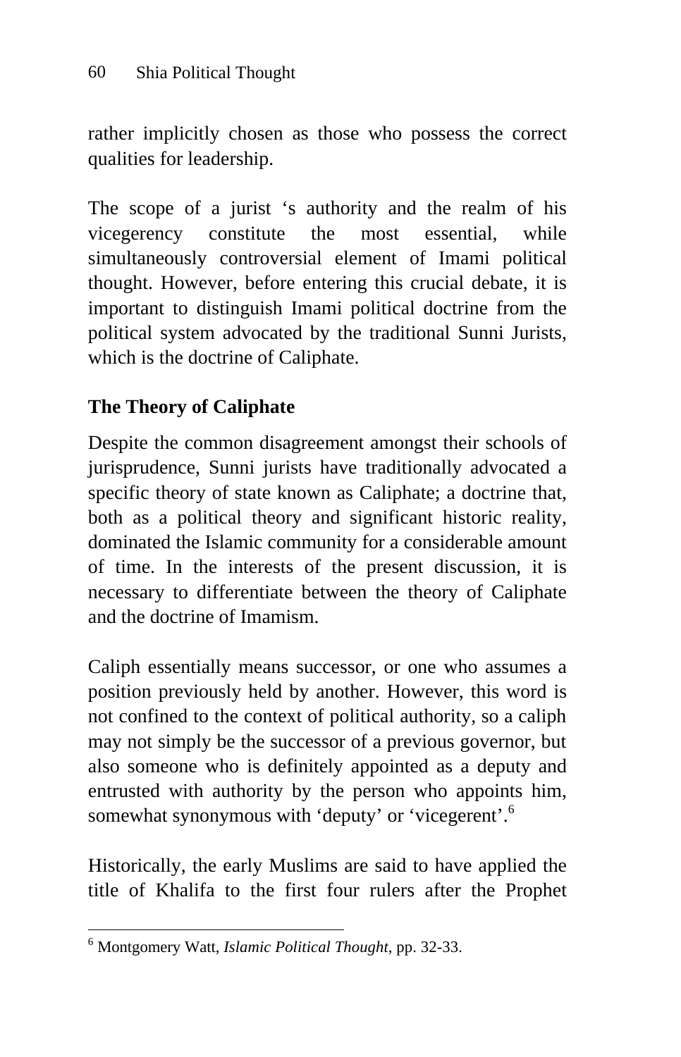rather implicitly chosen as those who possess the correct qualities for leadership.

The scope of a jurist 's authority and the realm of his vicegerency constitute the most essential, while simultaneously controversial element of Imami political thought. However, before entering this crucial debate, it is important to distinguish Imami political doctrine from the political system advocated by the traditional Sunni Jurists, which is the doctrine of Caliphate.

## The Theory of Caliphate

Despite the common disagreement amongst their schools of jurisprudence, Sunni jurists have traditionally advocated a specific theory of state known as Caliphate; a doctrine that, both as a political theory and significant historic reality, dominated the Islamic community for a considerable amount of time. In the interests of the present discussion, it is necessary to differentiate between the theory of Caliphate and the doctrine of Imamism.

Caliph essentially means successor, or one who assumes a position previously held by another. However, this word is not confined to the context of political authority, so a caliph may not simply be the successor of a previous governor, but also someone who is definitely appointed as a deputy and entrusted with authority by the person who appoints him, somewhat synonymous with 'deputy' or 'vicegerent'.[6]

Historically, the early Muslims are said to have applied the title of Khalifa to the first four rulers after the Prophet

---

[6] Montgomery Watt, *Islamic Political Thought*, pp. 32-33.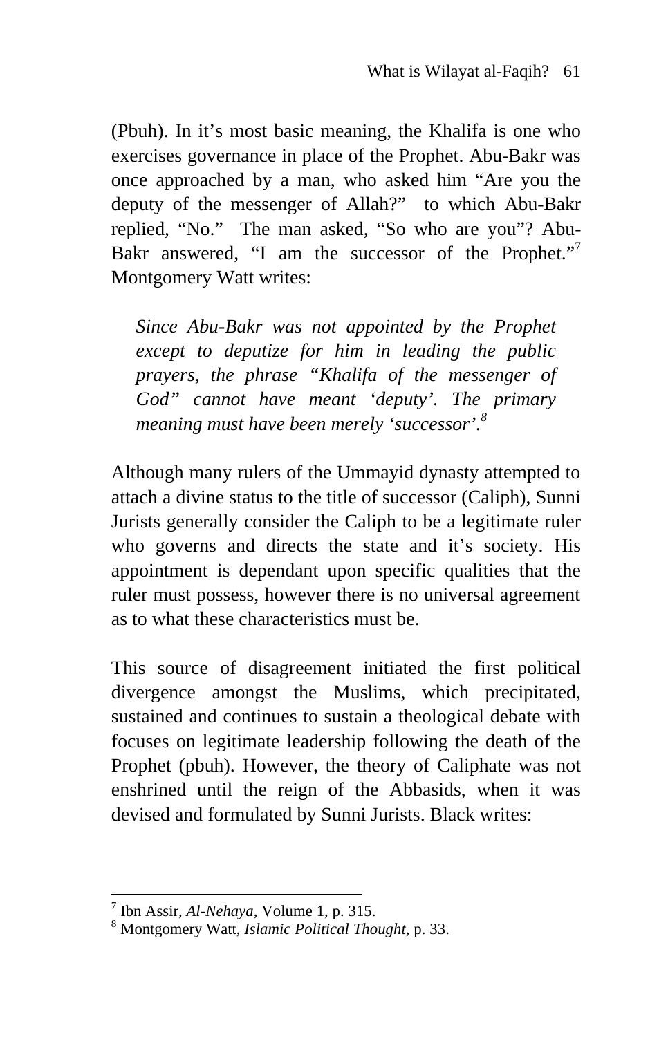(Pbuh). In it's most basic meaning, the Khalifa is one who exercises governance in place of the Prophet. Abu-Bakr was once approached by a man, who asked him "Are you the deputy of the messenger of Allah?" to which Abu-Bakr replied, "No." The man asked, "So who are you"? Abu-Bakr answered, "I am the successor of the Prophet."[7] Montgomery Watt writes:

> *Since Abu-Bakr was not appointed by the Prophet except to deputize for him in leading the public prayers, the phrase "Khalifa of the messenger of God" cannot have meant 'deputy'. The primary meaning must have been merely 'successor'.*[8]

Although many rulers of the Ummayid dynasty attempted to attach a divine status to the title of successor (Caliph), Sunni Jurists generally consider the Caliph to be a legitimate ruler who governs and directs the state and it's society. His appointment is dependant upon specific qualities that the ruler must possess, however there is no universal agreement as to what these characteristics must be.

This source of disagreement initiated the first political divergence amongst the Muslims, which precipitated, sustained and continues to sustain a theological debate with focuses on legitimate leadership following the death of the Prophet (pbuh). However, the theory of Caliphate was not enshrined until the reign of the Abbasids, when it was devised and formulated by Sunni Jurists. Black writes:

---

[7] Ibn Assir, *Al-Nehaya*, Volume 1, p. 315.

[8] Montgomery Watt, *Islamic Political Thought*, p. 33.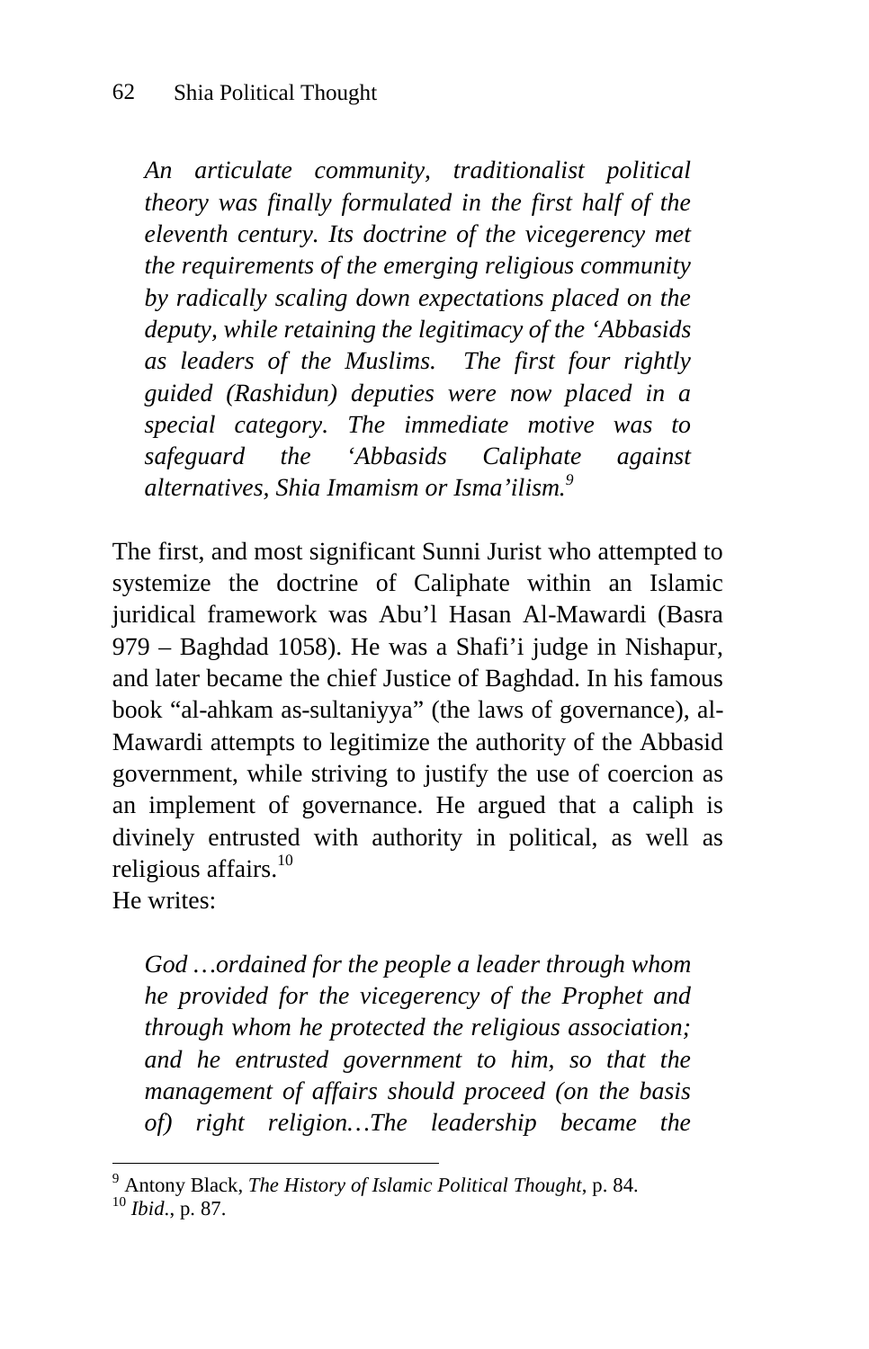> *An articulate community, traditionalist political theory was finally formulated in the first half of the eleventh century. Its doctrine of the vicegerency met the requirements of the emerging religious community by radically scaling down expectations placed on the deputy, while retaining the legitimacy of the 'Abbasids as leaders of the Muslims. The first four rightly guided (Rashidun) deputies were now placed in a special category. The immediate motive was to safeguard the 'Abbasids Caliphate against alternatives, Shia Imamism or Isma'ilism.*[9]

The first, and most significant Sunni Jurist who attempted to systemize the doctrine of Caliphate within an Islamic juridical framework was Abu'l Hasan Al-Mawardi (Basra 979 – Baghdad 1058). He was a Shafi'i judge in Nishapur, and later became the chief Justice of Baghdad. In his famous book "al-ahkam as-sultaniyya" (the laws of governance), al-Mawardi attempts to legitimize the authority of the Abbasid government, while striving to justify the use of coercion as an implement of governance. He argued that a caliph is divinely entrusted with authority in political, as well as religious affairs.[10]

He writes:

> *God …ordained for the people a leader through whom he provided for the vicegerency of the Prophet and through whom he protected the religious association; and he entrusted government to him, so that the management of affairs should proceed (on the basis of) right religion…The leadership became the*

---

[9] Antony Black, *The History of Islamic Political Thought*, p. 84.

[10] *Ibid*., p. 87.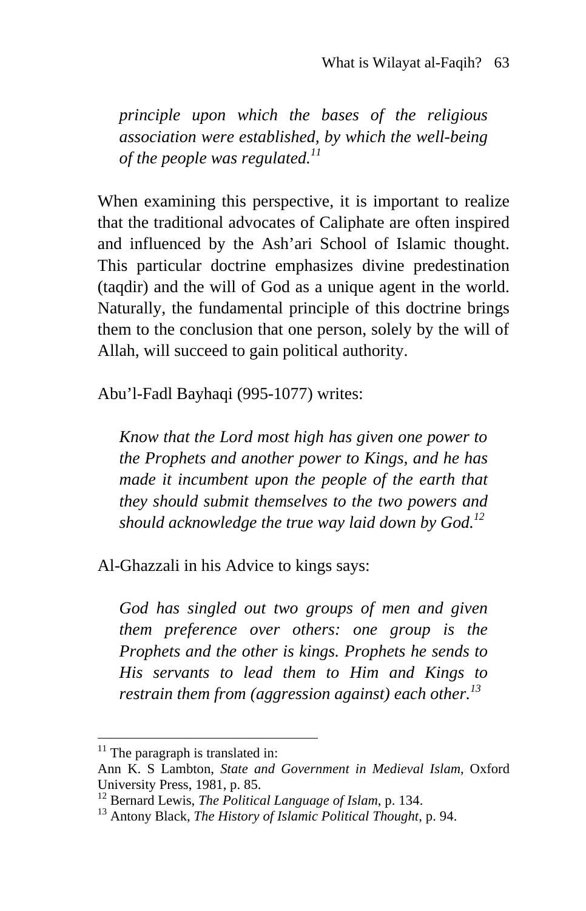> *principle upon which the bases of the religious association were established, by which the well-being of the people was regulated.*[11]

When examining this perspective, it is important to realize that the traditional advocates of Caliphate are often inspired and influenced by the Ash'ari School of Islamic thought. This particular doctrine emphasizes divine predestination (taqdir) and the will of God as a unique agent in the world. Naturally, the fundamental principle of this doctrine brings them to the conclusion that one person, solely by the will of Allah, will succeed to gain political authority.

Abu'l-Fadl Bayhaqi (995-1077) writes:

> *Know that the Lord most high has given one power to the Prophets and another power to Kings, and he has made it incumbent upon the people of the earth that they should submit themselves to the two powers and should acknowledge the true way laid down by God.*[12]

Al-Ghazzali in his Advice to kings says:

> *God has singled out two groups of men and given them preference over others: one group is the Prophets and the other is kings. Prophets he sends to His servants to lead them to Him and Kings to restrain them from (aggression against) each other.*[13]

---

[11] The paragraph is translated in:
Ann K. S Lambton, *State and Government in Medieval Islam*, Oxford University Press, 1981, p. 85.

[12] Bernard Lewis, *The Political Language of Islam*, p. 134.

[13] Antony Black, *The History of Islamic Political Thought*, p. 94.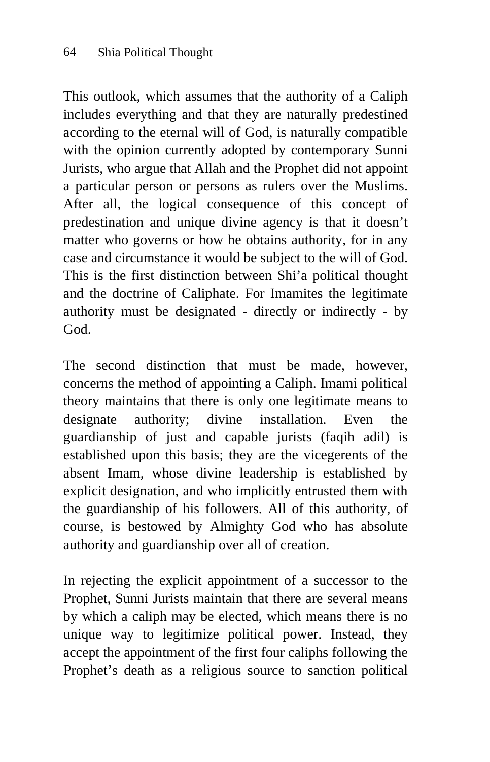This outlook, which assumes that the authority of a Caliph includes everything and that they are naturally predestined according to the eternal will of God, is naturally compatible with the opinion currently adopted by contemporary Sunni Jurists, who argue that Allah and the Prophet did not appoint a particular person or persons as rulers over the Muslims. After all, the logical consequence of this concept of predestination and unique divine agency is that it doesn't matter who governs or how he obtains authority, for in any case and circumstance it would be subject to the will of God. This is the first distinction between Shi'a political thought and the doctrine of Caliphate. For Imamites the legitimate authority must be designated - directly or indirectly - by God.

The second distinction that must be made, however, concerns the method of appointing a Caliph. Imami political theory maintains that there is only one legitimate means to designate authority; divine installation. Even the guardianship of just and capable jurists (faqih adil) is established upon this basis; they are the vicegerents of the absent Imam, whose divine leadership is established by explicit designation, and who implicitly entrusted them with the guardianship of his followers. All of this authority, of course, is bestowed by Almighty God who has absolute authority and guardianship over all of creation.

In rejecting the explicit appointment of a successor to the Prophet, Sunni Jurists maintain that there are several means by which a caliph may be elected, which means there is no unique way to legitimize political power. Instead, they accept the appointment of the first four caliphs following the Prophet's death as a religious source to sanction political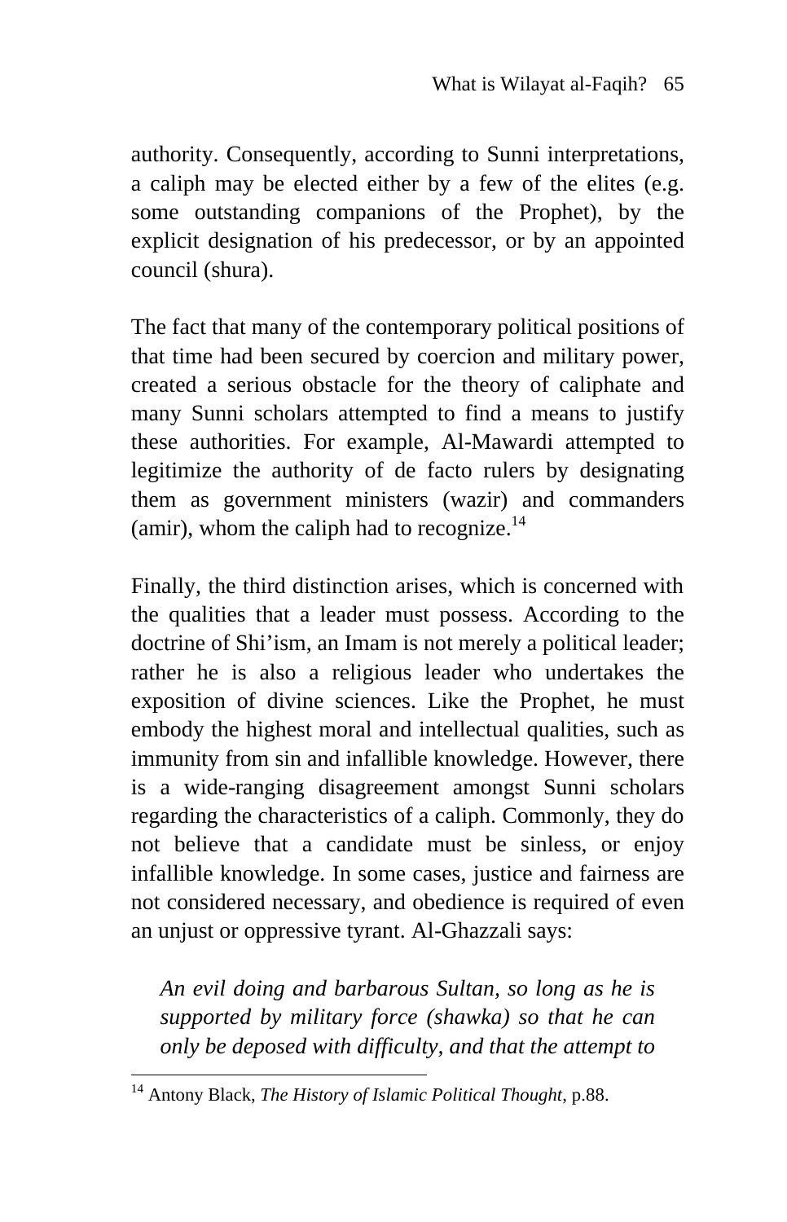authority. Consequently, according to Sunni interpretations, a caliph may be elected either by a few of the elites (e.g. some outstanding companions of the Prophet), by the explicit designation of his predecessor, or by an appointed council (shura).

The fact that many of the contemporary political positions of that time had been secured by coercion and military power, created a serious obstacle for the theory of caliphate and many Sunni scholars attempted to find a means to justify these authorities. For example, Al-Mawardi attempted to legitimize the authority of de facto rulers by designating them as government ministers (wazir) and commanders (amir), whom the caliph had to recognize.[14]

Finally, the third distinction arises, which is concerned with the qualities that a leader must possess. According to the doctrine of Shi'ism, an Imam is not merely a political leader; rather he is also a religious leader who undertakes the exposition of divine sciences. Like the Prophet, he must embody the highest moral and intellectual qualities, such as immunity from sin and infallible knowledge. However, there is a wide-ranging disagreement amongst Sunni scholars regarding the characteristics of a caliph. Commonly, they do not believe that a candidate must be sinless, or enjoy infallible knowledge. In some cases, justice and fairness are not considered necessary, and obedience is required of even an unjust or oppressive tyrant. Al-Ghazzali says:

> *An evil doing and barbarous Sultan, so long as he is supported by military force (shawka) so that he can only be deposed with difficulty, and that the attempt to*

---

[14] Antony Black, *The History of Islamic Political Thought*, p.88.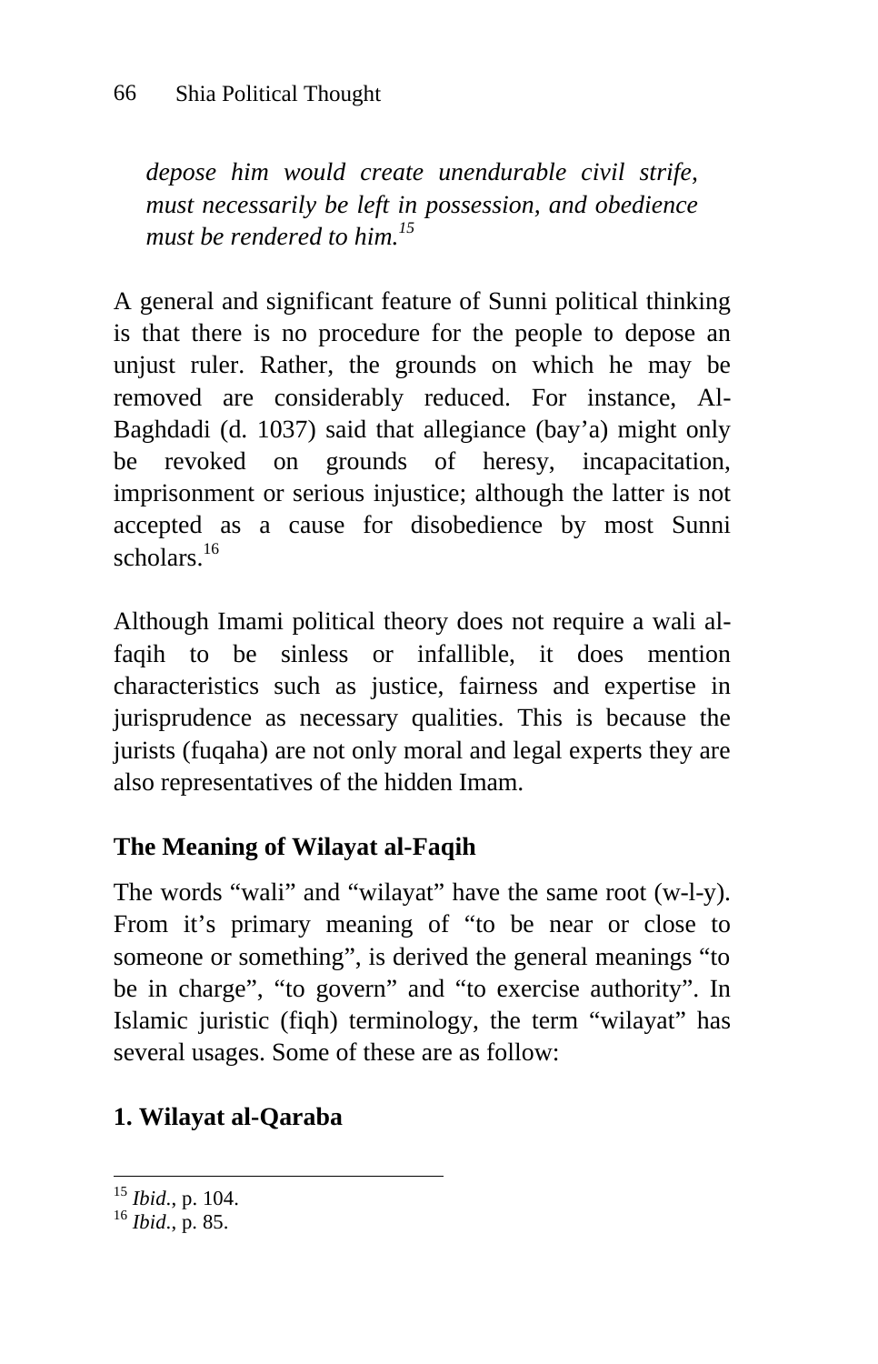*depose him would create unendurable civil strife, must necessarily be left in possession, and obedience must be rendered to him.*[15]

A general and significant feature of Sunni political thinking is that there is no procedure for the people to depose an unjust ruler. Rather, the grounds on which he may be removed are considerably reduced. For instance, Al-Baghdadi (d. 1037) said that allegiance (bay'a) might only be revoked on grounds of heresy, incapacitation, imprisonment or serious injustice; although the latter is not accepted as a cause for disobedience by most Sunni scholars.[16]

Although Imami political theory does not require a wali al-faqih to be sinless or infallible, it does mention characteristics such as justice, fairness and expertise in jurisprudence as necessary qualities. This is because the jurists (fuqaha) are not only moral and legal experts they are also representatives of the hidden Imam.

## The Meaning of Wilayat al-Faqih

The words "wali" and "wilayat" have the same root (w-l-y). From it's primary meaning of "to be near or close to someone or something", is derived the general meanings "to be in charge", "to govern" and "to exercise authority". In Islamic juristic (fiqh) terminology, the term "wilayat" has several usages. Some of these are as follow:

### 1. Wilayat al-Qaraba

---

[15] *Ibid*., p. 104.
[16] *Ibid*., p. 85.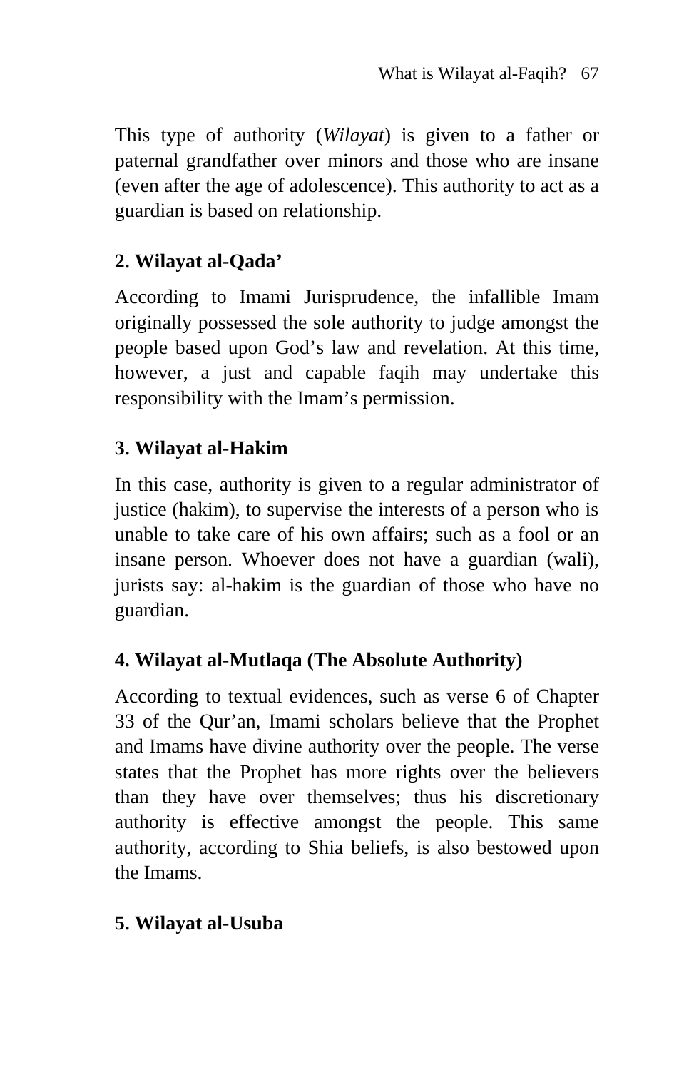This type of authority (*Wilayat*) is given to a father or paternal grandfather over minors and those who are insane (even after the age of adolescence). This authority to act as a guardian is based on relationship.

**2. Wilayat al-Qada'**

According to Imami Jurisprudence, the infallible Imam originally possessed the sole authority to judge amongst the people based upon God's law and revelation. At this time, however, a just and capable faqih may undertake this responsibility with the Imam's permission.

**3. Wilayat al-Hakim**

In this case, authority is given to a regular administrator of justice (hakim), to supervise the interests of a person who is unable to take care of his own affairs; such as a fool or an insane person. Whoever does not have a guardian (wali), jurists say: al-hakim is the guardian of those who have no guardian.

**4. Wilayat al-Mutlaqa (The Absolute Authority)**

According to textual evidences, such as verse 6 of Chapter 33 of the Qur'an, Imami scholars believe that the Prophet and Imams have divine authority over the people. The verse states that the Prophet has more rights over the believers than they have over themselves; thus his discretionary authority is effective amongst the people. This same authority, according to Shia beliefs, is also bestowed upon the Imams.

**5. Wilayat al-Usuba**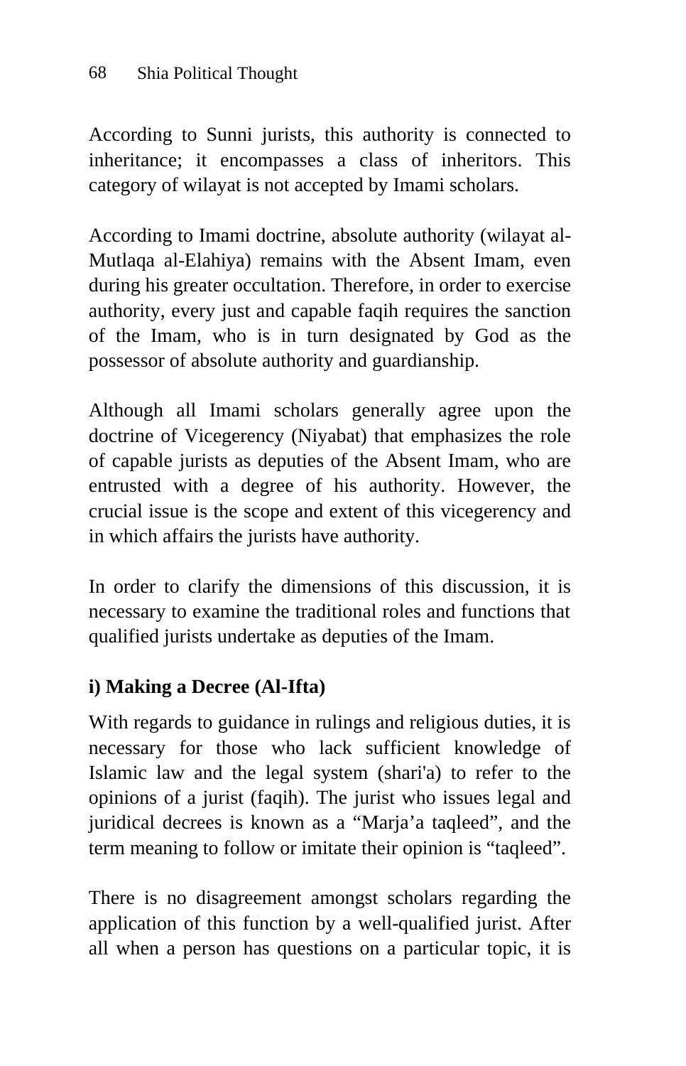According to Sunni jurists, this authority is connected to inheritance; it encompasses a class of inheritors. This category of wilayat is not accepted by Imami scholars.

According to Imami doctrine, absolute authority (wilayat al-Mutlaqa al-Elahiya) remains with the Absent Imam, even during his greater occultation. Therefore, in order to exercise authority, every just and capable faqih requires the sanction of the Imam, who is in turn designated by God as the possessor of absolute authority and guardianship.

Although all Imami scholars generally agree upon the doctrine of Vicegerency (Niyabat) that emphasizes the role of capable jurists as deputies of the Absent Imam, who are entrusted with a degree of his authority. However, the crucial issue is the scope and extent of this vicegerency and in which affairs the jurists have authority.

In order to clarify the dimensions of this discussion, it is necessary to examine the traditional roles and functions that qualified jurists undertake as deputies of the Imam.

**i) Making a Decree (Al-Ifta)**

With regards to guidance in rulings and religious duties, it is necessary for those who lack sufficient knowledge of Islamic law and the legal system (shari'a) to refer to the opinions of a jurist (faqih). The jurist who issues legal and juridical decrees is known as a “Marja’a taqleed”, and the term meaning to follow or imitate their opinion is “taqleed”.

There is no disagreement amongst scholars regarding the application of this function by a well-qualified jurist. After all when a person has questions on a particular topic, it is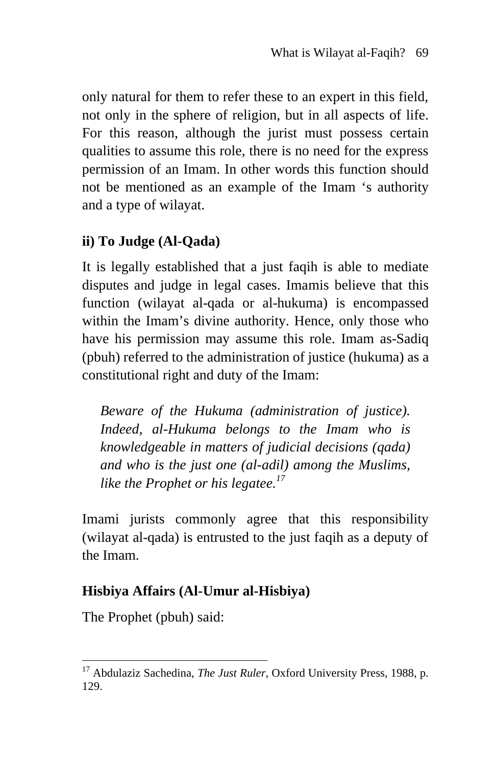only natural for them to refer these to an expert in this field, not only in the sphere of religion, but in all aspects of life. For this reason, although the jurist must possess certain qualities to assume this role, there is no need for the express permission of an Imam. In other words this function should not be mentioned as an example of the Imam 's authority and a type of wilayat.

### ii) To Judge (Al-Qada)

It is legally established that a just faqih is able to mediate disputes and judge in legal cases. Imamis believe that this function (wilayat al-qada or al-hukuma) is encompassed within the Imam's divine authority. Hence, only those who have his permission may assume this role. Imam as-Sadiq (pbuh) referred to the administration of justice (hukuma) as a constitutional right and duty of the Imam:

> *Beware of the Hukuma (administration of justice). Indeed, al-Hukuma belongs to the Imam who is knowledgeable in matters of judicial decisions (qada) and who is the just one (al-adil) among the Muslims, like the Prophet or his legatee.*[17]

Imami jurists commonly agree that this responsibility (wilayat al-qada) is entrusted to the just faqih as a deputy of the Imam.

### Hisbiya Affairs (Al-Umur al-Hisbiya)

The Prophet (pbuh) said:

---

[17] Abdulaziz Sachedina, *The Just Ruler*, Oxford University Press, 1988, p. 129.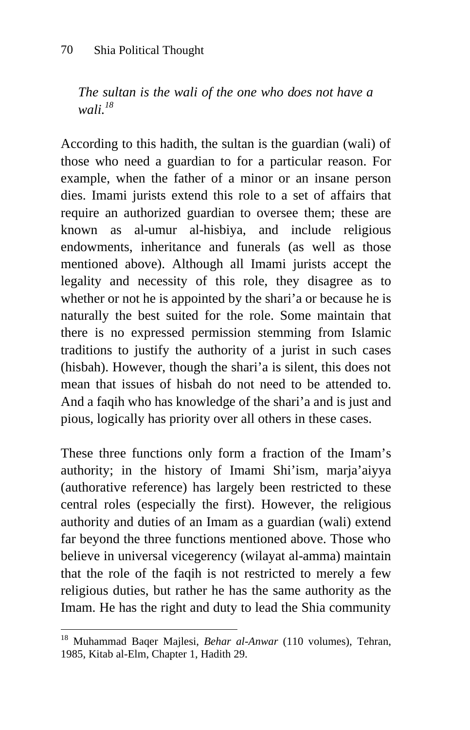*The sultan is the wali of the one who does not have a wali.*[18]

According to this hadith, the sultan is the guardian (wali) of those who need a guardian to for a particular reason. For example, when the father of a minor or an insane person dies. Imami jurists extend this role to a set of affairs that require an authorized guardian to oversee them; these are known as al-umur al-hisbiya, and include religious endowments, inheritance and funerals (as well as those mentioned above). Although all Imami jurists accept the legality and necessity of this role, they disagree as to whether or not he is appointed by the shari'a or because he is naturally the best suited for the role. Some maintain that there is no expressed permission stemming from Islamic traditions to justify the authority of a jurist in such cases (hisbah). However, though the shari'a is silent, this does not mean that issues of hisbah do not need to be attended to. And a faqih who has knowledge of the shari'a and is just and pious, logically has priority over all others in these cases.

These three functions only form a fraction of the Imam's authority; in the history of Imami Shi'ism, marja'aiyya (authorative reference) has largely been restricted to these central roles (especially the first). However, the religious authority and duties of an Imam as a guardian (wali) extend far beyond the three functions mentioned above. Those who believe in universal vicegerency (wilayat al-amma) maintain that the role of the faqih is not restricted to merely a few religious duties, but rather he has the same authority as the Imam. He has the right and duty to lead the Shia community

[18] Muhammad Baqer Majlesi, *Behar al-Anwar* (110 volumes), Tehran, 1985, Kitab al-Elm, Chapter 1, Hadith 29.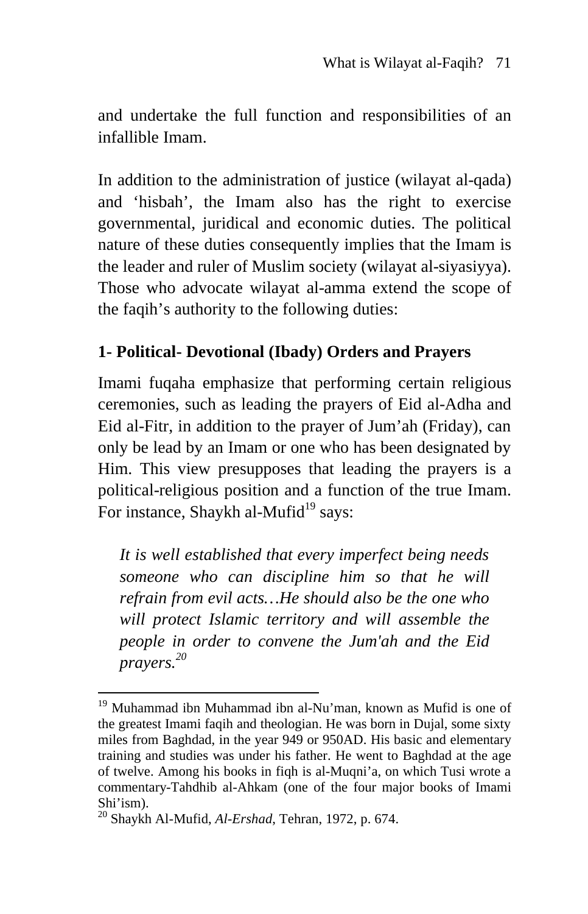and undertake the full function and responsibilities of an infallible Imam.

In addition to the administration of justice (wilayat al-qada) and 'hisbah', the Imam also has the right to exercise governmental, juridical and economic duties. The political nature of these duties consequently implies that the Imam is the leader and ruler of Muslim society (wilayat al-siyasiyya). Those who advocate wilayat al-amma extend the scope of the faqih's authority to the following duties:

### 1- Political- Devotional (Ibady) Orders and Prayers

Imami fuqaha emphasize that performing certain religious ceremonies, such as leading the prayers of Eid al-Adha and Eid al-Fitr, in addition to the prayer of Jum'ah (Friday), can only be lead by an Imam or one who has been designated by Him. This view presupposes that leading the prayers is a political-religious position and a function of the true Imam. For instance, Shaykh al-Mufid[19] says:

> *It is well established that every imperfect being needs someone who can discipline him so that he will refrain from evil acts…He should also be the one who will protect Islamic territory and will assemble the people in order to convene the Jum'ah and the Eid prayers.*[20]

---

[19] Muhammad ibn Muhammad ibn al-Nu'man, known as Mufid is one of the greatest Imami faqih and theologian. He was born in Dujal, some sixty miles from Baghdad, in the year 949 or 950AD. His basic and elementary training and studies was under his father. He went to Baghdad at the age of twelve. Among his books in fiqh is al-Muqni'a, on which Tusi wrote a commentary-Tahdhib al-Ahkam (one of the four major books of Imami Shi'ism).

[20] Shaykh Al-Mufid, *Al-Ershad*, Tehran, 1972, p. 674.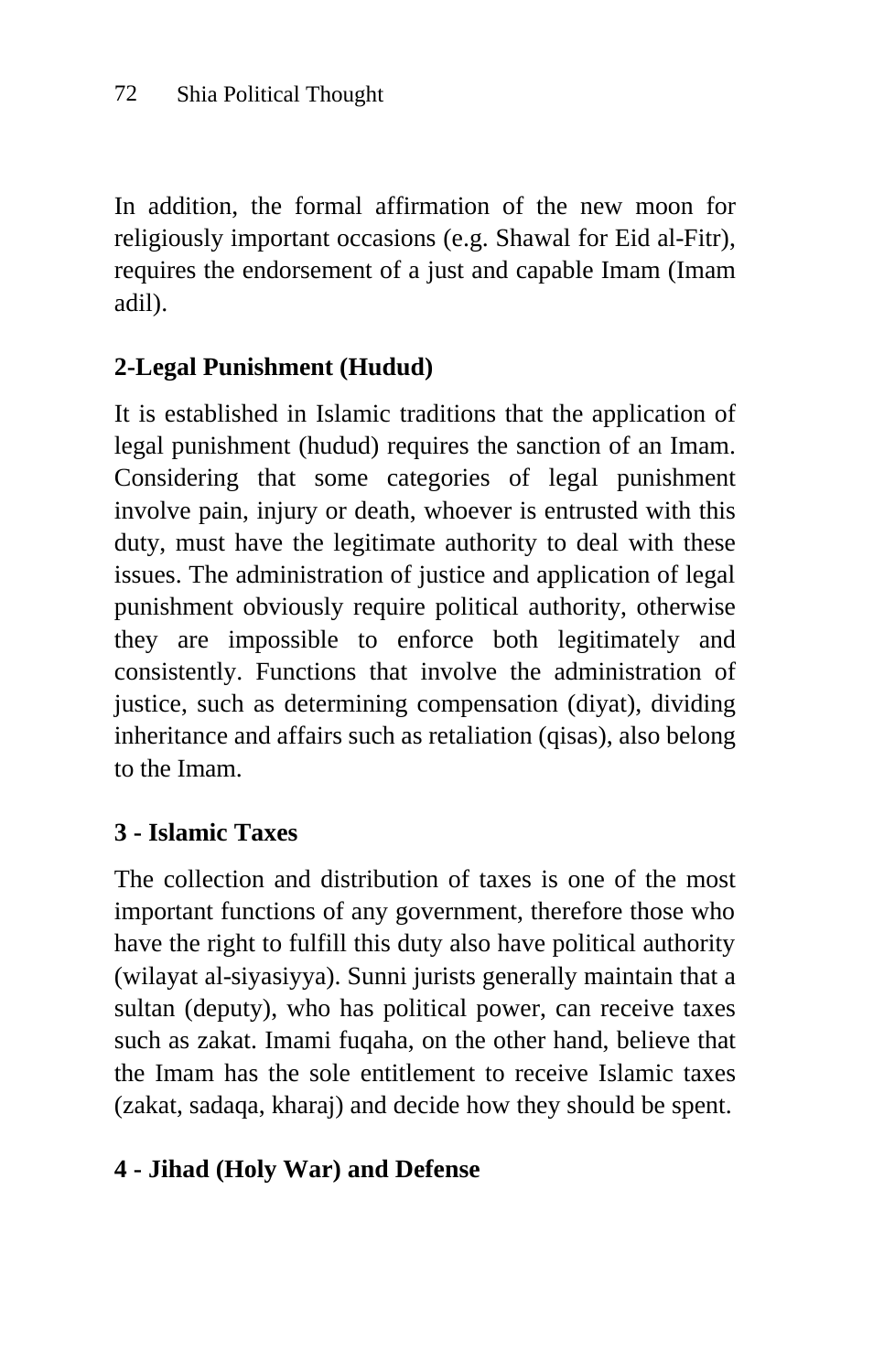In addition, the formal affirmation of the new moon for religiously important occasions (e.g. Shawal for Eid al-Fitr), requires the endorsement of a just and capable Imam (Imam adil).

**2-Legal Punishment (Hudud)**

It is established in Islamic traditions that the application of legal punishment (hudud) requires the sanction of an Imam. Considering that some categories of legal punishment involve pain, injury or death, whoever is entrusted with this duty, must have the legitimate authority to deal with these issues. The administration of justice and application of legal punishment obviously require political authority, otherwise they are impossible to enforce both legitimately and consistently. Functions that involve the administration of justice, such as determining compensation (diyat), dividing inheritance and affairs such as retaliation (qisas), also belong to the Imam.

**3 - Islamic Taxes**

The collection and distribution of taxes is one of the most important functions of any government, therefore those who have the right to fulfill this duty also have political authority (wilayat al-siyasiyya). Sunni jurists generally maintain that a sultan (deputy), who has political power, can receive taxes such as zakat. Imami fuqaha, on the other hand, believe that the Imam has the sole entitlement to receive Islamic taxes (zakat, sadaqa, kharaj) and decide how they should be spent.

**4 - Jihad (Holy War) and Defense**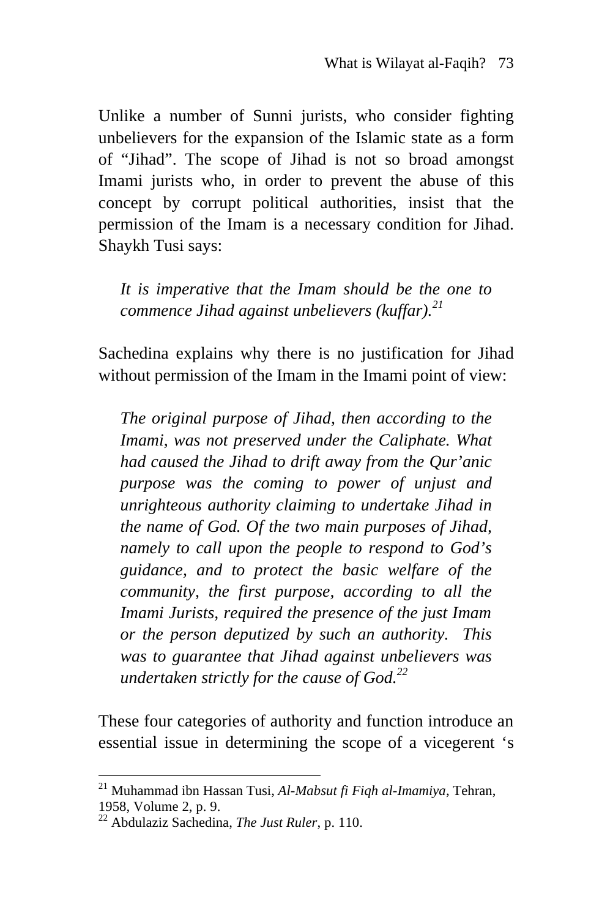Unlike a number of Sunni jurists, who consider fighting unbelievers for the expansion of the Islamic state as a form of "Jihad". The scope of Jihad is not so broad amongst Imami jurists who, in order to prevent the abuse of this concept by corrupt political authorities, insist that the permission of the Imam is a necessary condition for Jihad. Shaykh Tusi says:

> *It is imperative that the Imam should be the one to commence Jihad against unbelievers (kuffar).*[21]

Sachedina explains why there is no justification for Jihad without permission of the Imam in the Imami point of view:

> *The original purpose of Jihad, then according to the Imami, was not preserved under the Caliphate. What had caused the Jihad to drift away from the Qur'anic purpose was the coming to power of unjust and unrighteous authority claiming to undertake Jihad in the name of God. Of the two main purposes of Jihad, namely to call upon the people to respond to God's guidance, and to protect the basic welfare of the community, the first purpose, according to all the Imami Jurists, required the presence of the just Imam or the person deputized by such an authority. This was to guarantee that Jihad against unbelievers was undertaken strictly for the cause of God.*[22]

These four categories of authority and function introduce an essential issue in determining the scope of a vicegerent 's

---

[21] Muhammad ibn Hassan Tusi, *Al-Mabsut fi Fiqh al-Imamiya*, Tehran, 1958, Volume 2, p. 9.

[22] Abdulaziz Sachedina, *The Just Ruler*, p. 110.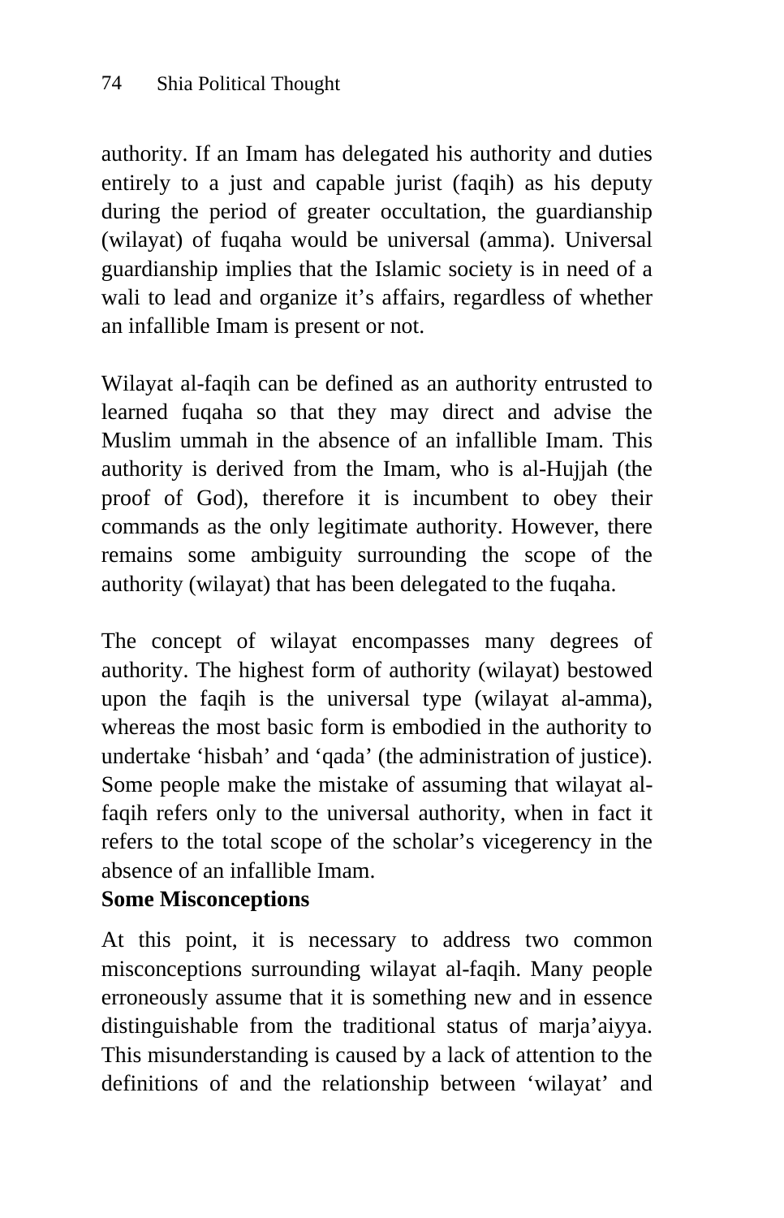authority. If an Imam has delegated his authority and duties entirely to a just and capable jurist (faqih) as his deputy during the period of greater occultation, the guardianship (wilayat) of fuqaha would be universal (amma). Universal guardianship implies that the Islamic society is in need of a wali to lead and organize it's affairs, regardless of whether an infallible Imam is present or not.

Wilayat al-faqih can be defined as an authority entrusted to learned fuqaha so that they may direct and advise the Muslim ummah in the absence of an infallible Imam. This authority is derived from the Imam, who is al-Hujjah (the proof of God), therefore it is incumbent to obey their commands as the only legitimate authority. However, there remains some ambiguity surrounding the scope of the authority (wilayat) that has been delegated to the fuqaha.

The concept of wilayat encompasses many degrees of authority. The highest form of authority (wilayat) bestowed upon the faqih is the universal type (wilayat al-amma), whereas the most basic form is embodied in the authority to undertake 'hisbah' and 'qada' (the administration of justice). Some people make the mistake of assuming that wilayat al-faqih refers only to the universal authority, when in fact it refers to the total scope of the scholar's vicegerency in the absence of an infallible Imam.

**Some Misconceptions**

At this point, it is necessary to address two common misconceptions surrounding wilayat al-faqih. Many people erroneously assume that it is something new and in essence distinguishable from the traditional status of marja'aiyya. This misunderstanding is caused by a lack of attention to the definitions of and the relationship between 'wilayat' and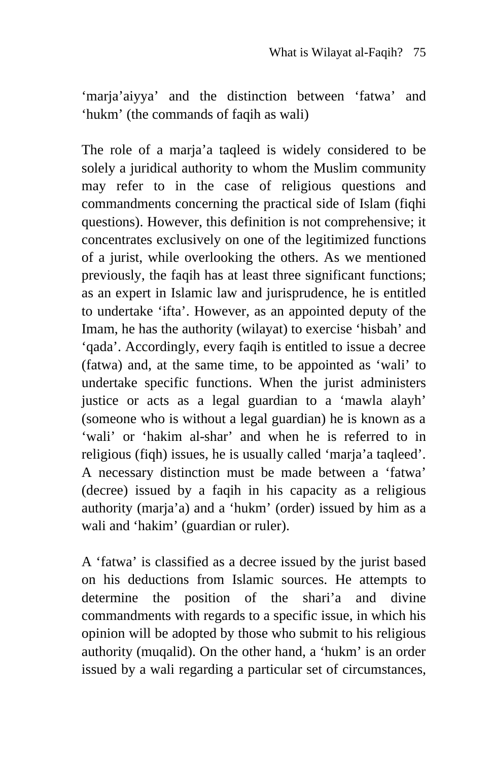'marja'aiyya' and the distinction between 'fatwa' and 'hukm' (the commands of faqih as wali)

The role of a marja'a taqleed is widely considered to be solely a juridical authority to whom the Muslim community may refer to in the case of religious questions and commandments concerning the practical side of Islam (fiqhi questions). However, this definition is not comprehensive; it concentrates exclusively on one of the legitimized functions of a jurist, while overlooking the others. As we mentioned previously, the faqih has at least three significant functions; as an expert in Islamic law and jurisprudence, he is entitled to undertake 'ifta'. However, as an appointed deputy of the Imam, he has the authority (wilayat) to exercise 'hisbah' and 'qada'. Accordingly, every faqih is entitled to issue a decree (fatwa) and, at the same time, to be appointed as 'wali' to undertake specific functions. When the jurist administers justice or acts as a legal guardian to a 'mawla alayh' (someone who is without a legal guardian) he is known as a 'wali' or 'hakim al-shar' and when he is referred to in religious (fiqh) issues, he is usually called 'marja'a taqleed'. A necessary distinction must be made between a 'fatwa' (decree) issued by a faqih in his capacity as a religious authority (marja'a) and a 'hukm' (order) issued by him as a wali and 'hakim' (guardian or ruler).

A 'fatwa' is classified as a decree issued by the jurist based on his deductions from Islamic sources. He attempts to determine the position of the shari'a and divine commandments with regards to a specific issue, in which his opinion will be adopted by those who submit to his religious authority (muqalid). On the other hand, a 'hukm' is an order issued by a wali regarding a particular set of circumstances,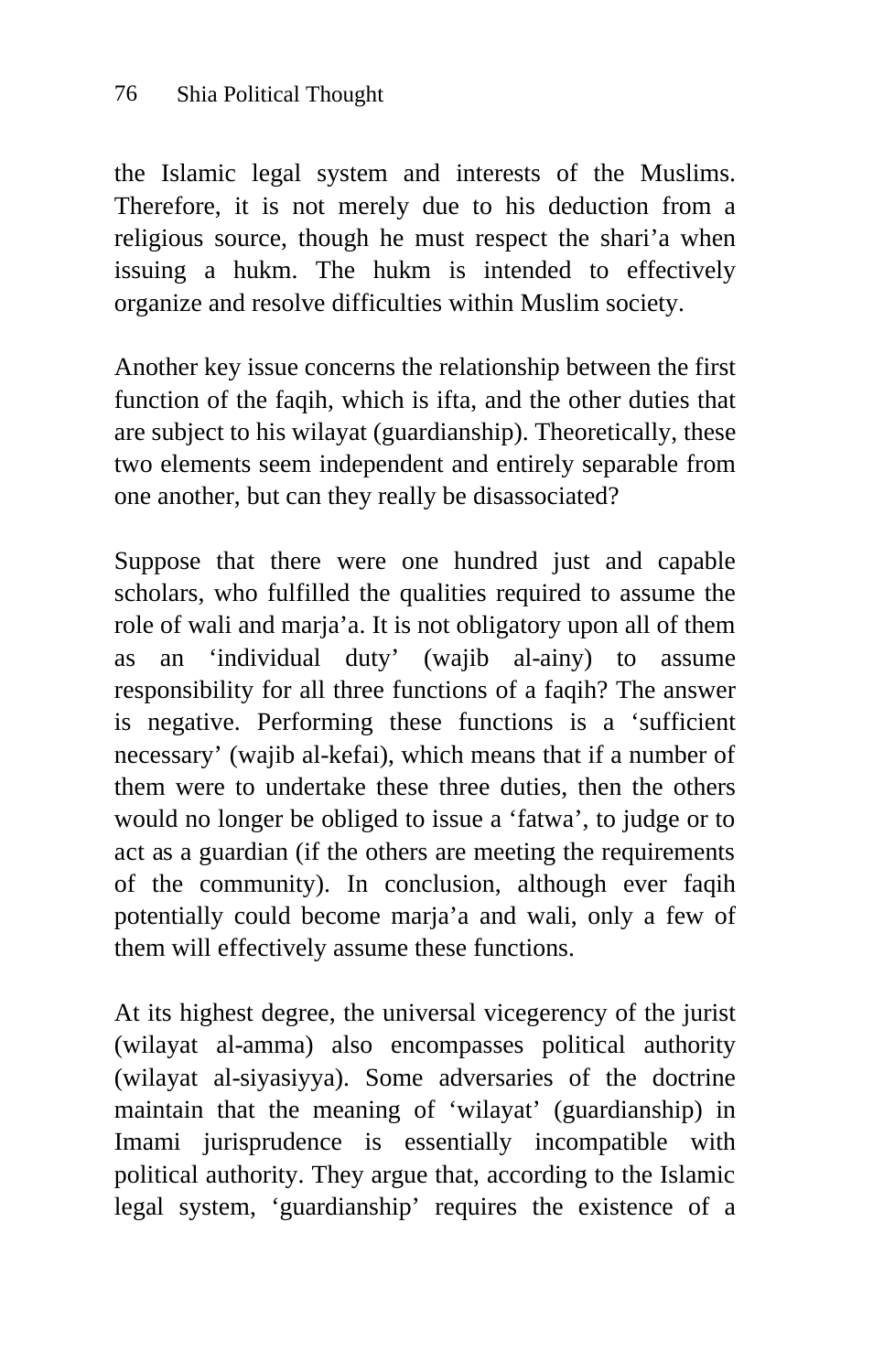the Islamic legal system and interests of the Muslims. Therefore, it is not merely due to his deduction from a religious source, though he must respect the shari'a when issuing a hukm. The hukm is intended to effectively organize and resolve difficulties within Muslim society.

Another key issue concerns the relationship between the first function of the faqih, which is ifta, and the other duties that are subject to his wilayat (guardianship). Theoretically, these two elements seem independent and entirely separable from one another, but can they really be disassociated?

Suppose that there were one hundred just and capable scholars, who fulfilled the qualities required to assume the role of wali and marja'a. It is not obligatory upon all of them as an 'individual duty' (wajib al-ainy) to assume responsibility for all three functions of a faqih? The answer is negative. Performing these functions is a 'sufficient necessary' (wajib al-kefai), which means that if a number of them were to undertake these three duties, then the others would no longer be obliged to issue a 'fatwa', to judge or to act as a guardian (if the others are meeting the requirements of the community). In conclusion, although ever faqih potentially could become marja'a and wali, only a few of them will effectively assume these functions.

At its highest degree, the universal vicegerency of the jurist (wilayat al-amma) also encompasses political authority (wilayat al-siyasiyya). Some adversaries of the doctrine maintain that the meaning of 'wilayat' (guardianship) in Imami jurisprudence is essentially incompatible with political authority. They argue that, according to the Islamic legal system, 'guardianship' requires the existence of a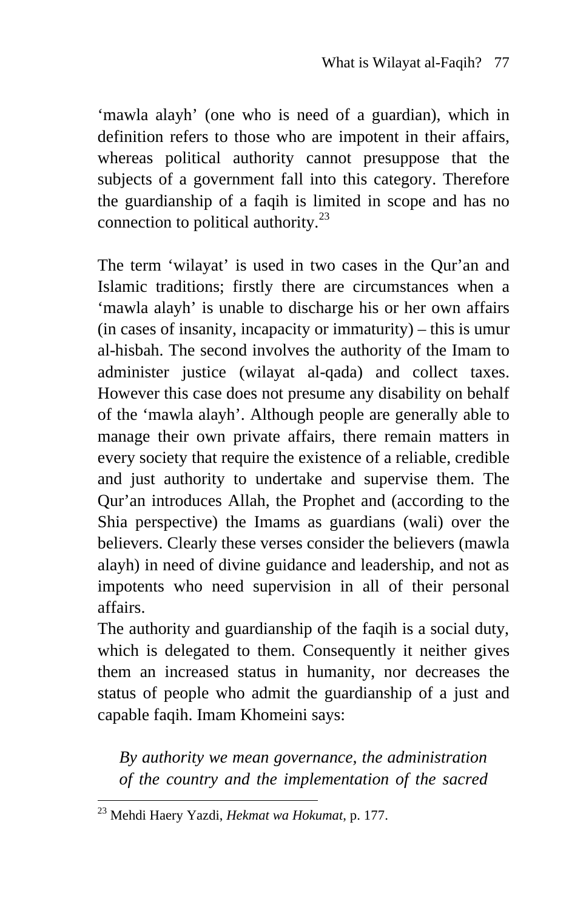'mawla alayh' (one who is need of a guardian), which in definition refers to those who are impotent in their affairs, whereas political authority cannot presuppose that the subjects of a government fall into this category. Therefore the guardianship of a faqih is limited in scope and has no connection to political authority.[23]

The term 'wilayat' is used in two cases in the Qur'an and Islamic traditions; firstly there are circumstances when a 'mawla alayh' is unable to discharge his or her own affairs (in cases of insanity, incapacity or immaturity) – this is umur al-hisbah. The second involves the authority of the Imam to administer justice (wilayat al-qada) and collect taxes. However this case does not presume any disability on behalf of the 'mawla alayh'. Although people are generally able to manage their own private affairs, there remain matters in every society that require the existence of a reliable, credible and just authority to undertake and supervise them. The Qur'an introduces Allah, the Prophet and (according to the Shia perspective) the Imams as guardians (wali) over the believers. Clearly these verses consider the believers (mawla alayh) in need of divine guidance and leadership, and not as impotents who need supervision in all of their personal affairs.

The authority and guardianship of the faqih is a social duty, which is delegated to them. Consequently it neither gives them an increased status in humanity, nor decreases the status of people who admit the guardianship of a just and capable faqih. Imam Khomeini says:

> *By authority we mean governance, the administration of the country and the implementation of the sacred*

---

[23] Mehdi Haery Yazdi, *Hekmat wa Hokumat*, p. 177.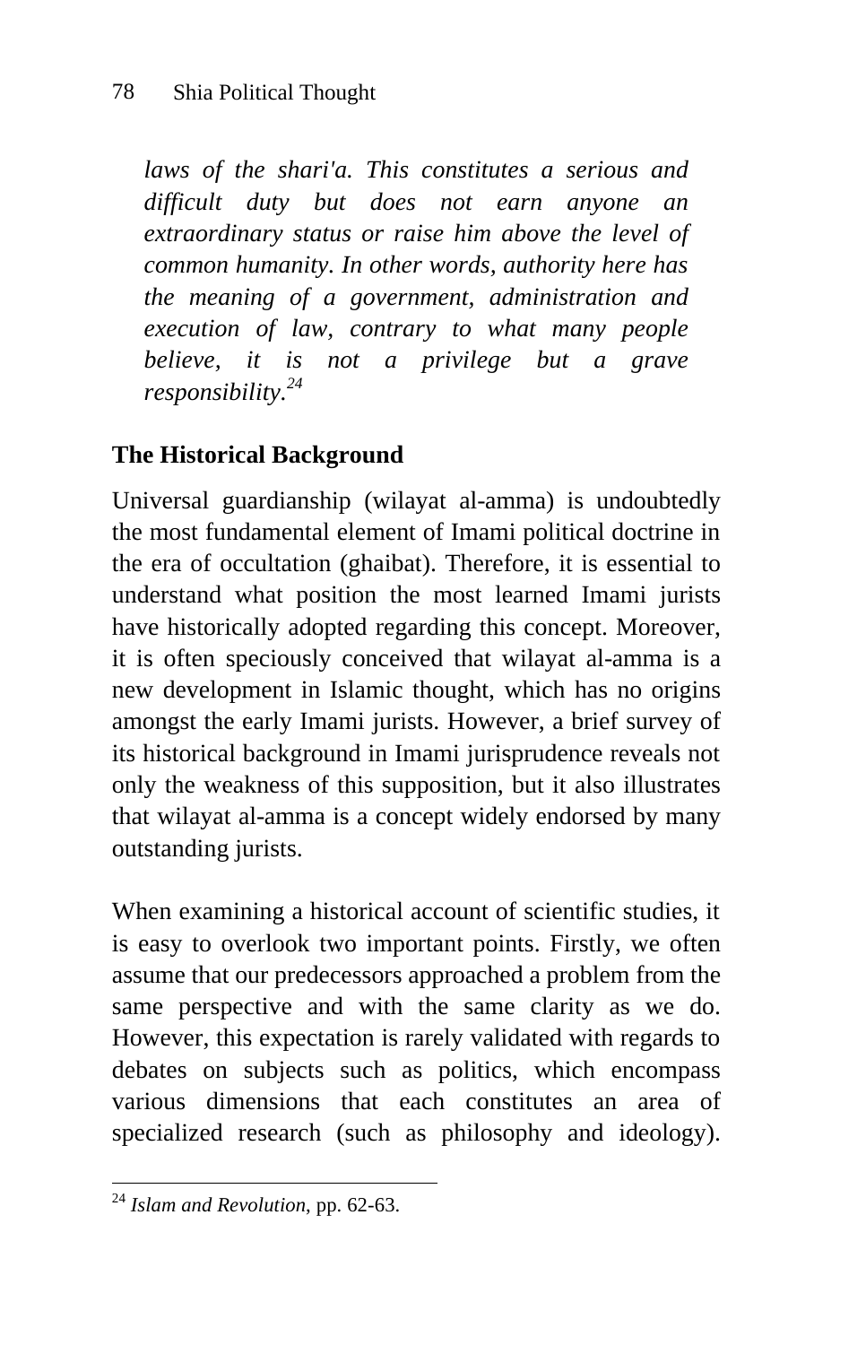> *laws of the shari'a. This constitutes a serious and difficult duty but does not earn anyone an extraordinary status or raise him above the level of common humanity. In other words, authority here has the meaning of a government, administration and execution of law, contrary to what many people believe, it is not a privilege but a grave responsibility.*[24]

## The Historical Background

Universal guardianship (wilayat al-amma) is undoubtedly the most fundamental element of Imami political doctrine in the era of occultation (ghaibat). Therefore, it is essential to understand what position the most learned Imami jurists have historically adopted regarding this concept. Moreover, it is often speciously conceived that wilayat al-amma is a new development in Islamic thought, which has no origins amongst the early Imami jurists. However, a brief survey of its historical background in Imami jurisprudence reveals not only the weakness of this supposition, but it also illustrates that wilayat al-amma is a concept widely endorsed by many outstanding jurists.

When examining a historical account of scientific studies, it is easy to overlook two important points. Firstly, we often assume that our predecessors approached a problem from the same perspective and with the same clarity as we do. However, this expectation is rarely validated with regards to debates on subjects such as politics, which encompass various dimensions that each constitutes an area of specialized research (such as philosophy and ideology).

---

[24] *Islam and Revolution*, pp. 62-63.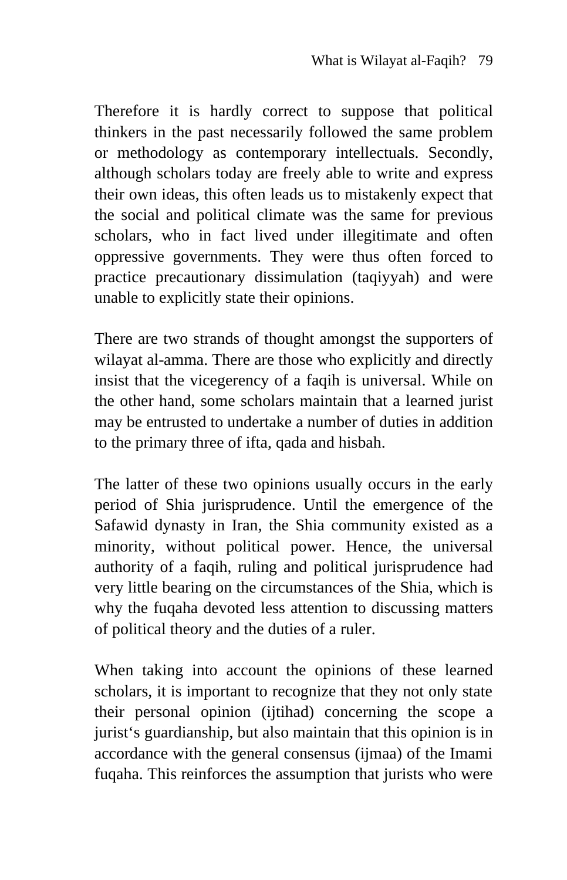Therefore it is hardly correct to suppose that political thinkers in the past necessarily followed the same problem or methodology as contemporary intellectuals. Secondly, although scholars today are freely able to write and express their own ideas, this often leads us to mistakenly expect that the social and political climate was the same for previous scholars, who in fact lived under illegitimate and often oppressive governments. They were thus often forced to practice precautionary dissimulation (taqiyyah) and were unable to explicitly state their opinions.

There are two strands of thought amongst the supporters of wilayat al-amma. There are those who explicitly and directly insist that the vicegerency of a faqih is universal. While on the other hand, some scholars maintain that a learned jurist may be entrusted to undertake a number of duties in addition to the primary three of ifta, qada and hisbah.

The latter of these two opinions usually occurs in the early period of Shia jurisprudence. Until the emergence of the Safawid dynasty in Iran, the Shia community existed as a minority, without political power. Hence, the universal authority of a faqih, ruling and political jurisprudence had very little bearing on the circumstances of the Shia, which is why the fuqaha devoted less attention to discussing matters of political theory and the duties of a ruler.

When taking into account the opinions of these learned scholars, it is important to recognize that they not only state their personal opinion (ijtihad) concerning the scope a jurist's guardianship, but also maintain that this opinion is in accordance with the general consensus (ijmaa) of the Imami fuqaha. This reinforces the assumption that jurists who were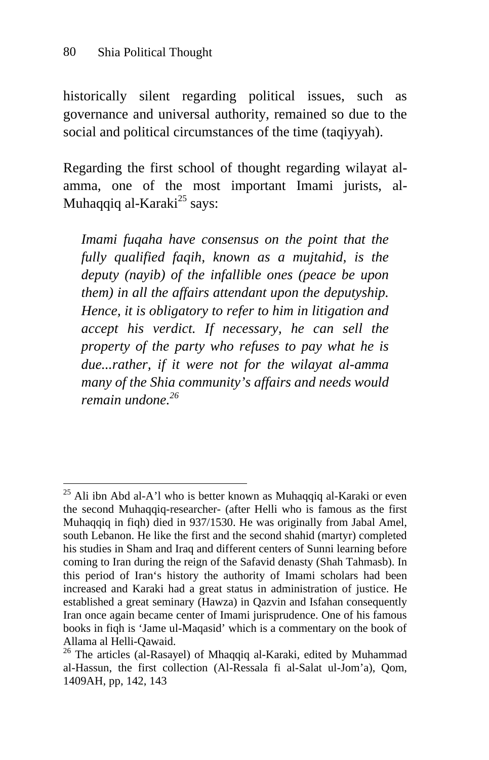historically silent regarding political issues, such as governance and universal authority, remained so due to the social and political circumstances of the time (taqiyyah).

Regarding the first school of thought regarding wilayat al-amma, one of the most important Imami jurists, al-Muhaqqiq al-Karaki[25] says:

> *Imami fuqaha have consensus on the point that the fully qualified faqih, known as a mujtahid, is the deputy (nayib) of the infallible ones (peace be upon them) in all the affairs attendant upon the deputyship. Hence, it is obligatory to refer to him in litigation and accept his verdict. If necessary, he can sell the property of the party who refuses to pay what he is due...rather, if it were not for the wilayat al-amma many of the Shia community's affairs and needs would remain undone.*[26]

---

[25] Ali ibn Abd al-A'l who is better known as Muhaqqiq al-Karaki or even the second Muhaqqiq-researcher- (after Helli who is famous as the first Muhaqqiq in fiqh) died in 937/1530. He was originally from Jabal Amel, south Lebanon. He like the first and the second shahid (martyr) completed his studies in Sham and Iraq and different centers of Sunni learning before coming to Iran during the reign of the Safavid denasty (Shah Tahmasb). In this period of Iran's history the authority of Imami scholars had been increased and Karaki had a great status in administration of justice. He established a great seminary (Hawza) in Qazvin and Isfahan consequently Iran once again became center of Imami jurisprudence. One of his famous books in fiqh is 'Jame ul-Maqasid' which is a commentary on the book of Allama al Helli-Qawaid.

[26] The articles (al-Rasayel) of Mhaqqiq al-Karaki, edited by Muhammad al-Hassun, the first collection (Al-Ressala fi al-Salat ul-Jom'a), Qom, 1409AH, pp, 142, 143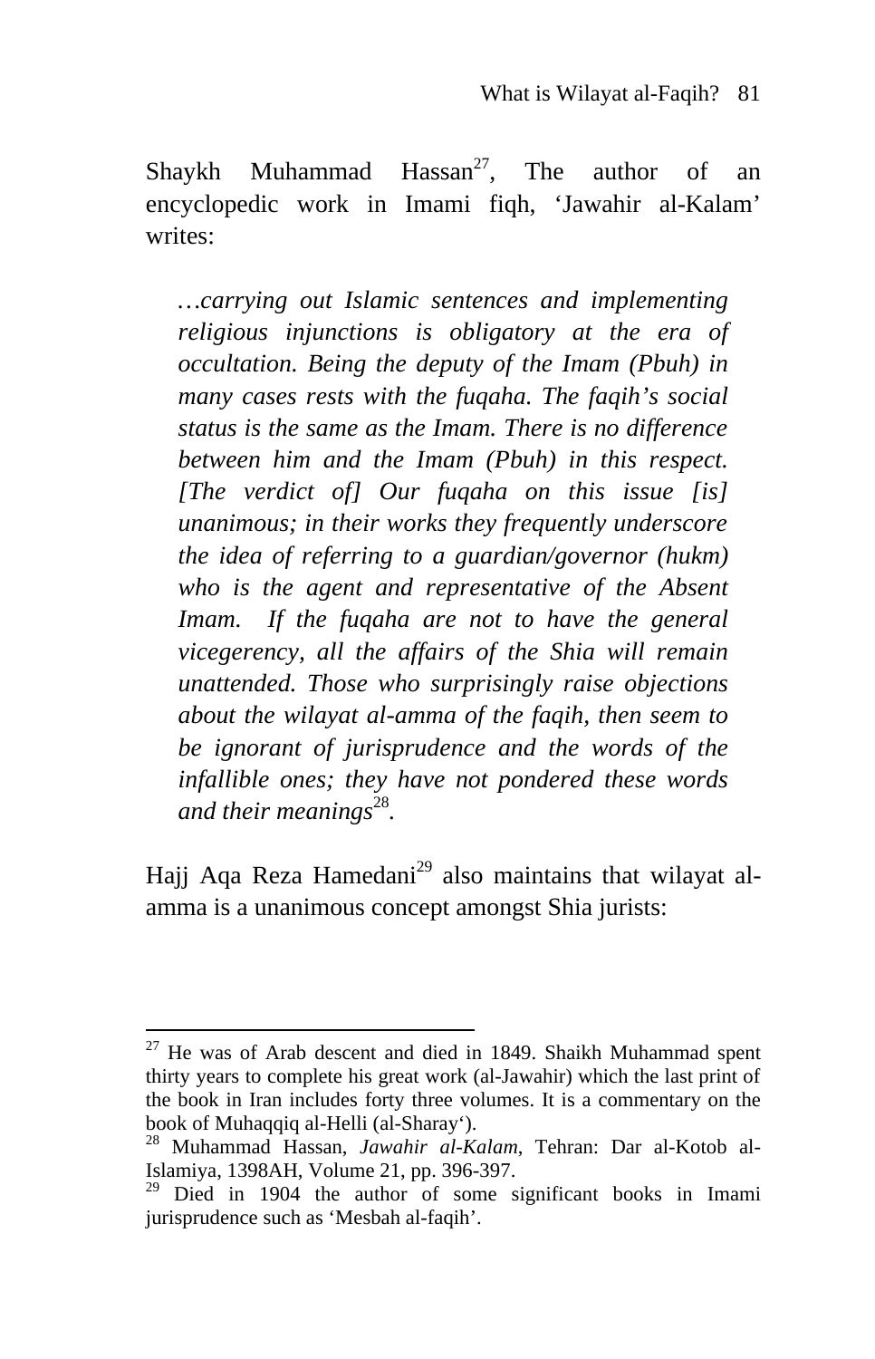Shaykh Muhammad Hassan[27], The author of an encyclopedic work in Imami fiqh, 'Jawahir al-Kalam' writes:

> *…carrying out Islamic sentences and implementing religious injunctions is obligatory at the era of occultation. Being the deputy of the Imam (Pbuh) in many cases rests with the fuqaha. The faqih's social status is the same as the Imam. There is no difference between him and the Imam (Pbuh) in this respect. [The verdict of] Our fuqaha on this issue [is] unanimous; in their works they frequently underscore the idea of referring to a guardian/governor (hukm) who is the agent and representative of the Absent Imam. If the fuqaha are not to have the general vicegerency, all the affairs of the Shia will remain unattended. Those who surprisingly raise objections about the wilayat al-amma of the faqih, then seem to be ignorant of jurisprudence and the words of the infallible ones; they have not pondered these words and their meanings*[28].

Hajj Aqa Reza Hamedani[29] also maintains that wilayat al-amma is a unanimous concept amongst Shia jurists:

---

[27] He was of Arab descent and died in 1849. Shaikh Muhammad spent thirty years to complete his great work (al-Jawahir) which the last print of the book in Iran includes forty three volumes. It is a commentary on the book of Muhaqqiq al-Helli (al-Sharay').

[28] Muhammad Hassan, *Jawahir al-Kalam*, Tehran: Dar al-Kotob al-Islamiya, 1398AH, Volume 21, pp. 396-397.

[29] Died in 1904 the author of some significant books in Imami jurisprudence such as 'Mesbah al-faqih'.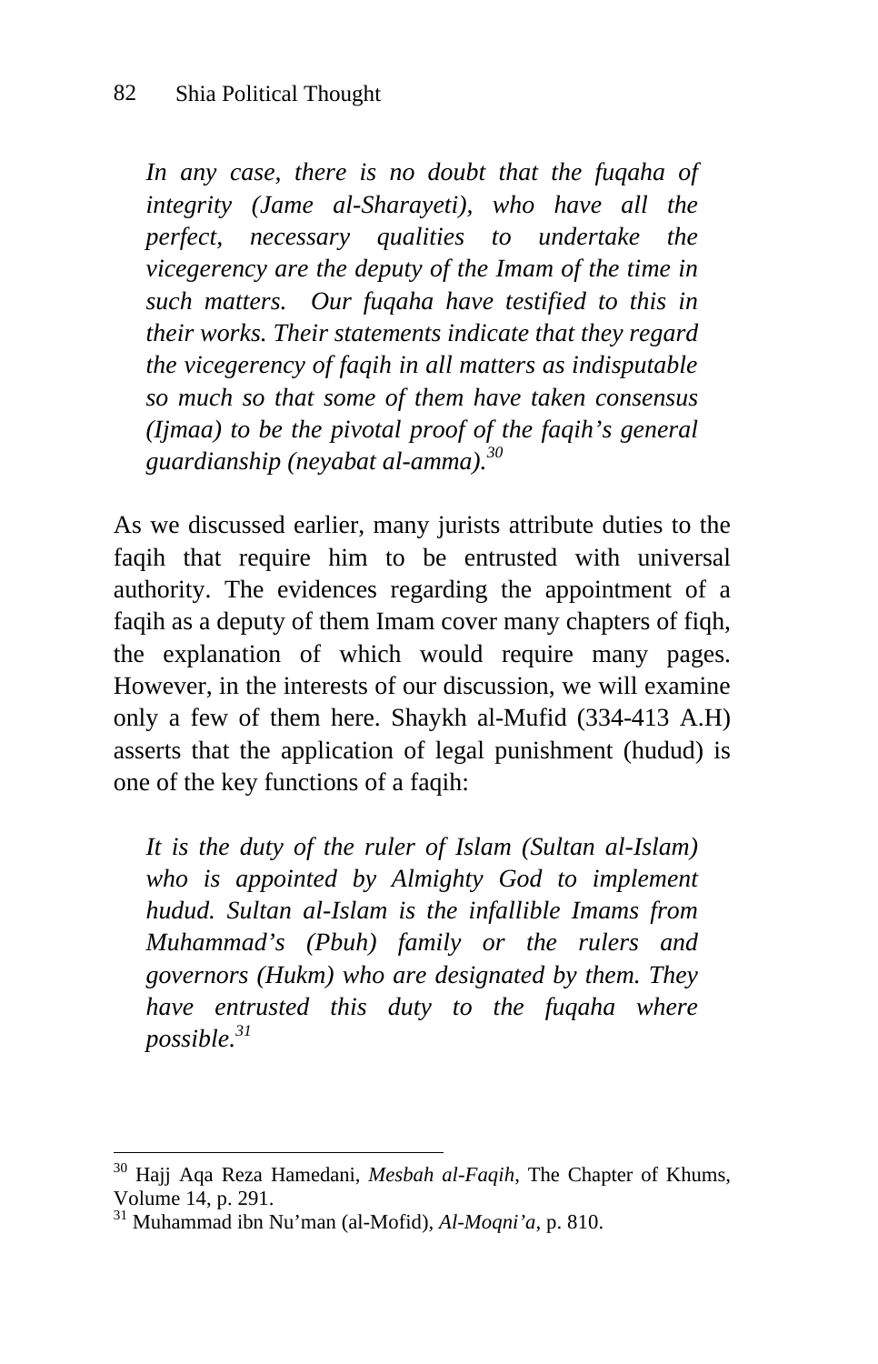*In any case, there is no doubt that the fuqaha of integrity (Jame al-Sharayeti), who have all the perfect, necessary qualities to undertake the vicegerency are the deputy of the Imam of the time in such matters. Our fuqaha have testified to this in their works. Their statements indicate that they regard the vicegerency of faqih in all matters as indisputable so much so that some of them have taken consensus (Ijmaa) to be the pivotal proof of the faqih's general guardianship (neyabat al-amma).*[30]

As we discussed earlier, many jurists attribute duties to the faqih that require him to be entrusted with universal authority. The evidences regarding the appointment of a faqih as a deputy of them Imam cover many chapters of fiqh, the explanation of which would require many pages. However, in the interests of our discussion, we will examine only a few of them here. Shaykh al-Mufid (334-413 A.H) asserts that the application of legal punishment (hudud) is one of the key functions of a faqih:

*It is the duty of the ruler of Islam (Sultan al-Islam) who is appointed by Almighty God to implement hudud. Sultan al-Islam is the infallible Imams from Muhammad's (Pbuh) family or the rulers and governors (Hukm) who are designated by them. They have entrusted this duty to the fuqaha where possible.*[31]

---

[30] Hajj Aqa Reza Hamedani, *Mesbah al-Faqih*, The Chapter of Khums, Volume 14, p. 291.

[31] Muhammad ibn Nu'man (al-Mofid), *Al-Moqni'a*, p. 810.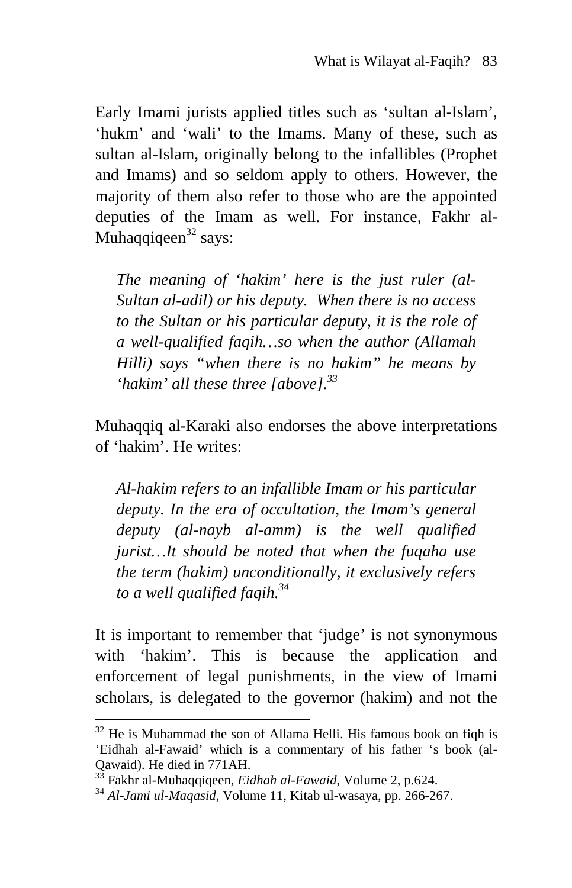Early Imami jurists applied titles such as 'sultan al-Islam', 'hukm' and 'wali' to the Imams. Many of these, such as sultan al-Islam, originally belong to the infallibles (Prophet and Imams) and so seldom apply to others. However, the majority of them also refer to those who are the appointed deputies of the Imam as well. For instance, Fakhr al-Muhaqqiqeen[32] says:

> *The meaning of 'hakim' here is the just ruler (al-Sultan al-adil) or his deputy. When there is no access to the Sultan or his particular deputy, it is the role of a well-qualified faqih…so when the author (Allamah Hilli) says "when there is no hakim" he means by 'hakim' all these three [above].*[33]

Muhaqqiq al-Karaki also endorses the above interpretations of 'hakim'. He writes:

> *Al-hakim refers to an infallible Imam or his particular deputy. In the era of occultation, the Imam's general deputy (al-nayb al-amm) is the well qualified jurist…It should be noted that when the fuqaha use the term (hakim) unconditionally, it exclusively refers to a well qualified faqih.*[34]

It is important to remember that 'judge' is not synonymous with 'hakim'. This is because the application and enforcement of legal punishments, in the view of Imami scholars, is delegated to the governor (hakim) and not the

---

[32] He is Muhammad the son of Allama Helli. His famous book on fiqh is 'Eidhah al-Fawaid' which is a commentary of his father 's book (al-Qawaid). He died in 771AH.

[33] Fakhr al-Muhaqqiqeen, *Eidhah al-Fawaid*, Volume 2, p.624.

[34] *Al-Jami ul-Maqasid*, Volume 11, Kitab ul-wasaya, pp. 266-267.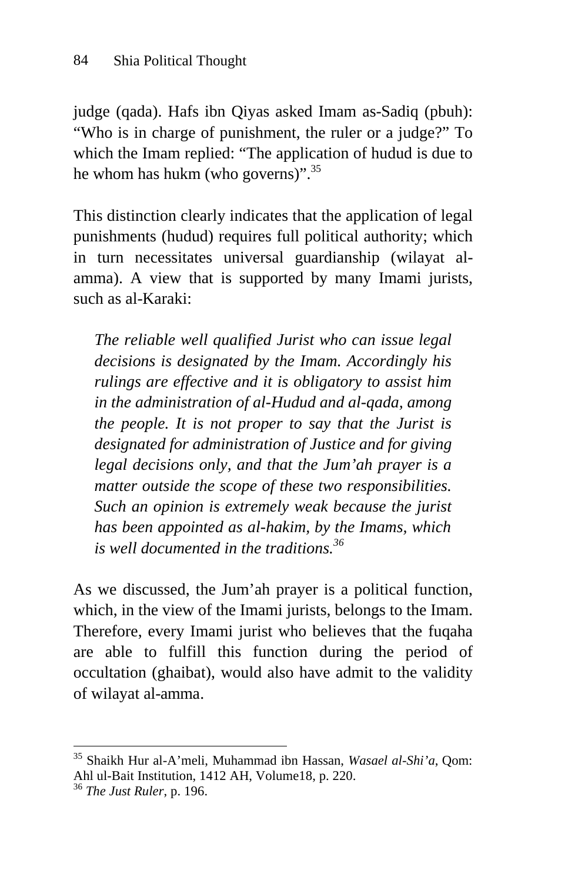judge (qada). Hafs ibn Qiyas asked Imam as-Sadiq (pbuh): "Who is in charge of punishment, the ruler or a judge?" To which the Imam replied: "The application of hudud is due to he whom has hukm (who governs)".[35]

This distinction clearly indicates that the application of legal punishments (hudud) requires full political authority; which in turn necessitates universal guardianship (wilayat al-amma). A view that is supported by many Imami jurists, such as al-Karaki:

> *The reliable well qualified Jurist who can issue legal decisions is designated by the Imam. Accordingly his rulings are effective and it is obligatory to assist him in the administration of al-Hudud and al-qada, among the people. It is not proper to say that the Jurist is designated for administration of Justice and for giving legal decisions only, and that the Jum'ah prayer is a matter outside the scope of these two responsibilities. Such an opinion is extremely weak because the jurist has been appointed as al-hakim, by the Imams, which is well documented in the traditions.*[36]

As we discussed, the Jum'ah prayer is a political function, which, in the view of the Imami jurists, belongs to the Imam. Therefore, every Imami jurist who believes that the fuqaha are able to fulfill this function during the period of occultation (ghaibat), would also have admit to the validity of wilayat al-amma.

---

[35] Shaikh Hur al-A'meli, Muhammad ibn Hassan, *Wasael al-Shi'a*, Qom: Ahl ul-Bait Institution, 1412 AH, Volume18, p. 220.

[36] *The Just Ruler*, p. 196.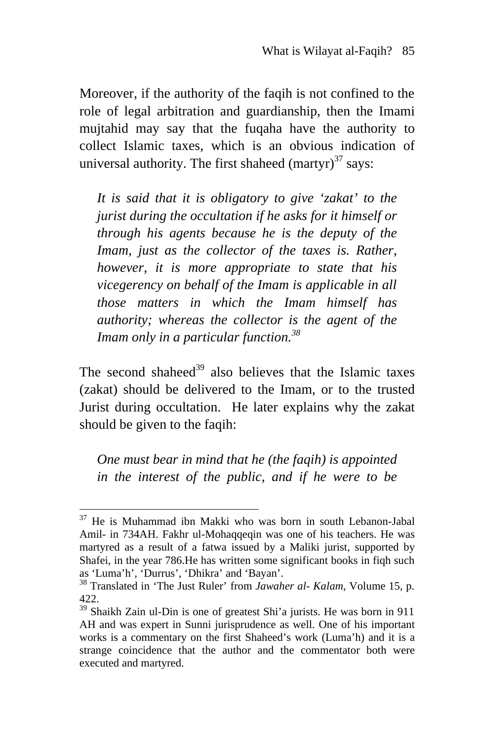Moreover, if the authority of the faqih is not confined to the role of legal arbitration and guardianship, then the Imami mujtahid may say that the fuqaha have the authority to collect Islamic taxes, which is an obvious indication of universal authority. The first shaheed (martyr)[37] says:

> *It is said that it is obligatory to give 'zakat' to the jurist during the occultation if he asks for it himself or through his agents because he is the deputy of the Imam, just as the collector of the taxes is. Rather, however, it is more appropriate to state that his vicegerency on behalf of the Imam is applicable in all those matters in which the Imam himself has authority; whereas the collector is the agent of the Imam only in a particular function.*[38]

The second shaheed[39] also believes that the Islamic taxes (zakat) should be delivered to the Imam, or to the trusted Jurist during occultation. He later explains why the zakat should be given to the faqih:

> *One must bear in mind that he (the faqih) is appointed in the interest of the public, and if he were to be*

---

[37] He is Muhammad ibn Makki who was born in south Lebanon-Jabal Amil- in 734AH. Fakhr ul-Mohaqqeqin was one of his teachers. He was martyred as a result of a fatwa issued by a Maliki jurist, supported by Shafei, in the year 786.He has written some significant books in fiqh such as 'Luma'h', 'Durrus', 'Dhikra' and 'Bayan'.

[38] Translated in 'The Just Ruler' from *Jawaher al- Kalam*, Volume 15, p. 422.

[39] Shaikh Zain ul-Din is one of greatest Shi'a jurists. He was born in 911 AH and was expert in Sunni jurisprudence as well. One of his important works is a commentary on the first Shaheed's work (Luma'h) and it is a strange coincidence that the author and the commentator both were executed and martyred.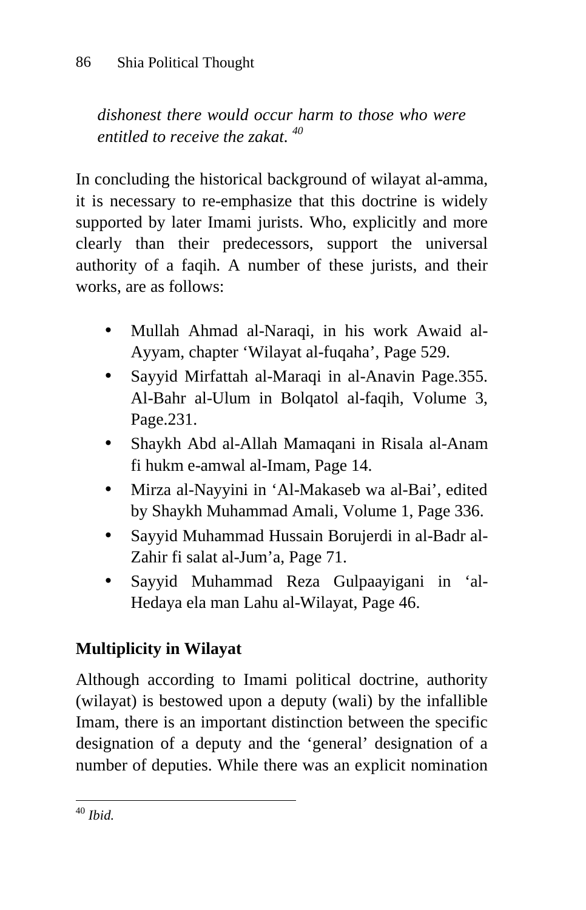*dishonest there would occur harm to those who were entitled to receive the zakat.* [40]

In concluding the historical background of wilayat al-amma, it is necessary to re-emphasize that this doctrine is widely supported by later Imami jurists. Who, explicitly and more clearly than their predecessors, support the universal authority of a faqih. A number of these jurists, and their works, are as follows:

- Mullah Ahmad al-Naraqi, in his work Awaid al-Ayyam, chapter 'Wilayat al-fuqaha', Page 529.
- Sayyid Mirfattah al-Maraqi in al-Anavin Page.355. Al-Bahr al-Ulum in Bolqatol al-faqih, Volume 3, Page.231.
- Shaykh Abd al-Allah Mamaqani in Risala al-Anam fi hukm e-amwal al-Imam, Page 14.
- Mirza al-Nayyini in 'Al-Makaseb wa al-Bai', edited by Shaykh Muhammad Amali, Volume 1, Page 336.
- Sayyid Muhammad Hussain Borujerdi in al-Badr al-Zahir fi salat al-Jum'a, Page 71.
- Sayyid Muhammad Reza Gulpaayigani in 'al-Hedaya ela man Lahu al-Wilayat, Page 46.

## Multiplicity in Wilayat

Although according to Imami political doctrine, authority (wilayat) is bestowed upon a deputy (wali) by the infallible Imam, there is an important distinction between the specific designation of a deputy and the 'general' designation of a number of deputies. While there was an explicit nomination

---

[40] *Ibid.*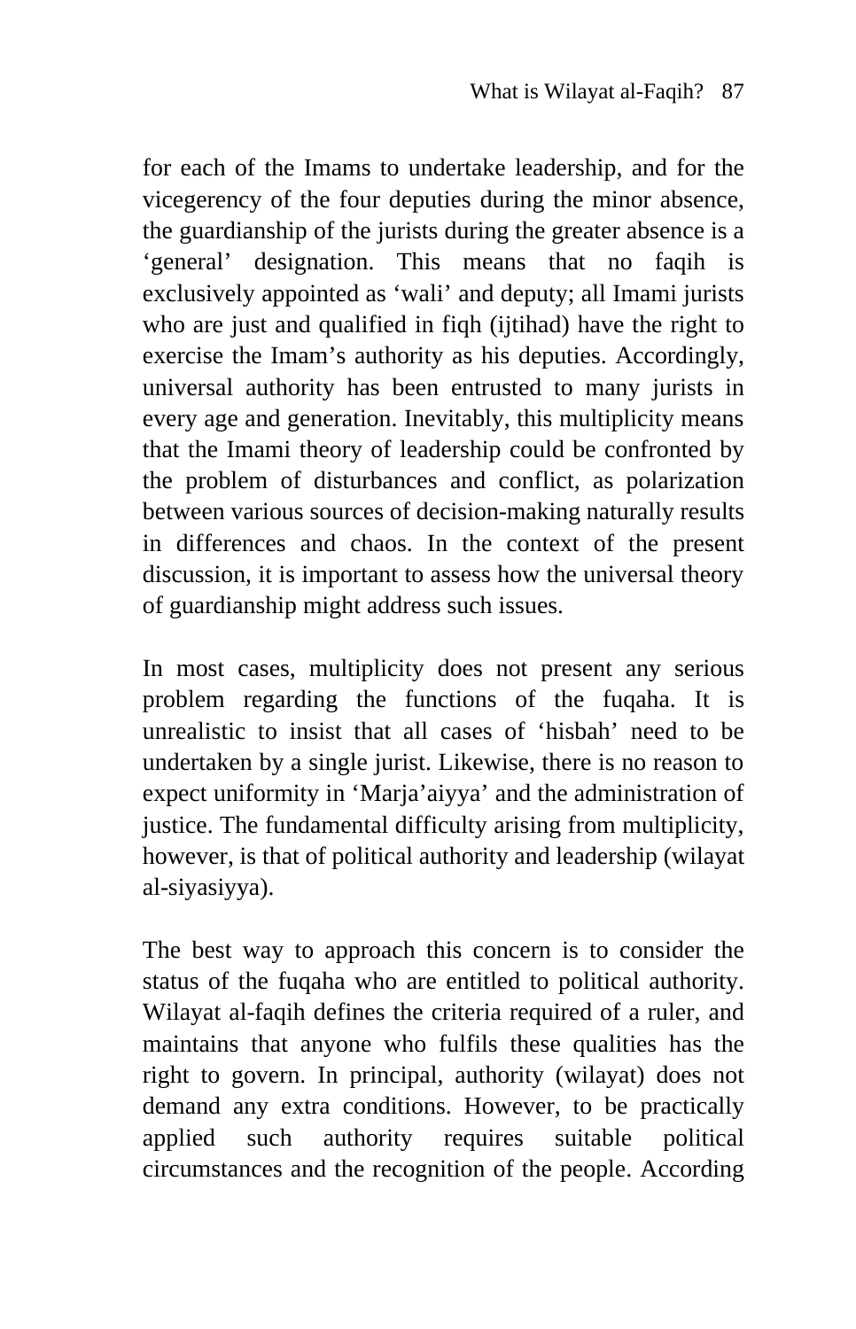for each of the Imams to undertake leadership, and for the vicegerency of the four deputies during the minor absence, the guardianship of the jurists during the greater absence is a ‘general’ designation. This means that no faqih is exclusively appointed as ‘wali’ and deputy; all Imami jurists who are just and qualified in fiqh (ijtihad) have the right to exercise the Imam’s authority as his deputies. Accordingly, universal authority has been entrusted to many jurists in every age and generation. Inevitably, this multiplicity means that the Imami theory of leadership could be confronted by the problem of disturbances and conflict, as polarization between various sources of decision-making naturally results in differences and chaos. In the context of the present discussion, it is important to assess how the universal theory of guardianship might address such issues.

In most cases, multiplicity does not present any serious problem regarding the functions of the fuqaha. It is unrealistic to insist that all cases of ‘hisbah’ need to be undertaken by a single jurist. Likewise, there is no reason to expect uniformity in ‘Marja’aiyya’ and the administration of justice. The fundamental difficulty arising from multiplicity, however, is that of political authority and leadership (wilayat al-siyasiyya).

The best way to approach this concern is to consider the status of the fuqaha who are entitled to political authority. Wilayat al-faqih defines the criteria required of a ruler, and maintains that anyone who fulfils these qualities has the right to govern. In principal, authority (wilayat) does not demand any extra conditions. However, to be practically applied such authority requires suitable political circumstances and the recognition of the people. According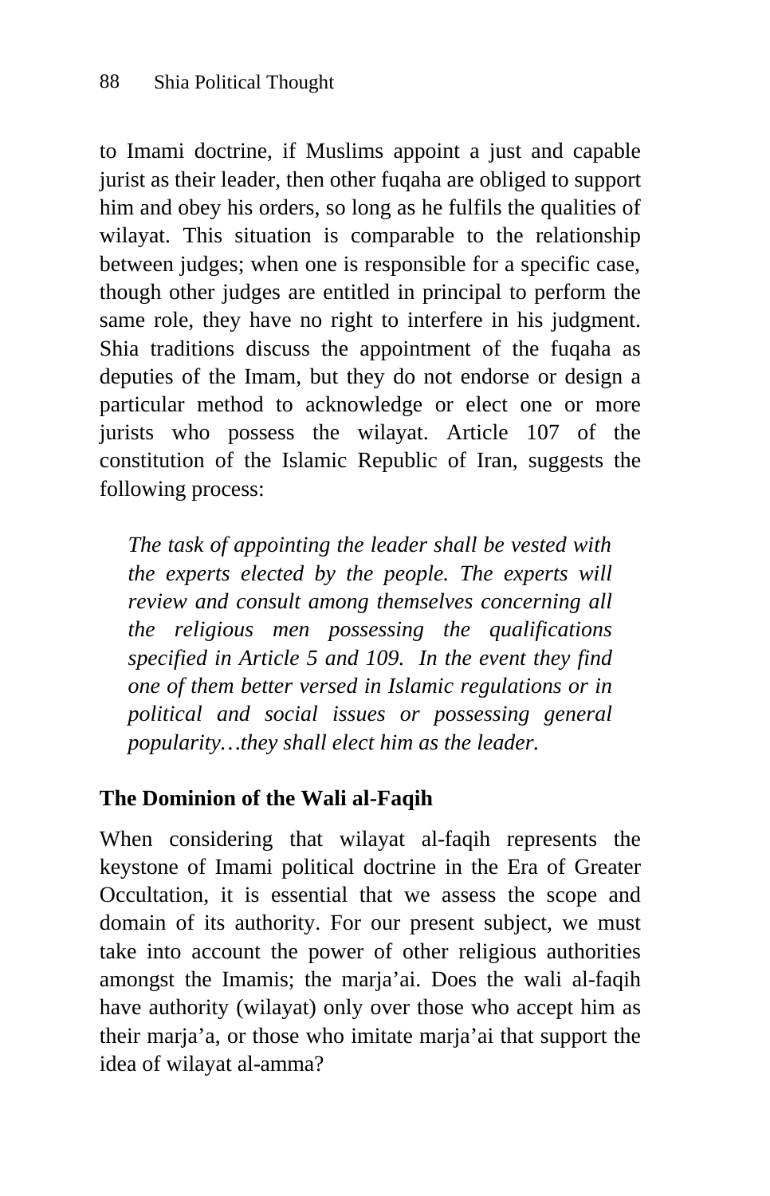to Imami doctrine, if Muslims appoint a just and capable jurist as their leader, then other fuqaha are obliged to support him and obey his orders, so long as he fulfils the qualities of wilayat. This situation is comparable to the relationship between judges; when one is responsible for a specific case, though other judges are entitled in principal to perform the same role, they have no right to interfere in his judgment. Shia traditions discuss the appointment of the fuqaha as deputies of the Imam, but they do not endorse or design a particular method to acknowledge or elect one or more jurists who possess the wilayat. Article 107 of the constitution of the Islamic Republic of Iran, suggests the following process:

> *The task of appointing the leader shall be vested with the experts elected by the people. The experts will review and consult among themselves concerning all the religious men possessing the qualifications specified in Article 5 and 109. In the event they find one of them better versed in Islamic regulations or in political and social issues or possessing general popularity…they shall elect him as the leader.*

**The Dominion of the Wali al-Faqih**

When considering that wilayat al-faqih represents the keystone of Imami political doctrine in the Era of Greater Occultation, it is essential that we assess the scope and domain of its authority. For our present subject, we must take into account the power of other religious authorities amongst the Imamis; the marja'ai. Does the wali al-faqih have authority (wilayat) only over those who accept him as their marja'a, or those who imitate marja'ai that support the idea of wilayat al-amma?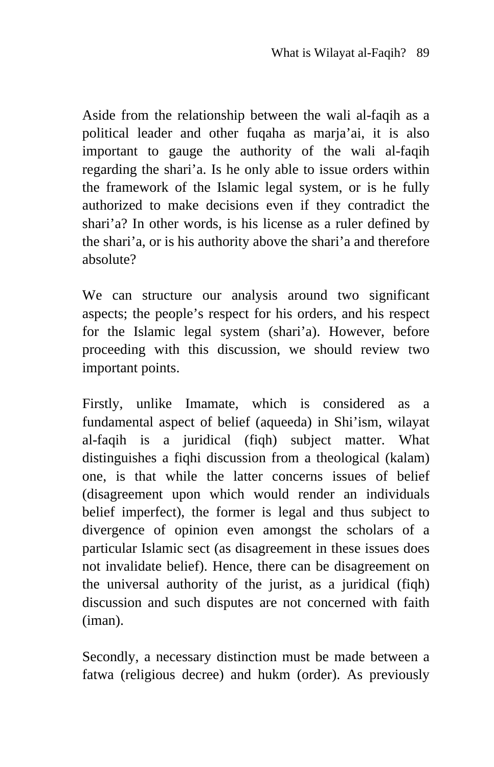Aside from the relationship between the wali al-faqih as a political leader and other fuqaha as marja'ai, it is also important to gauge the authority of the wali al-faqih regarding the shari'a. Is he only able to issue orders within the framework of the Islamic legal system, or is he fully authorized to make decisions even if they contradict the shari'a? In other words, is his license as a ruler defined by the shari'a, or is his authority above the shari'a and therefore absolute?

We can structure our analysis around two significant aspects; the people's respect for his orders, and his respect for the Islamic legal system (shari'a). However, before proceeding with this discussion, we should review two important points.

Firstly, unlike Imamate, which is considered as a fundamental aspect of belief (aqueeda) in Shi'ism, wilayat al-faqih is a juridical (fiqh) subject matter. What distinguishes a fiqhi discussion from a theological (kalam) one, is that while the latter concerns issues of belief (disagreement upon which would render an individuals belief imperfect), the former is legal and thus subject to divergence of opinion even amongst the scholars of a particular Islamic sect (as disagreement in these issues does not invalidate belief). Hence, there can be disagreement on the universal authority of the jurist, as a juridical (fiqh) discussion and such disputes are not concerned with faith (iman).

Secondly, a necessary distinction must be made between a fatwa (religious decree) and hukm (order). As previously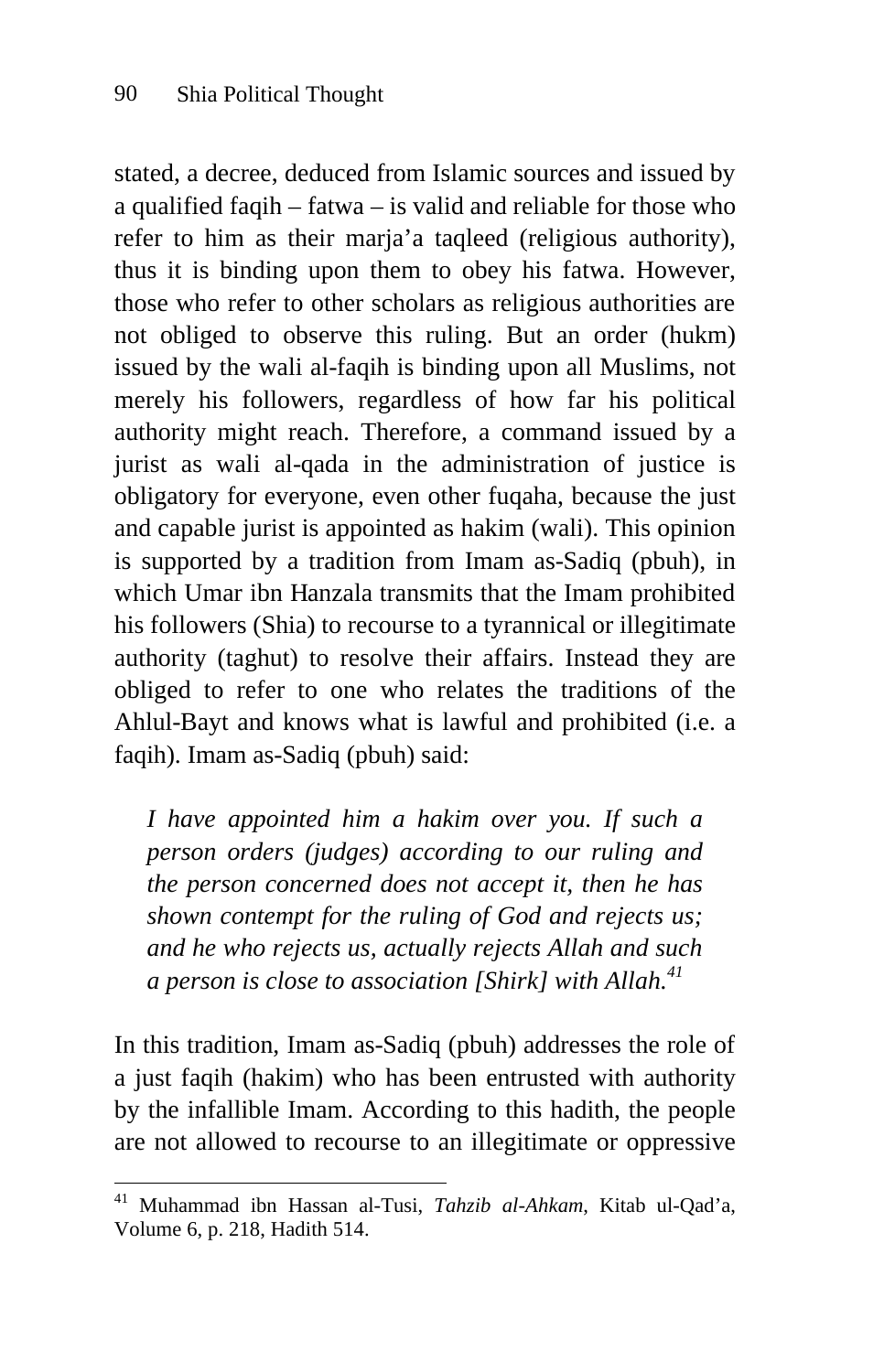stated, a decree, deduced from Islamic sources and issued by a qualified faqih – fatwa – is valid and reliable for those who refer to him as their marja'a taqleed (religious authority), thus it is binding upon them to obey his fatwa. However, those who refer to other scholars as religious authorities are not obliged to observe this ruling. But an order (hukm) issued by the wali al-faqih is binding upon all Muslims, not merely his followers, regardless of how far his political authority might reach. Therefore, a command issued by a jurist as wali al-qada in the administration of justice is obligatory for everyone, even other fuqaha, because the just and capable jurist is appointed as hakim (wali). This opinion is supported by a tradition from Imam as-Sadiq (pbuh), in which Umar ibn Hanzala transmits that the Imam prohibited his followers (Shia) to recourse to a tyrannical or illegitimate authority (taghut) to resolve their affairs. Instead they are obliged to refer to one who relates the traditions of the Ahlul-Bayt and knows what is lawful and prohibited (i.e. a faqih). Imam as-Sadiq (pbuh) said:

> *I have appointed him a hakim over you. If such a person orders (judges) according to our ruling and the person concerned does not accept it, then he has shown contempt for the ruling of God and rejects us; and he who rejects us, actually rejects Allah and such a person is close to association [Shirk] with Allah.*[41]

In this tradition, Imam as-Sadiq (pbuh) addresses the role of a just faqih (hakim) who has been entrusted with authority by the infallible Imam. According to this hadith, the people are not allowed to recourse to an illegitimate or oppressive

---

[41] Muhammad ibn Hassan al-Tusi, *Tahzib al-Ahkam*, Kitab ul-Qad'a, Volume 6, p. 218, Hadith 514.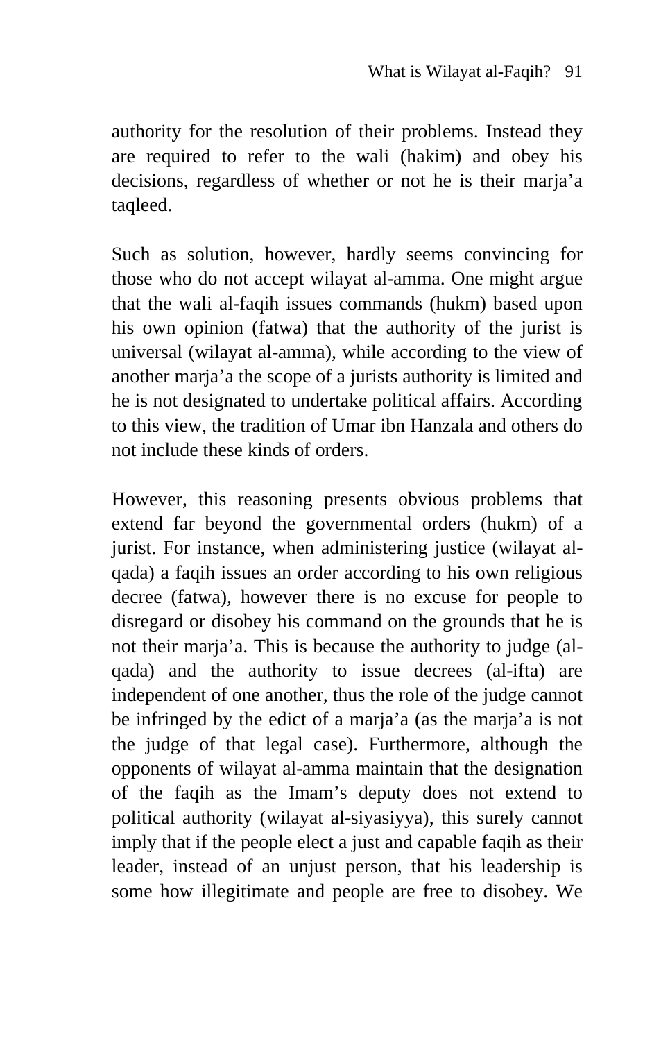authority for the resolution of their problems. Instead they are required to refer to the wali (hakim) and obey his decisions, regardless of whether or not he is their marja'a taqleed.

Such as solution, however, hardly seems convincing for those who do not accept wilayat al-amma. One might argue that the wali al-faqih issues commands (hukm) based upon his own opinion (fatwa) that the authority of the jurist is universal (wilayat al-amma), while according to the view of another marja'a the scope of a jurists authority is limited and he is not designated to undertake political affairs. According to this view, the tradition of Umar ibn Hanzala and others do not include these kinds of orders.

However, this reasoning presents obvious problems that extend far beyond the governmental orders (hukm) of a jurist. For instance, when administering justice (wilayat al-qada) a faqih issues an order according to his own religious decree (fatwa), however there is no excuse for people to disregard or disobey his command on the grounds that he is not their marja'a. This is because the authority to judge (al-qada) and the authority to issue decrees (al-ifta) are independent of one another, thus the role of the judge cannot be infringed by the edict of a marja'a (as the marja'a is not the judge of that legal case). Furthermore, although the opponents of wilayat al-amma maintain that the designation of the faqih as the Imam's deputy does not extend to political authority (wilayat al-siyasiyya), this surely cannot imply that if the people elect a just and capable faqih as their leader, instead of an unjust person, that his leadership is some how illegitimate and people are free to disobey. We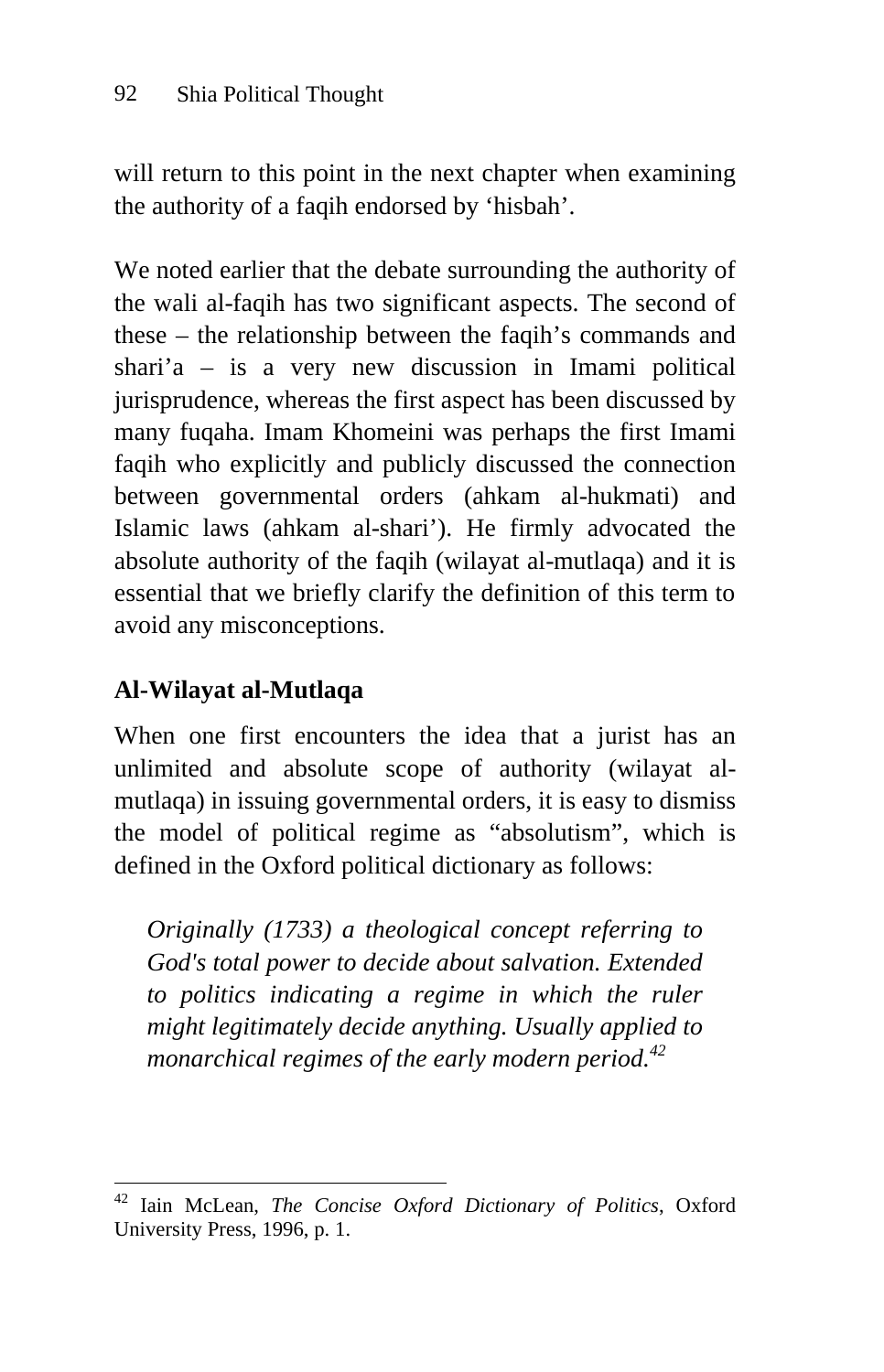will return to this point in the next chapter when examining the authority of a faqih endorsed by 'hisbah'.

We noted earlier that the debate surrounding the authority of the wali al-faqih has two significant aspects. The second of these – the relationship between the faqih's commands and shari'a – is a very new discussion in Imami political jurisprudence, whereas the first aspect has been discussed by many fuqaha. Imam Khomeini was perhaps the first Imami faqih who explicitly and publicly discussed the connection between governmental orders (ahkam al-hukmati) and Islamic laws (ahkam al-shari'). He firmly advocated the absolute authority of the faqih (wilayat al-mutlaqa) and it is essential that we briefly clarify the definition of this term to avoid any misconceptions.

## Al-Wilayat al-Mutlaqa

When one first encounters the idea that a jurist has an unlimited and absolute scope of authority (wilayat al-mutlaqa) in issuing governmental orders, it is easy to dismiss the model of political regime as "absolutism", which is defined in the Oxford political dictionary as follows:

> *Originally (1733) a theological concept referring to God's total power to decide about salvation. Extended to politics indicating a regime in which the ruler might legitimately decide anything. Usually applied to monarchical regimes of the early modern period.*[42]

---

[42] Iain McLean, *The Concise Oxford Dictionary of Politics*, Oxford University Press, 1996, p. 1.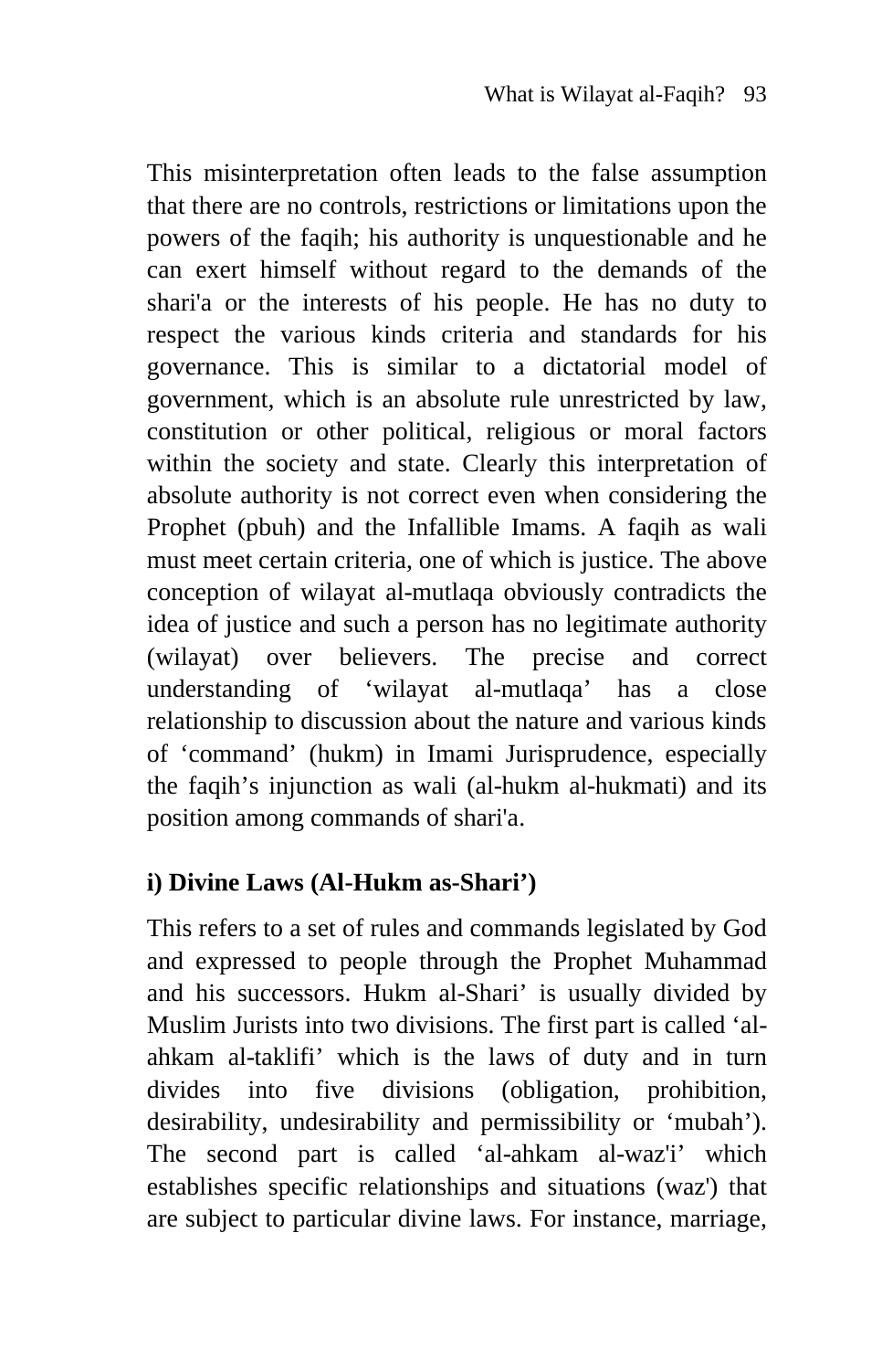This misinterpretation often leads to the false assumption that there are no controls, restrictions or limitations upon the powers of the faqih; his authority is unquestionable and he can exert himself without regard to the demands of the shari'a or the interests of his people. He has no duty to respect the various kinds criteria and standards for his governance. This is similar to a dictatorial model of government, which is an absolute rule unrestricted by law, constitution or other political, religious or moral factors within the society and state. Clearly this interpretation of absolute authority is not correct even when considering the Prophet (pbuh) and the Infallible Imams. A faqih as wali must meet certain criteria, one of which is justice. The above conception of wilayat al-mutlaqa obviously contradicts the idea of justice and such a person has no legitimate authority (wilayat) over believers. The precise and correct understanding of 'wilayat al-mutlaqa' has a close relationship to discussion about the nature and various kinds of 'command' (hukm) in Imami Jurisprudence, especially the faqih's injunction as wali (al-hukm al-hukmati) and its position among commands of shari'a.

**i) Divine Laws (Al-Hukm as-Shari')**

This refers to a set of rules and commands legislated by God and expressed to people through the Prophet Muhammad and his successors. Hukm al-Shari' is usually divided by Muslim Jurists into two divisions. The first part is called 'al-ahkam al-taklifi' which is the laws of duty and in turn divides into five divisions (obligation, prohibition, desirability, undesirability and permissibility or 'mubah'). The second part is called 'al-ahkam al-waz'i' which establishes specific relationships and situations (waz') that are subject to particular divine laws. For instance, marriage,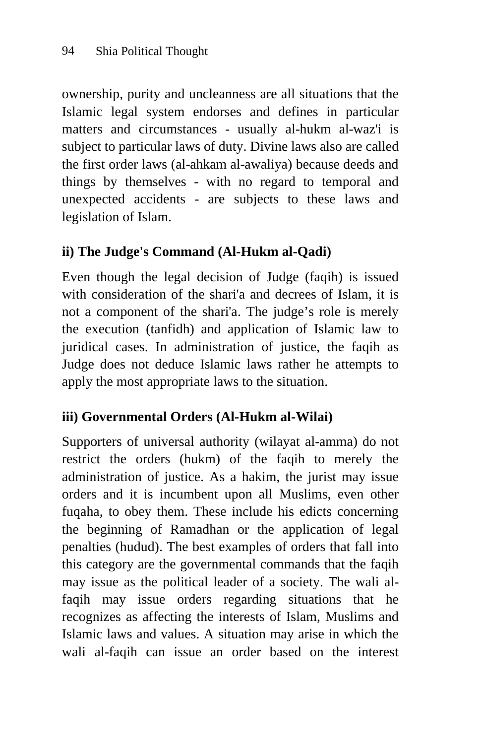ownership, purity and uncleanness are all situations that the Islamic legal system endorses and defines in particular matters and circumstances - usually al-hukm al-waz'i is subject to particular laws of duty. Divine laws also are called the first order laws (al-ahkam al-awaliya) because deeds and things by themselves - with no regard to temporal and unexpected accidents - are subjects to these laws and legislation of Islam.

### ii) The Judge's Command (Al-Hukm al-Qadi)

Even though the legal decision of Judge (faqih) is issued with consideration of the shari'a and decrees of Islam, it is not a component of the shari'a. The judge's role is merely the execution (tanfidh) and application of Islamic law to juridical cases. In administration of justice, the faqih as Judge does not deduce Islamic laws rather he attempts to apply the most appropriate laws to the situation.

### iii) Governmental Orders (Al-Hukm al-Wilai)

Supporters of universal authority (wilayat al-amma) do not restrict the orders (hukm) of the faqih to merely the administration of justice. As a hakim, the jurist may issue orders and it is incumbent upon all Muslims, even other fuqaha, to obey them. These include his edicts concerning the beginning of Ramadhan or the application of legal penalties (hudud). The best examples of orders that fall into this category are the governmental commands that the faqih may issue as the political leader of a society. The wali al-faqih may issue orders regarding situations that he recognizes as affecting the interests of Islam, Muslims and Islamic laws and values. A situation may arise in which the wali al-faqih can issue an order based on the interest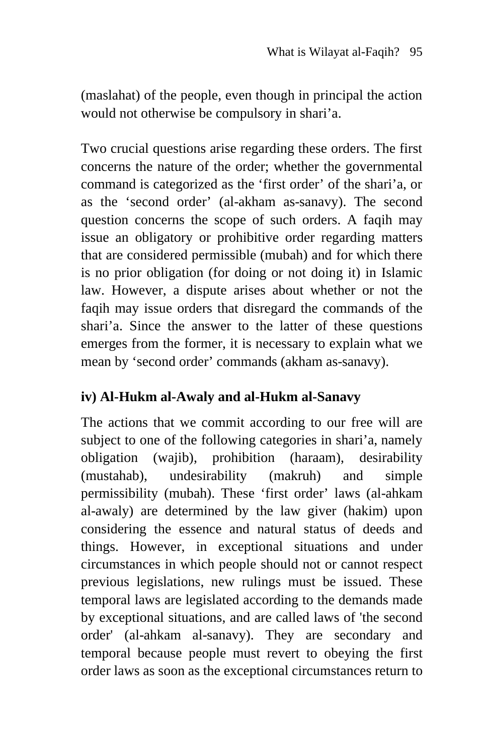(maslahat) of the people, even though in principal the action would not otherwise be compulsory in shari'a.

Two crucial questions arise regarding these orders. The first concerns the nature of the order; whether the governmental command is categorized as the 'first order' of the shari'a, or as the 'second order' (al-akham as-sanavy). The second question concerns the scope of such orders. A faqih may issue an obligatory or prohibitive order regarding matters that are considered permissible (mubah) and for which there is no prior obligation (for doing or not doing it) in Islamic law. However, a dispute arises about whether or not the faqih may issue orders that disregard the commands of the shari'a. Since the answer to the latter of these questions emerges from the former, it is necessary to explain what we mean by 'second order' commands (akham as-sanavy).

### iv) Al-Hukm al-Awaly and al-Hukm al-Sanavy

The actions that we commit according to our free will are subject to one of the following categories in shari'a, namely obligation (wajib), prohibition (haraam), desirability (mustahab), undesirability (makruh) and simple permissibility (mubah). These 'first order' laws (al-ahkam al-awaly) are determined by the law giver (hakim) upon considering the essence and natural status of deeds and things. However, in exceptional situations and under circumstances in which people should not or cannot respect previous legislations, new rulings must be issued. These temporal laws are legislated according to the demands made by exceptional situations, and are called laws of 'the second order' (al-ahkam al-sanavy). They are secondary and temporal because people must revert to obeying the first order laws as soon as the exceptional circumstances return to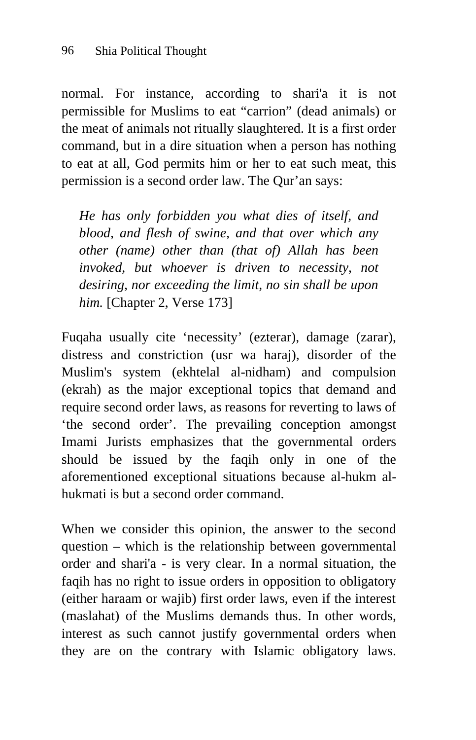normal. For instance, according to shari'a it is not permissible for Muslims to eat “carrion” (dead animals) or the meat of animals not ritually slaughtered. It is a first order command, but in a dire situation when a person has nothing to eat at all, God permits him or her to eat such meat, this permission is a second order law. The Qur’an says:

> *He has only forbidden you what dies of itself, and blood, and flesh of swine, and that over which any other (name) other than (that of) Allah has been invoked, but whoever is driven to necessity, not desiring, nor exceeding the limit, no sin shall be upon him.* [Chapter 2, Verse 173]

Fuqaha usually cite ‘necessity’ (ezterar), damage (zarar), distress and constriction (usr wa haraj), disorder of the Muslim's system (ekhtelal al-nidham) and compulsion (ekrah) as the major exceptional topics that demand and require second order laws, as reasons for reverting to laws of ‘the second order’. The prevailing conception amongst Imami Jurists emphasizes that the governmental orders should be issued by the faqih only in one of the aforementioned exceptional situations because al-hukm al-hukmati is but a second order command.

When we consider this opinion, the answer to the second question – which is the relationship between governmental order and shari'a - is very clear. In a normal situation, the faqih has no right to issue orders in opposition to obligatory (either haraam or wajib) first order laws, even if the interest (maslahat) of the Muslims demands thus. In other words, interest as such cannot justify governmental orders when they are on the contrary with Islamic obligatory laws.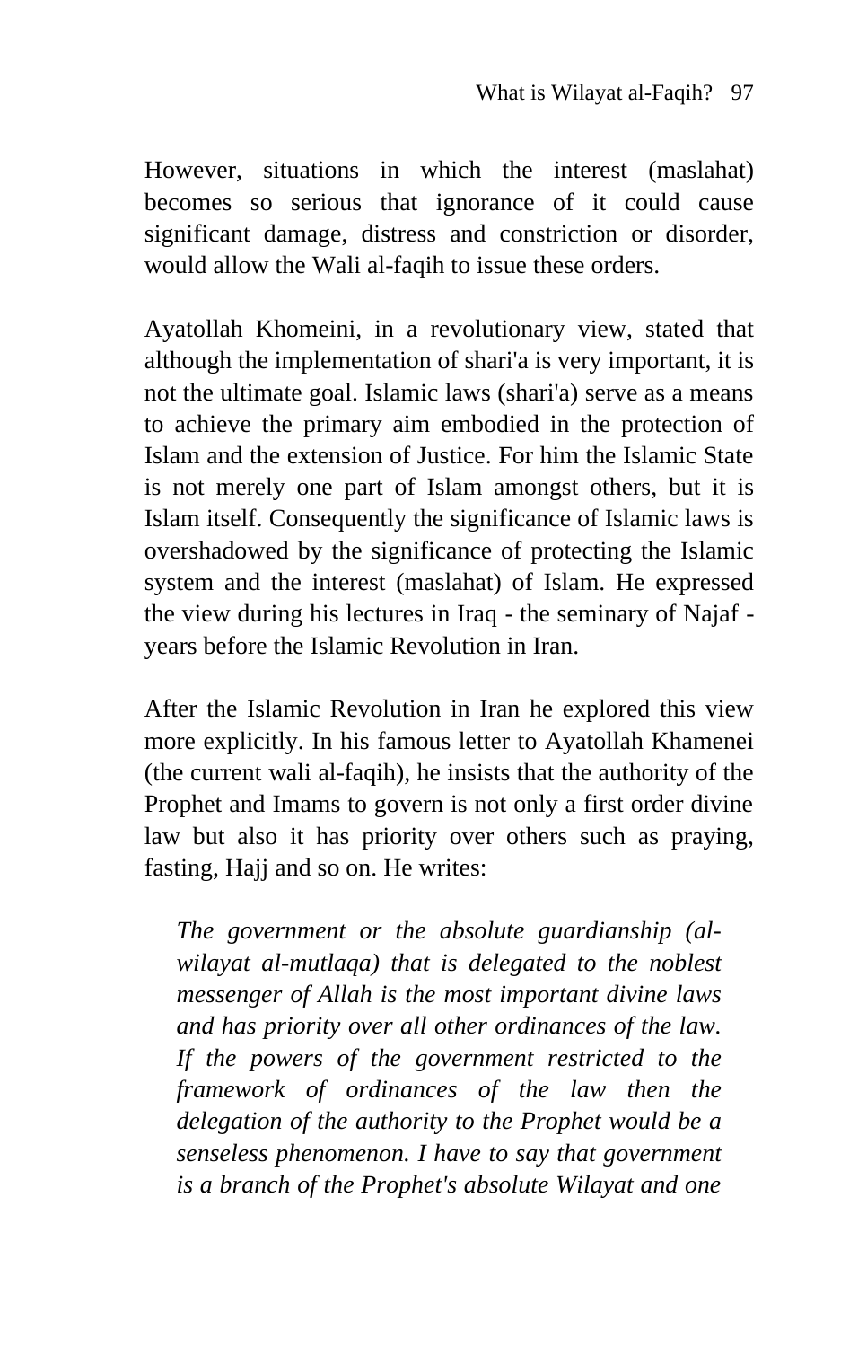However, situations in which the interest (maslahat) becomes so serious that ignorance of it could cause significant damage, distress and constriction or disorder, would allow the Wali al-faqih to issue these orders.

Ayatollah Khomeini, in a revolutionary view, stated that although the implementation of shari'a is very important, it is not the ultimate goal. Islamic laws (shari'a) serve as a means to achieve the primary aim embodied in the protection of Islam and the extension of Justice. For him the Islamic State is not merely one part of Islam amongst others, but it is Islam itself. Consequently the significance of Islamic laws is overshadowed by the significance of protecting the Islamic system and the interest (maslahat) of Islam. He expressed the view during his lectures in Iraq - the seminary of Najaf - years before the Islamic Revolution in Iran.

After the Islamic Revolution in Iran he explored this view more explicitly. In his famous letter to Ayatollah Khamenei (the current wali al-faqih), he insists that the authority of the Prophet and Imams to govern is not only a first order divine law but also it has priority over others such as praying, fasting, Hajj and so on. He writes:

> *The government or the absolute guardianship (al-wilayat al-mutlaqa) that is delegated to the noblest messenger of Allah is the most important divine laws and has priority over all other ordinances of the law. If the powers of the government restricted to the framework of ordinances of the law then the delegation of the authority to the Prophet would be a senseless phenomenon. I have to say that government is a branch of the Prophet's absolute Wilayat and one*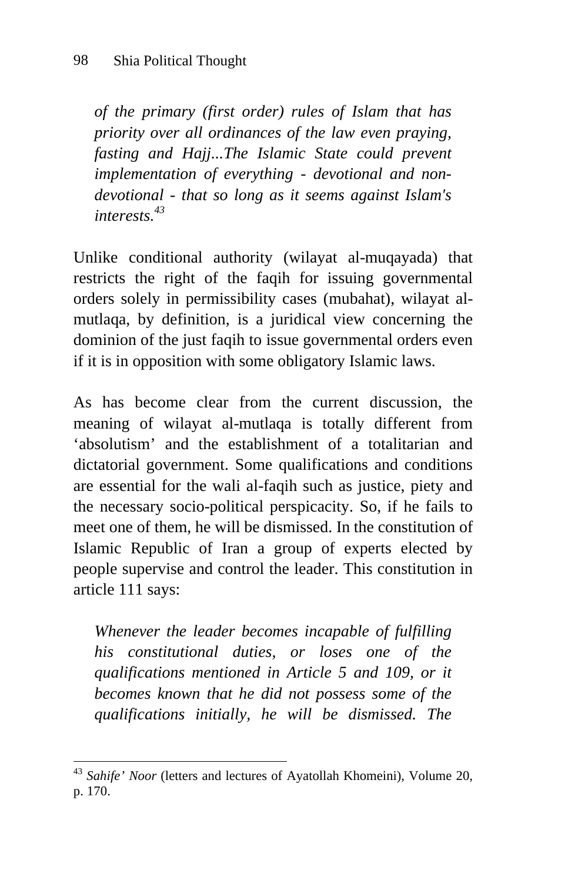> *of the primary (first order) rules of Islam that has priority over all ordinances of the law even praying, fasting and Hajj...The Islamic State could prevent implementation of everything - devotional and non-devotional - that so long as it seems against Islam's interests.*[43]

Unlike conditional authority (wilayat al-muqayada) that restricts the right of the faqih for issuing governmental orders solely in permissibility cases (mubahat), wilayat al-mutlaqa, by definition, is a juridical view concerning the dominion of the just faqih to issue governmental orders even if it is in opposition with some obligatory Islamic laws.

As has become clear from the current discussion, the meaning of wilayat al-mutlaqa is totally different from 'absolutism' and the establishment of a totalitarian and dictatorial government. Some qualifications and conditions are essential for the wali al-faqih such as justice, piety and the necessary socio-political perspicacity. So, if he fails to meet one of them, he will be dismissed. In the constitution of Islamic Republic of Iran a group of experts elected by people supervise and control the leader. This constitution in article 111 says:

> *Whenever the leader becomes incapable of fulfilling his constitutional duties, or loses one of the qualifications mentioned in Article 5 and 109, or it becomes known that he did not possess some of the qualifications initially, he will be dismissed. The*

---

[43] *Sahife' Noor* (letters and lectures of Ayatollah Khomeini), Volume 20, p. 170.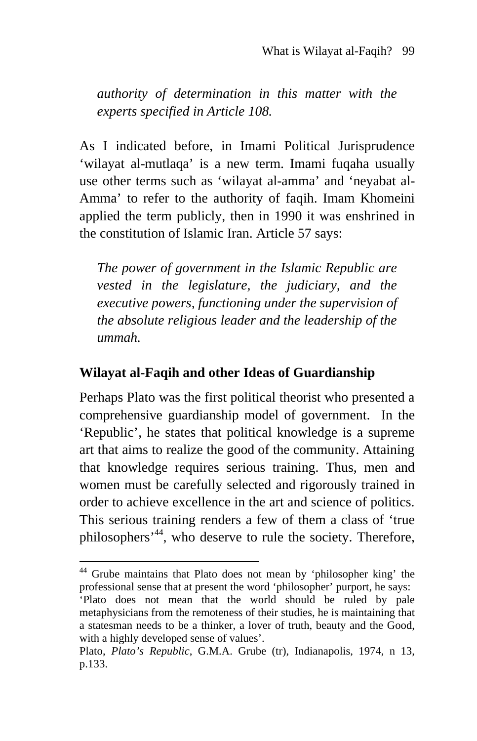*authority of determination in this matter with the experts specified in Article 108.*

As I indicated before, in Imami Political Jurisprudence 'wilayat al-mutlaqa' is a new term. Imami fuqaha usually use other terms such as 'wilayat al-amma' and 'neyabat al-Amma' to refer to the authority of faqih. Imam Khomeini applied the term publicly, then in 1990 it was enshrined in the constitution of Islamic Iran. Article 57 says:

*The power of government in the Islamic Republic are vested in the legislature, the judiciary, and the executive powers, functioning under the supervision of the absolute religious leader and the leadership of the ummah.*

## Wilayat al-Faqih and other Ideas of Guardianship

Perhaps Plato was the first political theorist who presented a comprehensive guardianship model of government. In the 'Republic', he states that political knowledge is a supreme art that aims to realize the good of the community. Attaining that knowledge requires serious training. Thus, men and women must be carefully selected and rigorously trained in order to achieve excellence in the art and science of politics. This serious training renders a few of them a class of 'true philosophers'[44], who deserve to rule the society. Therefore,

---

[44] Grube maintains that Plato does not mean by 'philosopher king' the professional sense that at present the word 'philosopher' purport, he says: 'Plato does not mean that the world should be ruled by pale metaphysicians from the remoteness of their studies, he is maintaining that a statesman needs to be a thinker, a lover of truth, beauty and the Good, with a highly developed sense of values'.
Plato, *Plato's Republic*, G.M.A. Grube (tr), Indianapolis, 1974, n 13, p.133.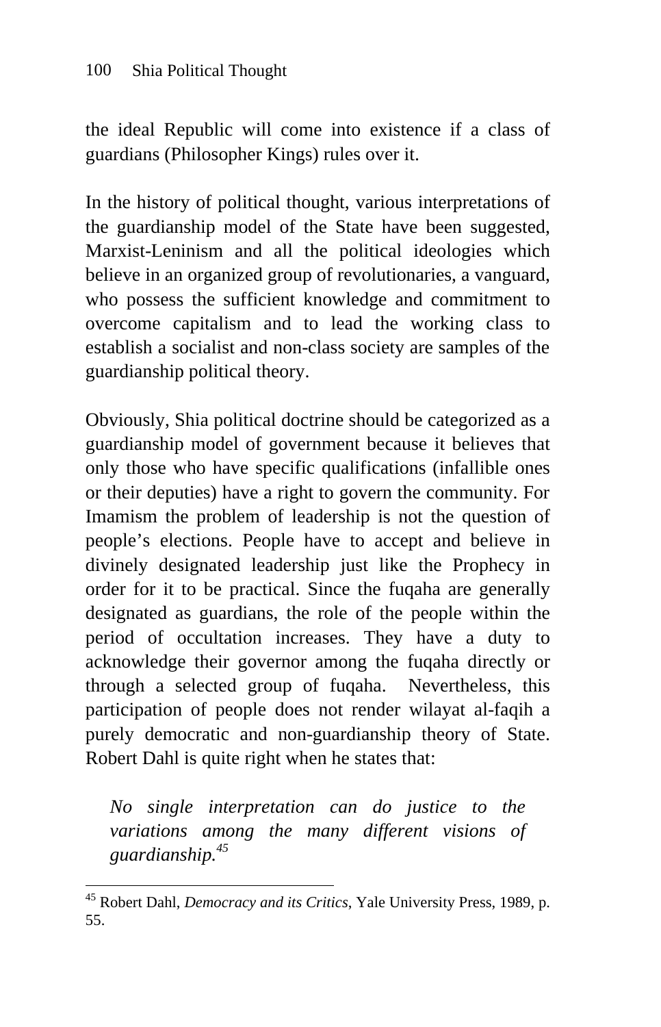the ideal Republic will come into existence if a class of guardians (Philosopher Kings) rules over it.

In the history of political thought, various interpretations of the guardianship model of the State have been suggested, Marxist-Leninism and all the political ideologies which believe in an organized group of revolutionaries, a vanguard, who possess the sufficient knowledge and commitment to overcome capitalism and to lead the working class to establish a socialist and non-class society are samples of the guardianship political theory.

Obviously, Shia political doctrine should be categorized as a guardianship model of government because it believes that only those who have specific qualifications (infallible ones or their deputies) have a right to govern the community. For Imamism the problem of leadership is not the question of people's elections. People have to accept and believe in divinely designated leadership just like the Prophecy in order for it to be practical. Since the fuqaha are generally designated as guardians, the role of the people within the period of occultation increases. They have a duty to acknowledge their governor among the fuqaha directly or through a selected group of fuqaha. Nevertheless, this participation of people does not render wilayat al-faqih a purely democratic and non-guardianship theory of State. Robert Dahl is quite right when he states that:

> *No single interpretation can do justice to the variations among the many different visions of guardianship.*[45]

---

[45] Robert Dahl, *Democracy and its Critics*, Yale University Press, 1989, p. 55.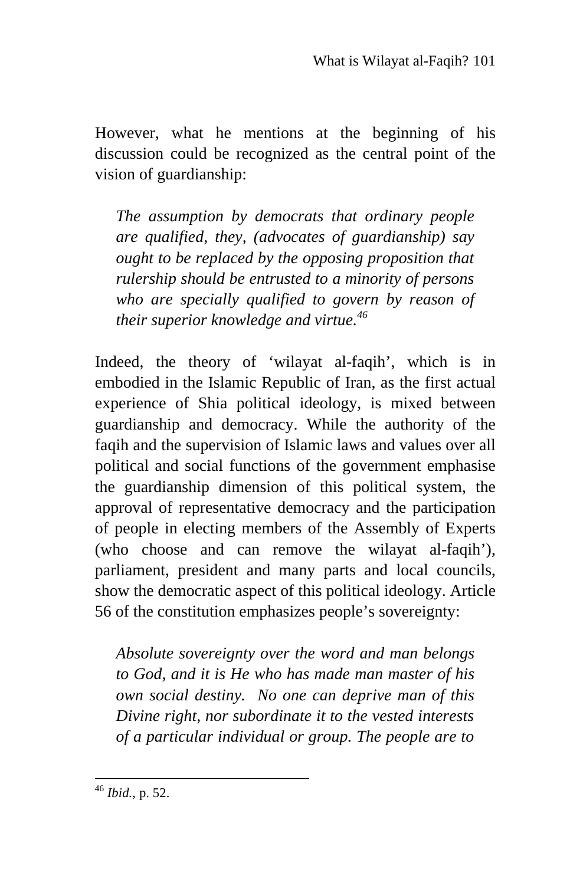However, what he mentions at the beginning of his discussion could be recognized as the central point of the vision of guardianship:

> *The assumption by democrats that ordinary people are qualified, they, (advocates of guardianship) say ought to be replaced by the opposing proposition that rulership should be entrusted to a minority of persons who are specially qualified to govern by reason of their superior knowledge and virtue.*[46]

Indeed, the theory of 'wilayat al-faqih', which is in embodied in the Islamic Republic of Iran, as the first actual experience of Shia political ideology, is mixed between guardianship and democracy. While the authority of the faqih and the supervision of Islamic laws and values over all political and social functions of the government emphasise the guardianship dimension of this political system, the approval of representative democracy and the participation of people in electing members of the Assembly of Experts (who choose and can remove the wilayat al-faqih'), parliament, president and many parts and local councils, show the democratic aspect of this political ideology. Article 56 of the constitution emphasizes people's sovereignty:

> *Absolute sovereignty over the word and man belongs to God, and it is He who has made man master of his own social destiny. No one can deprive man of this Divine right, nor subordinate it to the vested interests of a particular individual or group. The people are to*

---

[46] *Ibid.*, p. 52.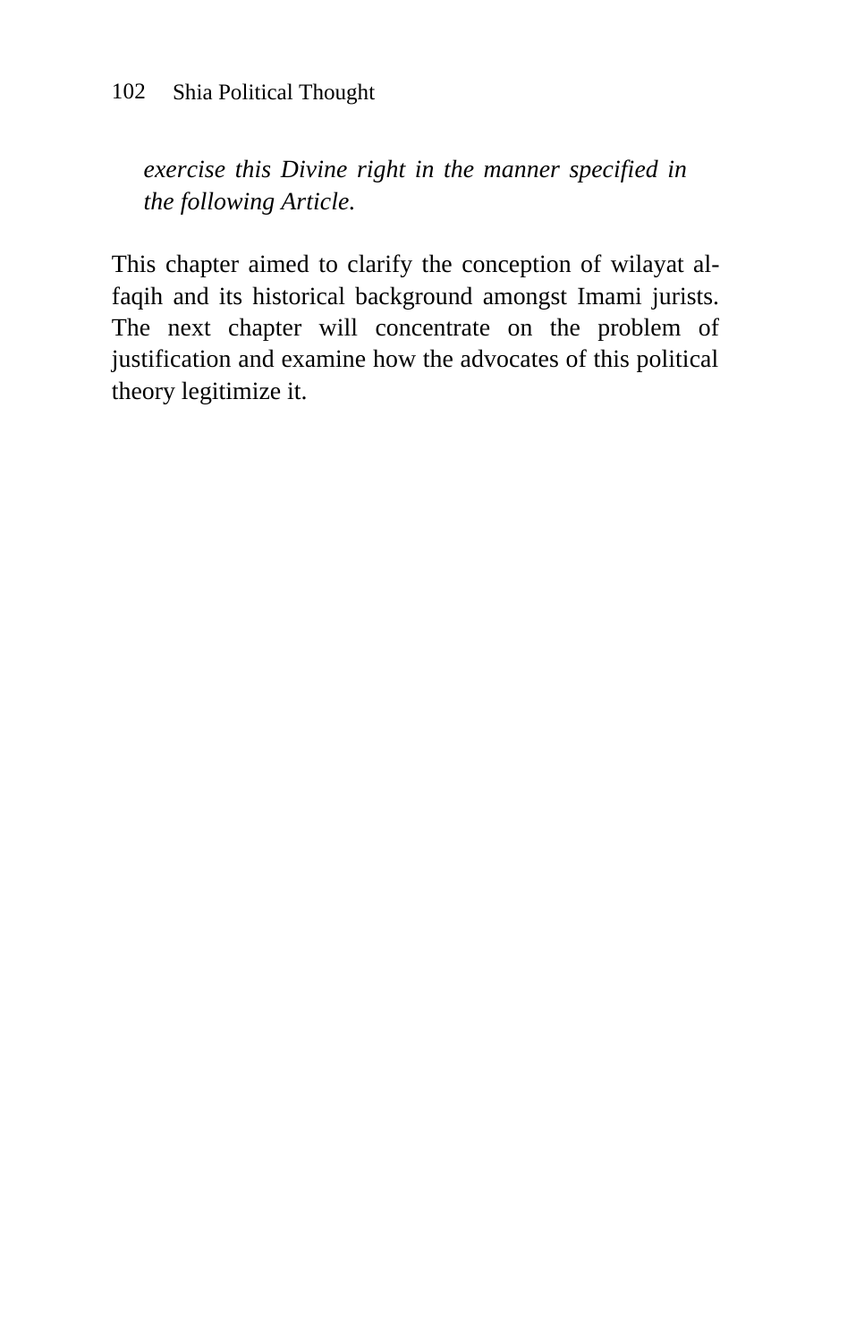> *exercise this Divine right in the manner specified in the following Article.*

This chapter aimed to clarify the conception of wilayat al-faqih and its historical background amongst Imami jurists. The next chapter will concentrate on the problem of justification and examine how the advocates of this political theory legitimize it.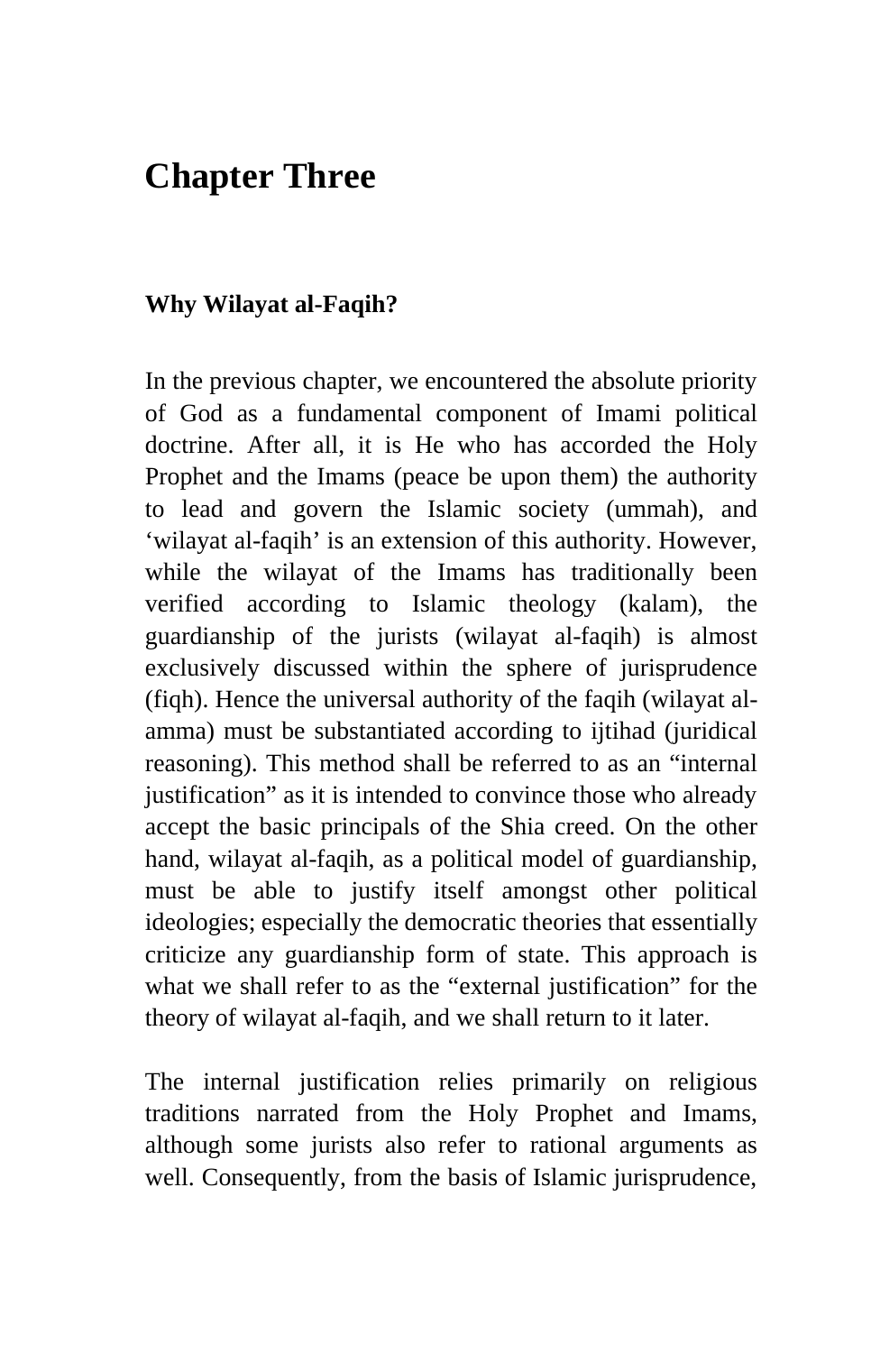# Chapter Three

### Why Wilayat al-Faqih?

In the previous chapter, we encountered the absolute priority of God as a fundamental component of Imami political doctrine. After all, it is He who has accorded the Holy Prophet and the Imams (peace be upon them) the authority to lead and govern the Islamic society (ummah), and 'wilayat al-faqih' is an extension of this authority. However, while the wilayat of the Imams has traditionally been verified according to Islamic theology (kalam), the guardianship of the jurists (wilayat al-faqih) is almost exclusively discussed within the sphere of jurisprudence (fiqh). Hence the universal authority of the faqih (wilayat al-amma) must be substantiated according to ijtihad (juridical reasoning). This method shall be referred to as an "internal justification" as it is intended to convince those who already accept the basic principals of the Shia creed. On the other hand, wilayat al-faqih, as a political model of guardianship, must be able to justify itself amongst other political ideologies; especially the democratic theories that essentially criticize any guardianship form of state. This approach is what we shall refer to as the "external justification" for the theory of wilayat al-faqih, and we shall return to it later.

The internal justification relies primarily on religious traditions narrated from the Holy Prophet and Imams, although some jurists also refer to rational arguments as well. Consequently, from the basis of Islamic jurisprudence,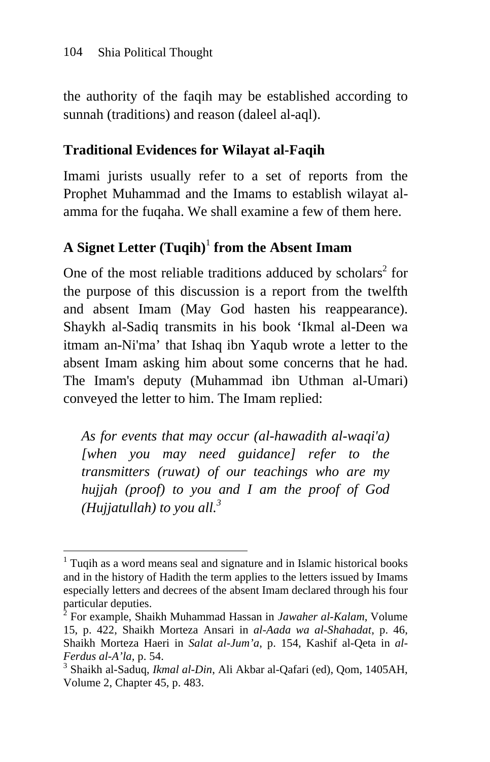the authority of the faqih may be established according to sunnah (traditions) and reason (daleel al-aql).

## Traditional Evidences for Wilayat al-Faqih

Imami jurists usually refer to a set of reports from the Prophet Muhammad and the Imams to establish wilayat al-amma for the fuqaha. We shall examine a few of them here.

### A Signet Letter (Tuqih)[1] from the Absent Imam

One of the most reliable traditions adduced by scholars[2] for the purpose of this discussion is a report from the twelfth and absent Imam (May God hasten his reappearance). Shaykh al-Sadiq transmits in his book 'Ikmal al-Deen wa itmam an-Ni'ma' that Ishaq ibn Yaqub wrote a letter to the absent Imam asking him about some concerns that he had. The Imam's deputy (Muhammad ibn Uthman al-Umari) conveyed the letter to him. The Imam replied:

> *As for events that may occur (al-hawadith al-waqi'a) [when you may need guidance] refer to the transmitters (ruwat) of our teachings who are my hujjah (proof) to you and I am the proof of God (Hujjatullah) to you all.*[3]

---

[1] Tuqih as a word means seal and signature and in Islamic historical books and in the history of Hadith the term applies to the letters issued by Imams especially letters and decrees of the absent Imam declared through his four particular deputies.

[2] For example, Shaikh Muhammad Hassan in *Jawaher al-Kalam*, Volume 15, p. 422, Shaikh Morteza Ansari in *al-Aada wa al-Shahadat*, p. 46, Shaikh Morteza Haeri in *Salat al-Jum'a*, p. 154, Kashif al-Qeta in *al-Ferdus al-A'la*, p. 54.

[3] Shaikh al-Saduq, *Ikmal al-Din*, Ali Akbar al-Qafari (ed), Qom, 1405AH, Volume 2, Chapter 45, p. 483.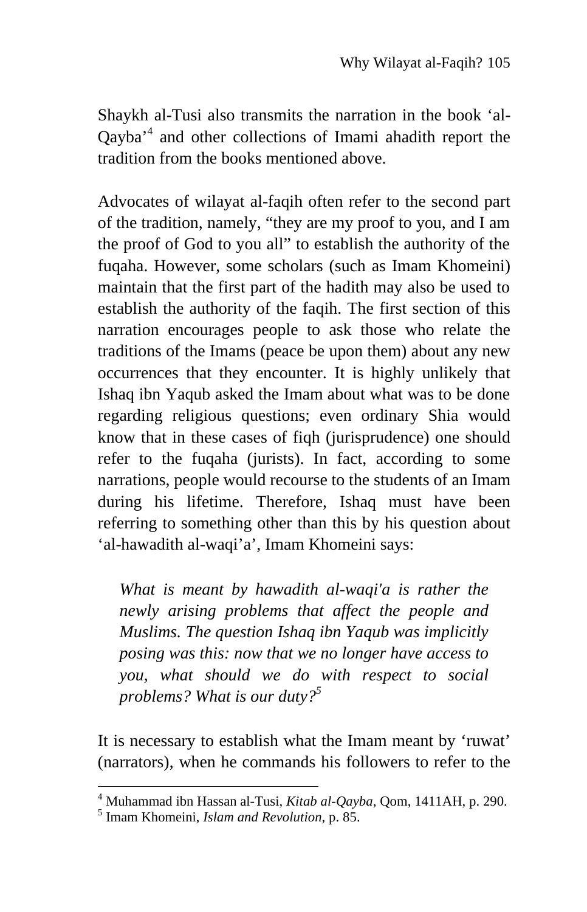Shaykh al-Tusi also transmits the narration in the book 'al-Qayba'[4] and other collections of Imami ahadith report the tradition from the books mentioned above.

Advocates of wilayat al-faqih often refer to the second part of the tradition, namely, "they are my proof to you, and I am the proof of God to you all" to establish the authority of the fuqaha. However, some scholars (such as Imam Khomeini) maintain that the first part of the hadith may also be used to establish the authority of the faqih. The first section of this narration encourages people to ask those who relate the traditions of the Imams (peace be upon them) about any new occurrences that they encounter. It is highly unlikely that Ishaq ibn Yaqub asked the Imam about what was to be done regarding religious questions; even ordinary Shia would know that in these cases of fiqh (jurisprudence) one should refer to the fuqaha (jurists). In fact, according to some narrations, people would recourse to the students of an Imam during his lifetime. Therefore, Ishaq must have been referring to something other than this by his question about 'al-hawadith al-waqi'a', Imam Khomeini says:

> *What is meant by hawadith al-waqi'a is rather the newly arising problems that affect the people and Muslims. The question Ishaq ibn Yaqub was implicitly posing was this: now that we no longer have access to you, what should we do with respect to social problems? What is our duty?*[5]

It is necessary to establish what the Imam meant by 'ruwat' (narrators), when he commands his followers to refer to the

---

[4] Muhammad ibn Hassan al-Tusi, *Kitab al-Qayba*, Qom, 1411AH, p. 290.
[5] Imam Khomeini, *Islam and Revolution*, p. 85.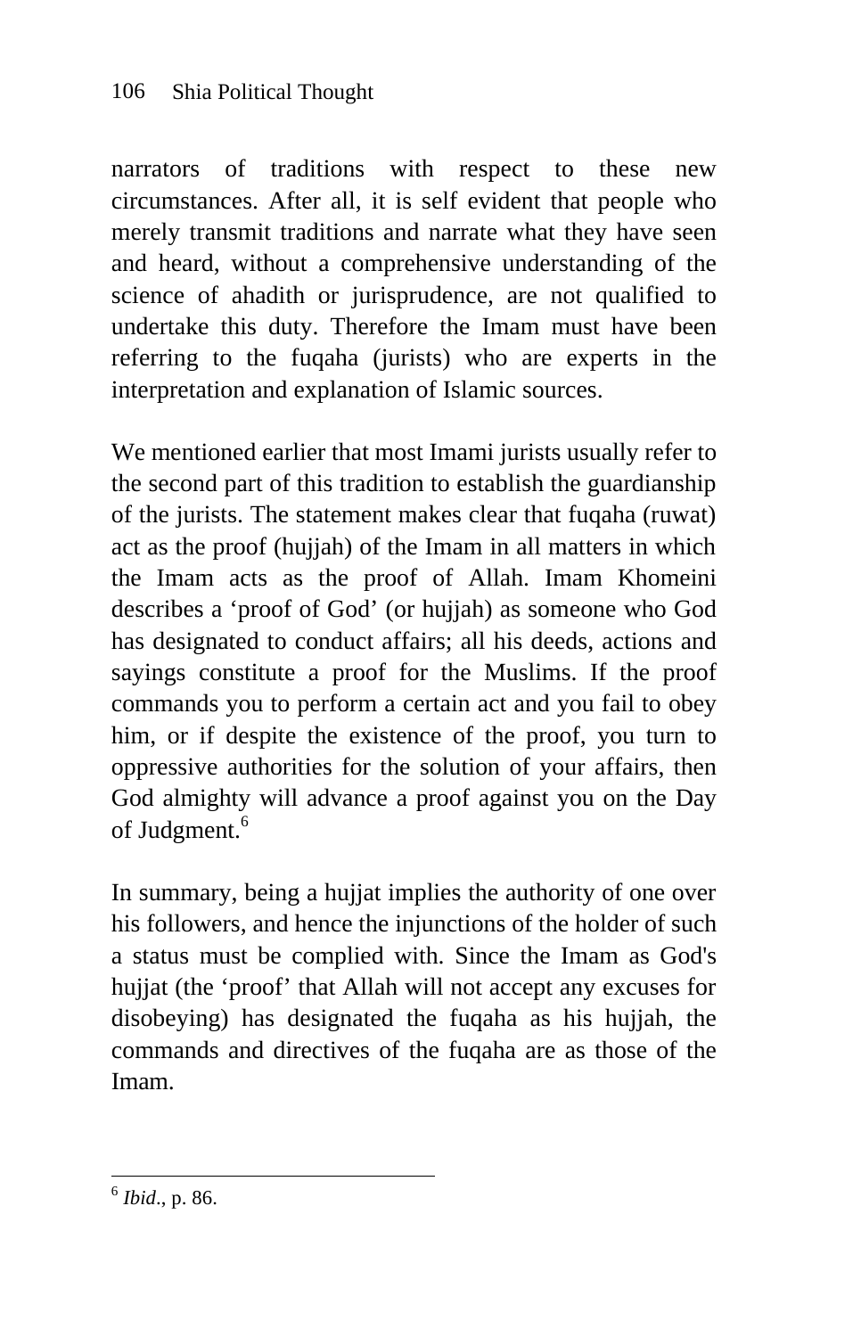narrators of traditions with respect to these new circumstances. After all, it is self evident that people who merely transmit traditions and narrate what they have seen and heard, without a comprehensive understanding of the science of ahadith or jurisprudence, are not qualified to undertake this duty. Therefore the Imam must have been referring to the fuqaha (jurists) who are experts in the interpretation and explanation of Islamic sources.

We mentioned earlier that most Imami jurists usually refer to the second part of this tradition to establish the guardianship of the jurists. The statement makes clear that fuqaha (ruwat) act as the proof (hujjah) of the Imam in all matters in which the Imam acts as the proof of Allah. Imam Khomeini describes a 'proof of God' (or hujjah) as someone who God has designated to conduct affairs; all his deeds, actions and sayings constitute a proof for the Muslims. If the proof commands you to perform a certain act and you fail to obey him, or if despite the existence of the proof, you turn to oppressive authorities for the solution of your affairs, then God almighty will advance a proof against you on the Day of Judgment.[6]

In summary, being a hujjat implies the authority of one over his followers, and hence the injunctions of the holder of such a status must be complied with. Since the Imam as God's hujjat (the 'proof' that Allah will not accept any excuses for disobeying) has designated the fuqaha as his hujjah, the commands and directives of the fuqaha are as those of the Imam.

---

[6] *Ibid*., p. 86.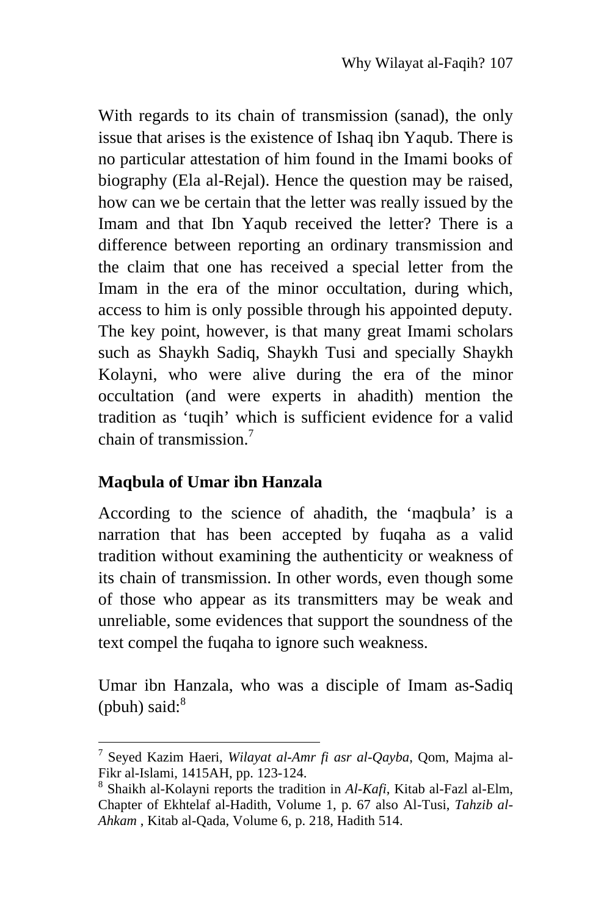With regards to its chain of transmission (sanad), the only issue that arises is the existence of Ishaq ibn Yaqub. There is no particular attestation of him found in the Imami books of biography (Ela al-Rejal). Hence the question may be raised, how can we be certain that the letter was really issued by the Imam and that Ibn Yaqub received the letter? There is a difference between reporting an ordinary transmission and the claim that one has received a special letter from the Imam in the era of the minor occultation, during which, access to him is only possible through his appointed deputy. The key point, however, is that many great Imami scholars such as Shaykh Sadiq, Shaykh Tusi and specially Shaykh Kolayni, who were alive during the era of the minor occultation (and were experts in ahadith) mention the tradition as 'tuqih' which is sufficient evidence for a valid chain of transmission.[7]

## Maqbula of Umar ibn Hanzala

According to the science of ahadith, the 'maqbula' is a narration that has been accepted by fuqaha as a valid tradition without examining the authenticity or weakness of its chain of transmission. In other words, even though some of those who appear as its transmitters may be weak and unreliable, some evidences that support the soundness of the text compel the fuqaha to ignore such weakness.

Umar ibn Hanzala, who was a disciple of Imam as-Sadiq (pbuh) said:[8]

---

[7] Seyed Kazim Haeri, *Wilayat al-Amr fi asr al-Qayba*, Qom, Majma al-Fikr al-Islami, 1415AH, pp. 123-124.

[8] Shaikh al-Kolayni reports the tradition in *Al-Kafi*, Kitab al-Fazl al-Elm, Chapter of Ekhtelaf al-Hadith, Volume 1, p. 67 also Al-Tusi, *Tahzib al-Ahkam* , Kitab al-Qada, Volume 6, p. 218, Hadith 514.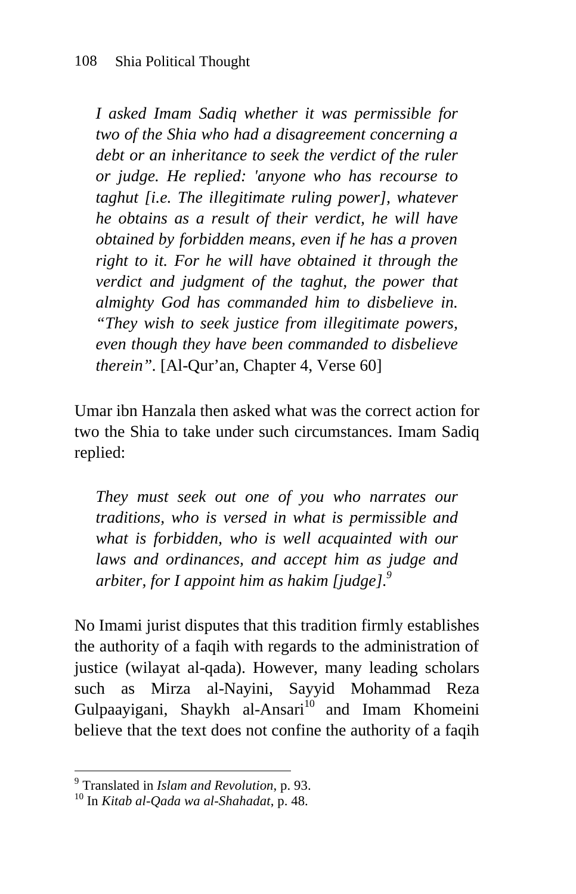> *I asked Imam Sadiq whether it was permissible for two of the Shia who had a disagreement concerning a debt or an inheritance to seek the verdict of the ruler or judge. He replied: 'anyone who has recourse to taghut [i.e. The illegitimate ruling power], whatever he obtains as a result of their verdict, he will have obtained by forbidden means, even if he has a proven right to it. For he will have obtained it through the verdict and judgment of the taghut, the power that almighty God has commanded him to disbelieve in. "They wish to seek justice from illegitimate powers, even though they have been commanded to disbelieve therein".* [Al-Qur'an, Chapter 4, Verse 60]

Umar ibn Hanzala then asked what was the correct action for two the Shia to take under such circumstances. Imam Sadiq replied:

> *They must seek out one of you who narrates our traditions, who is versed in what is permissible and what is forbidden, who is well acquainted with our laws and ordinances, and accept him as judge and arbiter, for I appoint him as hakim [judge].*[9]

No Imami jurist disputes that this tradition firmly establishes the authority of a faqih with regards to the administration of justice (wilayat al-qada). However, many leading scholars such as Mirza al-Nayini, Sayyid Mohammad Reza Gulpaayigani, Shaykh al-Ansari[10] and Imam Khomeini believe that the text does not confine the authority of a faqih

---

[9] Translated in *Islam and Revolution*, p. 93.

[10] In *Kitab al-Qada wa al-Shahadat*, p. 48.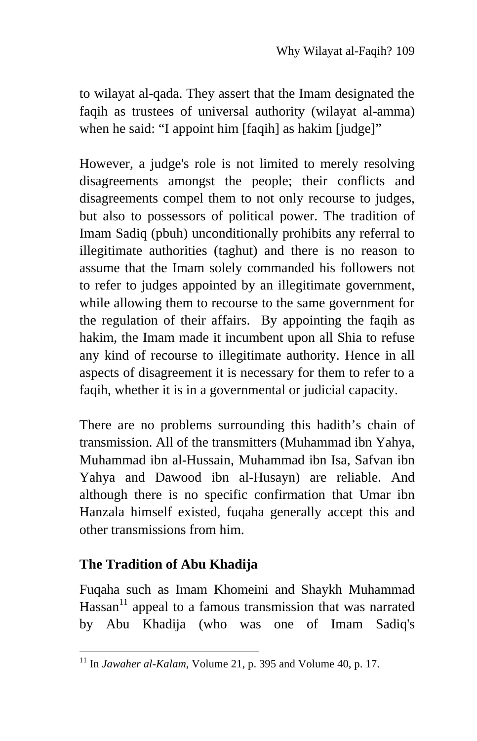to wilayat al-qada. They assert that the Imam designated the faqih as trustees of universal authority (wilayat al-amma) when he said: "I appoint him [faqih] as hakim [judge]"

However, a judge's role is not limited to merely resolving disagreements amongst the people; their conflicts and disagreements compel them to not only recourse to judges, but also to possessors of political power. The tradition of Imam Sadiq (pbuh) unconditionally prohibits any referral to illegitimate authorities (taghut) and there is no reason to assume that the Imam solely commanded his followers not to refer to judges appointed by an illegitimate government, while allowing them to recourse to the same government for the regulation of their affairs. By appointing the faqih as hakim, the Imam made it incumbent upon all Shia to refuse any kind of recourse to illegitimate authority. Hence in all aspects of disagreement it is necessary for them to refer to a faqih, whether it is in a governmental or judicial capacity.

There are no problems surrounding this hadith's chain of transmission. All of the transmitters (Muhammad ibn Yahya, Muhammad ibn al-Hussain, Muhammad ibn Isa, Safvan ibn Yahya and Dawood ibn al-Husayn) are reliable. And although there is no specific confirmation that Umar ibn Hanzala himself existed, fuqaha generally accept this and other transmissions from him.

## The Tradition of Abu Khadija

Fuqaha such as Imam Khomeini and Shaykh Muhammad Hassan[11] appeal to a famous transmission that was narrated by Abu Khadija (who was one of Imam Sadiq's

---

[11] In *Jawaher al-Kalam*, Volume 21, p. 395 and Volume 40, p. 17.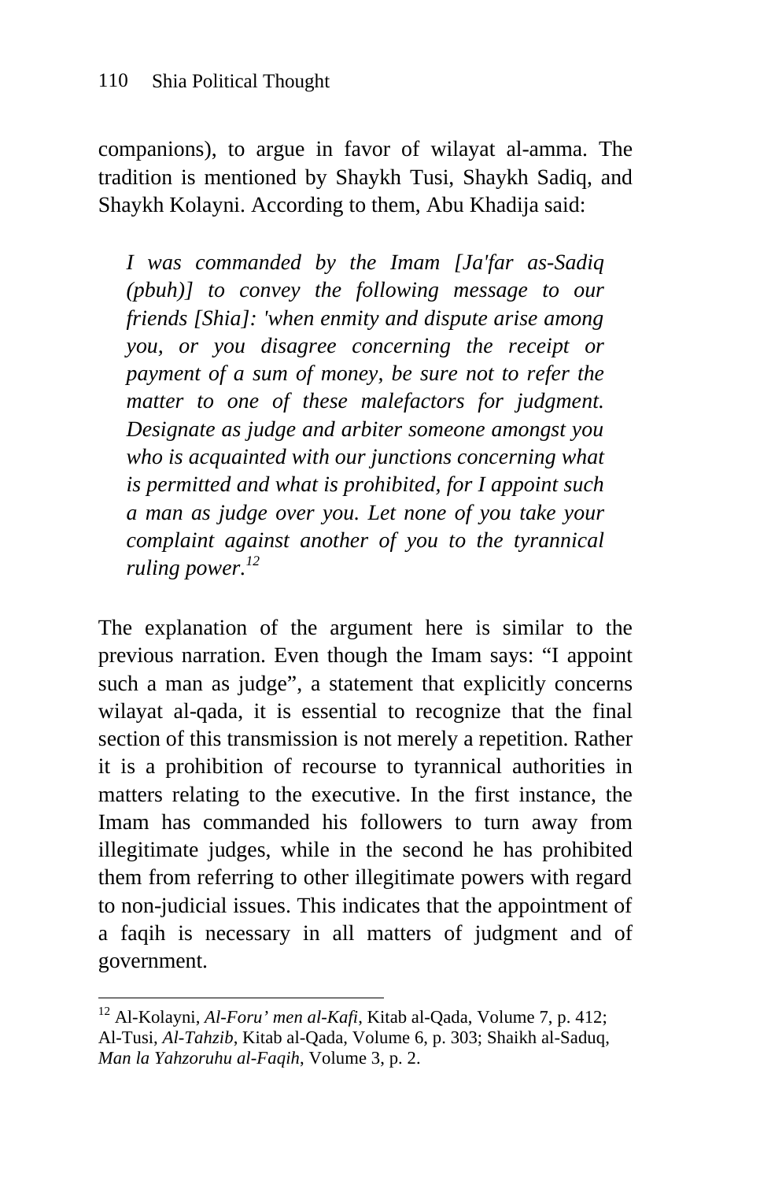companions), to argue in favor of wilayat al-amma. The tradition is mentioned by Shaykh Tusi, Shaykh Sadiq, and Shaykh Kolayni. According to them, Abu Khadija said:

> *I was commanded by the Imam [Ja'far as-Sadiq (pbuh)] to convey the following message to our friends [Shia]: 'when enmity and dispute arise among you, or you disagree concerning the receipt or payment of a sum of money, be sure not to refer the matter to one of these malefactors for judgment. Designate as judge and arbiter someone amongst you who is acquainted with our junctions concerning what is permitted and what is prohibited, for I appoint such a man as judge over you. Let none of you take your complaint against another of you to the tyrannical ruling power.*[12]

The explanation of the argument here is similar to the previous narration. Even though the Imam says: "I appoint such a man as judge", a statement that explicitly concerns wilayat al-qada, it is essential to recognize that the final section of this transmission is not merely a repetition. Rather it is a prohibition of recourse to tyrannical authorities in matters relating to the executive. In the first instance, the Imam has commanded his followers to turn away from illegitimate judges, while in the second he has prohibited them from referring to other illegitimate powers with regard to non-judicial issues. This indicates that the appointment of a faqih is necessary in all matters of judgment and of government.

---

[12] Al-Kolayni, *Al-Foru' men al-Kafi*, Kitab al-Qada, Volume 7, p. 412; Al-Tusi, *Al-Tahzib*, Kitab al-Qada, Volume 6, p. 303; Shaikh al-Saduq, *Man la Yahzoruhu al-Faqih*, Volume 3, p. 2.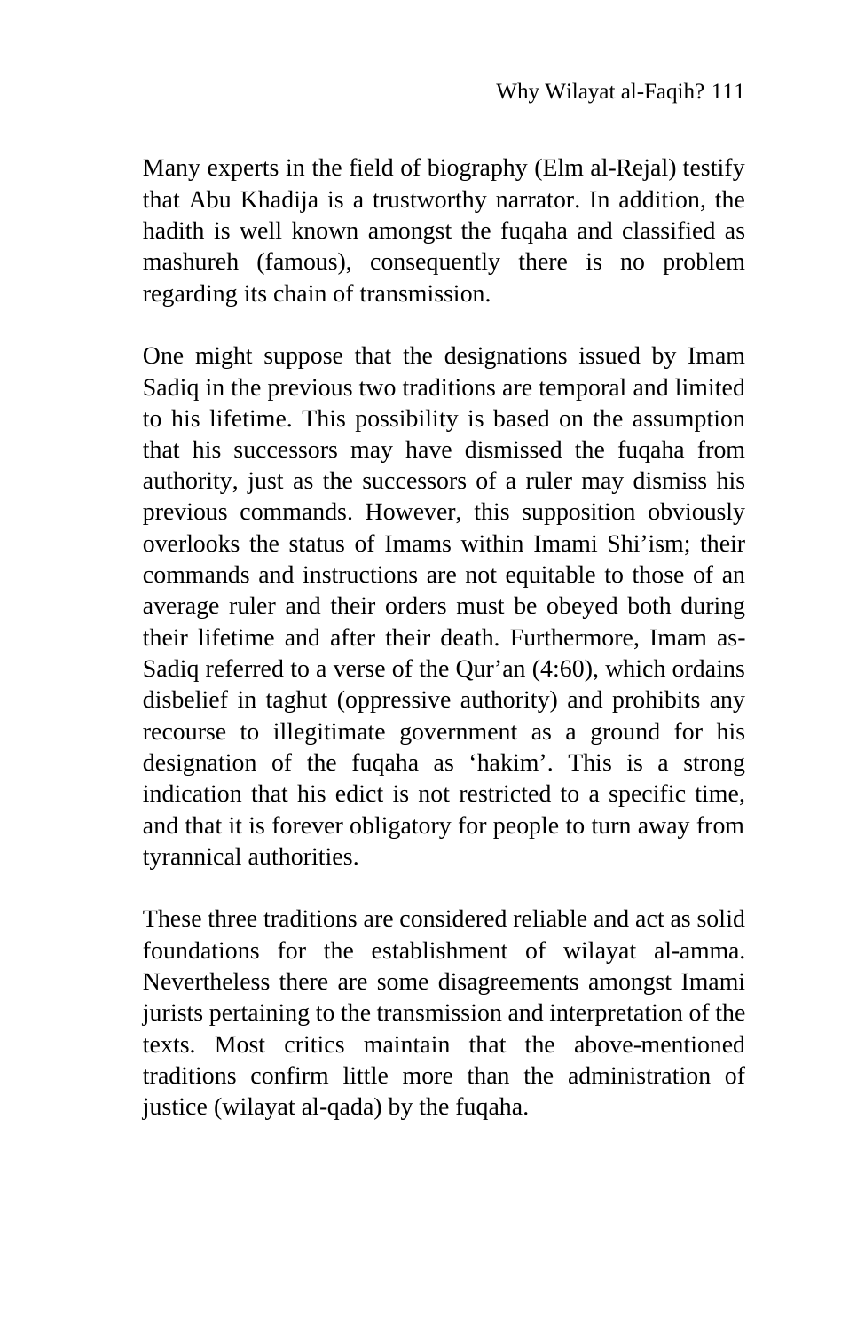Many experts in the field of biography (Elm al-Rejal) testify that Abu Khadija is a trustworthy narrator. In addition, the hadith is well known amongst the fuqaha and classified as mashureh (famous), consequently there is no problem regarding its chain of transmission.

One might suppose that the designations issued by Imam Sadiq in the previous two traditions are temporal and limited to his lifetime. This possibility is based on the assumption that his successors may have dismissed the fuqaha from authority, just as the successors of a ruler may dismiss his previous commands. However, this supposition obviously overlooks the status of Imams within Imami Shi'ism; their commands and instructions are not equitable to those of an average ruler and their orders must be obeyed both during their lifetime and after their death. Furthermore, Imam as-Sadiq referred to a verse of the Qur'an (4:60), which ordains disbelief in taghut (oppressive authority) and prohibits any recourse to illegitimate government as a ground for his designation of the fuqaha as 'hakim'. This is a strong indication that his edict is not restricted to a specific time, and that it is forever obligatory for people to turn away from tyrannical authorities.

These three traditions are considered reliable and act as solid foundations for the establishment of wilayat al-amma. Nevertheless there are some disagreements amongst Imami jurists pertaining to the transmission and interpretation of the texts. Most critics maintain that the above-mentioned traditions confirm little more than the administration of justice (wilayat al-qada) by the fuqaha.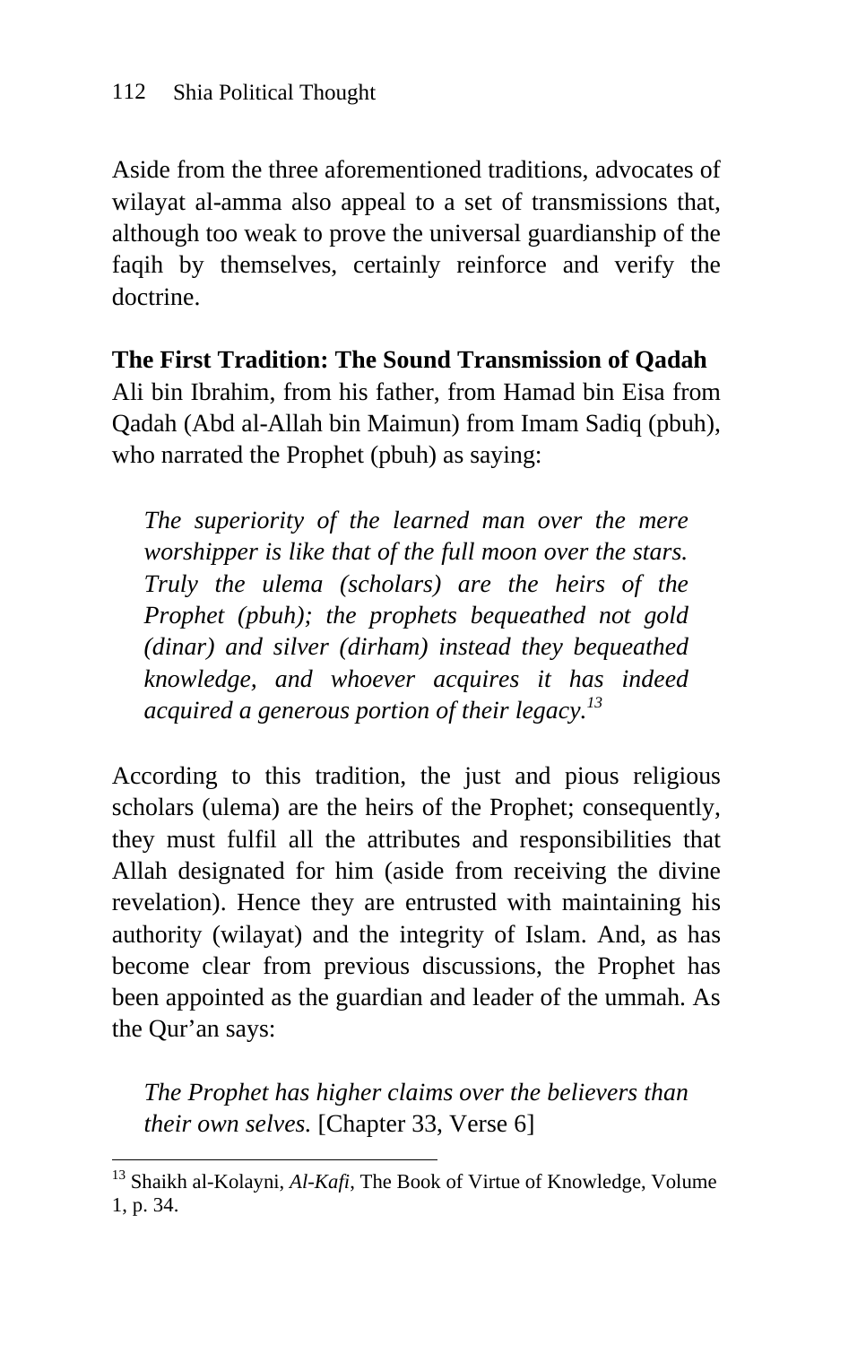Aside from the three aforementioned traditions, advocates of wilayat al-amma also appeal to a set of transmissions that, although too weak to prove the universal guardianship of the faqih by themselves, certainly reinforce and verify the doctrine.

**The First Tradition: The Sound Transmission of Qadah**

Ali bin Ibrahim, from his father, from Hamad bin Eisa from Qadah (Abd al-Allah bin Maimun) from Imam Sadiq (pbuh), who narrated the Prophet (pbuh) as saying:

> *The superiority of the learned man over the mere worshipper is like that of the full moon over the stars. Truly the ulema (scholars) are the heirs of the Prophet (pbuh); the prophets bequeathed not gold (dinar) and silver (dirham) instead they bequeathed knowledge, and whoever acquires it has indeed acquired a generous portion of their legacy.*[13]

According to this tradition, the just and pious religious scholars (ulema) are the heirs of the Prophet; consequently, they must fulfil all the attributes and responsibilities that Allah designated for him (aside from receiving the divine revelation). Hence they are entrusted with maintaining his authority (wilayat) and the integrity of Islam. And, as has become clear from previous discussions, the Prophet has been appointed as the guardian and leader of the ummah. As the Qur'an says:

> *The Prophet has higher claims over the believers than their own selves.* [Chapter 33, Verse 6]

---

[13] Shaikh al-Kolayni, *Al-Kafi*, The Book of Virtue of Knowledge, Volume 1, p. 34.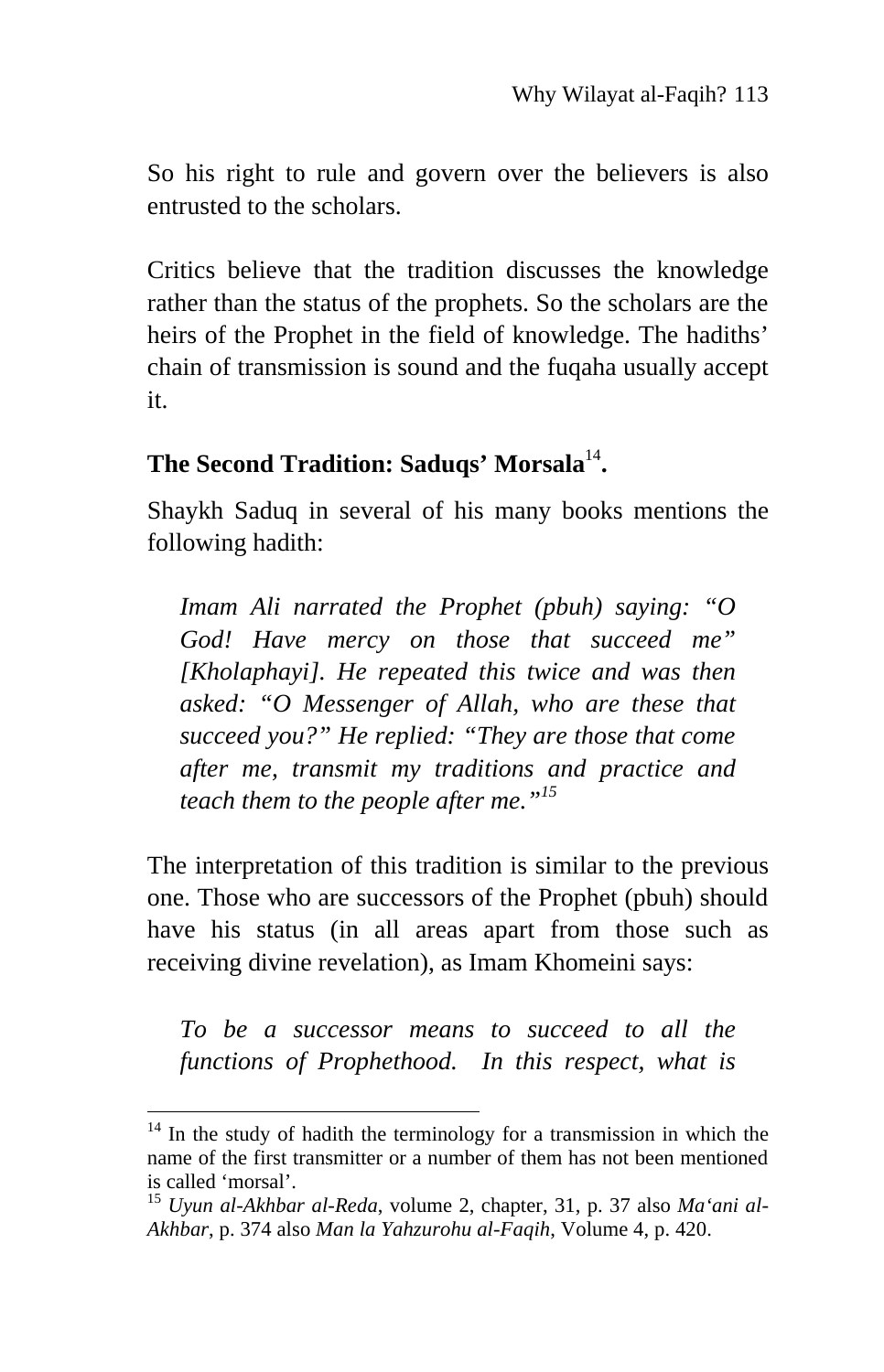So his right to rule and govern over the believers is also entrusted to the scholars.

Critics believe that the tradition discusses the knowledge rather than the status of the prophets. So the scholars are the heirs of the Prophet in the field of knowledge. The hadiths' chain of transmission is sound and the fuqaha usually accept it.

### The Second Tradition: Saduqs' Morsala[14].

Shaykh Saduq in several of his many books mentions the following hadith:

> *Imam Ali narrated the Prophet (pbuh) saying: "O God! Have mercy on those that succeed me" [Kholaphayi]. He repeated this twice and was then asked: "O Messenger of Allah, who are these that succeed you?" He replied: "They are those that come after me, transmit my traditions and practice and teach them to the people after me."*[15]

The interpretation of this tradition is similar to the previous one. Those who are successors of the Prophet (pbuh) should have his status (in all areas apart from those such as receiving divine revelation), as Imam Khomeini says:

> *To be a successor means to succeed to all the functions of Prophethood. In this respect, what is*

---

[14] In the study of hadith the terminology for a transmission in which the name of the first transmitter or a number of them has not been mentioned is called 'morsal'.

[15] *Uyun al-Akhbar al-Reda*, volume 2, chapter, 31, p. 37 also *Ma'ani al-Akhbar*, p. 374 also *Man la Yahzurohu al-Faqih*, Volume 4, p. 420.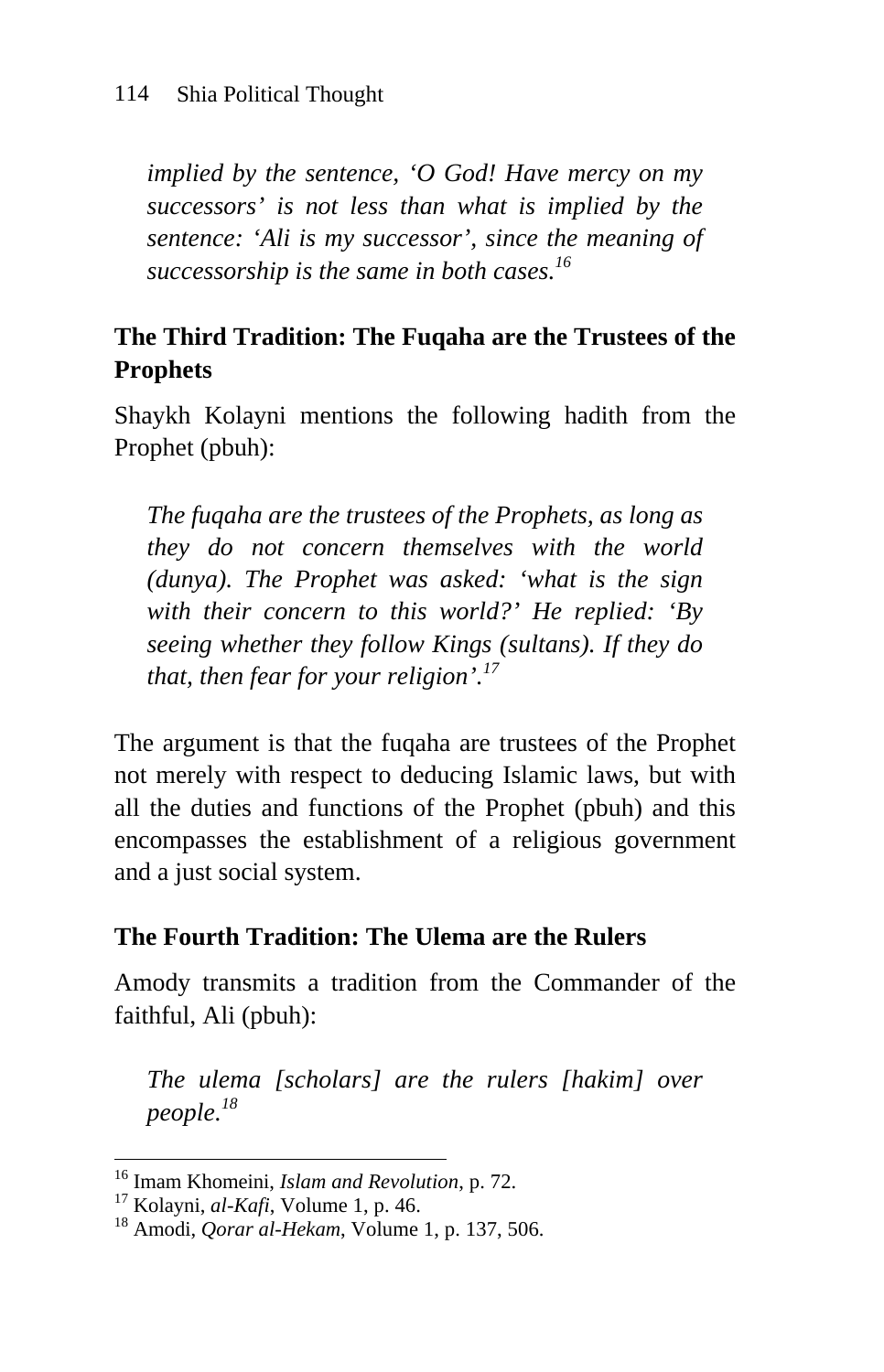*implied by the sentence, 'O God! Have mercy on my successors' is not less than what is implied by the sentence: 'Ali is my successor', since the meaning of successorship is the same in both cases.*[16]

## The Third Tradition: The Fuqaha are the Trustees of the Prophets

Shaykh Kolayni mentions the following hadith from the Prophet (pbuh):

> *The fuqaha are the trustees of the Prophets, as long as they do not concern themselves with the world (dunya). The Prophet was asked: 'what is the sign with their concern to this world?' He replied: 'By seeing whether they follow Kings (sultans). If they do that, then fear for your religion'.*[17]

The argument is that the fuqaha are trustees of the Prophet not merely with respect to deducing Islamic laws, but with all the duties and functions of the Prophet (pbuh) and this encompasses the establishment of a religious government and a just social system.

## The Fourth Tradition: The Ulema are the Rulers

Amody transmits a tradition from the Commander of the faithful, Ali (pbuh):

> *The ulema [scholars] are the rulers [hakim] over people.*[18]

---

[16] Imam Khomeini, *Islam and Revolution*, p. 72.

[17] Kolayni, *al-Kafi*, Volume 1, p. 46.

[18] Amodi, *Qorar al-Hekam*, Volume 1, p. 137, 506.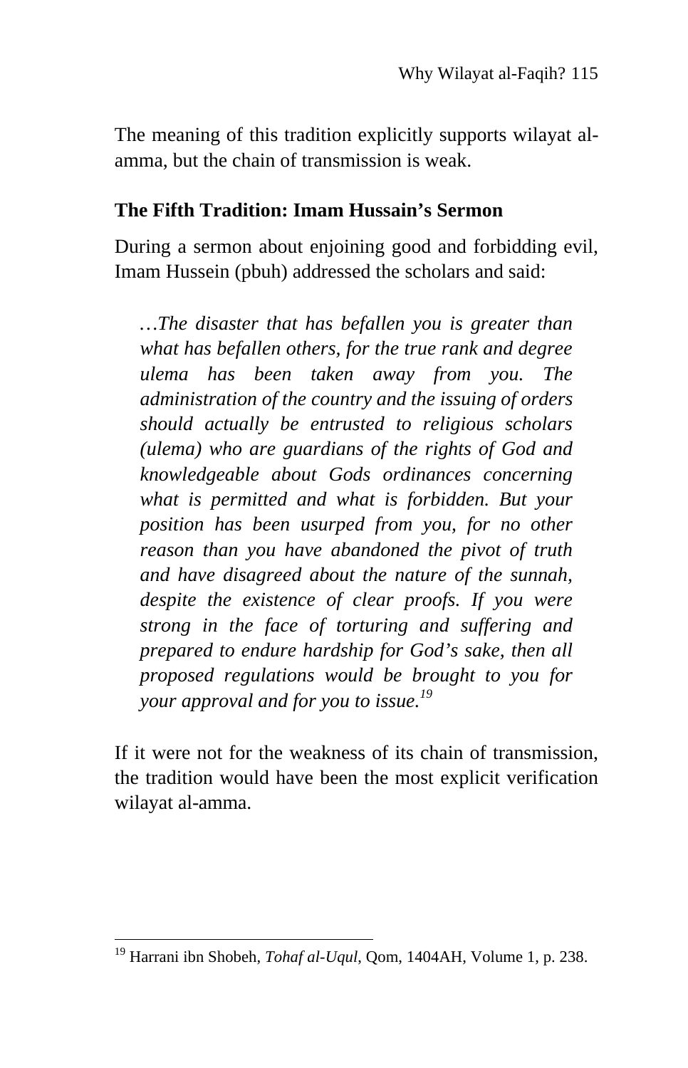The meaning of this tradition explicitly supports wilayat al-amma, but the chain of transmission is weak.

### The Fifth Tradition: Imam Hussain's Sermon

During a sermon about enjoining good and forbidding evil, Imam Hussein (pbuh) addressed the scholars and said:

> *…The disaster that has befallen you is greater than what has befallen others, for the true rank and degree ulema has been taken away from you. The administration of the country and the issuing of orders should actually be entrusted to religious scholars (ulema) who are guardians of the rights of God and knowledgeable about Gods ordinances concerning what is permitted and what is forbidden. But your position has been usurped from you, for no other reason than you have abandoned the pivot of truth and have disagreed about the nature of the sunnah, despite the existence of clear proofs. If you were strong in the face of torturing and suffering and prepared to endure hardship for God's sake, then all proposed regulations would be brought to you for your approval and for you to issue.*[19]

If it were not for the weakness of its chain of transmission, the tradition would have been the most explicit verification wilayat al-amma.

---

[19] Harrani ibn Shobeh, *Tohaf al-Uqul*, Qom, 1404AH, Volume 1, p. 238.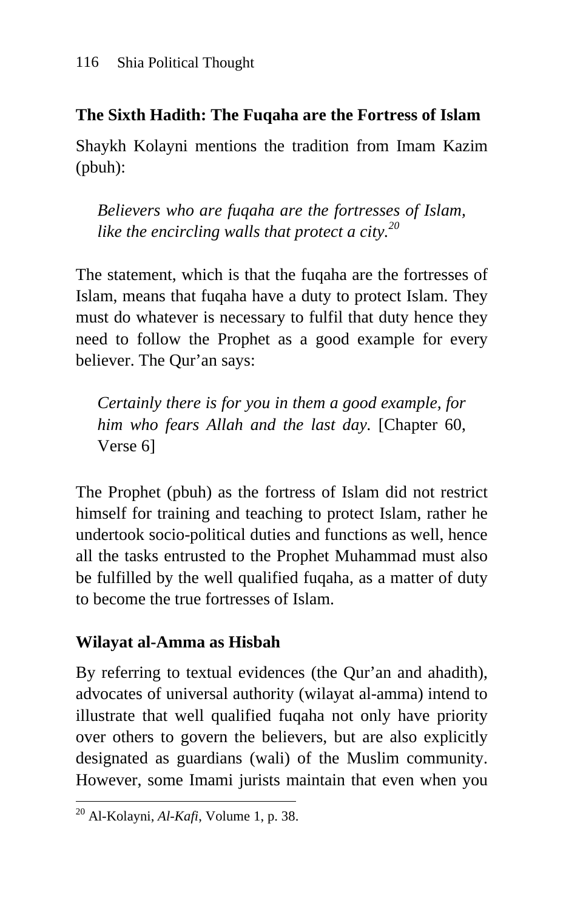### The Sixth Hadith: The Fuqaha are the Fortress of Islam

Shaykh Kolayni mentions the tradition from Imam Kazim (pbuh):

> *Believers who are fuqaha are the fortresses of Islam, like the encircling walls that protect a city.*[20]

The statement, which is that the fuqaha are the fortresses of Islam, means that fuqaha have a duty to protect Islam. They must do whatever is necessary to fulfil that duty hence they need to follow the Prophet as a good example for every believer. The Qur'an says:

> *Certainly there is for you in them a good example, for him who fears Allah and the last day.* [Chapter 60, Verse 6]

The Prophet (pbuh) as the fortress of Islam did not restrict himself for training and teaching to protect Islam, rather he undertook socio-political duties and functions as well, hence all the tasks entrusted to the Prophet Muhammad must also be fulfilled by the well qualified fuqaha, as a matter of duty to become the true fortresses of Islam.

### Wilayat al-Amma as Hisbah

By referring to textual evidences (the Qur'an and ahadith), advocates of universal authority (wilayat al-amma) intend to illustrate that well qualified fuqaha not only have priority over others to govern the believers, but are also explicitly designated as guardians (wali) of the Muslim community. However, some Imami jurists maintain that even when you

---

[20] Al-Kolayni, *Al-Kafi*, Volume 1, p. 38.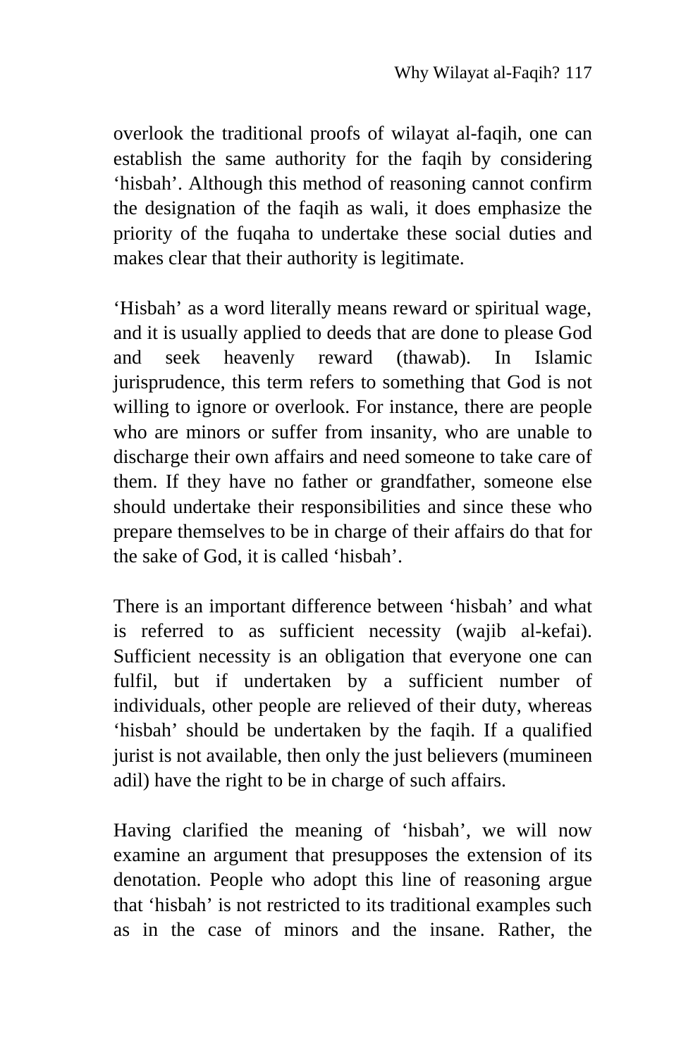overlook the traditional proofs of wilayat al-faqih, one can establish the same authority for the faqih by considering 'hisbah'. Although this method of reasoning cannot confirm the designation of the faqih as wali, it does emphasize the priority of the fuqaha to undertake these social duties and makes clear that their authority is legitimate.

'Hisbah' as a word literally means reward or spiritual wage, and it is usually applied to deeds that are done to please God and seek heavenly reward (thawab). In Islamic jurisprudence, this term refers to something that God is not willing to ignore or overlook. For instance, there are people who are minors or suffer from insanity, who are unable to discharge their own affairs and need someone to take care of them. If they have no father or grandfather, someone else should undertake their responsibilities and since these who prepare themselves to be in charge of their affairs do that for the sake of God, it is called 'hisbah'.

There is an important difference between 'hisbah' and what is referred to as sufficient necessity (wajib al-kefai). Sufficient necessity is an obligation that everyone one can fulfil, but if undertaken by a sufficient number of individuals, other people are relieved of their duty, whereas 'hisbah' should be undertaken by the faqih. If a qualified jurist is not available, then only the just believers (mumineen adil) have the right to be in charge of such affairs.

Having clarified the meaning of 'hisbah', we will now examine an argument that presupposes the extension of its denotation. People who adopt this line of reasoning argue that 'hisbah' is not restricted to its traditional examples such as in the case of minors and the insane. Rather, the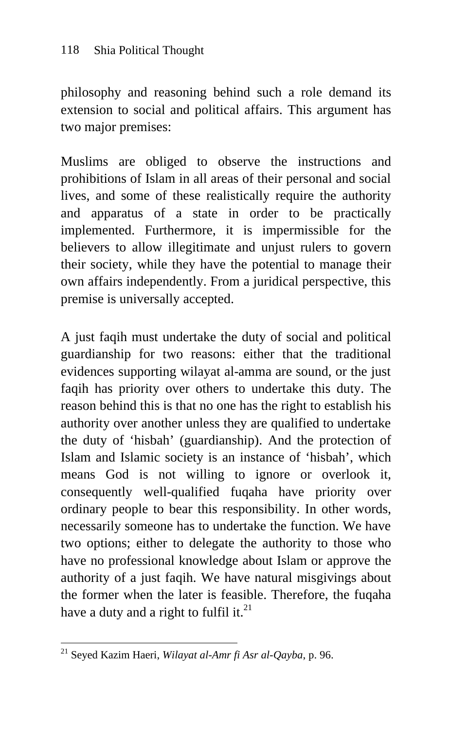philosophy and reasoning behind such a role demand its extension to social and political affairs. This argument has two major premises:

Muslims are obliged to observe the instructions and prohibitions of Islam in all areas of their personal and social lives, and some of these realistically require the authority and apparatus of a state in order to be practically implemented. Furthermore, it is impermissible for the believers to allow illegitimate and unjust rulers to govern their society, while they have the potential to manage their own affairs independently. From a juridical perspective, this premise is universally accepted.

A just faqih must undertake the duty of social and political guardianship for two reasons: either that the traditional evidences supporting wilayat al-amma are sound, or the just faqih has priority over others to undertake this duty. The reason behind this is that no one has the right to establish his authority over another unless they are qualified to undertake the duty of 'hisbah' (guardianship). And the protection of Islam and Islamic society is an instance of 'hisbah', which means God is not willing to ignore or overlook it, consequently well-qualified fuqaha have priority over ordinary people to bear this responsibility. In other words, necessarily someone has to undertake the function. We have two options; either to delegate the authority to those who have no professional knowledge about Islam or approve the authority of a just faqih. We have natural misgivings about the former when the later is feasible. Therefore, the fuqaha have a duty and a right to fulfil it.[21]

---

[21] Seyed Kazim Haeri, *Wilayat al-Amr fi Asr al-Qayba*, p. 96.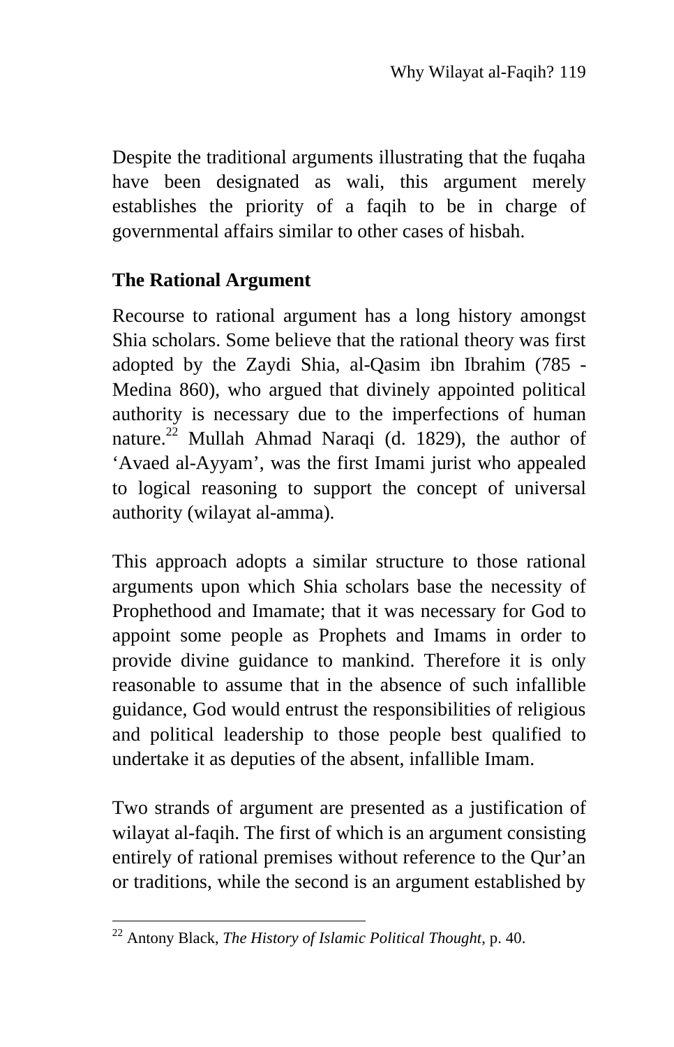Despite the traditional arguments illustrating that the fuqaha have been designated as wali, this argument merely establishes the priority of a faqih to be in charge of governmental affairs similar to other cases of hisbah.

## The Rational Argument

Recourse to rational argument has a long history amongst Shia scholars. Some believe that the rational theory was first adopted by the Zaydi Shia, al-Qasim ibn Ibrahim (785 - Medina 860), who argued that divinely appointed political authority is necessary due to the imperfections of human nature.[22] Mullah Ahmad Naraqi (d. 1829), the author of 'Avaed al-Ayyam', was the first Imami jurist who appealed to logical reasoning to support the concept of universal authority (wilayat al-amma).

This approach adopts a similar structure to those rational arguments upon which Shia scholars base the necessity of Prophethood and Imamate; that it was necessary for God to appoint some people as Prophets and Imams in order to provide divine guidance to mankind. Therefore it is only reasonable to assume that in the absence of such infallible guidance, God would entrust the responsibilities of religious and political leadership to those people best qualified to undertake it as deputies of the absent, infallible Imam.

Two strands of argument are presented as a justification of wilayat al-faqih. The first of which is an argument consisting entirely of rational premises without reference to the Qur'an or traditions, while the second is an argument established by

---

[22] Antony Black, *The History of Islamic Political Thought*, p. 40.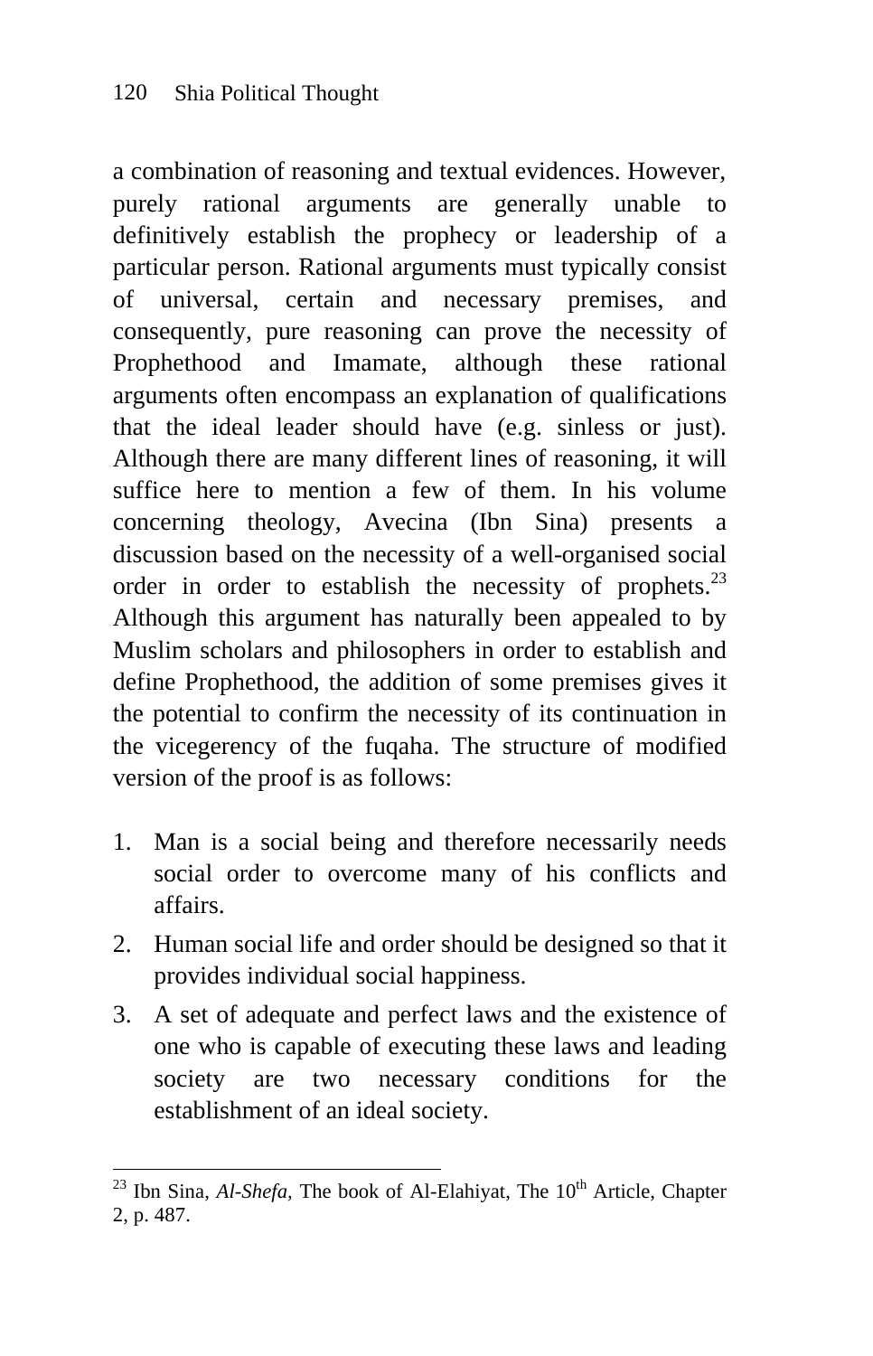a combination of reasoning and textual evidences. However, purely rational arguments are generally unable to definitively establish the prophecy or leadership of a particular person. Rational arguments must typically consist of universal, certain and necessary premises, and consequently, pure reasoning can prove the necessity of Prophethood and Imamate, although these rational arguments often encompass an explanation of qualifications that the ideal leader should have (e.g. sinless or just). Although there are many different lines of reasoning, it will suffice here to mention a few of them. In his volume concerning theology, Avecina (Ibn Sina) presents a discussion based on the necessity of a well-organised social order in order to establish the necessity of prophets.[23] Although this argument has naturally been appealed to by Muslim scholars and philosophers in order to establish and define Prophethood, the addition of some premises gives it the potential to confirm the necessity of its continuation in the vicegerency of the fuqaha. The structure of modified version of the proof is as follows:

1. Man is a social being and therefore necessarily needs social order to overcome many of his conflicts and affairs.
2. Human social life and order should be designed so that it provides individual social happiness.
3. A set of adequate and perfect laws and the existence of one who is capable of executing these laws and leading society are two necessary conditions for the establishment of an ideal society.

---

[23] Ibn Sina, *Al-Shefa,* The book of Al-Elahiyat, The 10th Article, Chapter 2, p. 487.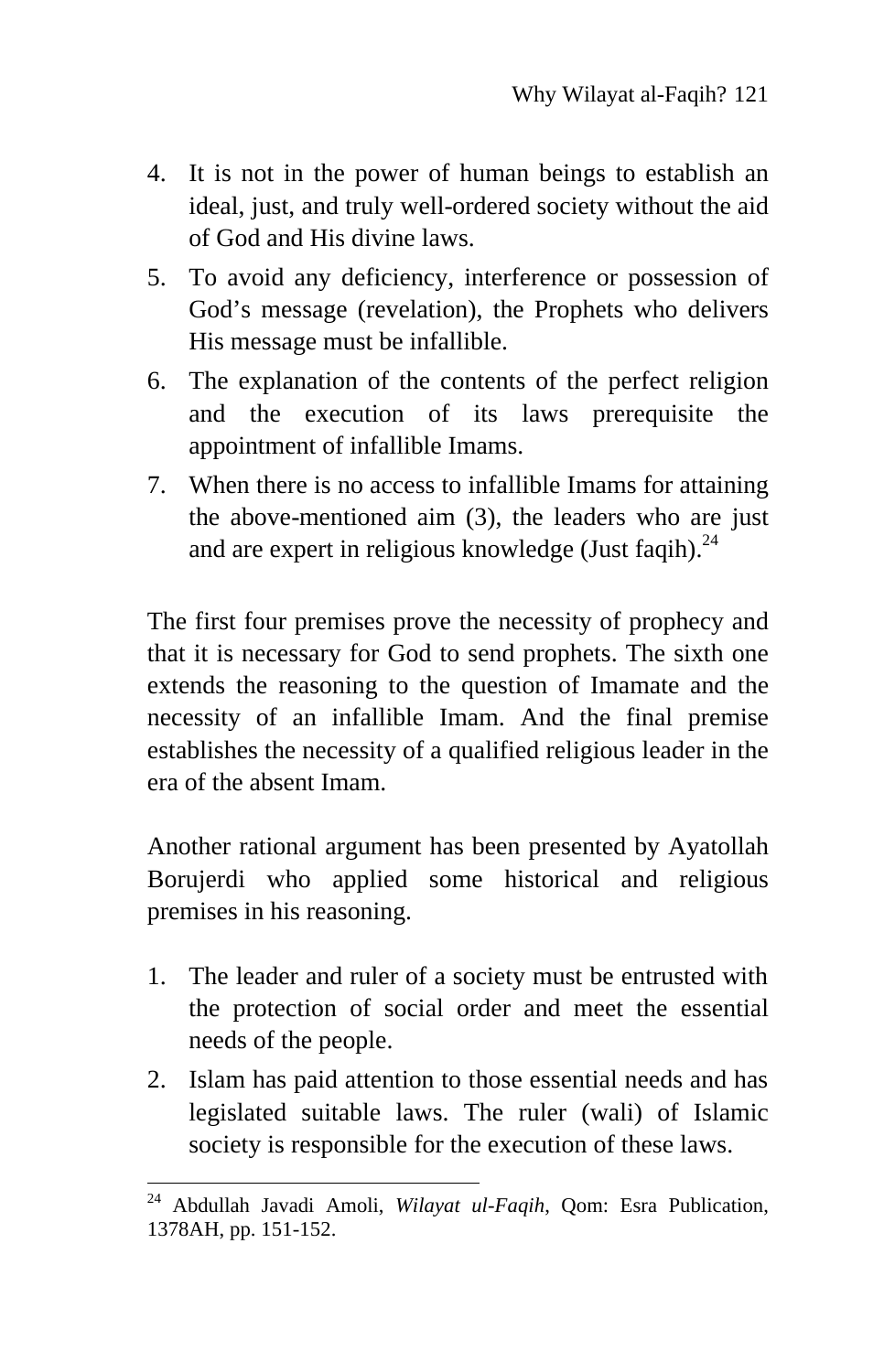4. It is not in the power of human beings to establish an ideal, just, and truly well-ordered society without the aid of God and His divine laws.
5. To avoid any deficiency, interference or possession of God's message (revelation), the Prophets who delivers His message must be infallible.
6. The explanation of the contents of the perfect religion and the execution of its laws prerequisite the appointment of infallible Imams.
7. When there is no access to infallible Imams for attaining the above-mentioned aim (3), the leaders who are just and are expert in religious knowledge (Just faqih).[24]

The first four premises prove the necessity of prophecy and that it is necessary for God to send prophets. The sixth one extends the reasoning to the question of Imamate and the necessity of an infallible Imam. And the final premise establishes the necessity of a qualified religious leader in the era of the absent Imam.

Another rational argument has been presented by Ayatollah Borujerdi who applied some historical and religious premises in his reasoning.

1. The leader and ruler of a society must be entrusted with the protection of social order and meet the essential needs of the people.
2. Islam has paid attention to those essential needs and has legislated suitable laws. The ruler (wali) of Islamic society is responsible for the execution of these laws.

---

[24] Abdullah Javadi Amoli, *Wilayat ul-Faqih*, Qom: Esra Publication, 1378AH, pp. 151-152.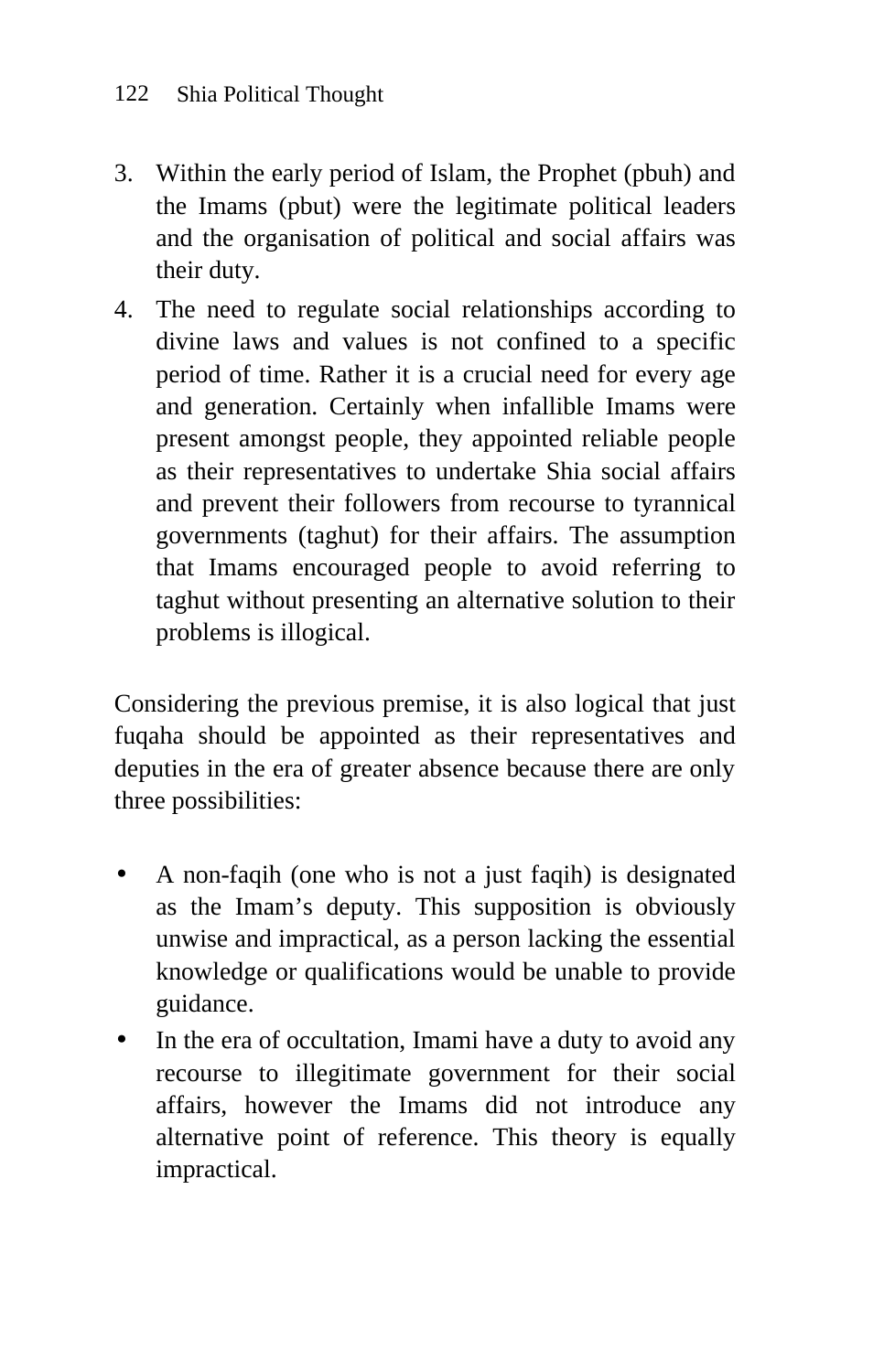3. Within the early period of Islam, the Prophet (pbuh) and the Imams (pbut) were the legitimate political leaders and the organisation of political and social affairs was their duty.
4. The need to regulate social relationships according to divine laws and values is not confined to a specific period of time. Rather it is a crucial need for every age and generation. Certainly when infallible Imams were present amongst people, they appointed reliable people as their representatives to undertake Shia social affairs and prevent their followers from recourse to tyrannical governments (taghut) for their affairs. The assumption that Imams encouraged people to avoid referring to taghut without presenting an alternative solution to their problems is illogical.

Considering the previous premise, it is also logical that just fuqaha should be appointed as their representatives and deputies in the era of greater absence because there are only three possibilities:

- A non-faqih (one who is not a just faqih) is designated as the Imam’s deputy. This supposition is obviously unwise and impractical, as a person lacking the essential knowledge or qualifications would be unable to provide guidance.
- In the era of occultation, Imami have a duty to avoid any recourse to illegitimate government for their social affairs, however the Imams did not introduce any alternative point of reference. This theory is equally impractical.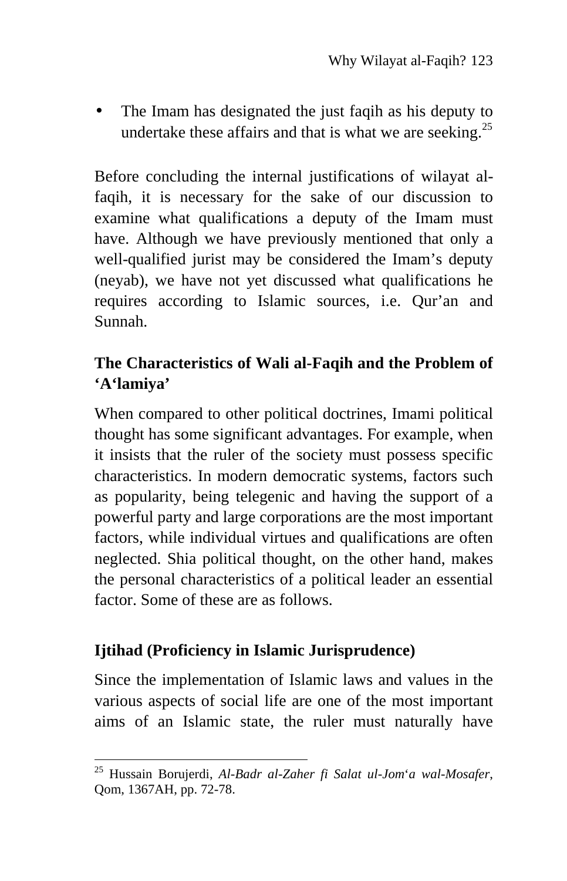- The Imam has designated the just faqih as his deputy to undertake these affairs and that is what we are seeking.[25]

Before concluding the internal justifications of wilayat al-faqih, it is necessary for the sake of our discussion to examine what qualifications a deputy of the Imam must have. Although we have previously mentioned that only a well-qualified jurist may be considered the Imam's deputy (neyab), we have not yet discussed what qualifications he requires according to Islamic sources, i.e. Qur'an and Sunnah.

## The Characteristics of Wali al-Faqih and the Problem of 'A'lamiya'

When compared to other political doctrines, Imami political thought has some significant advantages. For example, when it insists that the ruler of the society must possess specific characteristics. In modern democratic systems, factors such as popularity, being telegenic and having the support of a powerful party and large corporations are the most important factors, while individual virtues and qualifications are often neglected. Shia political thought, on the other hand, makes the personal characteristics of a political leader an essential factor. Some of these are as follows.

### Ijtihad (Proficiency in Islamic Jurisprudence)

Since the implementation of Islamic laws and values in the various aspects of social life are one of the most important aims of an Islamic state, the ruler must naturally have

---

[25] Hussain Borujerdi, *Al-Badr al-Zaher fi Salat ul-Jom'a wal-Mosafer*, Qom, 1367AH, pp. 72-78.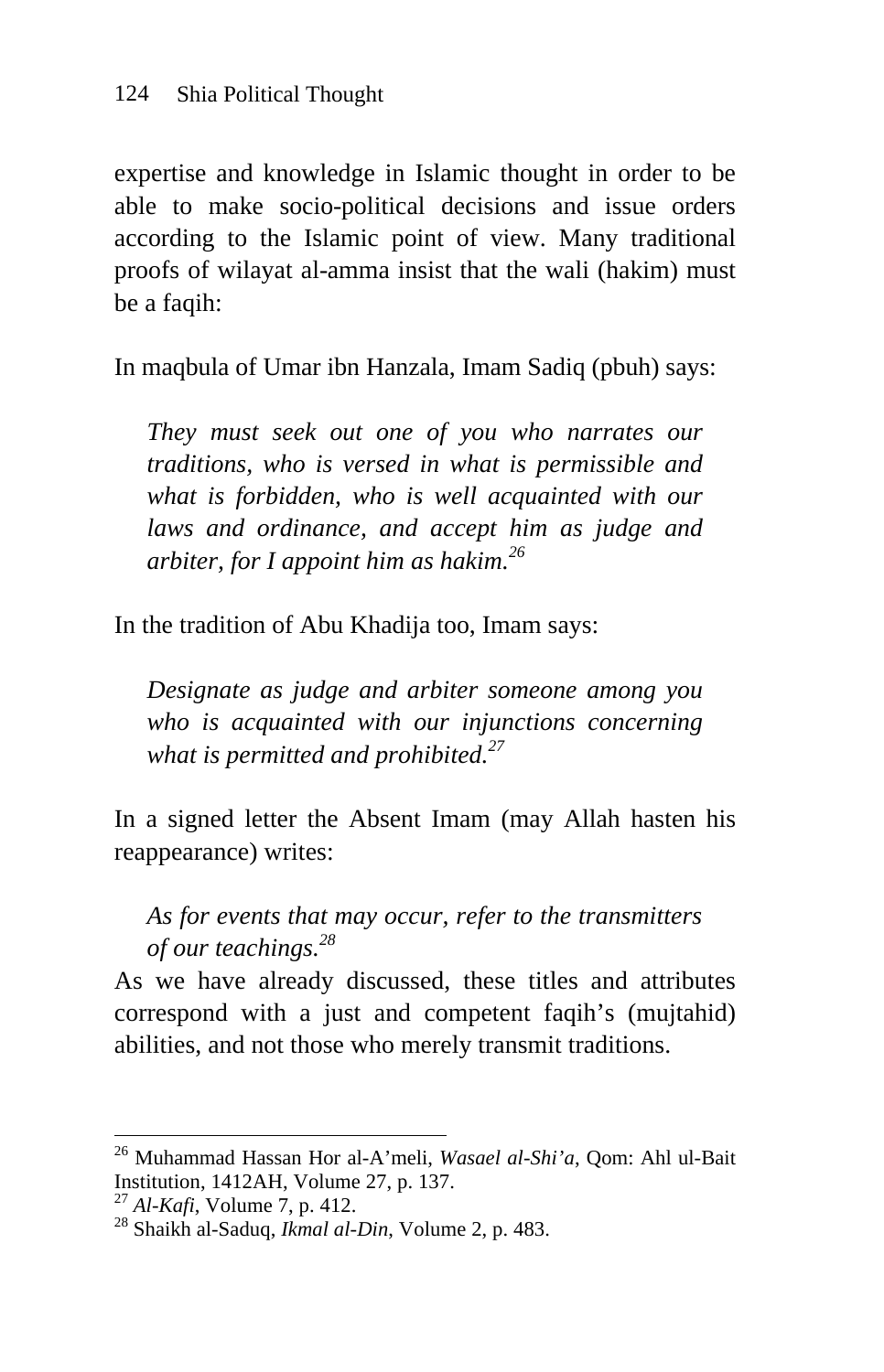expertise and knowledge in Islamic thought in order to be able to make socio-political decisions and issue orders according to the Islamic point of view. Many traditional proofs of wilayat al-amma insist that the wali (hakim) must be a faqih:

In maqbula of Umar ibn Hanzala, Imam Sadiq (pbuh) says:

> *They must seek out one of you who narrates our traditions, who is versed in what is permissible and what is forbidden, who is well acquainted with our laws and ordinance, and accept him as judge and arbiter, for I appoint him as hakim.*[26]

In the tradition of Abu Khadija too, Imam says:

> *Designate as judge and arbiter someone among you who is acquainted with our injunctions concerning what is permitted and prohibited.*[27]

In a signed letter the Absent Imam (may Allah hasten his reappearance) writes:

> *As for events that may occur, refer to the transmitters of our teachings.*[28]

As we have already discussed, these titles and attributes correspond with a just and competent faqih's (mujtahid) abilities, and not those who merely transmit traditions.

---

[26] Muhammad Hassan Hor al-A'meli, *Wasael al-Shi'a*, Qom: Ahl ul-Bait Institution, 1412AH, Volume 27, p. 137.

[27] *Al-Kafi*, Volume 7, p. 412.

[28] Shaikh al-Saduq, *Ikmal al-Din*, Volume 2, p. 483.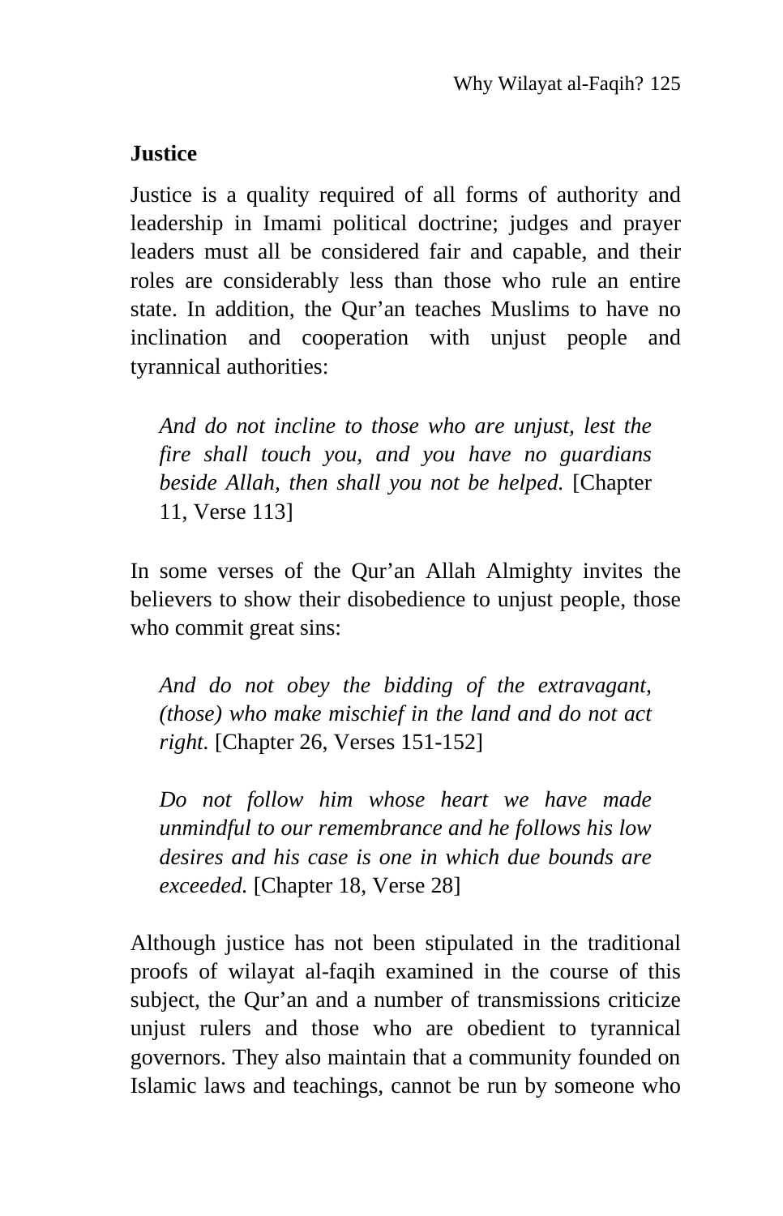### Justice

Justice is a quality required of all forms of authority and leadership in Imami political doctrine; judges and prayer leaders must all be considered fair and capable, and their roles are considerably less than those who rule an entire state. In addition, the Qur'an teaches Muslims to have no inclination and cooperation with unjust people and tyrannical authorities:

> *And do not incline to those who are unjust, lest the fire shall touch you, and you have no guardians beside Allah, then shall you not be helped.* [Chapter 11, Verse 113]

In some verses of the Qur'an Allah Almighty invites the believers to show their disobedience to unjust people, those who commit great sins:

> *And do not obey the bidding of the extravagant, (those) who make mischief in the land and do not act right.* [Chapter 26, Verses 151-152]

> *Do not follow him whose heart we have made unmindful to our remembrance and he follows his low desires and his case is one in which due bounds are exceeded.* [Chapter 18, Verse 28]

Although justice has not been stipulated in the traditional proofs of wilayat al-faqih examined in the course of this subject, the Qur'an and a number of transmissions criticize unjust rulers and those who are obedient to tyrannical governors. They also maintain that a community founded on Islamic laws and teachings, cannot be run by someone who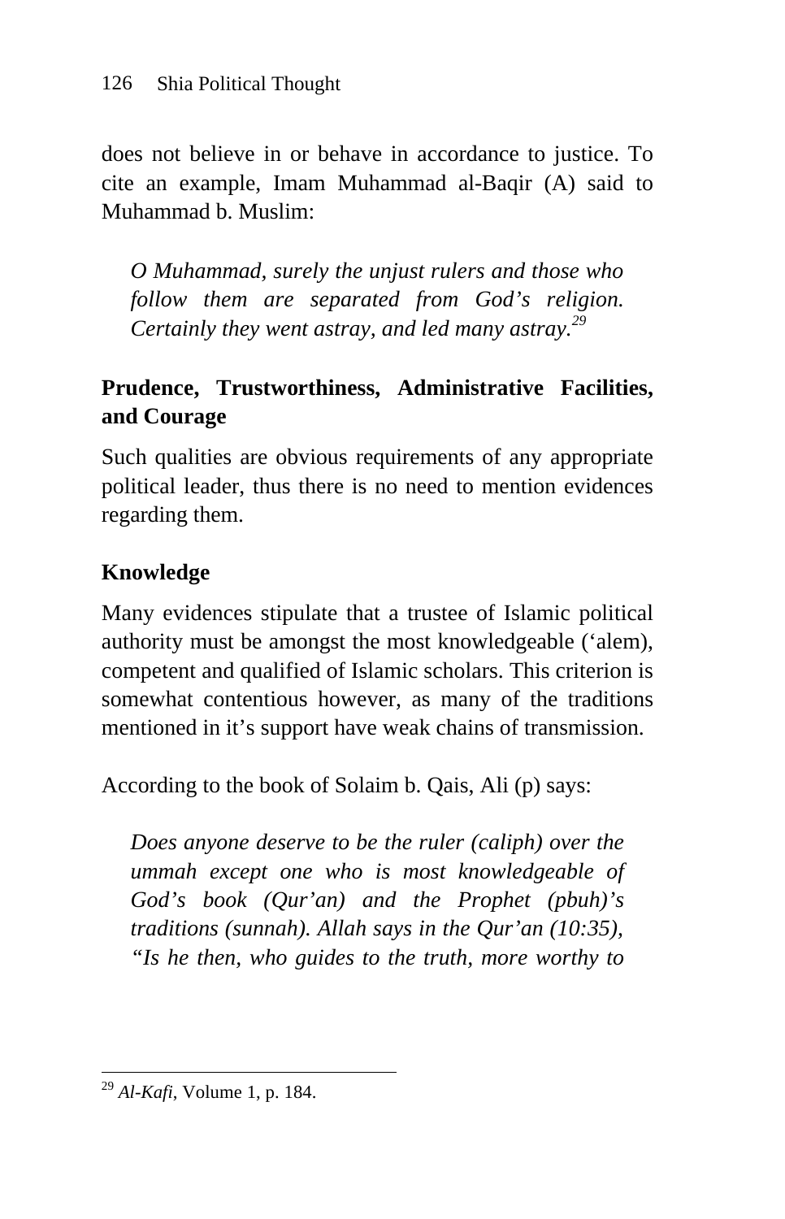does not believe in or behave in accordance to justice. To cite an example, Imam Muhammad al-Baqir (A) said to Muhammad b. Muslim:

> *O Muhammad, surely the unjust rulers and those who follow them are separated from God's religion. Certainly they went astray, and led many astray.*[29]

### Prudence, Trustworthiness, Administrative Facilities, and Courage

Such qualities are obvious requirements of any appropriate political leader, thus there is no need to mention evidences regarding them.

### Knowledge

Many evidences stipulate that a trustee of Islamic political authority must be amongst the most knowledgeable ('alem), competent and qualified of Islamic scholars. This criterion is somewhat contentious however, as many of the traditions mentioned in it's support have weak chains of transmission.

According to the book of Solaim b. Qais, Ali (p) says:

> *Does anyone deserve to be the ruler (caliph) over the ummah except one who is most knowledgeable of God's book (Qur'an) and the Prophet (pbuh)'s traditions (sunnah). Allah says in the Qur'an (10:35), "Is he then, who guides to the truth, more worthy to*

---

[29] *Al-Kafi*, Volume 1, p. 184.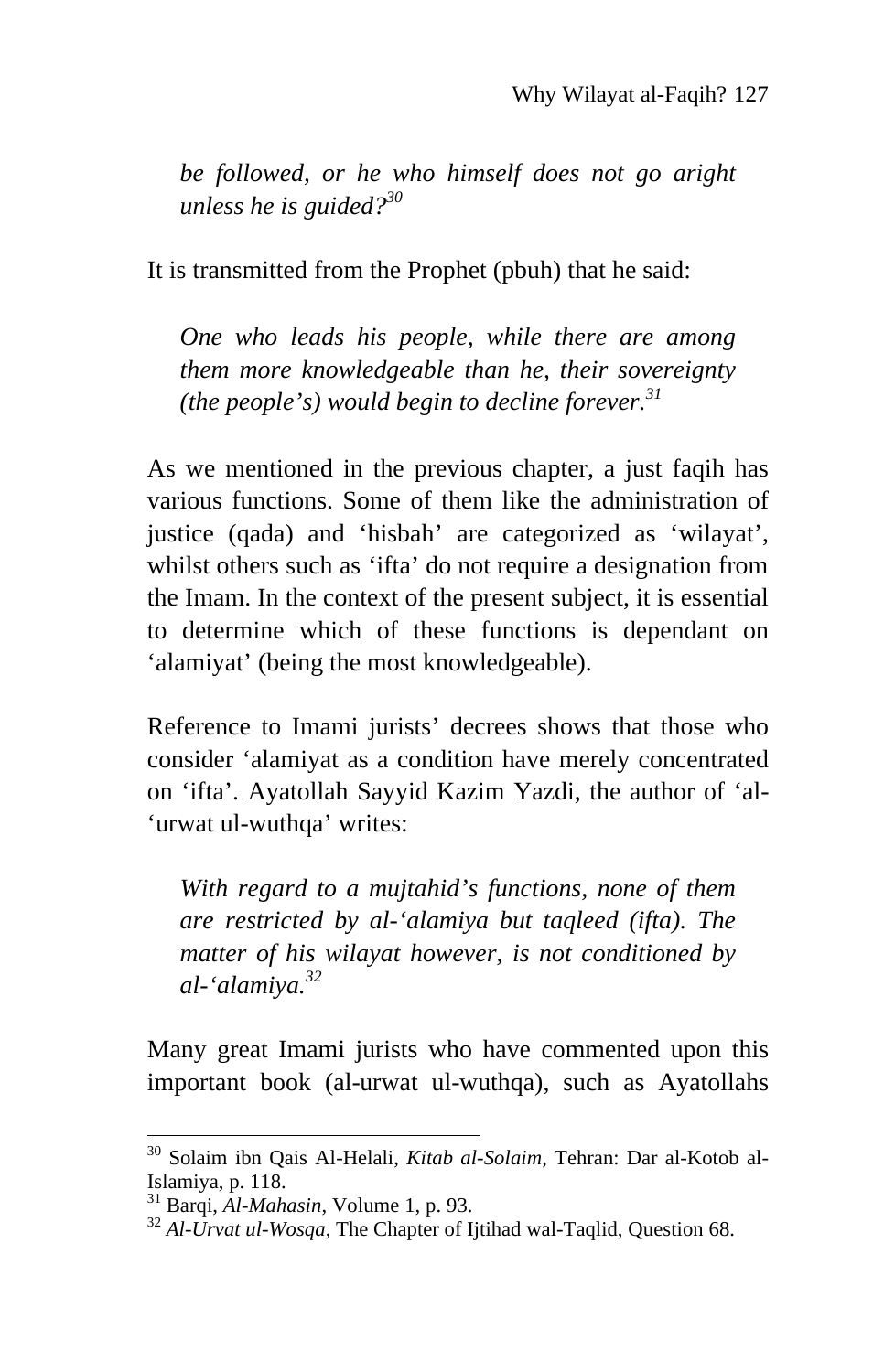> *be followed, or he who himself does not go aright unless he is guided?*[30]

It is transmitted from the Prophet (pbuh) that he said:

> *One who leads his people, while there are among them more knowledgeable than he, their sovereignty (the people's) would begin to decline forever.*[31]

As we mentioned in the previous chapter, a just faqih has various functions. Some of them like the administration of justice (qada) and 'hisbah' are categorized as 'wilayat', whilst others such as 'ifta' do not require a designation from the Imam. In the context of the present subject, it is essential to determine which of these functions is dependant on 'alamiyat' (being the most knowledgeable).

Reference to Imami jurists' decrees shows that those who consider 'alamiyat as a condition have merely concentrated on 'ifta'. Ayatollah Sayyid Kazim Yazdi, the author of 'al-'urwat ul-wuthqa' writes:

> *With regard to a mujtahid's functions, none of them are restricted by al-'alamiya but taqleed (ifta). The matter of his wilayat however, is not conditioned by al-'alamiya.*[32]

Many great Imami jurists who have commented upon this important book (al-urwat ul-wuthqa), such as Ayatollahs

---

[30] Solaim ibn Qais Al-Helali, *Kitab al-Solaim*, Tehran: Dar al-Kotob al-Islamiya, p. 118.

[31] Barqi, *Al-Mahasin*, Volume 1, p. 93.

[32] *Al-Urvat ul-Wosqa*, The Chapter of Ijtihad wal-Taqlid, Question 68.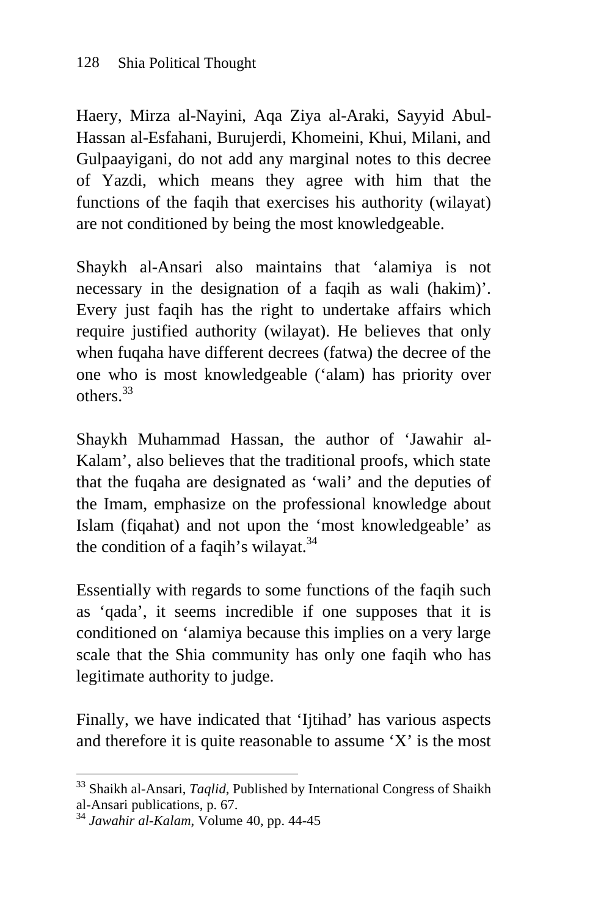Haery, Mirza al-Nayini, Aqa Ziya al-Araki, Sayyid Abul-Hassan al-Esfahani, Burujerdi, Khomeini, Khui, Milani, and Gulpaayigani, do not add any marginal notes to this decree of Yazdi, which means they agree with him that the functions of the faqih that exercises his authority (wilayat) are not conditioned by being the most knowledgeable.

Shaykh al-Ansari also maintains that 'alamiya is not necessary in the designation of a faqih as wali (hakim)'. Every just faqih has the right to undertake affairs which require justified authority (wilayat). He believes that only when fuqaha have different decrees (fatwa) the decree of the one who is most knowledgeable ('alam) has priority over others.[33]

Shaykh Muhammad Hassan, the author of 'Jawahir al-Kalam', also believes that the traditional proofs, which state that the fuqaha are designated as 'wali' and the deputies of the Imam, emphasize on the professional knowledge about Islam (fiqahat) and not upon the 'most knowledgeable' as the condition of a faqih's wilayat.[34]

Essentially with regards to some functions of the faqih such as 'qada', it seems incredible if one supposes that it is conditioned on 'alamiya because this implies on a very large scale that the Shia community has only one faqih who has legitimate authority to judge.

Finally, we have indicated that 'Ijtihad' has various aspects and therefore it is quite reasonable to assume 'X' is the most

---

[33] Shaikh al-Ansari, *Taqlid*, Published by International Congress of Shaikh al-Ansari publications, p. 67.

[34] *Jawahir al-Kalam*, Volume 40, pp. 44-45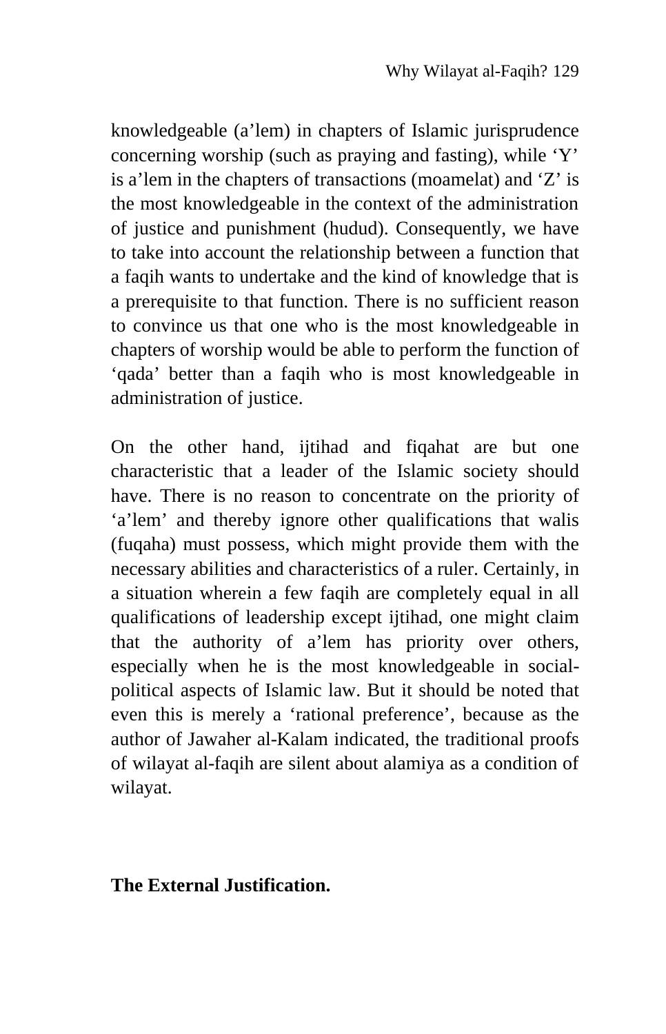knowledgeable (a'lem) in chapters of Islamic jurisprudence concerning worship (such as praying and fasting), while 'Y' is a'lem in the chapters of transactions (moamelat) and 'Z' is the most knowledgeable in the context of the administration of justice and punishment (hudud). Consequently, we have to take into account the relationship between a function that a faqih wants to undertake and the kind of knowledge that is a prerequisite to that function. There is no sufficient reason to convince us that one who is the most knowledgeable in chapters of worship would be able to perform the function of 'qada' better than a faqih who is most knowledgeable in administration of justice.

On the other hand, ijtihad and fiqahat are but one characteristic that a leader of the Islamic society should have. There is no reason to concentrate on the priority of 'a'lem' and thereby ignore other qualifications that walis (fuqaha) must possess, which might provide them with the necessary abilities and characteristics of a ruler. Certainly, in a situation wherein a few faqih are completely equal in all qualifications of leadership except ijtihad, one might claim that the authority of a'lem has priority over others, especially when he is the most knowledgeable in social-political aspects of Islamic law. But it should be noted that even this is merely a 'rational preference', because as the author of Jawaher al-Kalam indicated, the traditional proofs of wilayat al-faqih are silent about alamiya as a condition of wilayat.

**The External Justification.**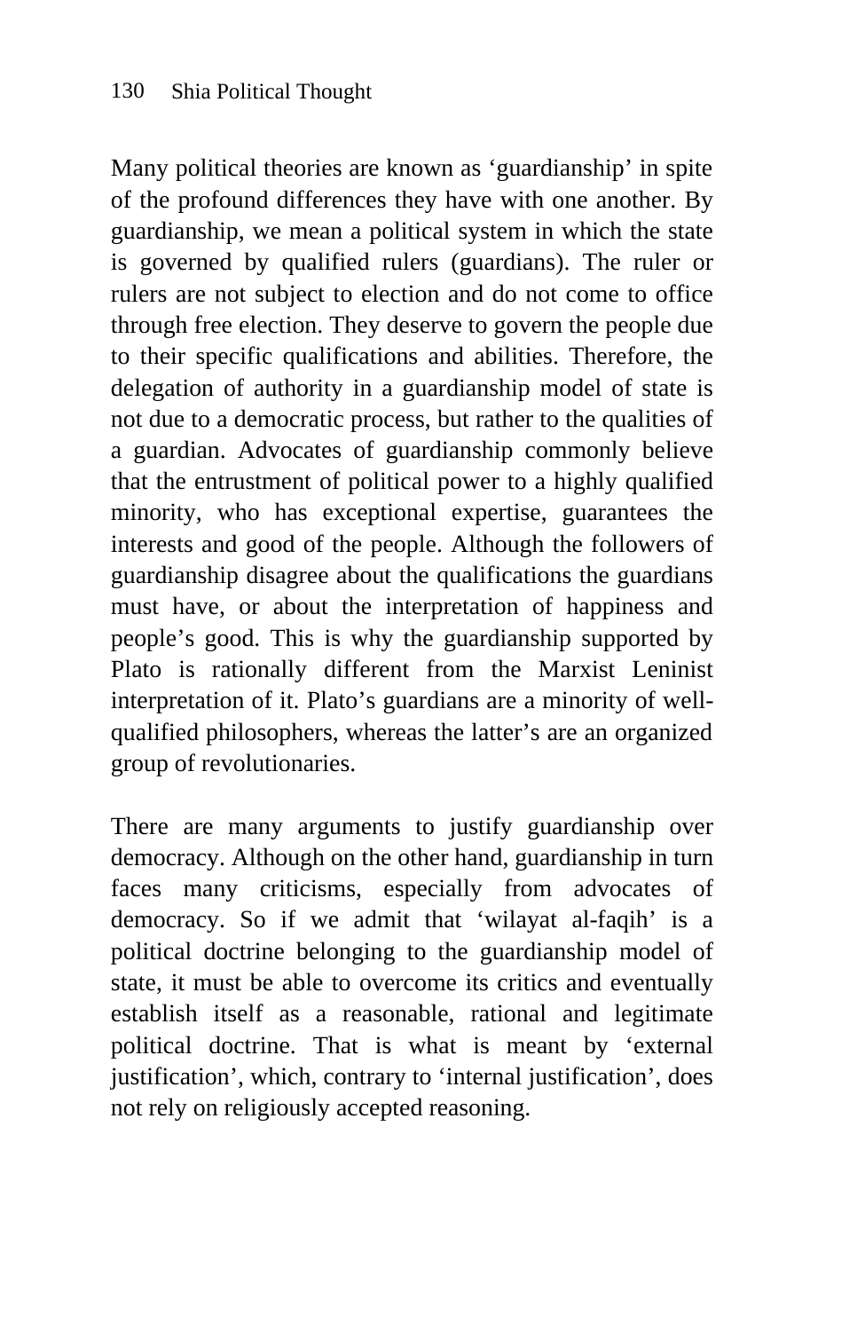Many political theories are known as ‘guardianship’ in spite of the profound differences they have with one another. By guardianship, we mean a political system in which the state is governed by qualified rulers (guardians). The ruler or rulers are not subject to election and do not come to office through free election. They deserve to govern the people due to their specific qualifications and abilities. Therefore, the delegation of authority in a guardianship model of state is not due to a democratic process, but rather to the qualities of a guardian. Advocates of guardianship commonly believe that the entrustment of political power to a highly qualified minority, who has exceptional expertise, guarantees the interests and good of the people. Although the followers of guardianship disagree about the qualifications the guardians must have, or about the interpretation of happiness and people’s good. This is why the guardianship supported by Plato is rationally different from the Marxist Leninist interpretation of it. Plato’s guardians are a minority of well-qualified philosophers, whereas the latter’s are an organized group of revolutionaries.

There are many arguments to justify guardianship over democracy. Although on the other hand, guardianship in turn faces many criticisms, especially from advocates of democracy. So if we admit that ‘wilayat al-faqih’ is a political doctrine belonging to the guardianship model of state, it must be able to overcome its critics and eventually establish itself as a reasonable, rational and legitimate political doctrine. That is what is meant by ‘external justification’, which, contrary to ‘internal justification’, does not rely on religiously accepted reasoning.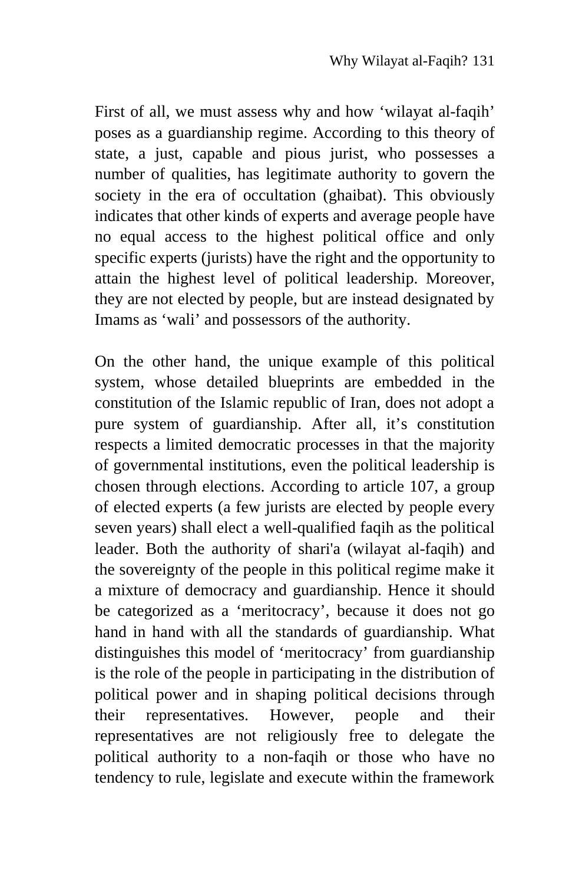First of all, we must assess why and how 'wilayat al-faqih' poses as a guardianship regime. According to this theory of state, a just, capable and pious jurist, who possesses a number of qualities, has legitimate authority to govern the society in the era of occultation (ghaibat). This obviously indicates that other kinds of experts and average people have no equal access to the highest political office and only specific experts (jurists) have the right and the opportunity to attain the highest level of political leadership. Moreover, they are not elected by people, but are instead designated by Imams as 'wali' and possessors of the authority.

On the other hand, the unique example of this political system, whose detailed blueprints are embedded in the constitution of the Islamic republic of Iran, does not adopt a pure system of guardianship. After all, it's constitution respects a limited democratic processes in that the majority of governmental institutions, even the political leadership is chosen through elections. According to article 107, a group of elected experts (a few jurists are elected by people every seven years) shall elect a well-qualified faqih as the political leader. Both the authority of shari'a (wilayat al-faqih) and the sovereignty of the people in this political regime make it a mixture of democracy and guardianship. Hence it should be categorized as a 'meritocracy', because it does not go hand in hand with all the standards of guardianship. What distinguishes this model of 'meritocracy' from guardianship is the role of the people in participating in the distribution of political power and in shaping political decisions through their representatives. However, people and their representatives are not religiously free to delegate the political authority to a non-faqih or those who have no tendency to rule, legislate and execute within the framework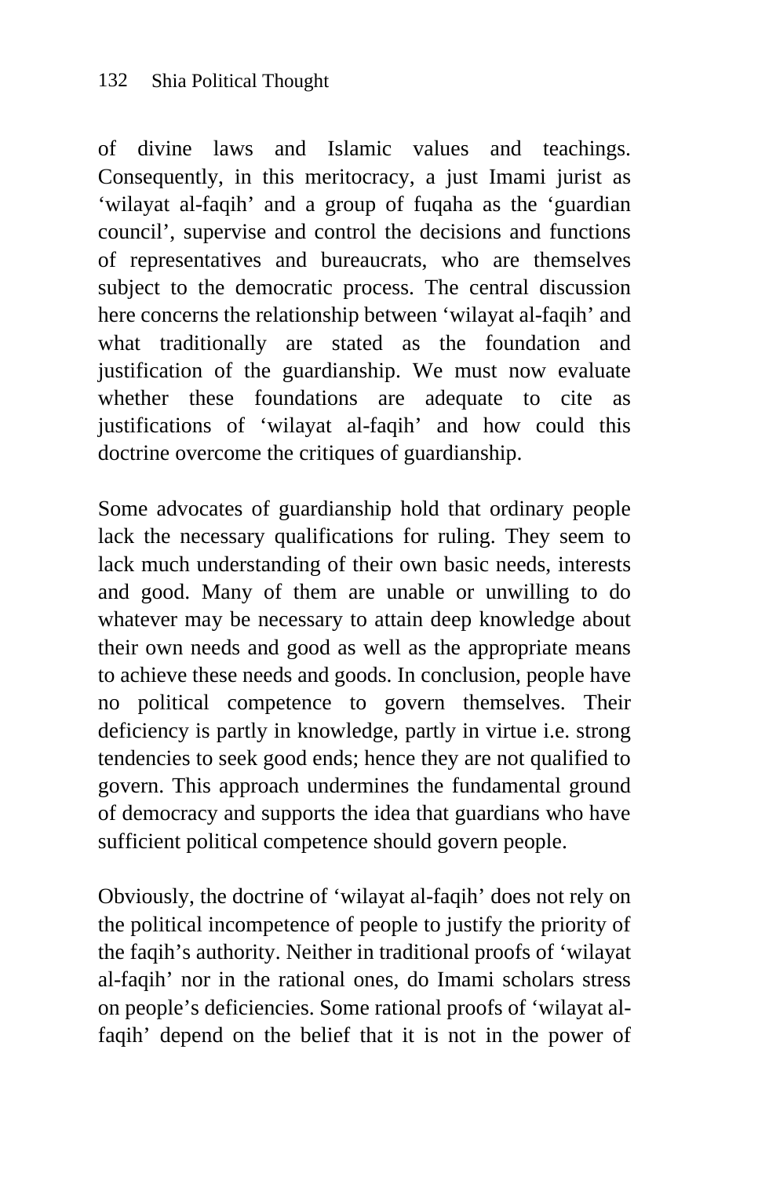of divine laws and Islamic values and teachings. Consequently, in this meritocracy, a just Imami jurist as 'wilayat al-faqih' and a group of fuqaha as the 'guardian council', supervise and control the decisions and functions of representatives and bureaucrats, who are themselves subject to the democratic process. The central discussion here concerns the relationship between 'wilayat al-faqih' and what traditionally are stated as the foundation and justification of the guardianship. We must now evaluate whether these foundations are adequate to cite as justifications of 'wilayat al-faqih' and how could this doctrine overcome the critiques of guardianship.

Some advocates of guardianship hold that ordinary people lack the necessary qualifications for ruling. They seem to lack much understanding of their own basic needs, interests and good. Many of them are unable or unwilling to do whatever may be necessary to attain deep knowledge about their own needs and good as well as the appropriate means to achieve these needs and goods. In conclusion, people have no political competence to govern themselves. Their deficiency is partly in knowledge, partly in virtue i.e. strong tendencies to seek good ends; hence they are not qualified to govern. This approach undermines the fundamental ground of democracy and supports the idea that guardians who have sufficient political competence should govern people.

Obviously, the doctrine of 'wilayat al-faqih' does not rely on the political incompetence of people to justify the priority of the faqih's authority. Neither in traditional proofs of 'wilayat al-faqih' nor in the rational ones, do Imami scholars stress on people's deficiencies. Some rational proofs of 'wilayat al-faqih' depend on the belief that it is not in the power of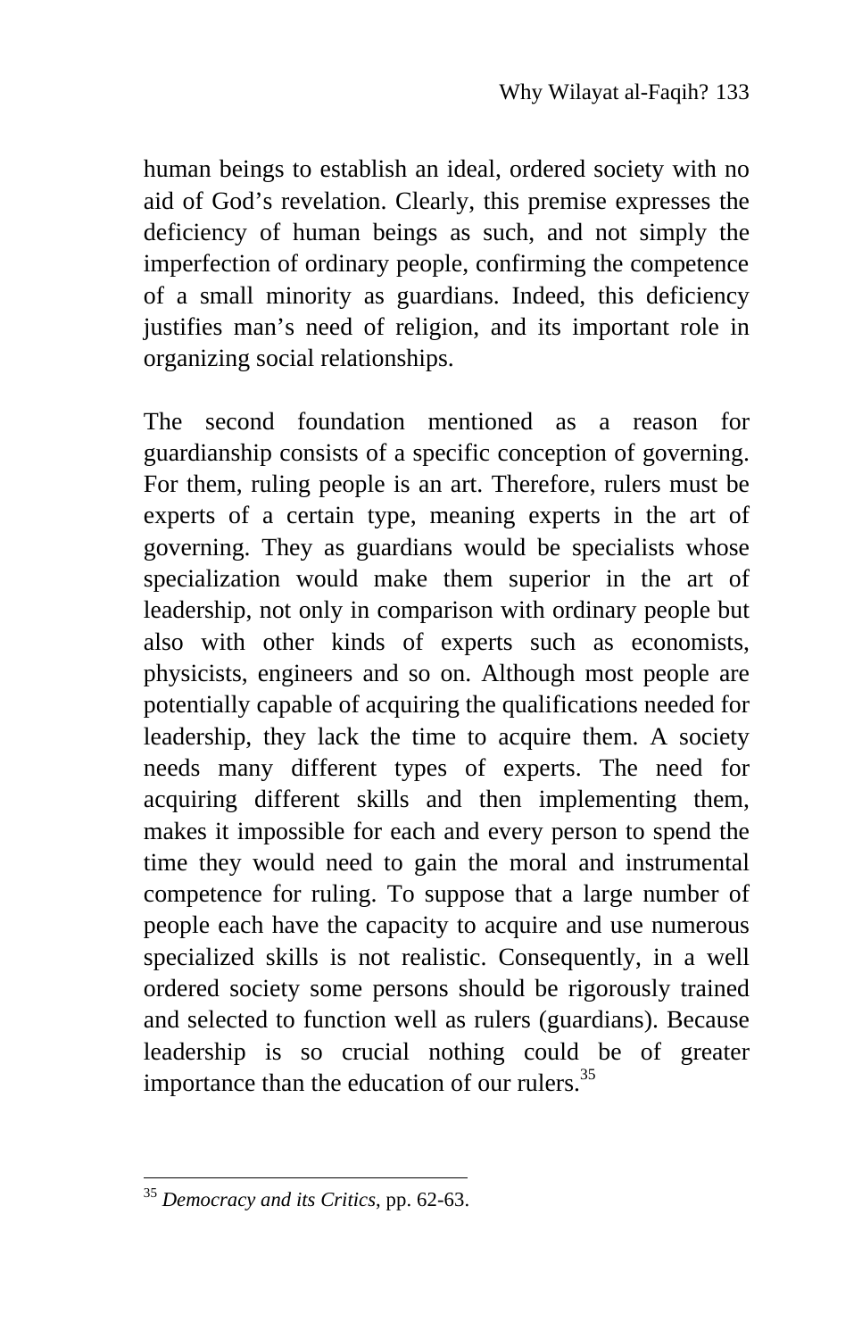human beings to establish an ideal, ordered society with no aid of God's revelation. Clearly, this premise expresses the deficiency of human beings as such, and not simply the imperfection of ordinary people, confirming the competence of a small minority as guardians. Indeed, this deficiency justifies man's need of religion, and its important role in organizing social relationships.

The second foundation mentioned as a reason for guardianship consists of a specific conception of governing. For them, ruling people is an art. Therefore, rulers must be experts of a certain type, meaning experts in the art of governing. They as guardians would be specialists whose specialization would make them superior in the art of leadership, not only in comparison with ordinary people but also with other kinds of experts such as economists, physicists, engineers and so on. Although most people are potentially capable of acquiring the qualifications needed for leadership, they lack the time to acquire them. A society needs many different types of experts. The need for acquiring different skills and then implementing them, makes it impossible for each and every person to spend the time they would need to gain the moral and instrumental competence for ruling. To suppose that a large number of people each have the capacity to acquire and use numerous specialized skills is not realistic. Consequently, in a well ordered society some persons should be rigorously trained and selected to function well as rulers (guardians). Because leadership is so crucial nothing could be of greater importance than the education of our rulers.[35]

---

[35] *Democracy and its Critics*, pp. 62-63.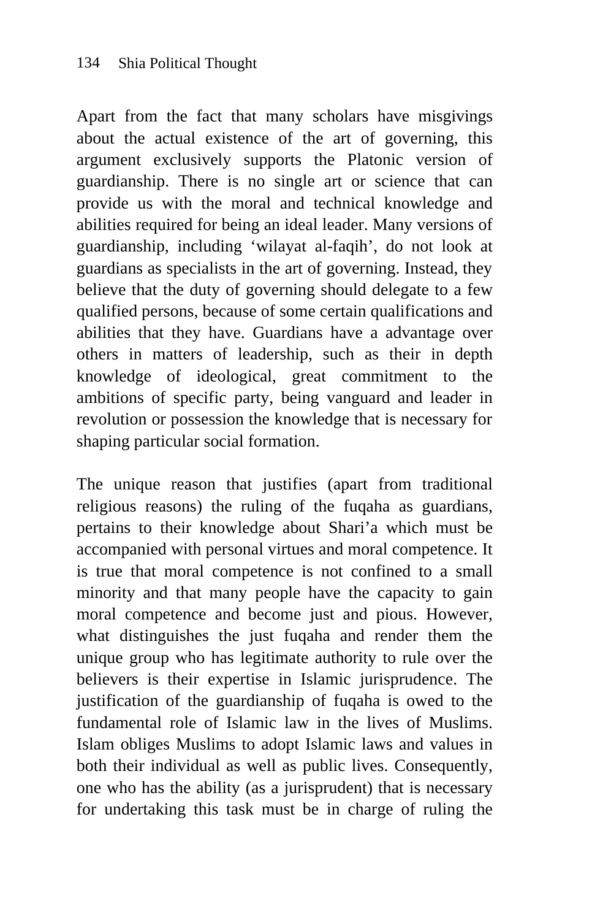Apart from the fact that many scholars have misgivings about the actual existence of the art of governing, this argument exclusively supports the Platonic version of guardianship. There is no single art or science that can provide us with the moral and technical knowledge and abilities required for being an ideal leader. Many versions of guardianship, including 'wilayat al-faqih', do not look at guardians as specialists in the art of governing. Instead, they believe that the duty of governing should delegate to a few qualified persons, because of some certain qualifications and abilities that they have. Guardians have a advantage over others in matters of leadership, such as their in depth knowledge of ideological, great commitment to the ambitions of specific party, being vanguard and leader in revolution or possession the knowledge that is necessary for shaping particular social formation.

The unique reason that justifies (apart from traditional religious reasons) the ruling of the fuqaha as guardians, pertains to their knowledge about Shari'a which must be accompanied with personal virtues and moral competence. It is true that moral competence is not confined to a small minority and that many people have the capacity to gain moral competence and become just and pious. However, what distinguishes the just fuqaha and render them the unique group who has legitimate authority to rule over the believers is their expertise in Islamic jurisprudence. The justification of the guardianship of fuqaha is owed to the fundamental role of Islamic law in the lives of Muslims. Islam obliges Muslims to adopt Islamic laws and values in both their individual as well as public lives. Consequently, one who has the ability (as a jurisprudent) that is necessary for undertaking this task must be in charge of ruling the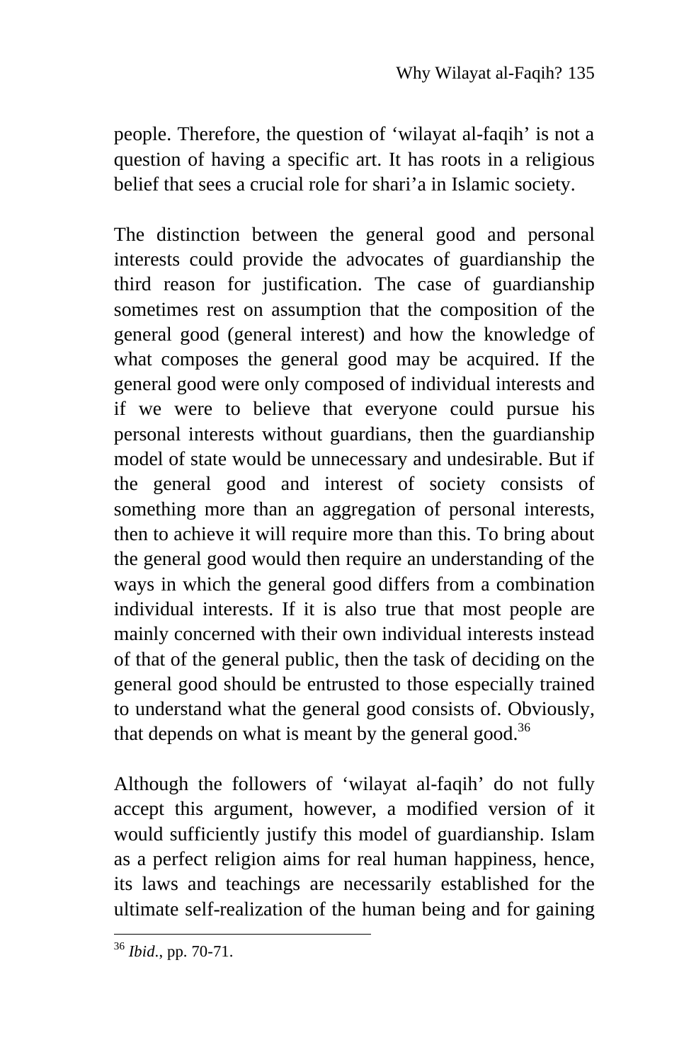people. Therefore, the question of ‘wilayat al-faqih’ is not a question of having a specific art. It has roots in a religious belief that sees a crucial role for shari’a in Islamic society.

The distinction between the general good and personal interests could provide the advocates of guardianship the third reason for justification. The case of guardianship sometimes rest on assumption that the composition of the general good (general interest) and how the knowledge of what composes the general good may be acquired. If the general good were only composed of individual interests and if we were to believe that everyone could pursue his personal interests without guardians, then the guardianship model of state would be unnecessary and undesirable. But if the general good and interest of society consists of something more than an aggregation of personal interests, then to achieve it will require more than this. To bring about the general good would then require an understanding of the ways in which the general good differs from a combination individual interests. If it is also true that most people are mainly concerned with their own individual interests instead of that of the general public, then the task of deciding on the general good should be entrusted to those especially trained to understand what the general good consists of. Obviously, that depends on what is meant by the general good.[36]

Although the followers of ‘wilayat al-faqih’ do not fully accept this argument, however, a modified version of it would sufficiently justify this model of guardianship. Islam as a perfect religion aims for real human happiness, hence, its laws and teachings are necessarily established for the ultimate self-realization of the human being and for gaining

---

[36] *Ibid*., pp. 70-71.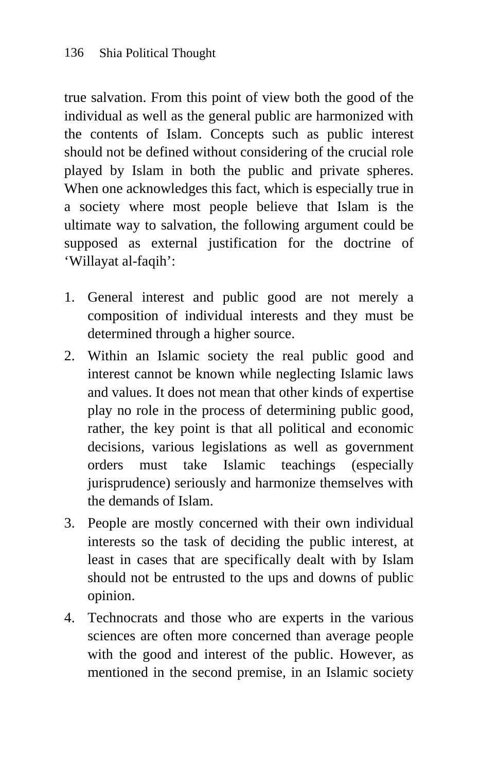true salvation. From this point of view both the good of the individual as well as the general public are harmonized with the contents of Islam. Concepts such as public interest should not be defined without considering of the crucial role played by Islam in both the public and private spheres. When one acknowledges this fact, which is especially true in a society where most people believe that Islam is the ultimate way to salvation, the following argument could be supposed as external justification for the doctrine of 'Willayat al-faqih':

1. General interest and public good are not merely a composition of individual interests and they must be determined through a higher source.
2. Within an Islamic society the real public good and interest cannot be known while neglecting Islamic laws and values. It does not mean that other kinds of expertise play no role in the process of determining public good, rather, the key point is that all political and economic decisions, various legislations as well as government orders must take Islamic teachings (especially jurisprudence) seriously and harmonize themselves with the demands of Islam.
3. People are mostly concerned with their own individual interests so the task of deciding the public interest, at least in cases that are specifically dealt with by Islam should not be entrusted to the ups and downs of public opinion.
4. Technocrats and those who are experts in the various sciences are often more concerned than average people with the good and interest of the public. However, as mentioned in the second premise, in an Islamic society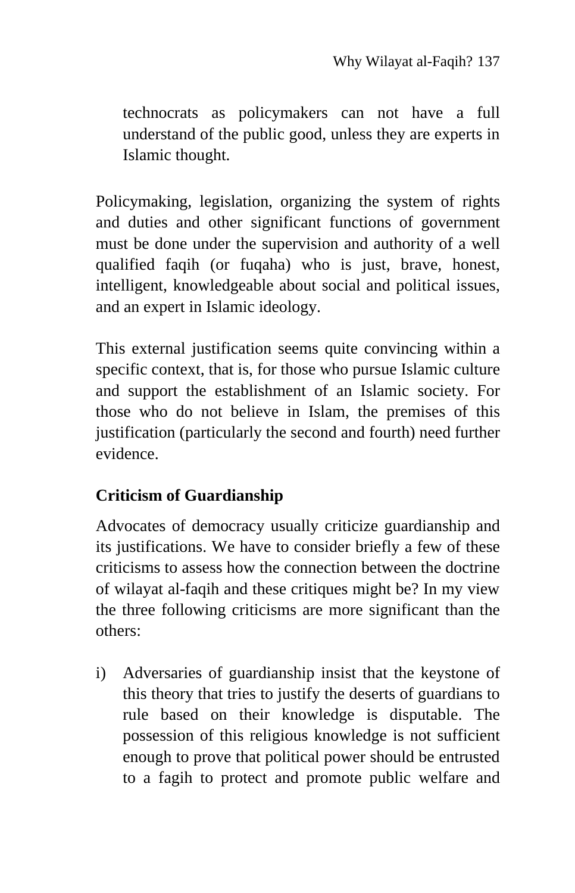technocrats as policymakers can not have a full understand of the public good, unless they are experts in Islamic thought.

Policymaking, legislation, organizing the system of rights and duties and other significant functions of government must be done under the supervision and authority of a well qualified faqih (or fuqaha) who is just, brave, honest, intelligent, knowledgeable about social and political issues, and an expert in Islamic ideology.

This external justification seems quite convincing within a specific context, that is, for those who pursue Islamic culture and support the establishment of an Islamic society. For those who do not believe in Islam, the premises of this justification (particularly the second and fourth) need further evidence.

**Criticism of Guardianship**

Advocates of democracy usually criticize guardianship and its justifications. We have to consider briefly a few of these criticisms to assess how the connection between the doctrine of wilayat al-faqih and these critiques might be? In my view the three following criticisms are more significant than the others:

i) Adversaries of guardianship insist that the keystone of this theory that tries to justify the deserts of guardians to rule based on their knowledge is disputable. The possession of this religious knowledge is not sufficient enough to prove that political power should be entrusted to a fagih to protect and promote public welfare and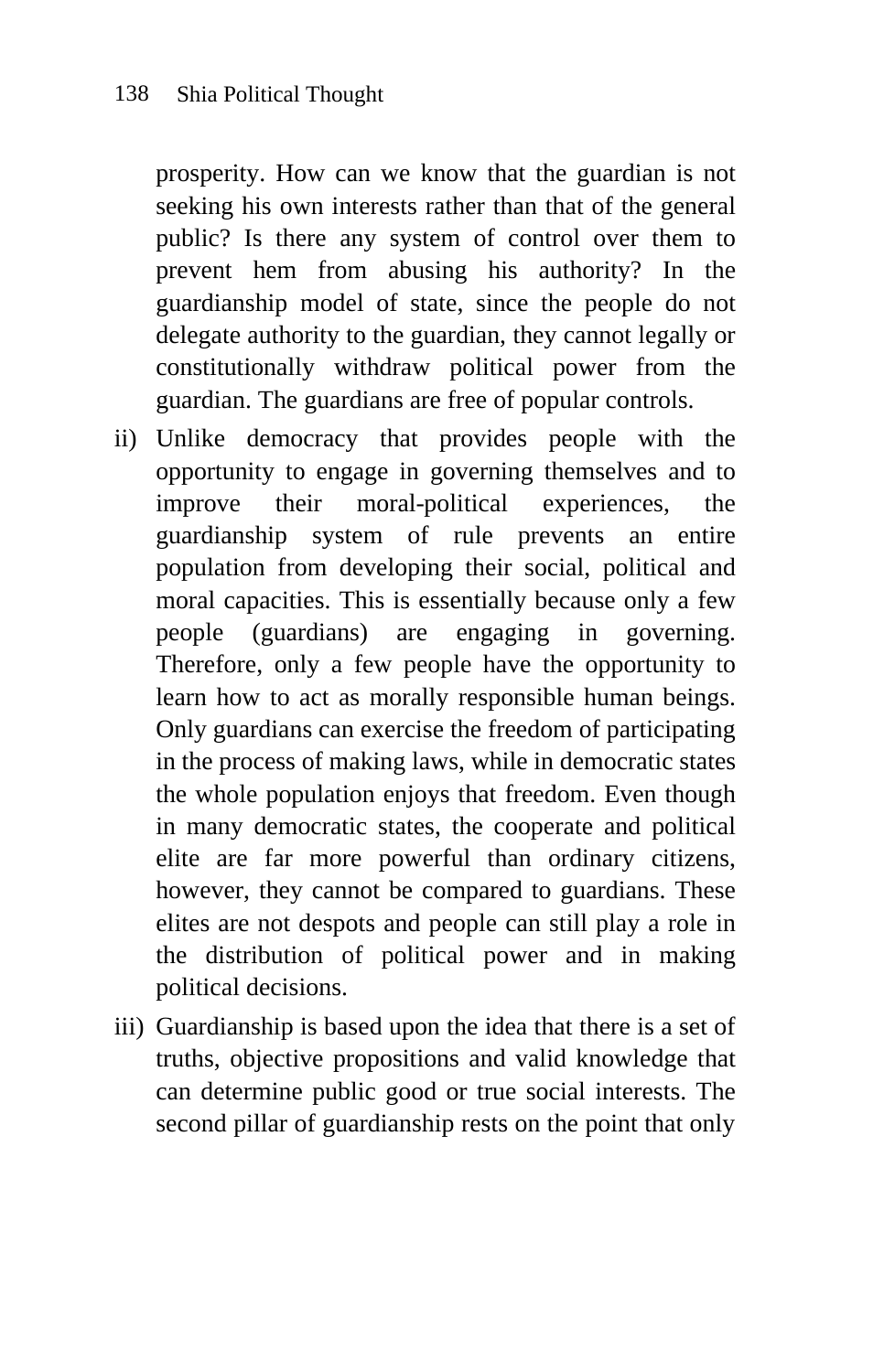prosperity. How can we know that the guardian is not seeking his own interests rather than that of the general public? Is there any system of control over them to prevent hem from abusing his authority? In the guardianship model of state, since the people do not delegate authority to the guardian, they cannot legally or constitutionally withdraw political power from the guardian. The guardians are free of popular controls.

ii) Unlike democracy that provides people with the opportunity to engage in governing themselves and to improve their moral-political experiences, the guardianship system of rule prevents an entire population from developing their social, political and moral capacities. This is essentially because only a few people (guardians) are engaging in governing. Therefore, only a few people have the opportunity to learn how to act as morally responsible human beings. Only guardians can exercise the freedom of participating in the process of making laws, while in democratic states the whole population enjoys that freedom. Even though in many democratic states, the cooperate and political elite are far more powerful than ordinary citizens, however, they cannot be compared to guardians. These elites are not despots and people can still play a role in the distribution of political power and in making political decisions.

iii) Guardianship is based upon the idea that there is a set of truths, objective propositions and valid knowledge that can determine public good or true social interests. The second pillar of guardianship rests on the point that only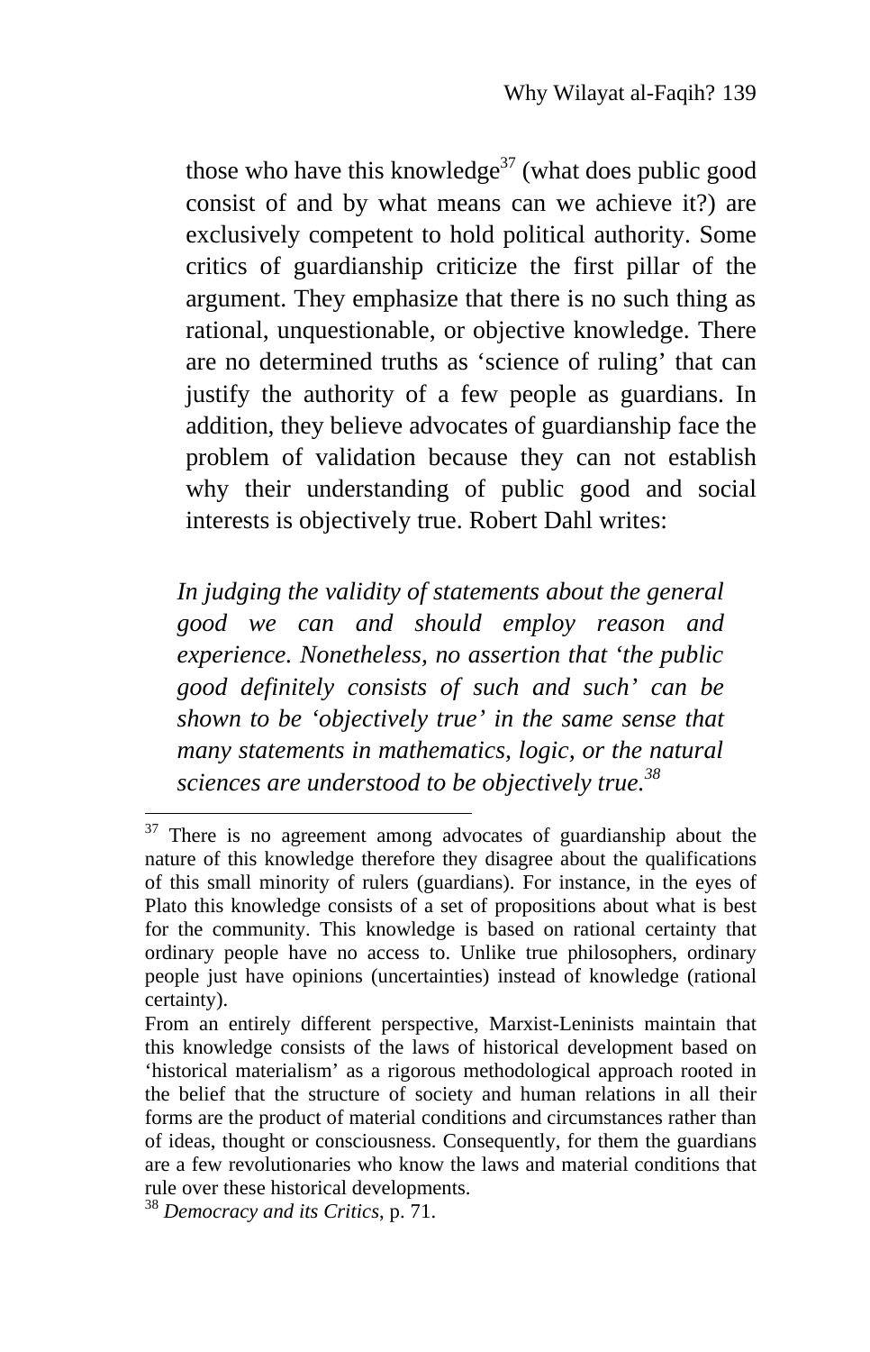those who have this knowledge[37] (what does public good consist of and by what means can we achieve it?) are exclusively competent to hold political authority. Some critics of guardianship criticize the first pillar of the argument. They emphasize that there is no such thing as rational, unquestionable, or objective knowledge. There are no determined truths as 'science of ruling' that can justify the authority of a few people as guardians. In addition, they believe advocates of guardianship face the problem of validation because they can not establish why their understanding of public good and social interests is objectively true. Robert Dahl writes:

> *In judging the validity of statements about the general good we can and should employ reason and experience. Nonetheless, no assertion that 'the public good definitely consists of such and such' can be shown to be 'objectively true' in the same sense that many statements in mathematics, logic, or the natural sciences are understood to be objectively true.*[38]

---

[37] There is no agreement among advocates of guardianship about the nature of this knowledge therefore they disagree about the qualifications of this small minority of rulers (guardians). For instance, in the eyes of Plato this knowledge consists of a set of propositions about what is best for the community. This knowledge is based on rational certainty that ordinary people have no access to. Unlike true philosophers, ordinary people just have opinions (uncertainties) instead of knowledge (rational certainty).

From an entirely different perspective, Marxist-Leninists maintain that this knowledge consists of the laws of historical development based on 'historical materialism' as a rigorous methodological approach rooted in the belief that the structure of society and human relations in all their forms are the product of material conditions and circumstances rather than of ideas, thought or consciousness. Consequently, for them the guardians are a few revolutionaries who know the laws and material conditions that rule over these historical developments.

[38] *Democracy and its Critics*, p. 71.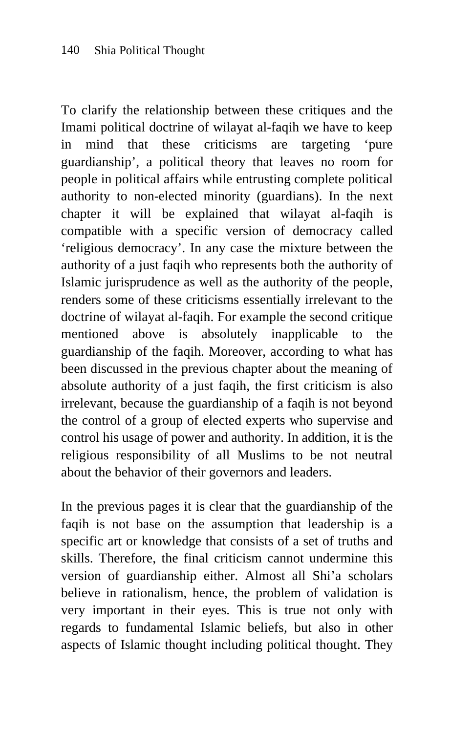To clarify the relationship between these critiques and the Imami political doctrine of wilayat al-faqih we have to keep in mind that these criticisms are targeting 'pure guardianship', a political theory that leaves no room for people in political affairs while entrusting complete political authority to non-elected minority (guardians). In the next chapter it will be explained that wilayat al-faqih is compatible with a specific version of democracy called 'religious democracy'. In any case the mixture between the authority of a just faqih who represents both the authority of Islamic jurisprudence as well as the authority of the people, renders some of these criticisms essentially irrelevant to the doctrine of wilayat al-faqih. For example the second critique mentioned above is absolutely inapplicable to the guardianship of the faqih. Moreover, according to what has been discussed in the previous chapter about the meaning of absolute authority of a just faqih, the first criticism is also irrelevant, because the guardianship of a faqih is not beyond the control of a group of elected experts who supervise and control his usage of power and authority. In addition, it is the religious responsibility of all Muslims to be not neutral about the behavior of their governors and leaders.

In the previous pages it is clear that the guardianship of the faqih is not base on the assumption that leadership is a specific art or knowledge that consists of a set of truths and skills. Therefore, the final criticism cannot undermine this version of guardianship either. Almost all Shi'a scholars believe in rationalism, hence, the problem of validation is very important in their eyes. This is true not only with regards to fundamental Islamic beliefs, but also in other aspects of Islamic thought including political thought. They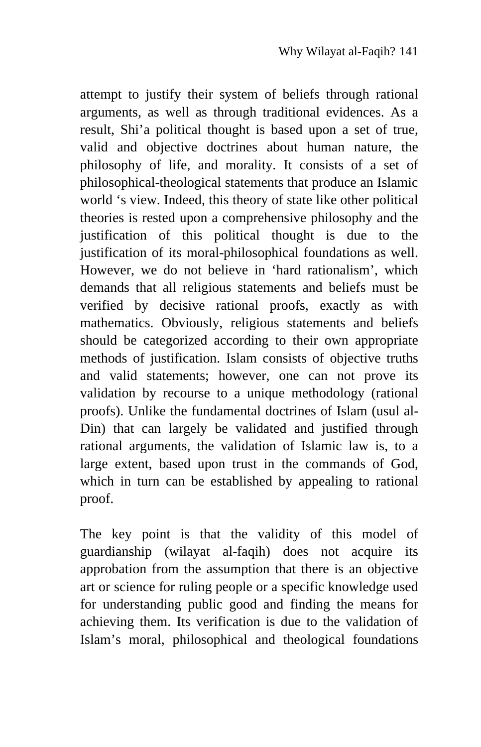attempt to justify their system of beliefs through rational arguments, as well as through traditional evidences. As a result, Shi'a political thought is based upon a set of true, valid and objective doctrines about human nature, the philosophy of life, and morality. It consists of a set of philosophical-theological statements that produce an Islamic world 's view. Indeed, this theory of state like other political theories is rested upon a comprehensive philosophy and the justification of this political thought is due to the justification of its moral-philosophical foundations as well. However, we do not believe in 'hard rationalism', which demands that all religious statements and beliefs must be verified by decisive rational proofs, exactly as with mathematics. Obviously, religious statements and beliefs should be categorized according to their own appropriate methods of justification. Islam consists of objective truths and valid statements; however, one can not prove its validation by recourse to a unique methodology (rational proofs). Unlike the fundamental doctrines of Islam (usul al-Din) that can largely be validated and justified through rational arguments, the validation of Islamic law is, to a large extent, based upon trust in the commands of God, which in turn can be established by appealing to rational proof.

The key point is that the validity of this model of guardianship (wilayat al-faqih) does not acquire its approbation from the assumption that there is an objective art or science for ruling people or a specific knowledge used for understanding public good and finding the means for achieving them. Its verification is due to the validation of Islam's moral, philosophical and theological foundations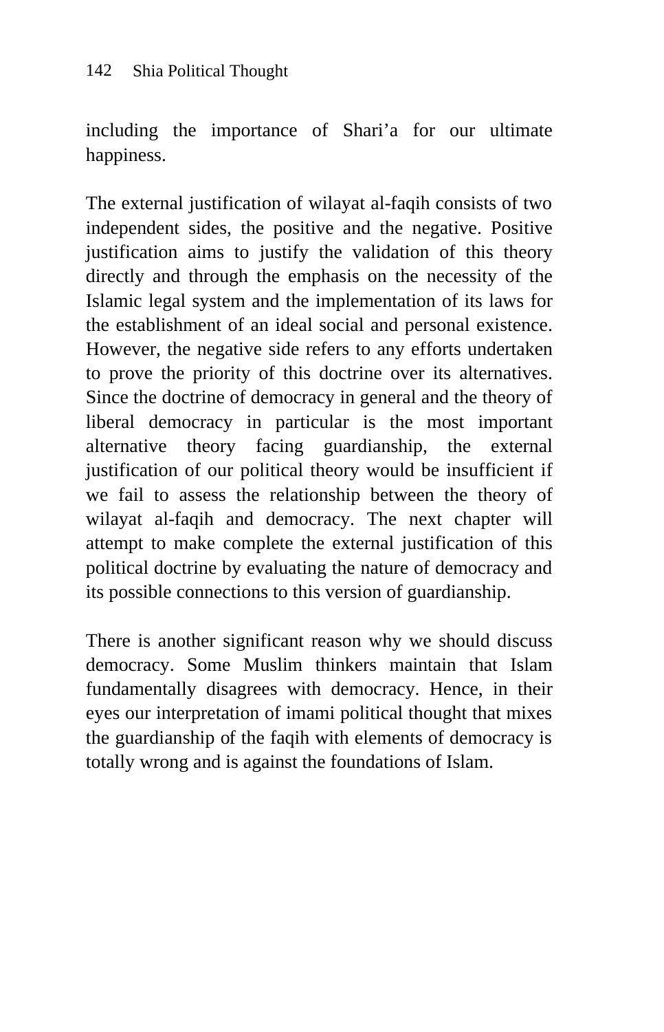including the importance of Shari'a for our ultimate happiness.

The external justification of wilayat al-faqih consists of two independent sides, the positive and the negative. Positive justification aims to justify the validation of this theory directly and through the emphasis on the necessity of the Islamic legal system and the implementation of its laws for the establishment of an ideal social and personal existence. However, the negative side refers to any efforts undertaken to prove the priority of this doctrine over its alternatives. Since the doctrine of democracy in general and the theory of liberal democracy in particular is the most important alternative theory facing guardianship, the external justification of our political theory would be insufficient if we fail to assess the relationship between the theory of wilayat al-faqih and democracy. The next chapter will attempt to make complete the external justification of this political doctrine by evaluating the nature of democracy and its possible connections to this version of guardianship.

There is another significant reason why we should discuss democracy. Some Muslim thinkers maintain that Islam fundamentally disagrees with democracy. Hence, in their eyes our interpretation of imami political thought that mixes the guardianship of the faqih with elements of democracy is totally wrong and is against the foundations of Islam.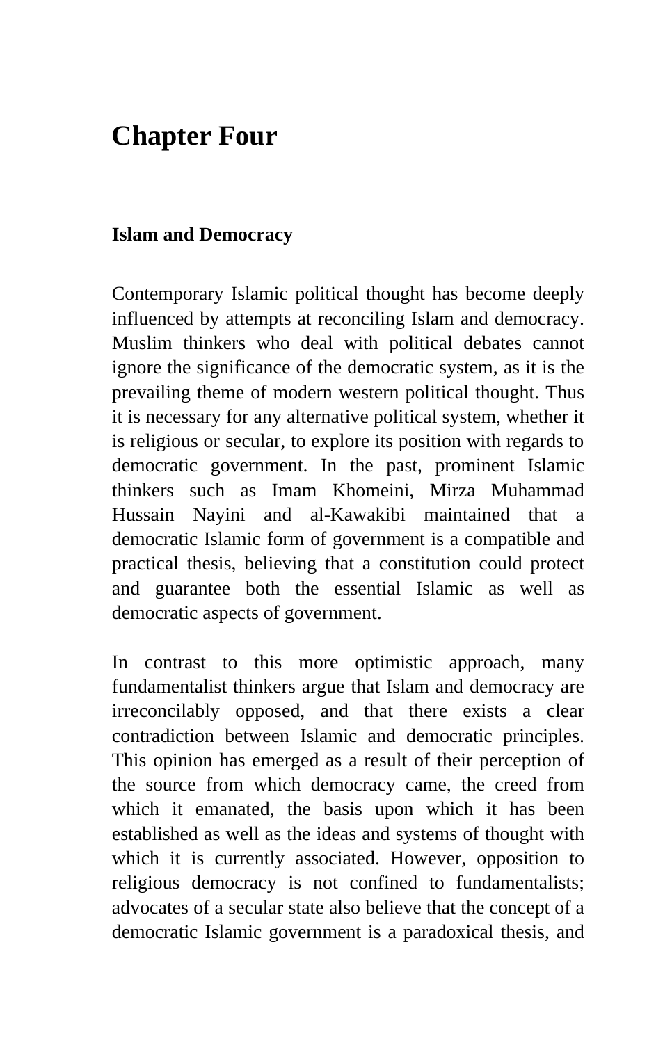# Chapter Four

## Islam and Democracy

Contemporary Islamic political thought has become deeply influenced by attempts at reconciling Islam and democracy. Muslim thinkers who deal with political debates cannot ignore the significance of the democratic system, as it is the prevailing theme of modern western political thought. Thus it is necessary for any alternative political system, whether it is religious or secular, to explore its position with regards to democratic government. In the past, prominent Islamic thinkers such as Imam Khomeini, Mirza Muhammad Hussain Nayini and al-Kawakibi maintained that a democratic Islamic form of government is a compatible and practical thesis, believing that a constitution could protect and guarantee both the essential Islamic as well as democratic aspects of government.

In contrast to this more optimistic approach, many fundamentalist thinkers argue that Islam and democracy are irreconcilably opposed, and that there exists a clear contradiction between Islamic and democratic principles. This opinion has emerged as a result of their perception of the source from which democracy came, the creed from which it emanated, the basis upon which it has been established as well as the ideas and systems of thought with which it is currently associated. However, opposition to religious democracy is not confined to fundamentalists; advocates of a secular state also believe that the concept of a democratic Islamic government is a paradoxical thesis, and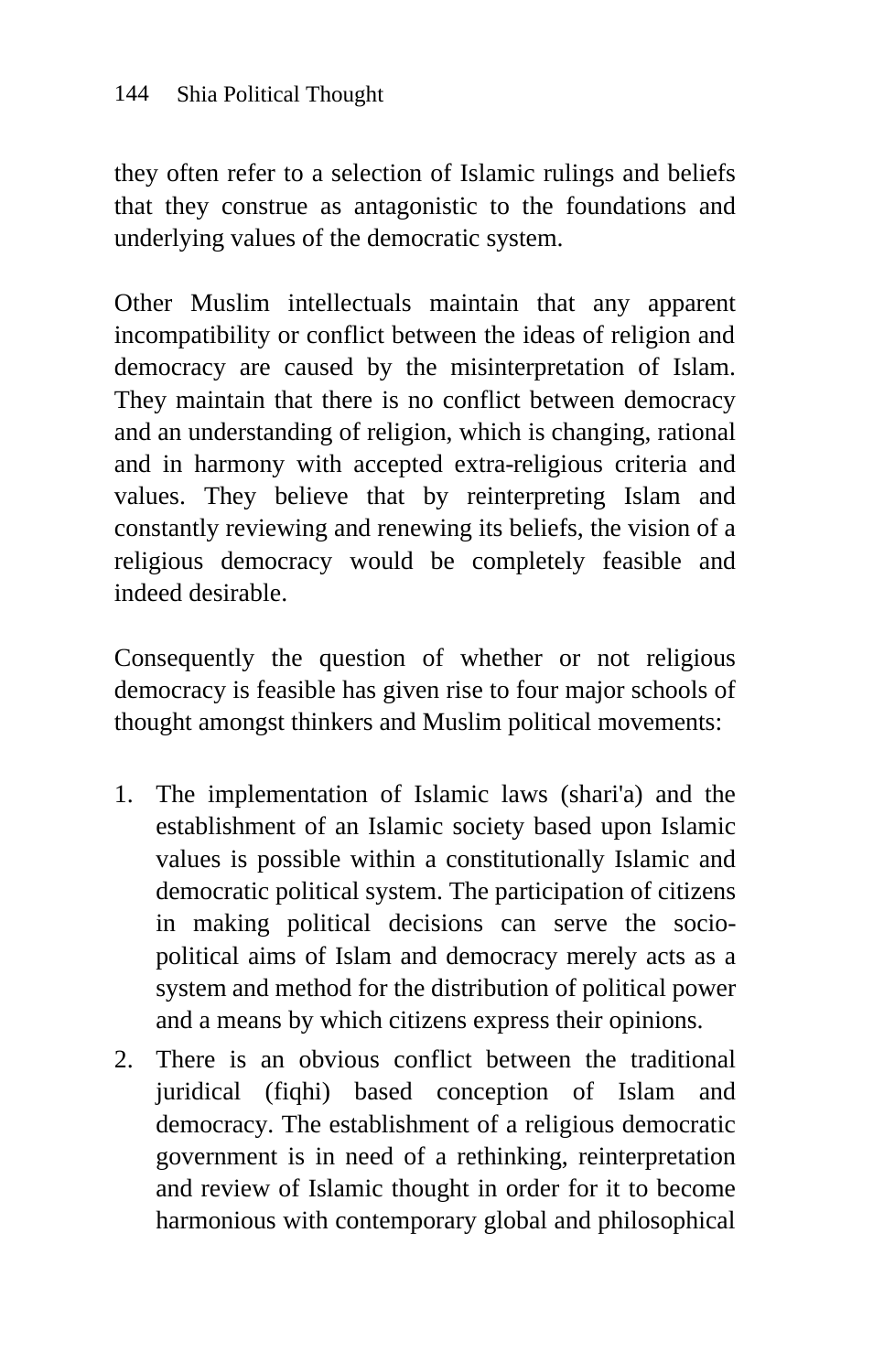they often refer to a selection of Islamic rulings and beliefs that they construe as antagonistic to the foundations and underlying values of the democratic system.

Other Muslim intellectuals maintain that any apparent incompatibility or conflict between the ideas of religion and democracy are caused by the misinterpretation of Islam. They maintain that there is no conflict between democracy and an understanding of religion, which is changing, rational and in harmony with accepted extra-religious criteria and values. They believe that by reinterpreting Islam and constantly reviewing and renewing its beliefs, the vision of a religious democracy would be completely feasible and indeed desirable.

Consequently the question of whether or not religious democracy is feasible has given rise to four major schools of thought amongst thinkers and Muslim political movements:

1. The implementation of Islamic laws (shari'a) and the establishment of an Islamic society based upon Islamic values is possible within a constitutionally Islamic and democratic political system. The participation of citizens in making political decisions can serve the socio-political aims of Islam and democracy merely acts as a system and method for the distribution of political power and a means by which citizens express their opinions.
2. There is an obvious conflict between the traditional juridical (fiqhi) based conception of Islam and democracy. The establishment of a religious democratic government is in need of a rethinking, reinterpretation and review of Islamic thought in order for it to become harmonious with contemporary global and philosophical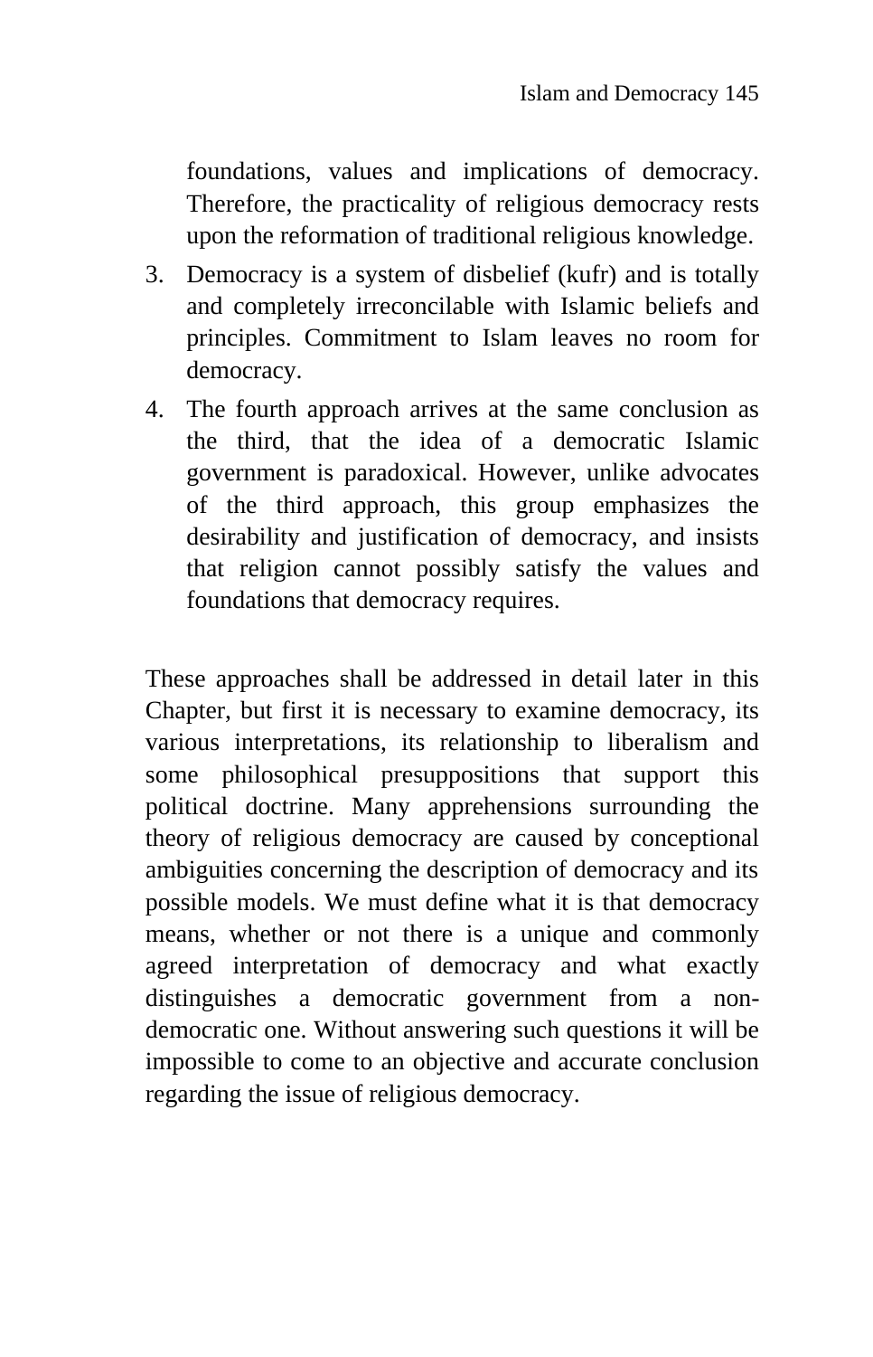foundations, values and implications of democracy. Therefore, the practicality of religious democracy rests upon the reformation of traditional religious knowledge.

3. Democracy is a system of disbelief (kufr) and is totally and completely irreconcilable with Islamic beliefs and principles. Commitment to Islam leaves no room for democracy.
4. The fourth approach arrives at the same conclusion as the third, that the idea of a democratic Islamic government is paradoxical. However, unlike advocates of the third approach, this group emphasizes the desirability and justification of democracy, and insists that religion cannot possibly satisfy the values and foundations that democracy requires.

These approaches shall be addressed in detail later in this Chapter, but first it is necessary to examine democracy, its various interpretations, its relationship to liberalism and some philosophical presuppositions that support this political doctrine. Many apprehensions surrounding the theory of religious democracy are caused by conceptional ambiguities concerning the description of democracy and its possible models. We must define what it is that democracy means, whether or not there is a unique and commonly agreed interpretation of democracy and what exactly distinguishes a democratic government from a non-democratic one. Without answering such questions it will be impossible to come to an objective and accurate conclusion regarding the issue of religious democracy.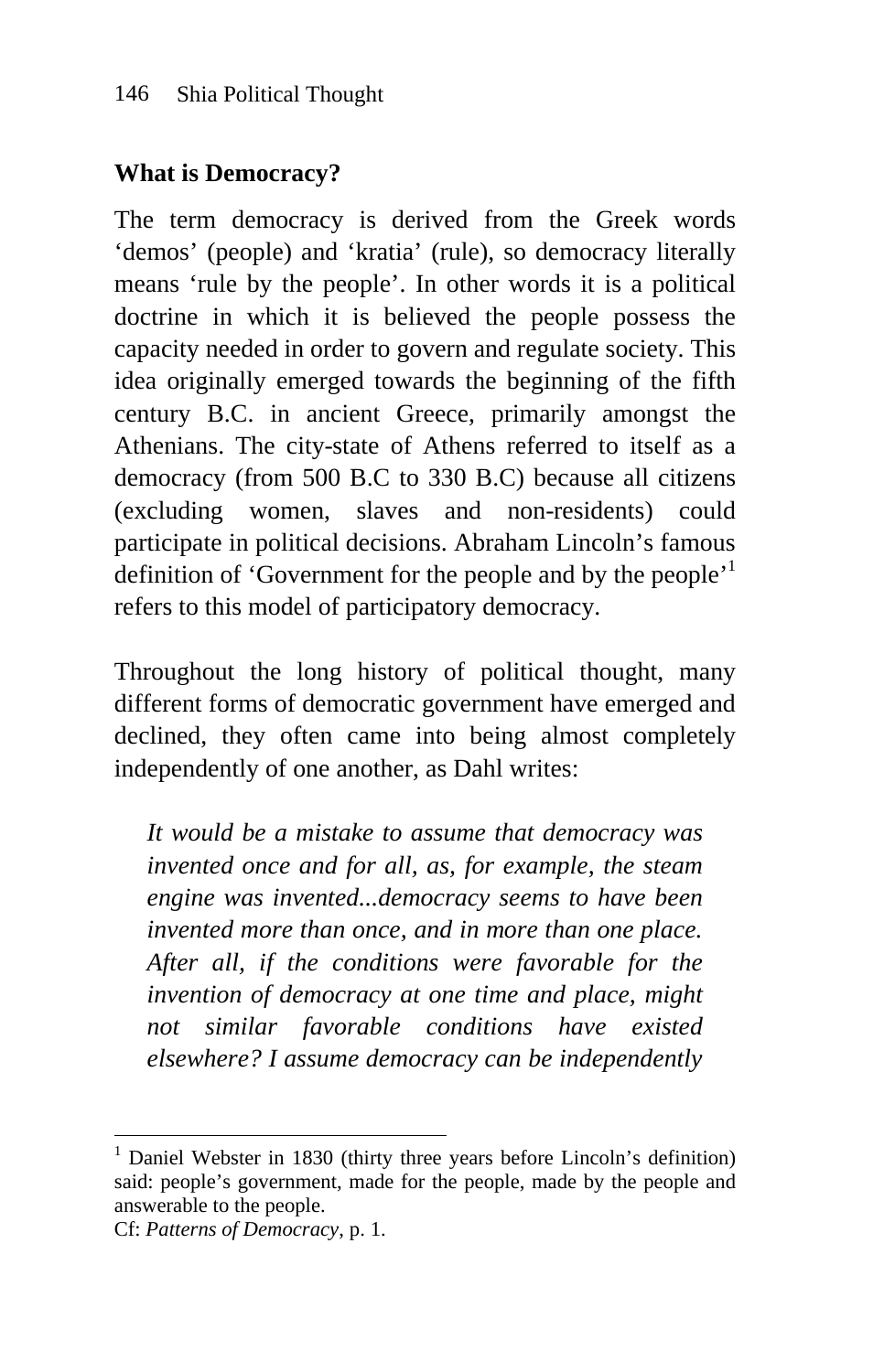### What is Democracy?

The term democracy is derived from the Greek words ‘demos’ (people) and ‘kratia’ (rule), so democracy literally means ‘rule by the people’. In other words it is a political doctrine in which it is believed the people possess the capacity needed in order to govern and regulate society. This idea originally emerged towards the beginning of the fifth century B.C. in ancient Greece, primarily amongst the Athenians. The city-state of Athens referred to itself as a democracy (from 500 B.C to 330 B.C) because all citizens (excluding women, slaves and non-residents) could participate in political decisions. Abraham Lincoln’s famous definition of ‘Government for the people and by the people’[1] refers to this model of participatory democracy.

Throughout the long history of political thought, many different forms of democratic government have emerged and declined, they often came into being almost completely independently of one another, as Dahl writes:

> *It would be a mistake to assume that democracy was invented once and for all, as, for example, the steam engine was invented...democracy seems to have been invented more than once, and in more than one place. After all, if the conditions were favorable for the invention of democracy at one time and place, might not similar favorable conditions have existed elsewhere? I assume democracy can be independently*

---

[1] Daniel Webster in 1830 (thirty three years before Lincoln’s definition) said: people’s government, made for the people, made by the people and answerable to the people.
Cf: *Patterns of Democracy*, p. 1.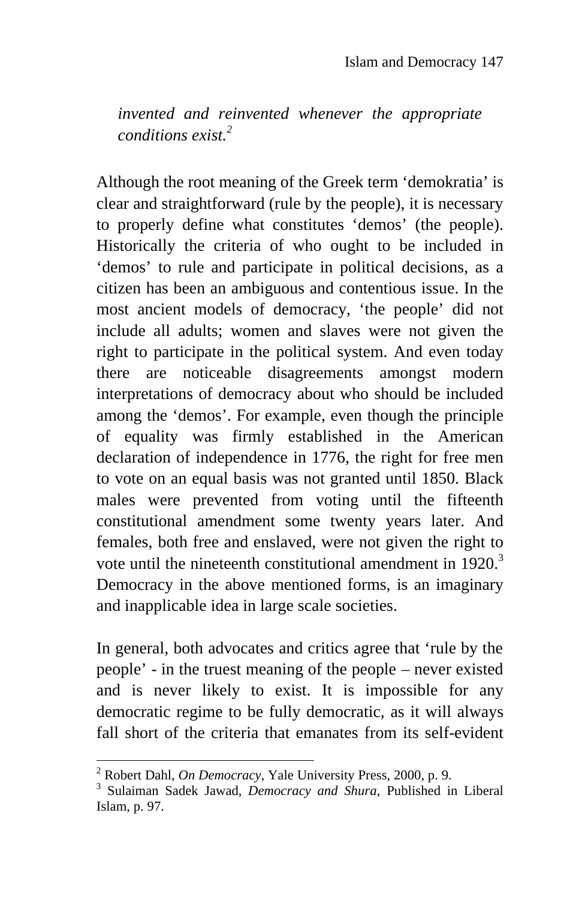> *invented and reinvented whenever the appropriate conditions exist.*[2]

Although the root meaning of the Greek term 'demokratia' is clear and straightforward (rule by the people), it is necessary to properly define what constitutes 'demos' (the people). Historically the criteria of who ought to be included in 'demos' to rule and participate in political decisions, as a citizen has been an ambiguous and contentious issue. In the most ancient models of democracy, 'the people' did not include all adults; women and slaves were not given the right to participate in the political system. And even today there are noticeable disagreements amongst modern interpretations of democracy about who should be included among the 'demos'. For example, even though the principle of equality was firmly established in the American declaration of independence in 1776, the right for free men to vote on an equal basis was not granted until 1850. Black males were prevented from voting until the fifteenth constitutional amendment some twenty years later. And females, both free and enslaved, were not given the right to vote until the nineteenth constitutional amendment in 1920.[3] Democracy in the above mentioned forms, is an imaginary and inapplicable idea in large scale societies.

In general, both advocates and critics agree that 'rule by the people' - in the truest meaning of the people – never existed and is never likely to exist. It is impossible for any democratic regime to be fully democratic, as it will always fall short of the criteria that emanates from its self-evident

---

[2] Robert Dahl, *On Democracy*, Yale University Press, 2000, p. 9.

[3] Sulaiman Sadek Jawad, *Democracy and Shura*, Published in Liberal Islam, p. 97.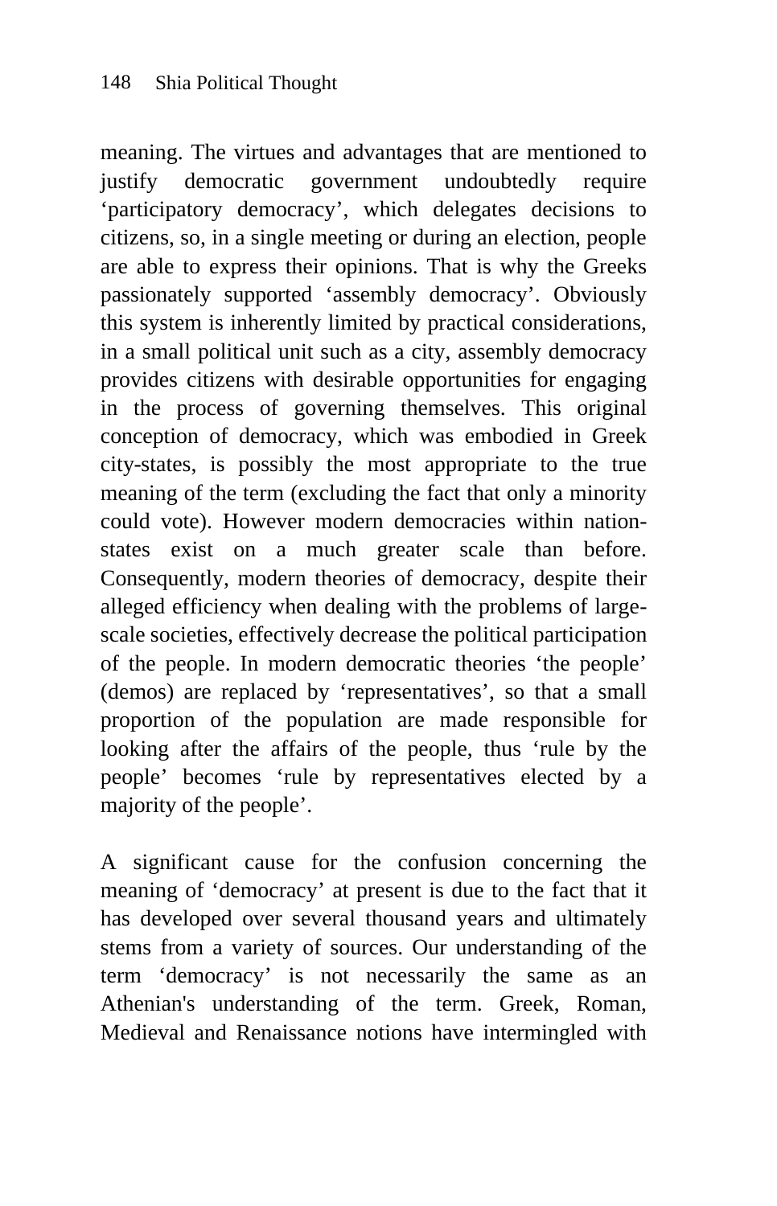meaning. The virtues and advantages that are mentioned to justify democratic government undoubtedly require 'participatory democracy', which delegates decisions to citizens, so, in a single meeting or during an election, people are able to express their opinions. That is why the Greeks passionately supported 'assembly democracy'. Obviously this system is inherently limited by practical considerations, in a small political unit such as a city, assembly democracy provides citizens with desirable opportunities for engaging in the process of governing themselves. This original conception of democracy, which was embodied in Greek city-states, is possibly the most appropriate to the true meaning of the term (excluding the fact that only a minority could vote). However modern democracies within nation-states exist on a much greater scale than before. Consequently, modern theories of democracy, despite their alleged efficiency when dealing with the problems of large-scale societies, effectively decrease the political participation of the people. In modern democratic theories 'the people' (demos) are replaced by 'representatives', so that a small proportion of the population are made responsible for looking after the affairs of the people, thus 'rule by the people' becomes 'rule by representatives elected by a majority of the people'.

A significant cause for the confusion concerning the meaning of 'democracy' at present is due to the fact that it has developed over several thousand years and ultimately stems from a variety of sources. Our understanding of the term 'democracy' is not necessarily the same as an Athenian's understanding of the term. Greek, Roman, Medieval and Renaissance notions have intermingled with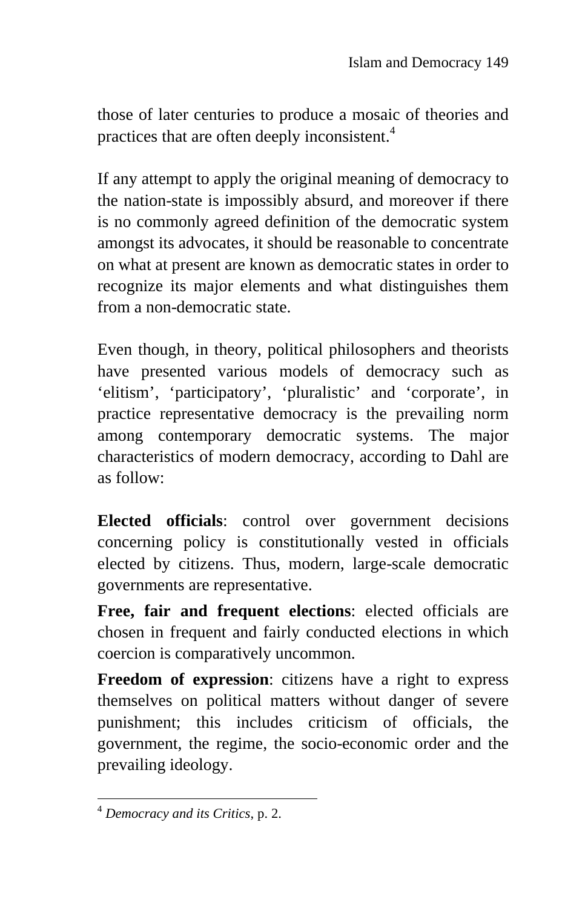those of later centuries to produce a mosaic of theories and practices that are often deeply inconsistent.[4]

If any attempt to apply the original meaning of democracy to the nation-state is impossibly absurd, and moreover if there is no commonly agreed definition of the democratic system amongst its advocates, it should be reasonable to concentrate on what at present are known as democratic states in order to recognize its major elements and what distinguishes them from a non-democratic state.

Even though, in theory, political philosophers and theorists have presented various models of democracy such as 'elitism', 'participatory', 'pluralistic' and 'corporate', in practice representative democracy is the prevailing norm among contemporary democratic systems. The major characteristics of modern democracy, according to Dahl are as follow:

**Elected officials**: control over government decisions concerning policy is constitutionally vested in officials elected by citizens. Thus, modern, large-scale democratic governments are representative.

**Free, fair and frequent elections**: elected officials are chosen in frequent and fairly conducted elections in which coercion is comparatively uncommon.

**Freedom of expression**: citizens have a right to express themselves on political matters without danger of severe punishment; this includes criticism of officials, the government, the regime, the socio-economic order and the prevailing ideology.

---

[4] *Democracy and its Critics*, p. 2.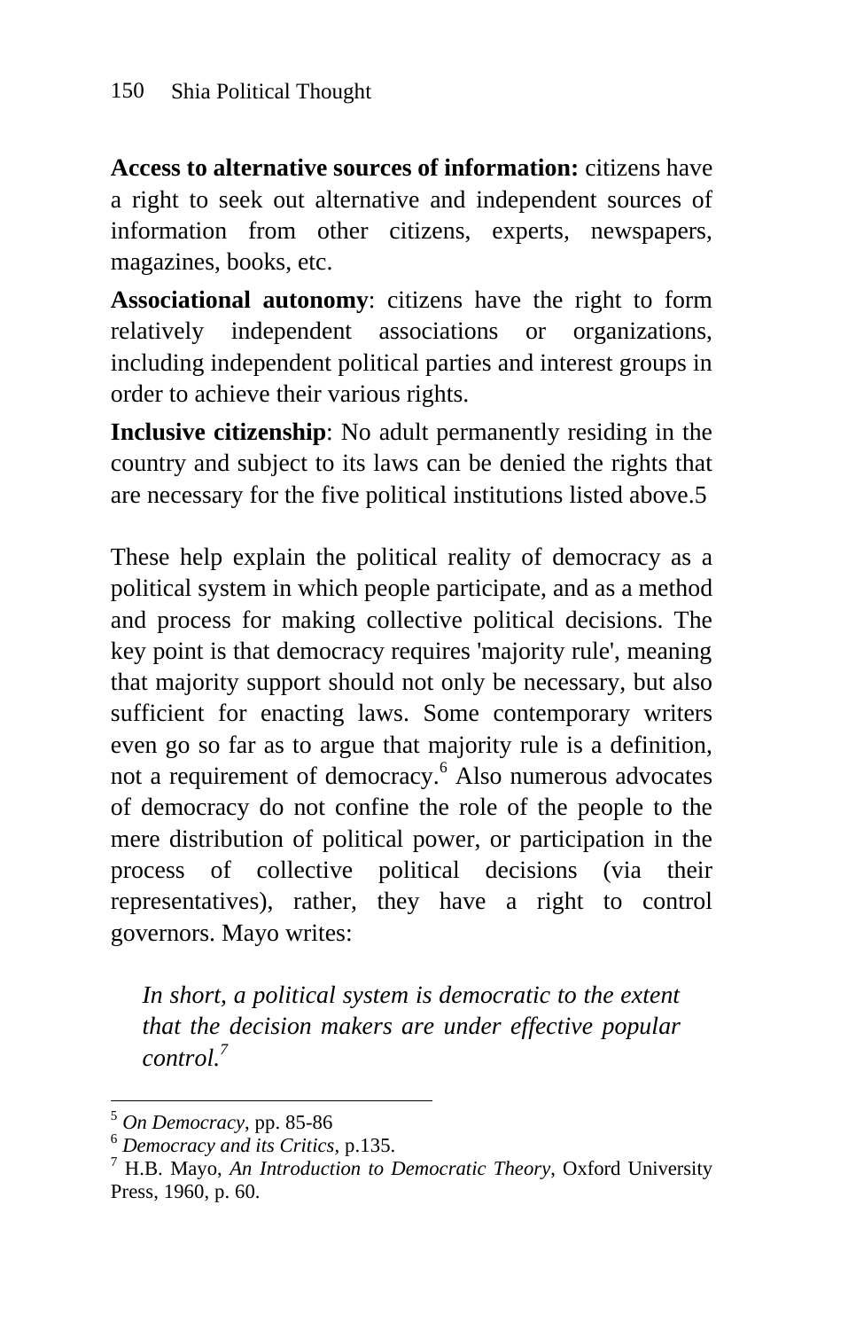**Access to alternative sources of information:** citizens have a right to seek out alternative and independent sources of information from other citizens, experts, newspapers, magazines, books, etc.

**Associational autonomy**: citizens have the right to form relatively independent associations or organizations, including independent political parties and interest groups in order to achieve their various rights.

**Inclusive citizenship**: No adult permanently residing in the country and subject to its laws can be denied the rights that are necessary for the five political institutions listed above.5

These help explain the political reality of democracy as a political system in which people participate, and as a method and process for making collective political decisions. The key point is that democracy requires 'majority rule', meaning that majority support should not only be necessary, but also sufficient for enacting laws. Some contemporary writers even go so far as to argue that majority rule is a definition, not a requirement of democracy.[6] Also numerous advocates of democracy do not confine the role of the people to the mere distribution of political power, or participation in the process of collective political decisions (via their representatives), rather, they have a right to control governors. Mayo writes:

> *In short, a political system is democratic to the extent that the decision makers are under effective popular control.*[7]

---

[5] *On Democracy*, pp. 85-86

[6] *Democracy and its Critics*, p.135.

[7] H.B. Mayo, *An Introduction to Democratic Theory*, Oxford University Press, 1960, p. 60.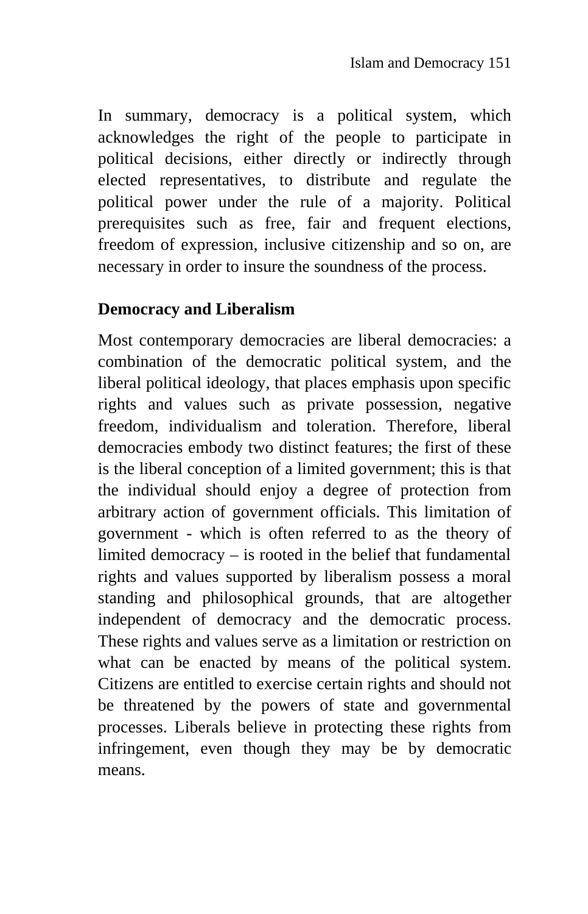In summary, democracy is a political system, which acknowledges the right of the people to participate in political decisions, either directly or indirectly through elected representatives, to distribute and regulate the political power under the rule of a majority. Political prerequisites such as free, fair and frequent elections, freedom of expression, inclusive citizenship and so on, are necessary in order to insure the soundness of the process.

## Democracy and Liberalism

Most contemporary democracies are liberal democracies: a combination of the democratic political system, and the liberal political ideology, that places emphasis upon specific rights and values such as private possession, negative freedom, individualism and toleration. Therefore, liberal democracies embody two distinct features; the first of these is the liberal conception of a limited government; this is that the individual should enjoy a degree of protection from arbitrary action of government officials. This limitation of government - which is often referred to as the theory of limited democracy – is rooted in the belief that fundamental rights and values supported by liberalism possess a moral standing and philosophical grounds, that are altogether independent of democracy and the democratic process. These rights and values serve as a limitation or restriction on what can be enacted by means of the political system. Citizens are entitled to exercise certain rights and should not be threatened by the powers of state and governmental processes. Liberals believe in protecting these rights from infringement, even though they may be by democratic means.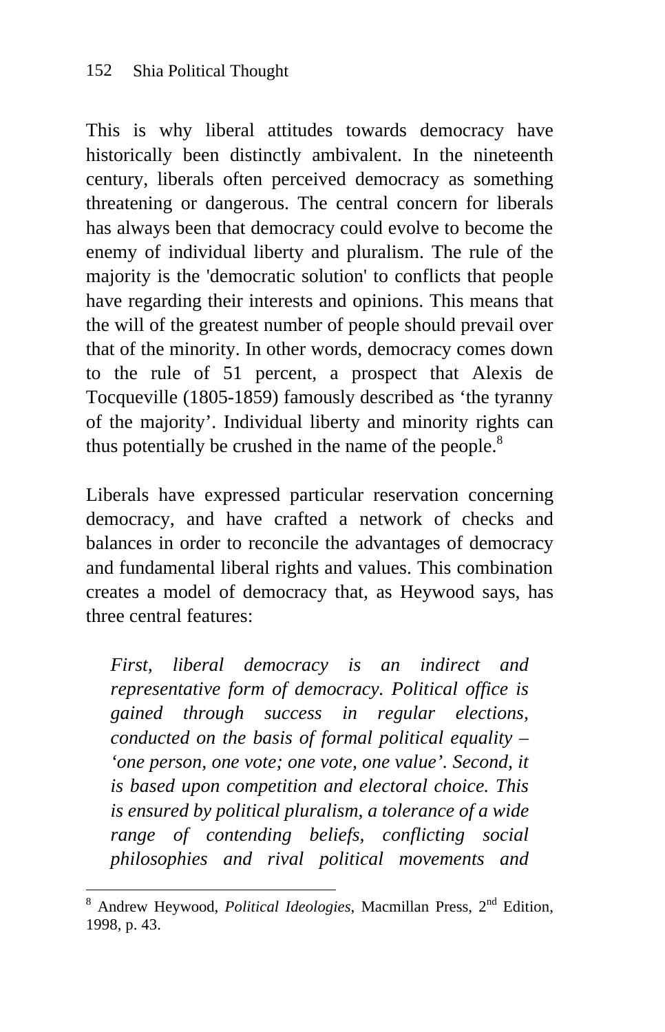This is why liberal attitudes towards democracy have historically been distinctly ambivalent. In the nineteenth century, liberals often perceived democracy as something threatening or dangerous. The central concern for liberals has always been that democracy could evolve to become the enemy of individual liberty and pluralism. The rule of the majority is the 'democratic solution' to conflicts that people have regarding their interests and opinions. This means that the will of the greatest number of people should prevail over that of the minority. In other words, democracy comes down to the rule of 51 percent, a prospect that Alexis de Tocqueville (1805-1859) famously described as 'the tyranny of the majority'. Individual liberty and minority rights can thus potentially be crushed in the name of the people.[8]

Liberals have expressed particular reservation concerning democracy, and have crafted a network of checks and balances in order to reconcile the advantages of democracy and fundamental liberal rights and values. This combination creates a model of democracy that, as Heywood says, has three central features:

> *First, liberal democracy is an indirect and representative form of democracy. Political office is gained through success in regular elections, conducted on the basis of formal political equality – 'one person, one vote; one vote, one value'. Second, it is based upon competition and electoral choice. This is ensured by political pluralism, a tolerance of a wide range of contending beliefs, conflicting social philosophies and rival political movements and*

---

[8] Andrew Heywood, *Political Ideologies*, Macmillan Press, 2nd Edition, 1998, p. 43.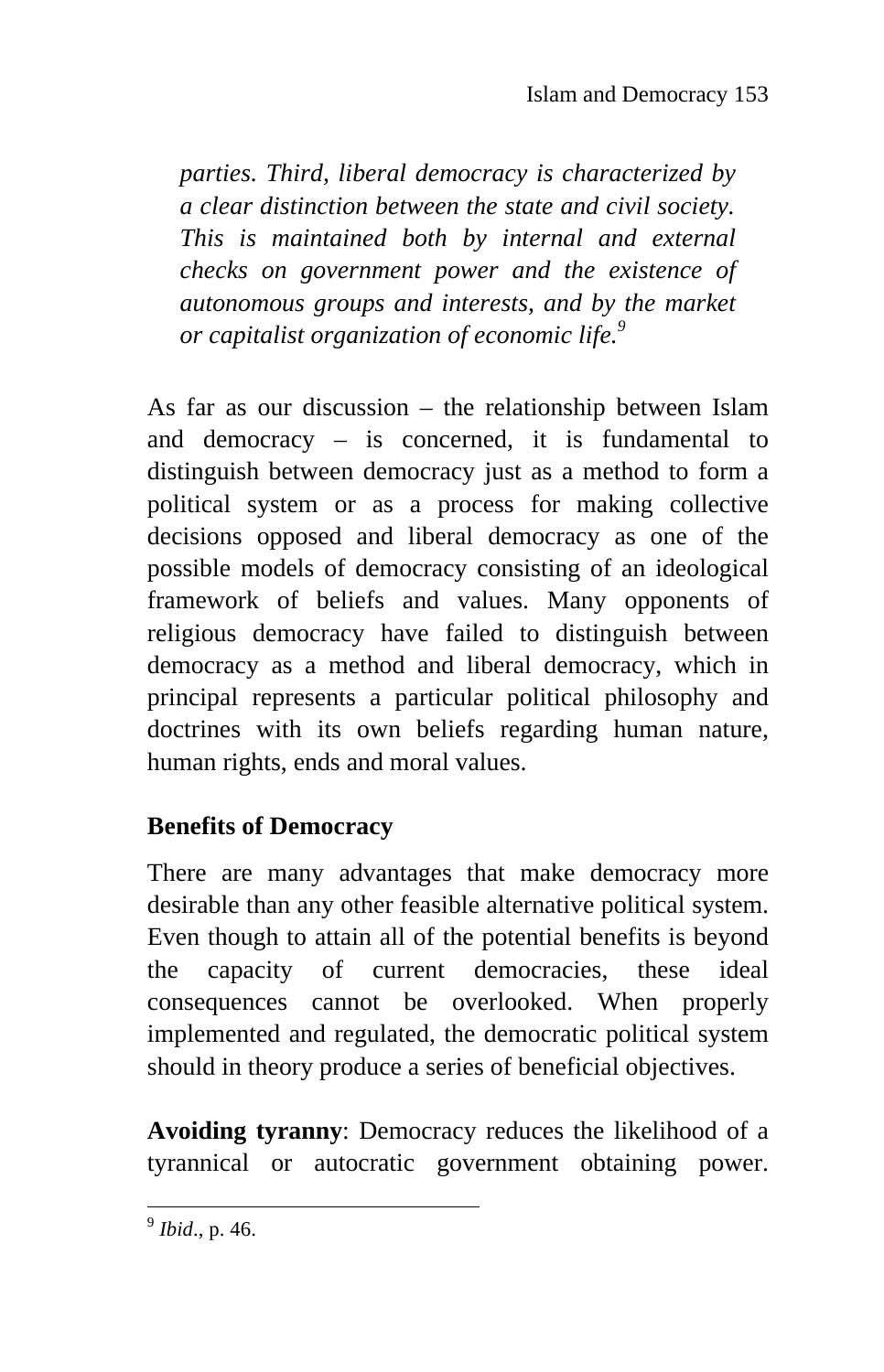*parties. Third, liberal democracy is characterized by a clear distinction between the state and civil society. This is maintained both by internal and external checks on government power and the existence of autonomous groups and interests, and by the market or capitalist organization of economic life.*[9]

As far as our discussion – the relationship between Islam and democracy – is concerned, it is fundamental to distinguish between democracy just as a method to form a political system or as a process for making collective decisions opposed and liberal democracy as one of the possible models of democracy consisting of an ideological framework of beliefs and values. Many opponents of religious democracy have failed to distinguish between democracy as a method and liberal democracy, which in principal represents a particular political philosophy and doctrines with its own beliefs regarding human nature, human rights, ends and moral values.

### Benefits of Democracy

There are many advantages that make democracy more desirable than any other feasible alternative political system. Even though to attain all of the potential benefits is beyond the capacity of current democracies, these ideal consequences cannot be overlooked. When properly implemented and regulated, the democratic political system should in theory produce a series of beneficial objectives.

**Avoiding tyranny**: Democracy reduces the likelihood of a tyrannical or autocratic government obtaining power.

---

[9] *Ibid*., p. 46.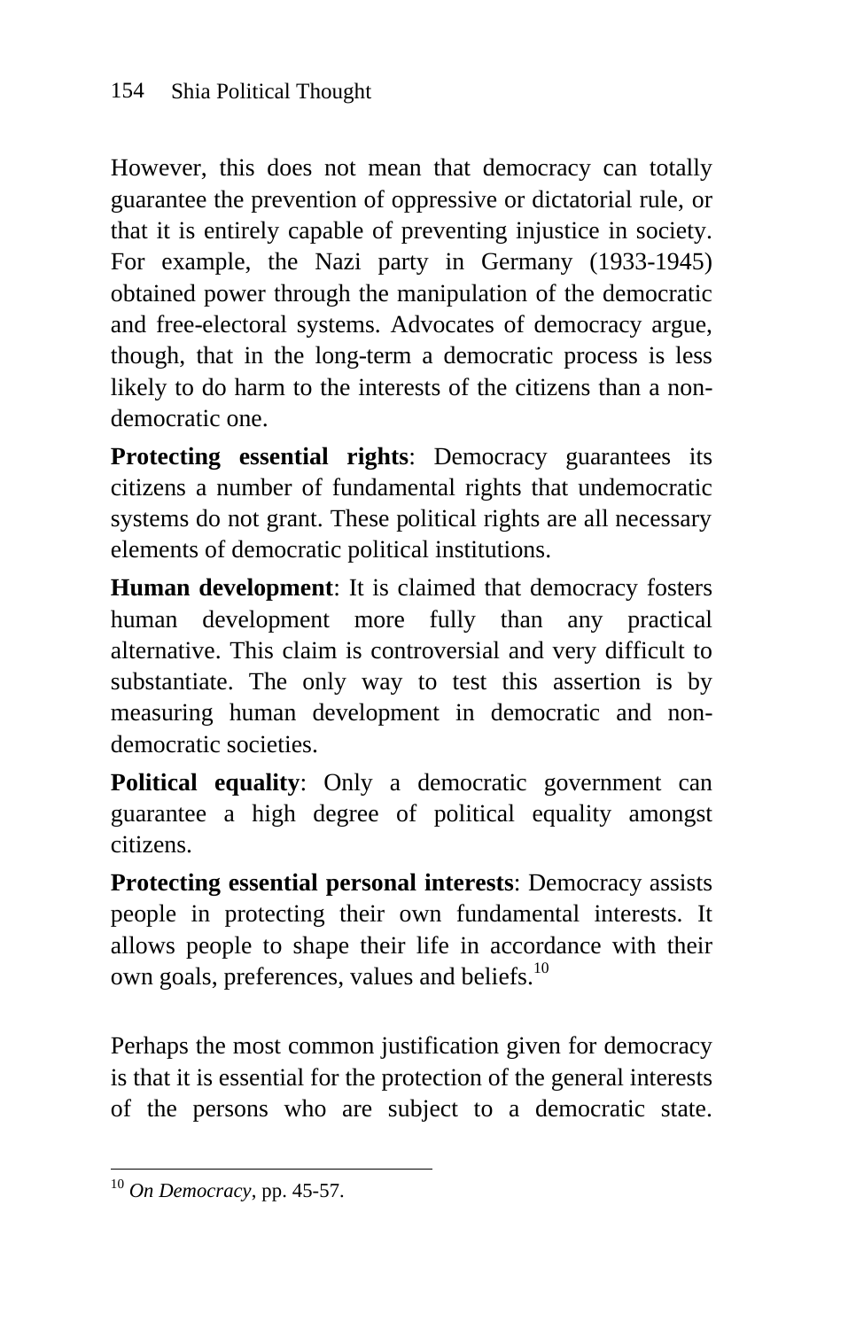However, this does not mean that democracy can totally guarantee the prevention of oppressive or dictatorial rule, or that it is entirely capable of preventing injustice in society. For example, the Nazi party in Germany (1933-1945) obtained power through the manipulation of the democratic and free-electoral systems. Advocates of democracy argue, though, that in the long-term a democratic process is less likely to do harm to the interests of the citizens than a non-democratic one.

**Protecting essential rights**: Democracy guarantees its citizens a number of fundamental rights that undemocratic systems do not grant. These political rights are all necessary elements of democratic political institutions.

**Human development**: It is claimed that democracy fosters human development more fully than any practical alternative. This claim is controversial and very difficult to substantiate. The only way to test this assertion is by measuring human development in democratic and non-democratic societies.

**Political equality**: Only a democratic government can guarantee a high degree of political equality amongst citizens.

**Protecting essential personal interests**: Democracy assists people in protecting their own fundamental interests. It allows people to shape their life in accordance with their own goals, preferences, values and beliefs.[10]

Perhaps the most common justification given for democracy is that it is essential for the protection of the general interests of the persons who are subject to a democratic state.

---

[10] *On Democracy*, pp. 45-57.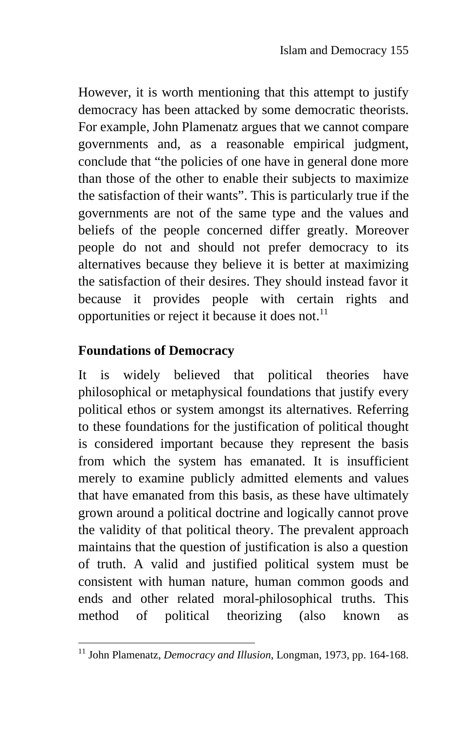However, it is worth mentioning that this attempt to justify democracy has been attacked by some democratic theorists. For example, John Plamenatz argues that we cannot compare governments and, as a reasonable empirical judgment, conclude that "the policies of one have in general done more than those of the other to enable their subjects to maximize the satisfaction of their wants". This is particularly true if the governments are not of the same type and the values and beliefs of the people concerned differ greatly. Moreover people do not and should not prefer democracy to its alternatives because they believe it is better at maximizing the satisfaction of their desires. They should instead favor it because it provides people with certain rights and opportunities or reject it because it does not.[11]

## Foundations of Democracy

It is widely believed that political theories have philosophical or metaphysical foundations that justify every political ethos or system amongst its alternatives. Referring to these foundations for the justification of political thought is considered important because they represent the basis from which the system has emanated. It is insufficient merely to examine publicly admitted elements and values that have emanated from this basis, as these have ultimately grown around a political doctrine and logically cannot prove the validity of that political theory. The prevalent approach maintains that the question of justification is also a question of truth. A valid and justified political system must be consistent with human nature, human common goods and ends and other related moral-philosophical truths. This method of political theorizing (also known as

---

[11] John Plamenatz, *Democracy and Illusion*, Longman, 1973, pp. 164-168.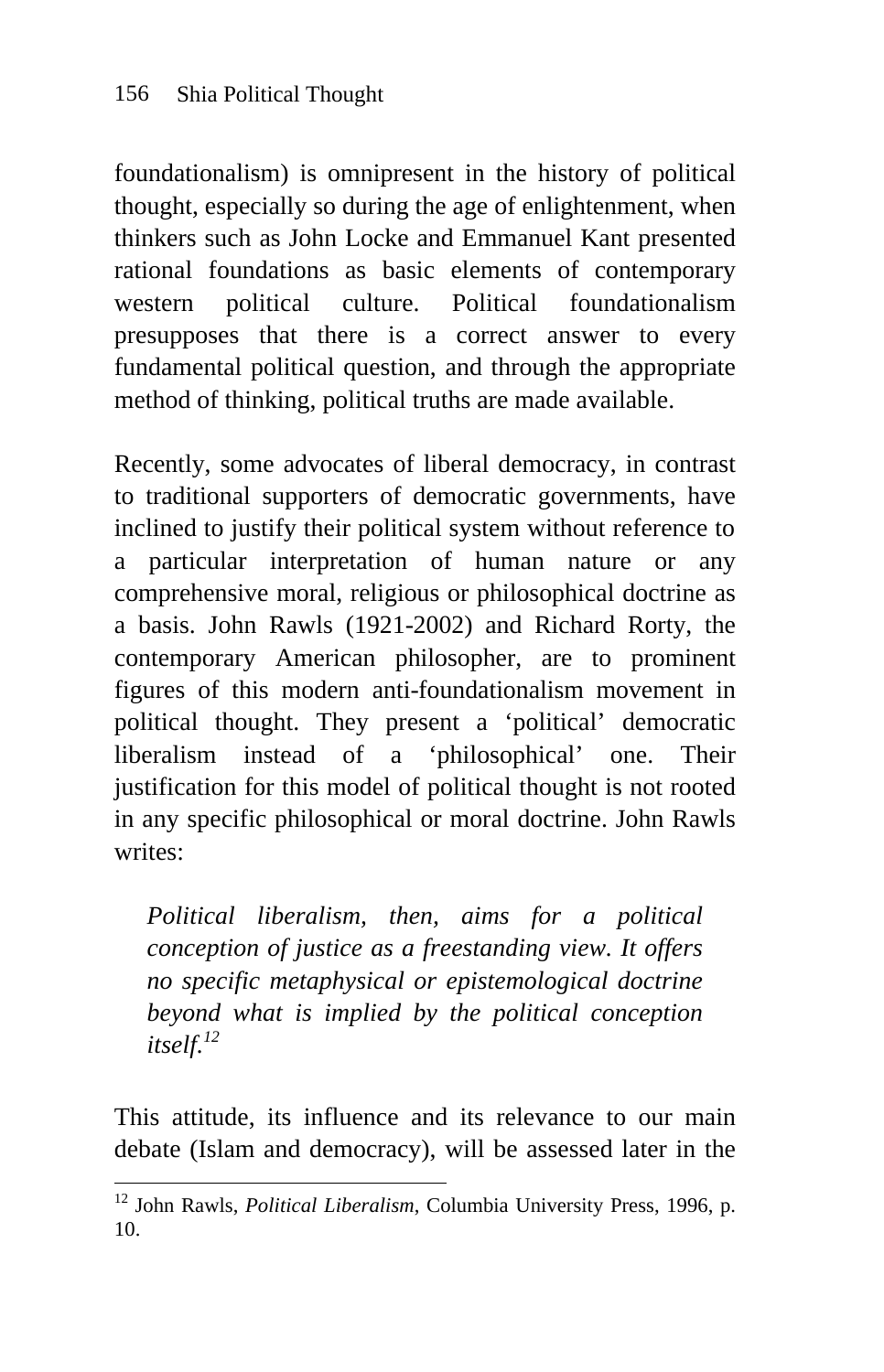foundationalism) is omnipresent in the history of political thought, especially so during the age of enlightenment, when thinkers such as John Locke and Emmanuel Kant presented rational foundations as basic elements of contemporary western political culture. Political foundationalism presupposes that there is a correct answer to every fundamental political question, and through the appropriate method of thinking, political truths are made available.

Recently, some advocates of liberal democracy, in contrast to traditional supporters of democratic governments, have inclined to justify their political system without reference to a particular interpretation of human nature or any comprehensive moral, religious or philosophical doctrine as a basis. John Rawls (1921-2002) and Richard Rorty, the contemporary American philosopher, are to prominent figures of this modern anti-foundationalism movement in political thought. They present a 'political' democratic liberalism instead of a 'philosophical' one. Their justification for this model of political thought is not rooted in any specific philosophical or moral doctrine. John Rawls writes:

> *Political liberalism, then, aims for a political conception of justice as a freestanding view. It offers no specific metaphysical or epistemological doctrine beyond what is implied by the political conception itself.*[12]

This attitude, its influence and its relevance to our main debate (Islam and democracy), will be assessed later in the

---

[12] John Rawls, *Political Liberalism*, Columbia University Press, 1996, p. 10.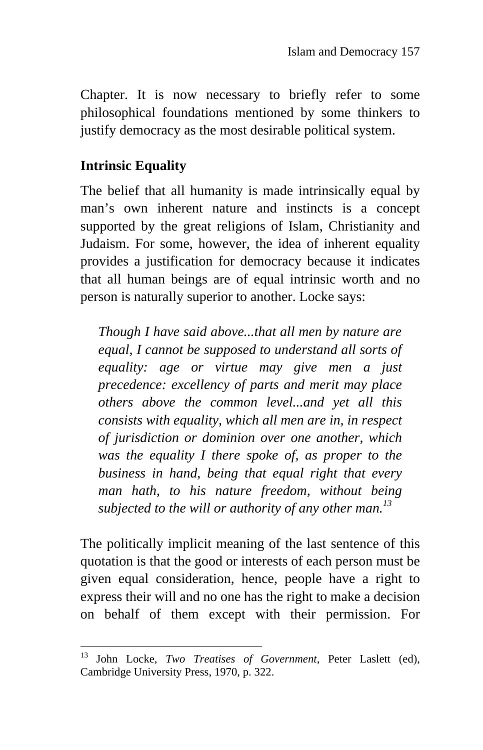Chapter. It is now necessary to briefly refer to some philosophical foundations mentioned by some thinkers to justify democracy as the most desirable political system.

## Intrinsic Equality

The belief that all humanity is made intrinsically equal by man's own inherent nature and instincts is a concept supported by the great religions of Islam, Christianity and Judaism. For some, however, the idea of inherent equality provides a justification for democracy because it indicates that all human beings are of equal intrinsic worth and no person is naturally superior to another. Locke says:

> *Though I have said above...that all men by nature are equal, I cannot be supposed to understand all sorts of equality: age or virtue may give men a just precedence: excellency of parts and merit may place others above the common level...and yet all this consists with equality, which all men are in, in respect of jurisdiction or dominion over one another, which was the equality I there spoke of, as proper to the business in hand, being that equal right that every man hath, to his nature freedom, without being subjected to the will or authority of any other man.*[13]

The politically implicit meaning of the last sentence of this quotation is that the good or interests of each person must be given equal consideration, hence, people have a right to express their will and no one has the right to make a decision on behalf of them except with their permission. For

---

[13] John Locke, *Two Treatises of Government*, Peter Laslett (ed), Cambridge University Press, 1970, p. 322.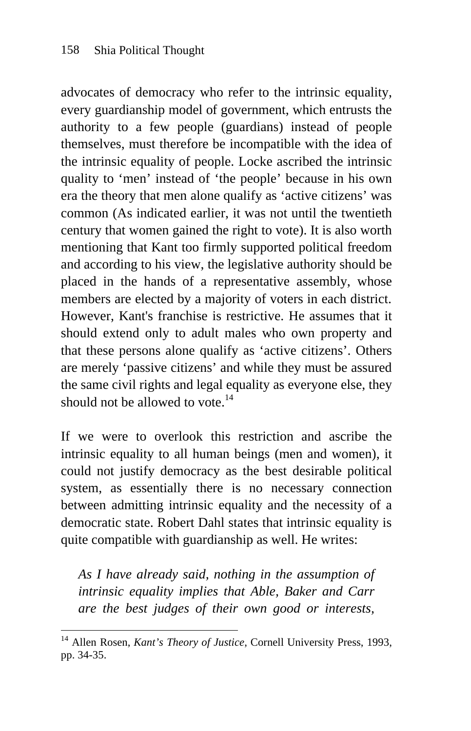advocates of democracy who refer to the intrinsic equality, every guardianship model of government, which entrusts the authority to a few people (guardians) instead of people themselves, must therefore be incompatible with the idea of the intrinsic equality of people. Locke ascribed the intrinsic quality to ‘men’ instead of ‘the people’ because in his own era the theory that men alone qualify as ‘active citizens’ was common (As indicated earlier, it was not until the twentieth century that women gained the right to vote). It is also worth mentioning that Kant too firmly supported political freedom and according to his view, the legislative authority should be placed in the hands of a representative assembly, whose members are elected by a majority of voters in each district. However, Kant's franchise is restrictive. He assumes that it should extend only to adult males who own property and that these persons alone qualify as ‘active citizens’. Others are merely ‘passive citizens’ and while they must be assured the same civil rights and legal equality as everyone else, they should not be allowed to vote.[14]

If we were to overlook this restriction and ascribe the intrinsic equality to all human beings (men and women), it could not justify democracy as the best desirable political system, as essentially there is no necessary connection between admitting intrinsic equality and the necessity of a democratic state. Robert Dahl states that intrinsic equality is quite compatible with guardianship as well. He writes:

> *As I have already said, nothing in the assumption of intrinsic equality implies that Able, Baker and Carr are the best judges of their own good or interests,*

[14] Allen Rosen, *Kant’s Theory of Justice*, Cornell University Press, 1993, pp. 34-35.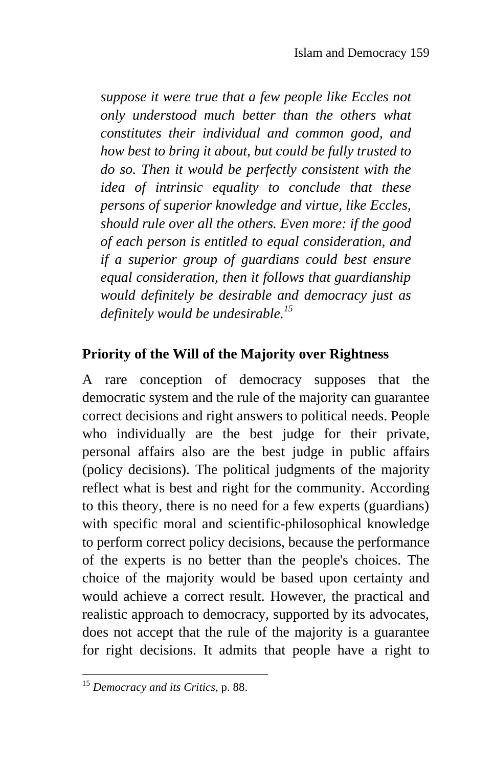*suppose it were true that a few people like Eccles not only understood much better than the others what constitutes their individual and common good, and how best to bring it about, but could be fully trusted to do so. Then it would be perfectly consistent with the idea of intrinsic equality to conclude that these persons of superior knowledge and virtue, like Eccles, should rule over all the others. Even more: if the good of each person is entitled to equal consideration, and if a superior group of guardians could best ensure equal consideration, then it follows that guardianship would definitely be desirable and democracy just as definitely would be undesirable.*[15]

## Priority of the Will of the Majority over Rightness

A rare conception of democracy supposes that the democratic system and the rule of the majority can guarantee correct decisions and right answers to political needs. People who individually are the best judge for their private, personal affairs also are the best judge in public affairs (policy decisions). The political judgments of the majority reflect what is best and right for the community. According to this theory, there is no need for a few experts (guardians) with specific moral and scientific-philosophical knowledge to perform correct policy decisions, because the performance of the experts is no better than the people's choices. The choice of the majority would be based upon certainty and would achieve a correct result. However, the practical and realistic approach to democracy, supported by its advocates, does not accept that the rule of the majority is a guarantee for right decisions. It admits that people have a right to

---

[15] *Democracy and its Critics*, p. 88.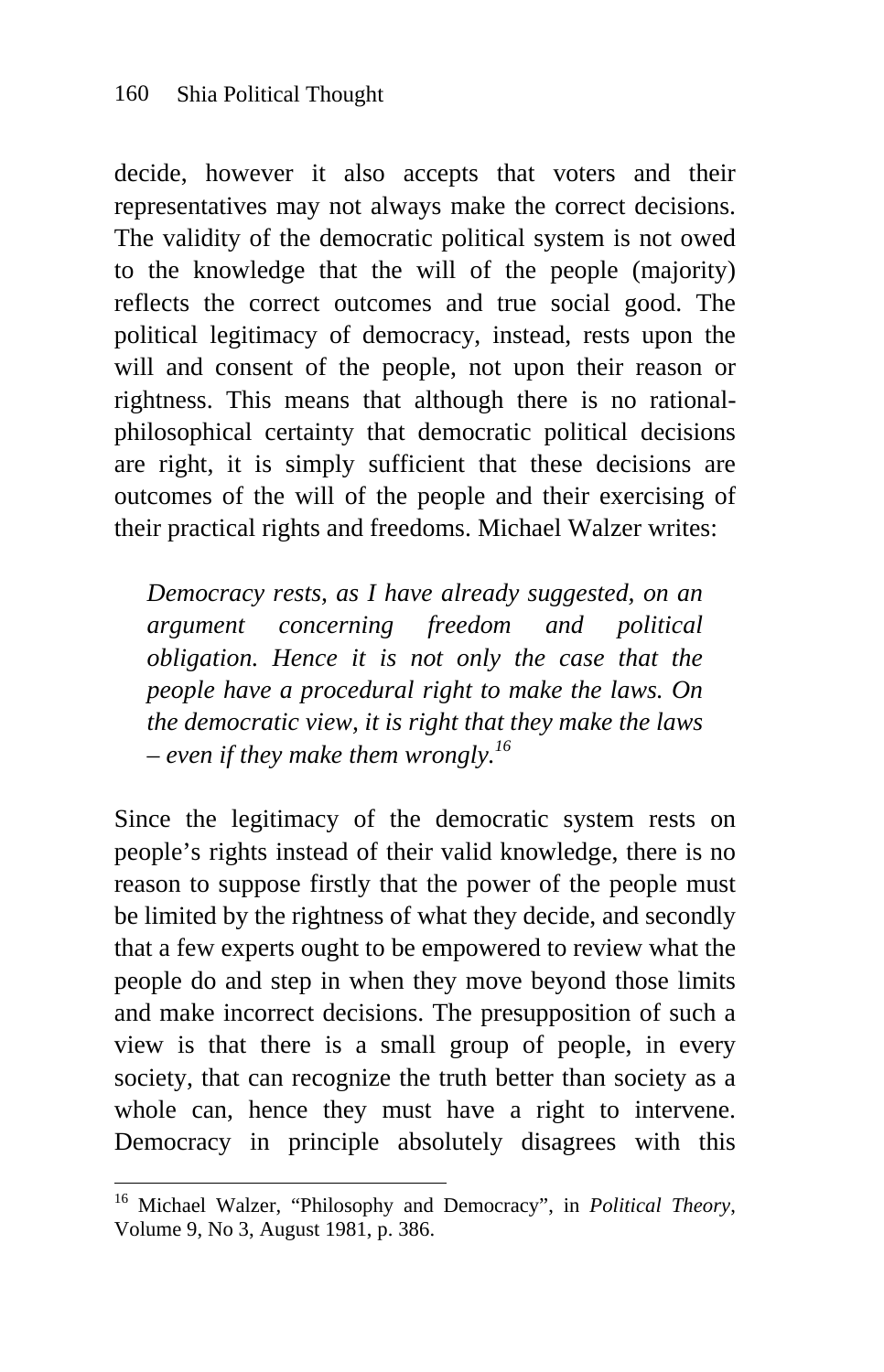decide, however it also accepts that voters and their representatives may not always make the correct decisions. The validity of the democratic political system is not owed to the knowledge that the will of the people (majority) reflects the correct outcomes and true social good. The political legitimacy of democracy, instead, rests upon the will and consent of the people, not upon their reason or rightness. This means that although there is no rational-philosophical certainty that democratic political decisions are right, it is simply sufficient that these decisions are outcomes of the will of the people and their exercising of their practical rights and freedoms. Michael Walzer writes:

> *Democracy rests, as I have already suggested, on an argument concerning freedom and political obligation. Hence it is not only the case that the people have a procedural right to make the laws. On the democratic view, it is right that they make the laws – even if they make them wrongly.*[16]

Since the legitimacy of the democratic system rests on people's rights instead of their valid knowledge, there is no reason to suppose firstly that the power of the people must be limited by the rightness of what they decide, and secondly that a few experts ought to be empowered to review what the people do and step in when they move beyond those limits and make incorrect decisions. The presupposition of such a view is that there is a small group of people, in every society, that can recognize the truth better than society as a whole can, hence they must have a right to intervene. Democracy in principle absolutely disagrees with this

[16] Michael Walzer, "Philosophy and Democracy", in *Political Theory*, Volume 9, No 3, August 1981, p. 386.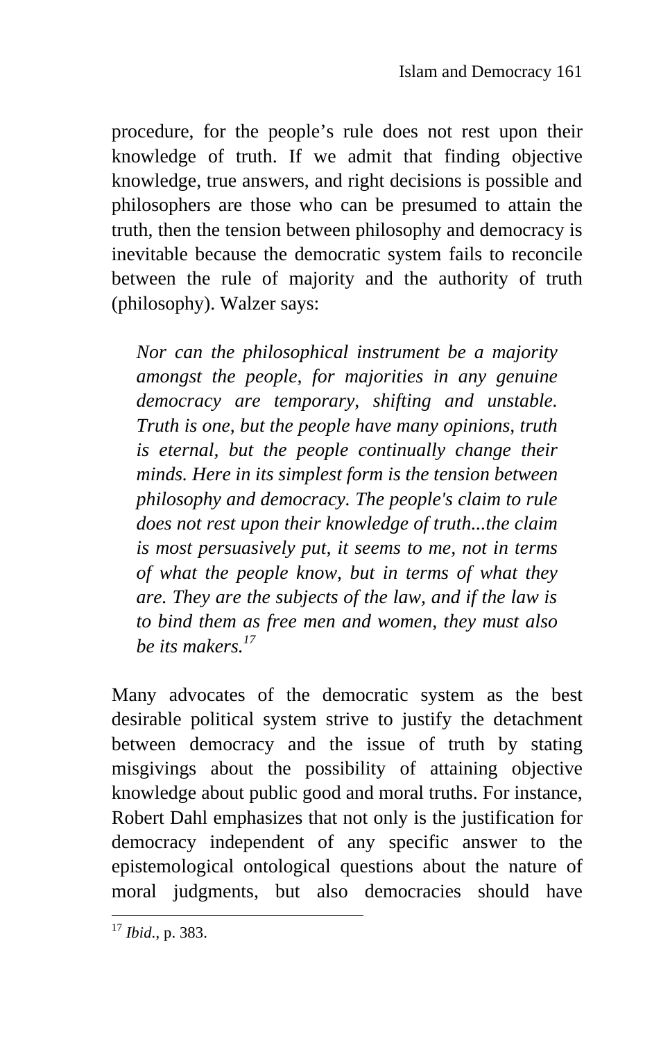procedure, for the people's rule does not rest upon their knowledge of truth. If we admit that finding objective knowledge, true answers, and right decisions is possible and philosophers are those who can be presumed to attain the truth, then the tension between philosophy and democracy is inevitable because the democratic system fails to reconcile between the rule of majority and the authority of truth (philosophy). Walzer says:

> *Nor can the philosophical instrument be a majority amongst the people, for majorities in any genuine democracy are temporary, shifting and unstable. Truth is one, but the people have many opinions, truth is eternal, but the people continually change their minds. Here in its simplest form is the tension between philosophy and democracy. The people's claim to rule does not rest upon their knowledge of truth...the claim is most persuasively put, it seems to me, not in terms of what the people know, but in terms of what they are. They are the subjects of the law, and if the law is to bind them as free men and women, they must also be its makers.*[17]

Many advocates of the democratic system as the best desirable political system strive to justify the detachment between democracy and the issue of truth by stating misgivings about the possibility of attaining objective knowledge about public good and moral truths. For instance, Robert Dahl emphasizes that not only is the justification for democracy independent of any specific answer to the epistemological ontological questions about the nature of moral judgments, but also democracies should have

---

[17] *Ibid*., p. 383.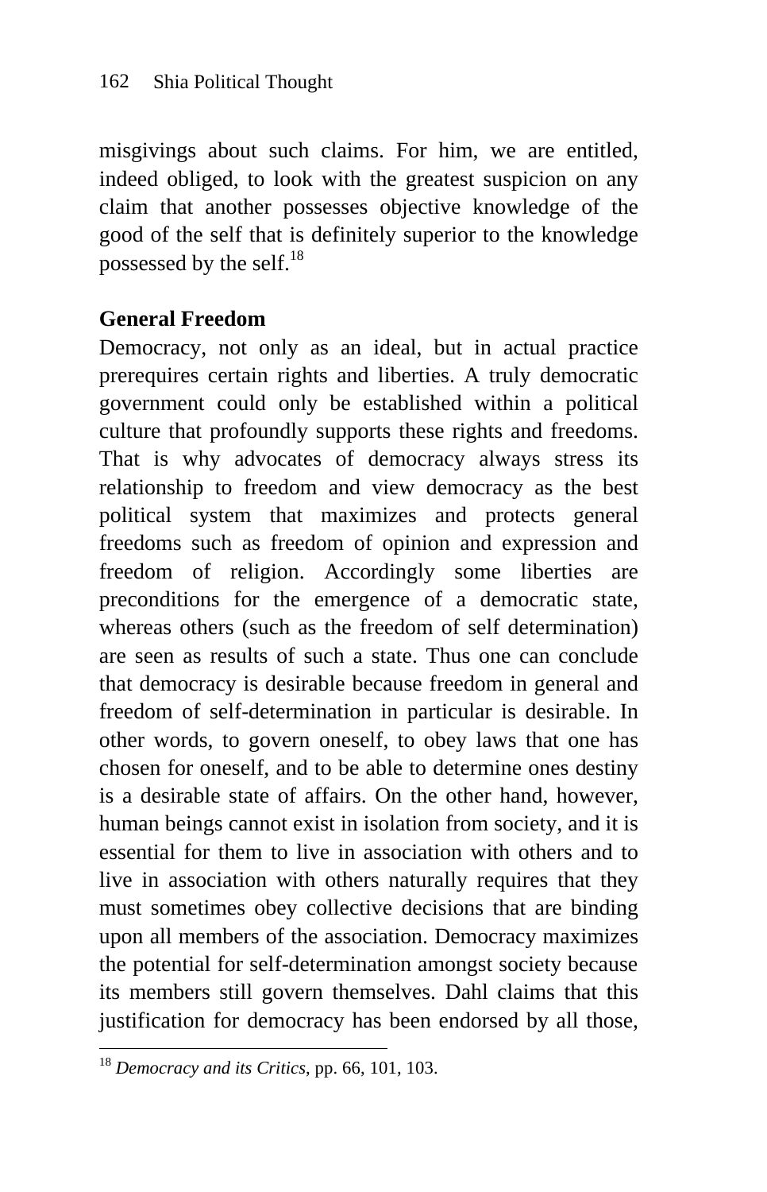misgivings about such claims. For him, we are entitled, indeed obliged, to look with the greatest suspicion on any claim that another possesses objective knowledge of the good of the self that is definitely superior to the knowledge possessed by the self.[18]

**General Freedom**

Democracy, not only as an ideal, but in actual practice prerequires certain rights and liberties. A truly democratic government could only be established within a political culture that profoundly supports these rights and freedoms. That is why advocates of democracy always stress its relationship to freedom and view democracy as the best political system that maximizes and protects general freedoms such as freedom of opinion and expression and freedom of religion. Accordingly some liberties are preconditions for the emergence of a democratic state, whereas others (such as the freedom of self determination) are seen as results of such a state. Thus one can conclude that democracy is desirable because freedom in general and freedom of self-determination in particular is desirable. In other words, to govern oneself, to obey laws that one has chosen for oneself, and to be able to determine ones destiny is a desirable state of affairs. On the other hand, however, human beings cannot exist in isolation from society, and it is essential for them to live in association with others and to live in association with others naturally requires that they must sometimes obey collective decisions that are binding upon all members of the association. Democracy maximizes the potential for self-determination amongst society because its members still govern themselves. Dahl claims that this justification for democracy has been endorsed by all those,

---

[18] *Democracy and its Critics*, pp. 66, 101, 103.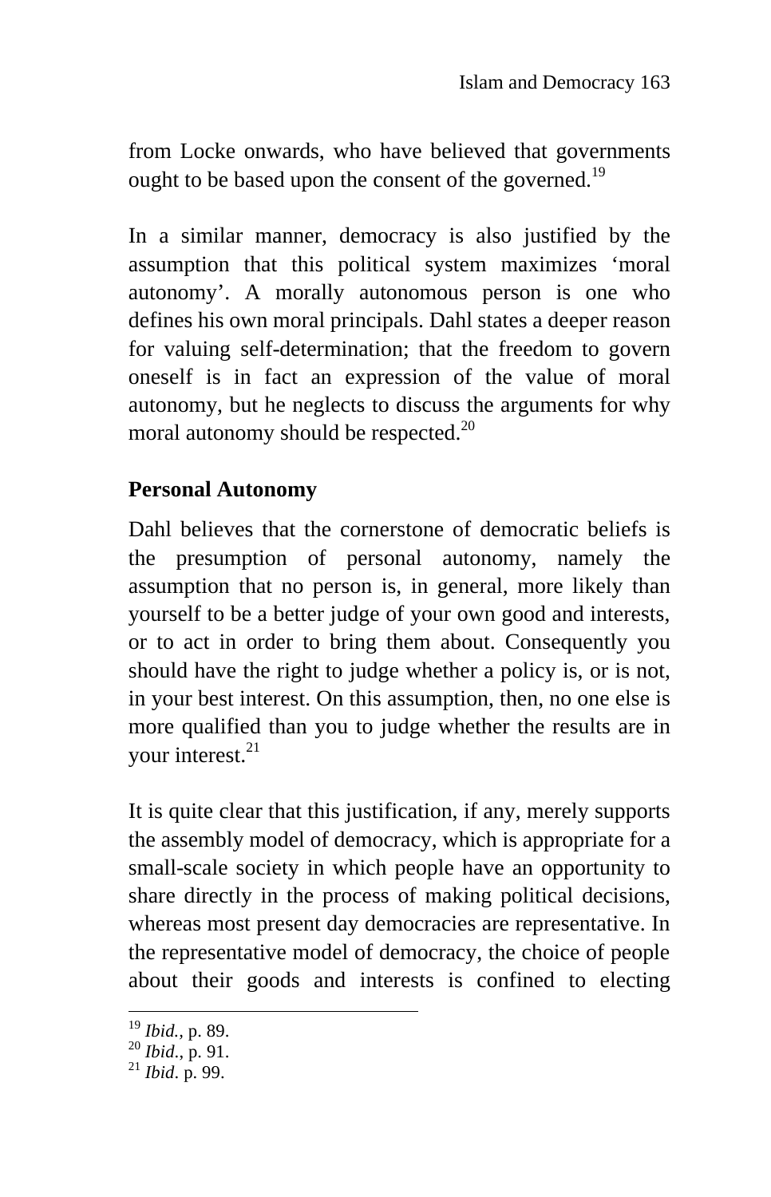from Locke onwards, who have believed that governments ought to be based upon the consent of the governed.[19]

In a similar manner, democracy is also justified by the assumption that this political system maximizes 'moral autonomy'. A morally autonomous person is one who defines his own moral principals. Dahl states a deeper reason for valuing self-determination; that the freedom to govern oneself is in fact an expression of the value of moral autonomy, but he neglects to discuss the arguments for why moral autonomy should be respected.[20]

## Personal Autonomy

Dahl believes that the cornerstone of democratic beliefs is the presumption of personal autonomy, namely the assumption that no person is, in general, more likely than yourself to be a better judge of your own good and interests, or to act in order to bring them about. Consequently you should have the right to judge whether a policy is, or is not, in your best interest. On this assumption, then, no one else is more qualified than you to judge whether the results are in your interest.[21]

It is quite clear that this justification, if any, merely supports the assembly model of democracy, which is appropriate for a small-scale society in which people have an opportunity to share directly in the process of making political decisions, whereas most present day democracies are representative. In the representative model of democracy, the choice of people about their goods and interests is confined to electing

---

[19] *Ibid.*, p. 89.
[20] *Ibid.*, p. 91.
[21] *Ibid*. p. 99.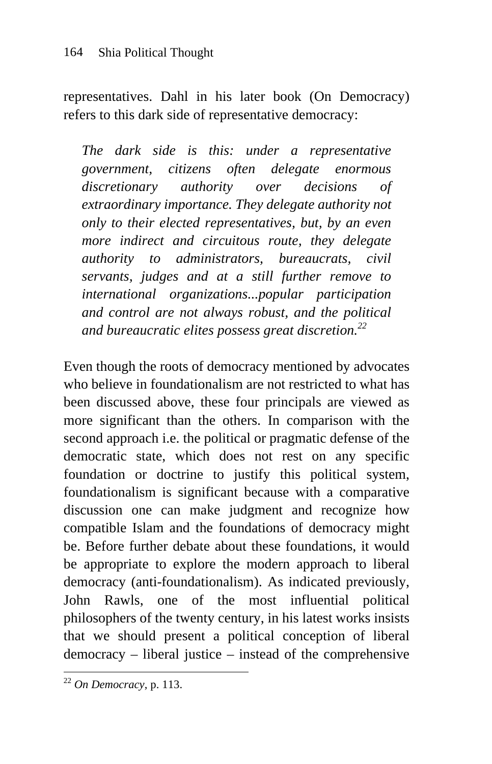representatives. Dahl in his later book (On Democracy) refers to this dark side of representative democracy:

> *The dark side is this: under a representative government, citizens often delegate enormous discretionary authority over decisions of extraordinary importance. They delegate authority not only to their elected representatives, but, by an even more indirect and circuitous route, they delegate authority to administrators, bureaucrats, civil servants, judges and at a still further remove to international organizations...popular participation and control are not always robust, and the political and bureaucratic elites possess great discretion.*[22]

Even though the roots of democracy mentioned by advocates who believe in foundationalism are not restricted to what has been discussed above, these four principals are viewed as more significant than the others. In comparison with the second approach i.e. the political or pragmatic defense of the democratic state, which does not rest on any specific foundation or doctrine to justify this political system, foundationalism is significant because with a comparative discussion one can make judgment and recognize how compatible Islam and the foundations of democracy might be. Before further debate about these foundations, it would be appropriate to explore the modern approach to liberal democracy (anti-foundationalism). As indicated previously, John Rawls, one of the most influential political philosophers of the twenty century, in his latest works insists that we should present a political conception of liberal democracy – liberal justice – instead of the comprehensive

---

[22] *On Democracy*, p. 113.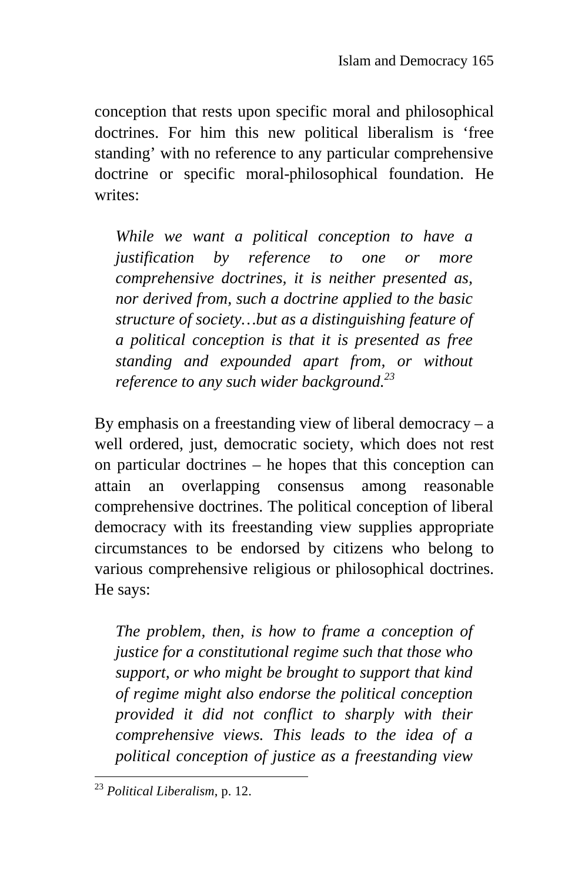conception that rests upon specific moral and philosophical doctrines. For him this new political liberalism is 'free standing' with no reference to any particular comprehensive doctrine or specific moral-philosophical foundation. He writes:

> *While we want a political conception to have a justification by reference to one or more comprehensive doctrines, it is neither presented as, nor derived from, such a doctrine applied to the basic structure of society…but as a distinguishing feature of a political conception is that it is presented as free standing and expounded apart from, or without reference to any such wider background.*[23]

By emphasis on a freestanding view of liberal democracy – a well ordered, just, democratic society, which does not rest on particular doctrines – he hopes that this conception can attain an overlapping consensus among reasonable comprehensive doctrines. The political conception of liberal democracy with its freestanding view supplies appropriate circumstances to be endorsed by citizens who belong to various comprehensive religious or philosophical doctrines. He says:

> *The problem, then, is how to frame a conception of justice for a constitutional regime such that those who support, or who might be brought to support that kind of regime might also endorse the political conception provided it did not conflict to sharply with their comprehensive views. This leads to the idea of a political conception of justice as a freestanding view*

---

[23] *Political Liberalism*, p. 12.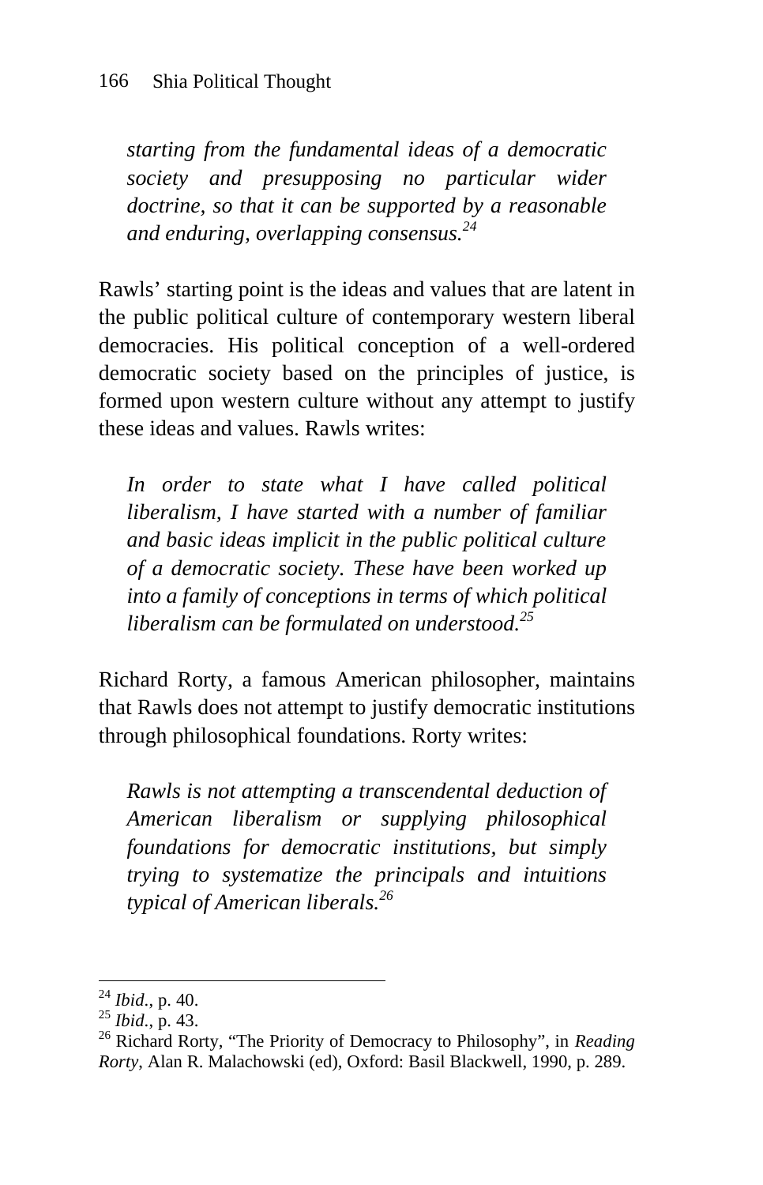*starting from the fundamental ideas of a democratic society and presupposing no particular wider doctrine, so that it can be supported by a reasonable and enduring, overlapping consensus.*[24]

Rawls' starting point is the ideas and values that are latent in the public political culture of contemporary western liberal democracies. His political conception of a well-ordered democratic society based on the principles of justice, is formed upon western culture without any attempt to justify these ideas and values. Rawls writes:

*In order to state what I have called political liberalism, I have started with a number of familiar and basic ideas implicit in the public political culture of a democratic society. These have been worked up into a family of conceptions in terms of which political liberalism can be formulated on understood.*[25]

Richard Rorty, a famous American philosopher, maintains that Rawls does not attempt to justify democratic institutions through philosophical foundations. Rorty writes:

*Rawls is not attempting a transcendental deduction of American liberalism or supplying philosophical foundations for democratic institutions, but simply trying to systematize the principals and intuitions typical of American liberals.*[26]

---

[24] *Ibid*., p. 40.
[25] *Ibid*., p. 43.
[26] Richard Rorty, "The Priority of Democracy to Philosophy", in *Reading Rorty*, Alan R. Malachowski (ed), Oxford: Basil Blackwell, 1990, p. 289.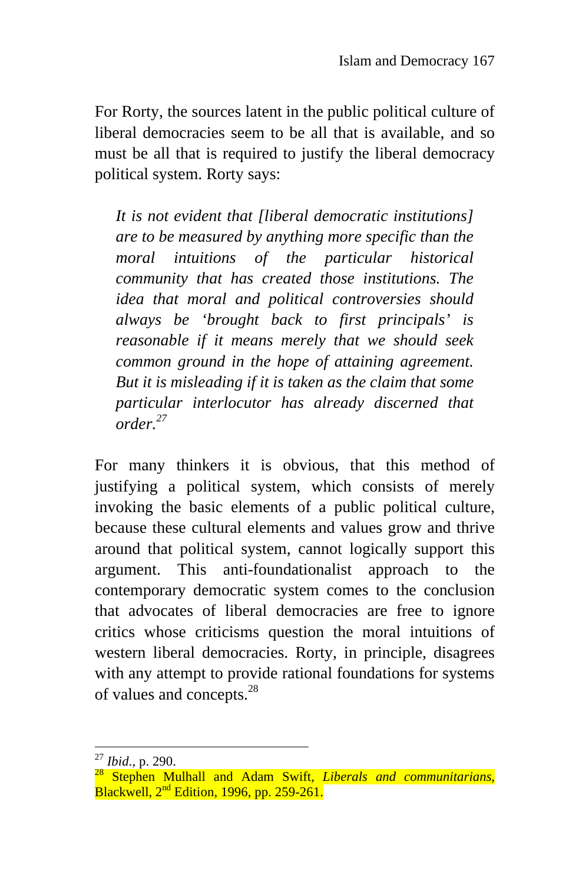For Rorty, the sources latent in the public political culture of liberal democracies seem to be all that is available, and so must be all that is required to justify the liberal democracy political system. Rorty says:

> *It is not evident that [liberal democratic institutions] are to be measured by anything more specific than the moral intuitions of the particular historical community that has created those institutions. The idea that moral and political controversies should always be 'brought back to first principals' is reasonable if it means merely that we should seek common ground in the hope of attaining agreement. But it is misleading if it is taken as the claim that some particular interlocutor has already discerned that order.*[27]

For many thinkers it is obvious, that this method of justifying a political system, which consists of merely invoking the basic elements of a public political culture, because these cultural elements and values grow and thrive around that political system, cannot logically support this argument. This anti-foundationalist approach to the contemporary democratic system comes to the conclusion that advocates of liberal democracies are free to ignore critics whose criticisms question the moral intuitions of western liberal democracies. Rorty, in principle, disagrees with any attempt to provide rational foundations for systems of values and concepts.[28]

---

[27] *Ibid*., p. 290.

[28] Stephen Mulhall and Adam Swift, *Liberals and communitarians*, Blackwell, 2nd Edition, 1996, pp. 259-261.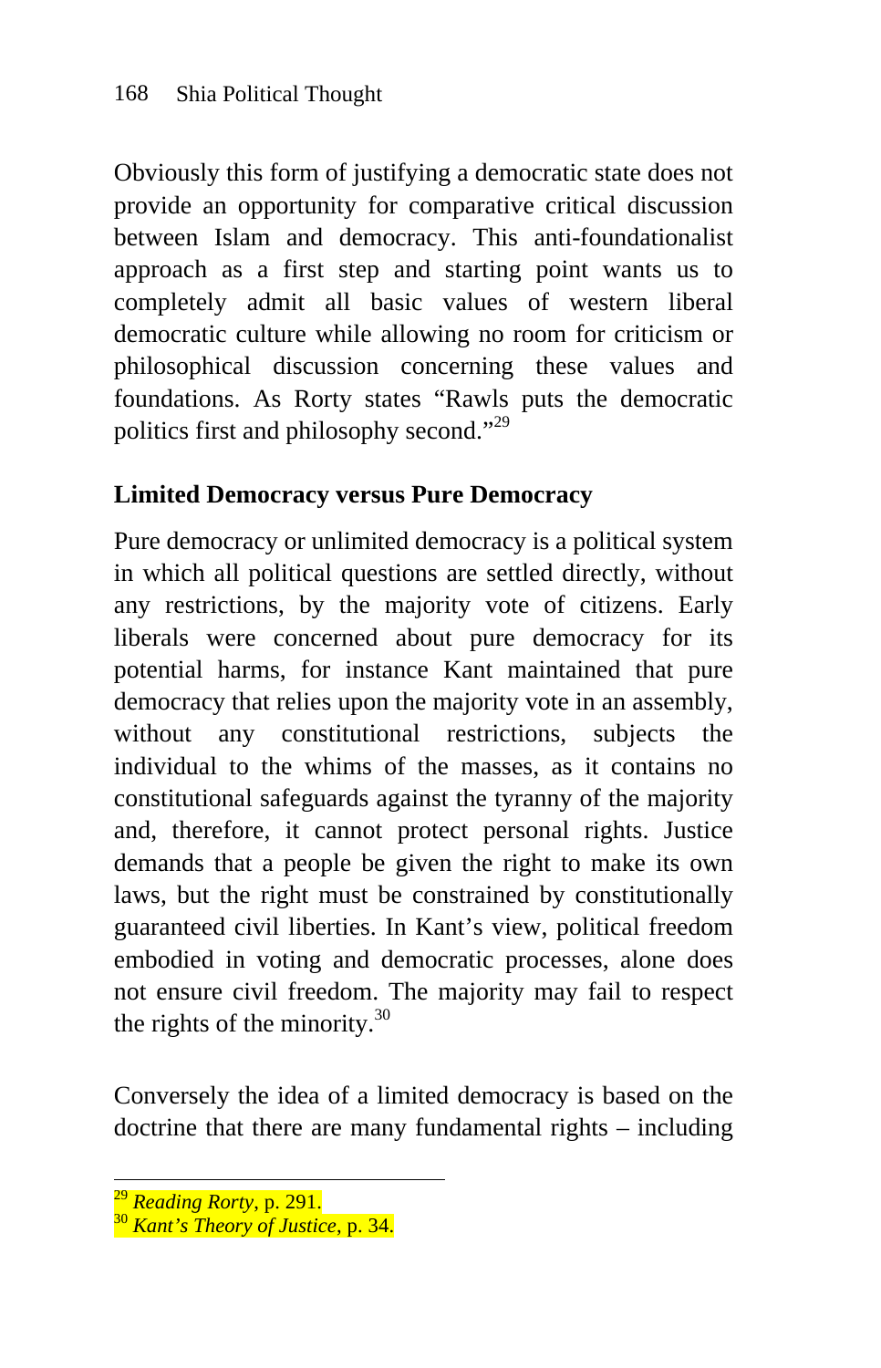Obviously this form of justifying a democratic state does not provide an opportunity for comparative critical discussion between Islam and democracy. This anti-foundationalist approach as a first step and starting point wants us to completely admit all basic values of western liberal democratic culture while allowing no room for criticism or philosophical discussion concerning these values and foundations. As Rorty states "Rawls puts the democratic politics first and philosophy second."[29]

## Limited Democracy versus Pure Democracy

Pure democracy or unlimited democracy is a political system in which all political questions are settled directly, without any restrictions, by the majority vote of citizens. Early liberals were concerned about pure democracy for its potential harms, for instance Kant maintained that pure democracy that relies upon the majority vote in an assembly, without any constitutional restrictions, subjects the individual to the whims of the masses, as it contains no constitutional safeguards against the tyranny of the majority and, therefore, it cannot protect personal rights. Justice demands that a people be given the right to make its own laws, but the right must be constrained by constitutionally guaranteed civil liberties. In Kant's view, political freedom embodied in voting and democratic processes, alone does not ensure civil freedom. The majority may fail to respect the rights of the minority.[30]

Conversely the idea of a limited democracy is based on the doctrine that there are many fundamental rights – including

---

[29] *Reading Rorty*, p. 291.
[30] *Kant's Theory of Justice*, p. 34.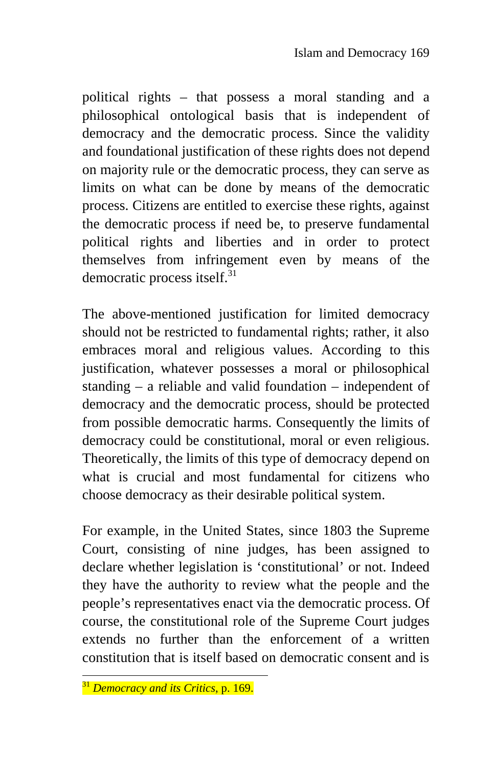political rights – that possess a moral standing and a philosophical ontological basis that is independent of democracy and the democratic process. Since the validity and foundational justification of these rights does not depend on majority rule or the democratic process, they can serve as limits on what can be done by means of the democratic process. Citizens are entitled to exercise these rights, against the democratic process if need be, to preserve fundamental political rights and liberties and in order to protect themselves from infringement even by means of the democratic process itself.[31]

The above-mentioned justification for limited democracy should not be restricted to fundamental rights; rather, it also embraces moral and religious values. According to this justification, whatever possesses a moral or philosophical standing – a reliable and valid foundation – independent of democracy and the democratic process, should be protected from possible democratic harms. Consequently the limits of democracy could be constitutional, moral or even religious. Theoretically, the limits of this type of democracy depend on what is crucial and most fundamental for citizens who choose democracy as their desirable political system.

For example, in the United States, since 1803 the Supreme Court, consisting of nine judges, has been assigned to declare whether legislation is 'constitutional' or not. Indeed they have the authority to review what the people and the people's representatives enact via the democratic process. Of course, the constitutional role of the Supreme Court judges extends no further than the enforcement of a written constitution that is itself based on democratic consent and is

---

[31] *Democracy and its Critics*, p. 169.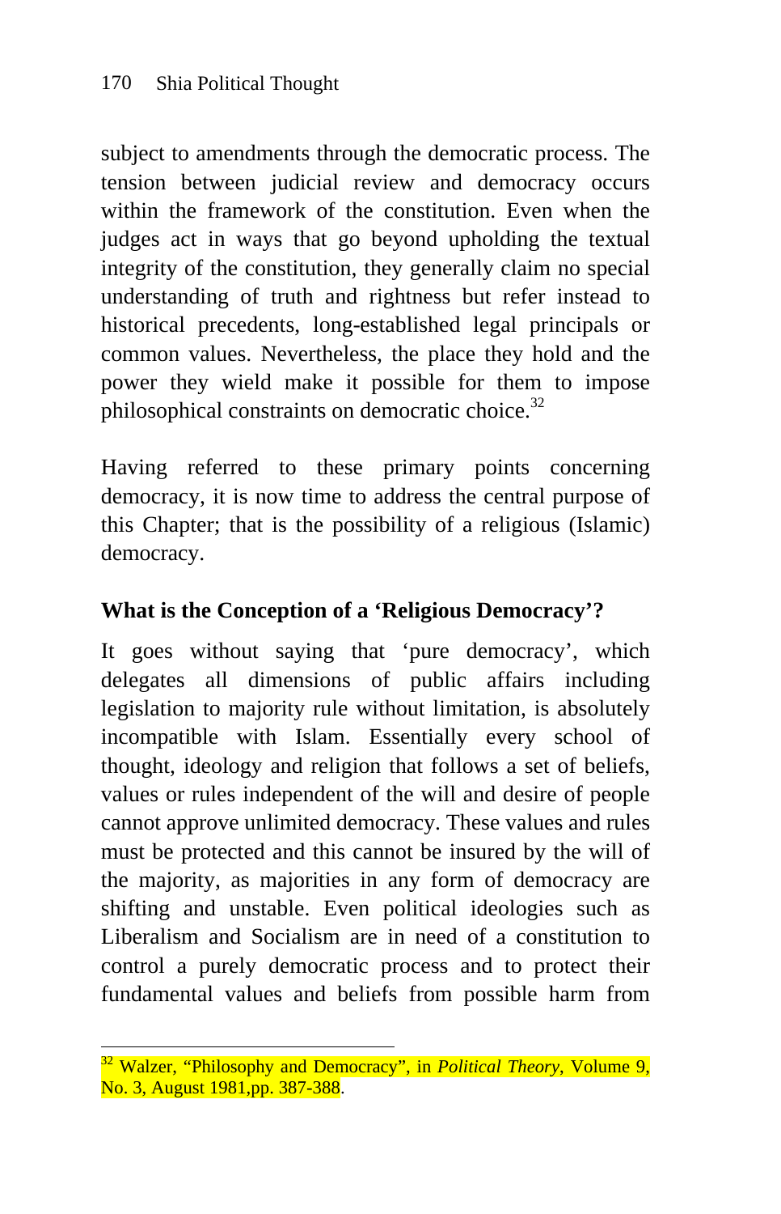subject to amendments through the democratic process. The tension between judicial review and democracy occurs within the framework of the constitution. Even when the judges act in ways that go beyond upholding the textual integrity of the constitution, they generally claim no special understanding of truth and rightness but refer instead to historical precedents, long-established legal principals or common values. Nevertheless, the place they hold and the power they wield make it possible for them to impose philosophical constraints on democratic choice.[32]

Having referred to these primary points concerning democracy, it is now time to address the central purpose of this Chapter; that is the possibility of a religious (Islamic) democracy.

## What is the Conception of a 'Religious Democracy'?

It goes without saying that 'pure democracy', which delegates all dimensions of public affairs including legislation to majority rule without limitation, is absolutely incompatible with Islam. Essentially every school of thought, ideology and religion that follows a set of beliefs, values or rules independent of the will and desire of people cannot approve unlimited democracy. These values and rules must be protected and this cannot be insured by the will of the majority, as majorities in any form of democracy are shifting and unstable. Even political ideologies such as Liberalism and Socialism are in need of a constitution to control a purely democratic process and to protect their fundamental values and beliefs from possible harm from

---

[32] Walzer, "Philosophy and Democracy", in *Political Theory*, Volume 9, No. 3, August 1981,pp. 387-388.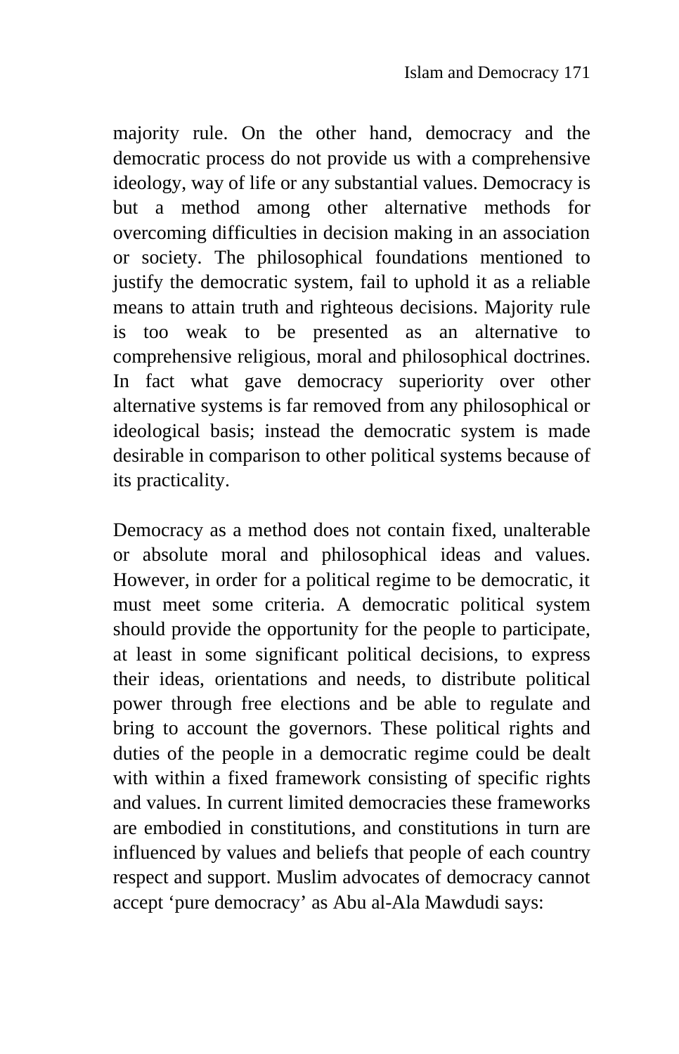majority rule. On the other hand, democracy and the democratic process do not provide us with a comprehensive ideology, way of life or any substantial values. Democracy is but a method among other alternative methods for overcoming difficulties in decision making in an association or society. The philosophical foundations mentioned to justify the democratic system, fail to uphold it as a reliable means to attain truth and righteous decisions. Majority rule is too weak to be presented as an alternative to comprehensive religious, moral and philosophical doctrines. In fact what gave democracy superiority over other alternative systems is far removed from any philosophical or ideological basis; instead the democratic system is made desirable in comparison to other political systems because of its practicality.

Democracy as a method does not contain fixed, unalterable or absolute moral and philosophical ideas and values. However, in order for a political regime to be democratic, it must meet some criteria. A democratic political system should provide the opportunity for the people to participate, at least in some significant political decisions, to express their ideas, orientations and needs, to distribute political power through free elections and be able to regulate and bring to account the governors. These political rights and duties of the people in a democratic regime could be dealt with within a fixed framework consisting of specific rights and values. In current limited democracies these frameworks are embodied in constitutions, and constitutions in turn are influenced by values and beliefs that people of each country respect and support. Muslim advocates of democracy cannot accept ‘pure democracy’ as Abu al-Ala Mawdudi says: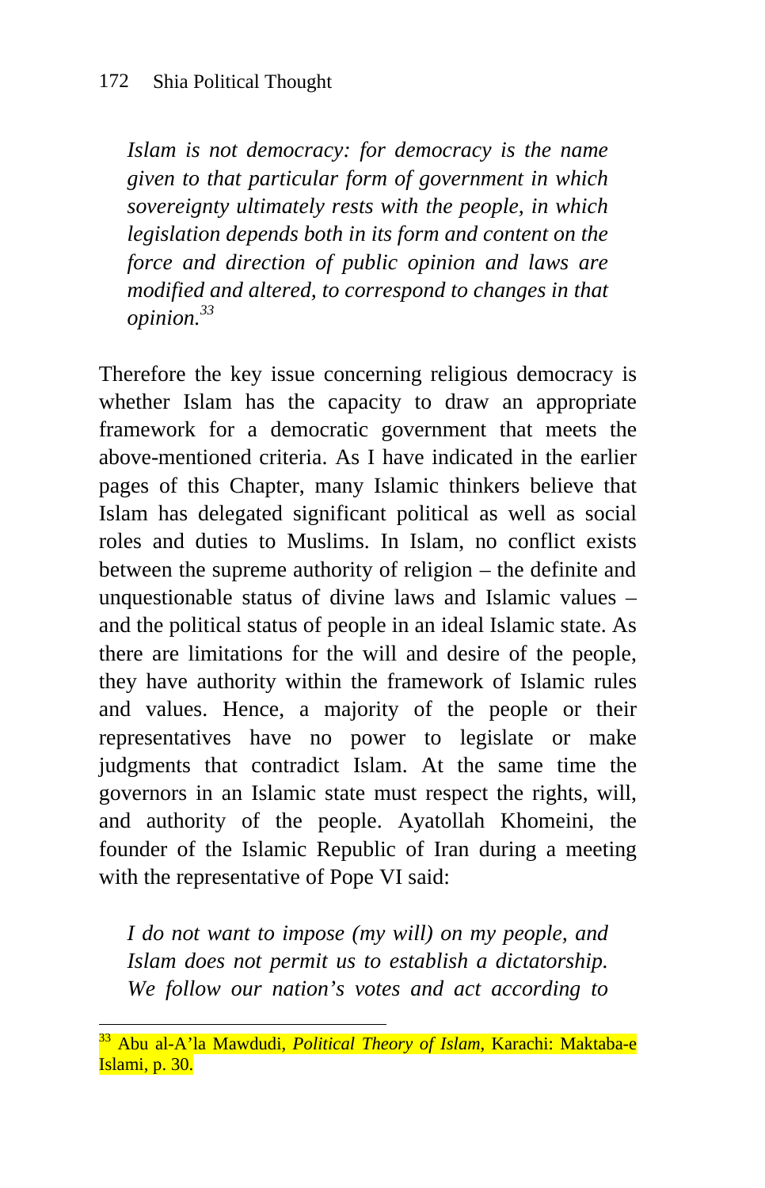> *Islam is not democracy: for democracy is the name given to that particular form of government in which sovereignty ultimately rests with the people, in which legislation depends both in its form and content on the force and direction of public opinion and laws are modified and altered, to correspond to changes in that opinion.*[33]

Therefore the key issue concerning religious democracy is whether Islam has the capacity to draw an appropriate framework for a democratic government that meets the above-mentioned criteria. As I have indicated in the earlier pages of this Chapter, many Islamic thinkers believe that Islam has delegated significant political as well as social roles and duties to Muslims. In Islam, no conflict exists between the supreme authority of religion – the definite and unquestionable status of divine laws and Islamic values – and the political status of people in an ideal Islamic state. As there are limitations for the will and desire of the people, they have authority within the framework of Islamic rules and values. Hence, a majority of the people or their representatives have no power to legislate or make judgments that contradict Islam. At the same time the governors in an Islamic state must respect the rights, will, and authority of the people. Ayatollah Khomeini, the founder of the Islamic Republic of Iran during a meeting with the representative of Pope VI said:

> *I do not want to impose (my will) on my people, and Islam does not permit us to establish a dictatorship. We follow our nation's votes and act according to*

---

[33] Abu al-A'la Mawdudi, *Political Theory of Islam*, Karachi: Maktaba-e Islami, p. 30.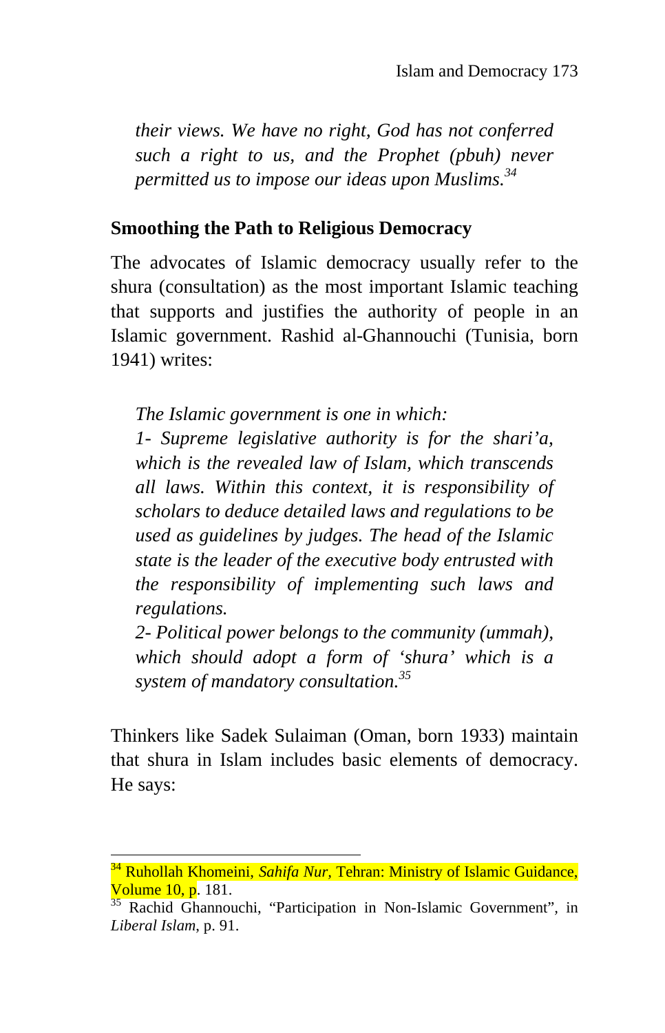*their views. We have no right, God has not conferred such a right to us, and the Prophet (pbuh) never permitted us to impose our ideas upon Muslims.*[34]

## Smoothing the Path to Religious Democracy

The advocates of Islamic democracy usually refer to the shura (consultation) as the most important Islamic teaching that supports and justifies the authority of people in an Islamic government. Rashid al-Ghannouchi (Tunisia, born 1941) writes:

> *The Islamic government is one in which:*
> *1- Supreme legislative authority is for the shari'a, which is the revealed law of Islam, which transcends all laws. Within this context, it is responsibility of scholars to deduce detailed laws and regulations to be used as guidelines by judges. The head of the Islamic state is the leader of the executive body entrusted with the responsibility of implementing such laws and regulations.*
> *2- Political power belongs to the community (ummah), which should adopt a form of 'shura' which is a system of mandatory consultation.*[35]

Thinkers like Sadek Sulaiman (Oman, born 1933) maintain that shura in Islam includes basic elements of democracy. He says:

---

[34] Ruhollah Khomeini, *Sahifa Nur*, Tehran: Ministry of Islamic Guidance, Volume 10, p. 181.

[35] Rachid Ghannouchi, "Participation in Non-Islamic Government", in *Liberal Islam*, p. 91.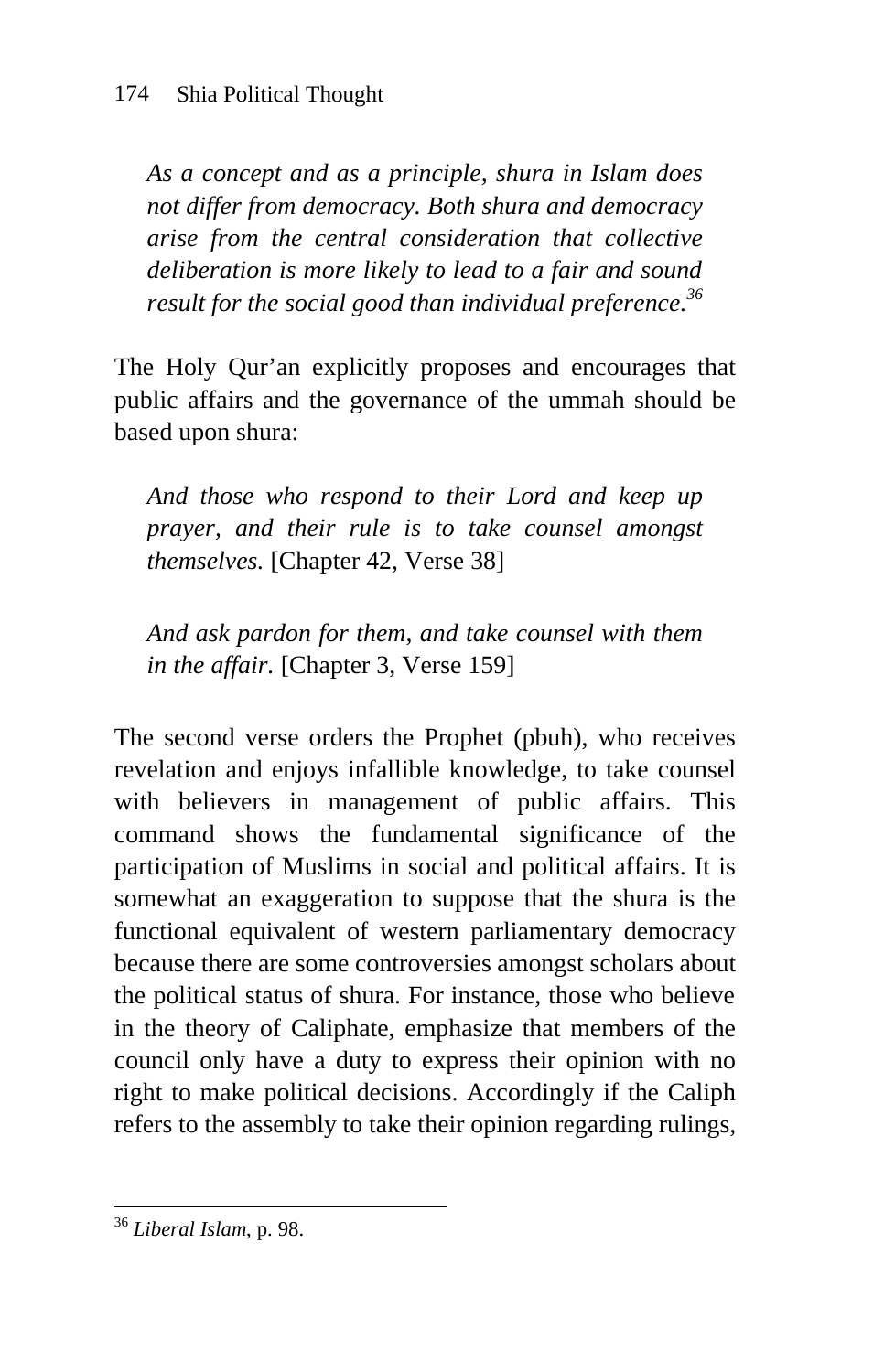> *As a concept and as a principle, shura in Islam does not differ from democracy. Both shura and democracy arise from the central consideration that collective deliberation is more likely to lead to a fair and sound result for the social good than individual preference.*[36]

The Holy Qur'an explicitly proposes and encourages that public affairs and the governance of the ummah should be based upon shura:

> *And those who respond to their Lord and keep up prayer, and their rule is to take counsel amongst themselves.* [Chapter 42, Verse 38]

> *And ask pardon for them, and take counsel with them in the affair.* [Chapter 3, Verse 159]

The second verse orders the Prophet (pbuh), who receives revelation and enjoys infallible knowledge, to take counsel with believers in management of public affairs. This command shows the fundamental significance of the participation of Muslims in social and political affairs. It is somewhat an exaggeration to suppose that the shura is the functional equivalent of western parliamentary democracy because there are some controversies amongst scholars about the political status of shura. For instance, those who believe in the theory of Caliphate, emphasize that members of the council only have a duty to express their opinion with no right to make political decisions. Accordingly if the Caliph refers to the assembly to take their opinion regarding rulings,

---

[36] *Liberal Islam*, p. 98.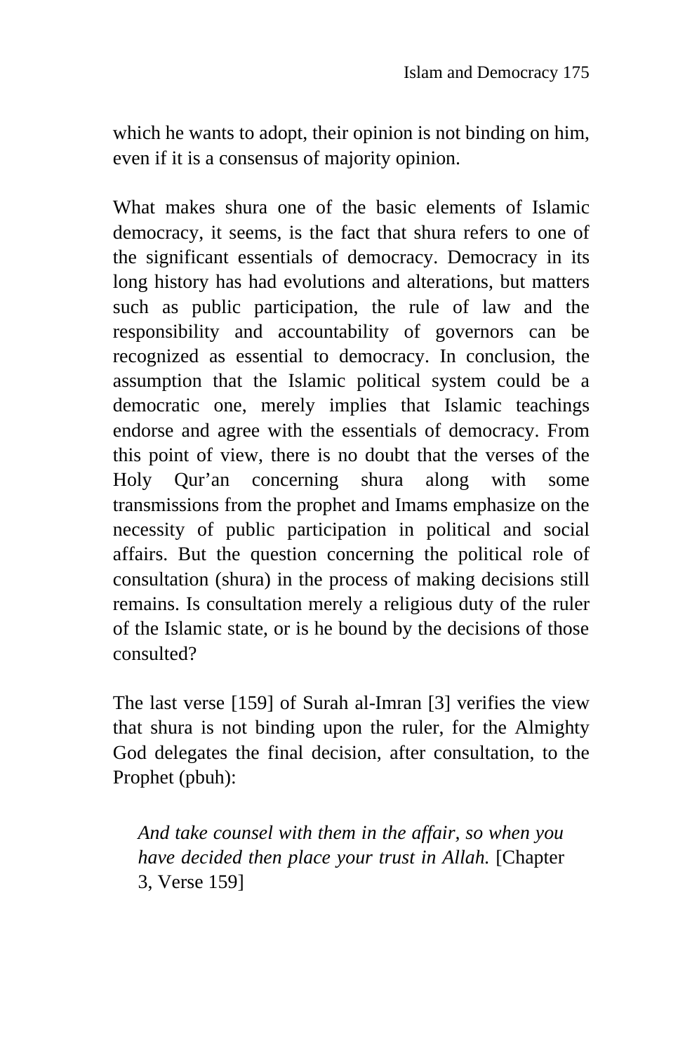which he wants to adopt, their opinion is not binding on him, even if it is a consensus of majority opinion.

What makes shura one of the basic elements of Islamic democracy, it seems, is the fact that shura refers to one of the significant essentials of democracy. Democracy in its long history has had evolutions and alterations, but matters such as public participation, the rule of law and the responsibility and accountability of governors can be recognized as essential to democracy. In conclusion, the assumption that the Islamic political system could be a democratic one, merely implies that Islamic teachings endorse and agree with the essentials of democracy. From this point of view, there is no doubt that the verses of the Holy Qur'an concerning shura along with some transmissions from the prophet and Imams emphasize on the necessity of public participation in political and social affairs. But the question concerning the political role of consultation (shura) in the process of making decisions still remains. Is consultation merely a religious duty of the ruler of the Islamic state, or is he bound by the decisions of those consulted?

The last verse [159] of Surah al-Imran [3] verifies the view that shura is not binding upon the ruler, for the Almighty God delegates the final decision, after consultation, to the Prophet (pbuh):

> *And take counsel with them in the affair, so when you have decided then place your trust in Allah.* [Chapter 3, Verse 159]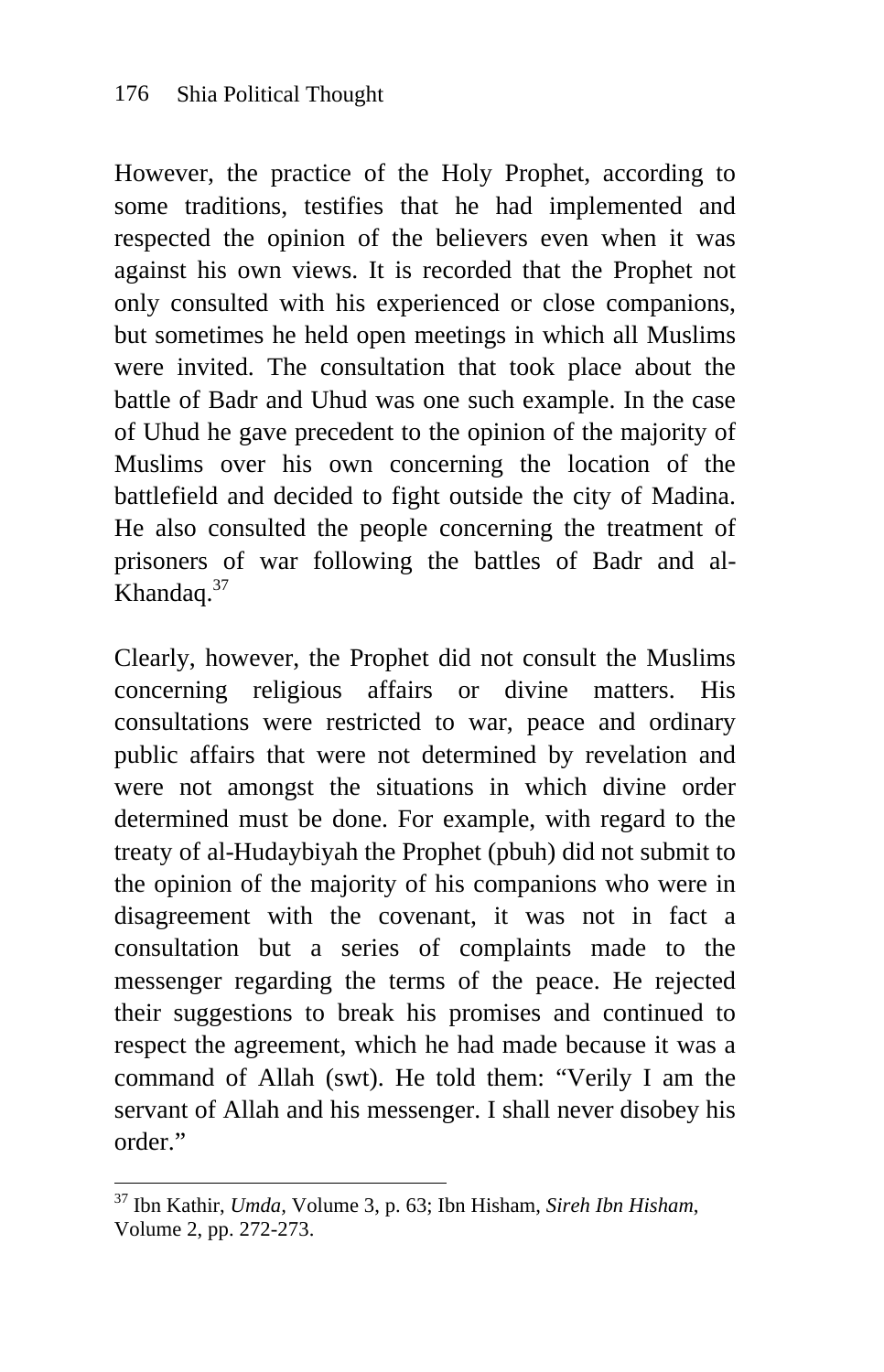However, the practice of the Holy Prophet, according to some traditions, testifies that he had implemented and respected the opinion of the believers even when it was against his own views. It is recorded that the Prophet not only consulted with his experienced or close companions, but sometimes he held open meetings in which all Muslims were invited. The consultation that took place about the battle of Badr and Uhud was one such example. In the case of Uhud he gave precedent to the opinion of the majority of Muslims over his own concerning the location of the battlefield and decided to fight outside the city of Madina. He also consulted the people concerning the treatment of prisoners of war following the battles of Badr and al-Khandaq.[37]

Clearly, however, the Prophet did not consult the Muslims concerning religious affairs or divine matters. His consultations were restricted to war, peace and ordinary public affairs that were not determined by revelation and were not amongst the situations in which divine order determined must be done. For example, with regard to the treaty of al-Hudaybiyah the Prophet (pbuh) did not submit to the opinion of the majority of his companions who were in disagreement with the covenant, it was not in fact a consultation but a series of complaints made to the messenger regarding the terms of the peace. He rejected their suggestions to break his promises and continued to respect the agreement, which he had made because it was a command of Allah (swt). He told them: "Verily I am the servant of Allah and his messenger. I shall never disobey his order."

---

[37] Ibn Kathir, *Umda*, Volume 3, p. 63; Ibn Hisham, *Sireh Ibn Hisham*, Volume 2, pp. 272-273.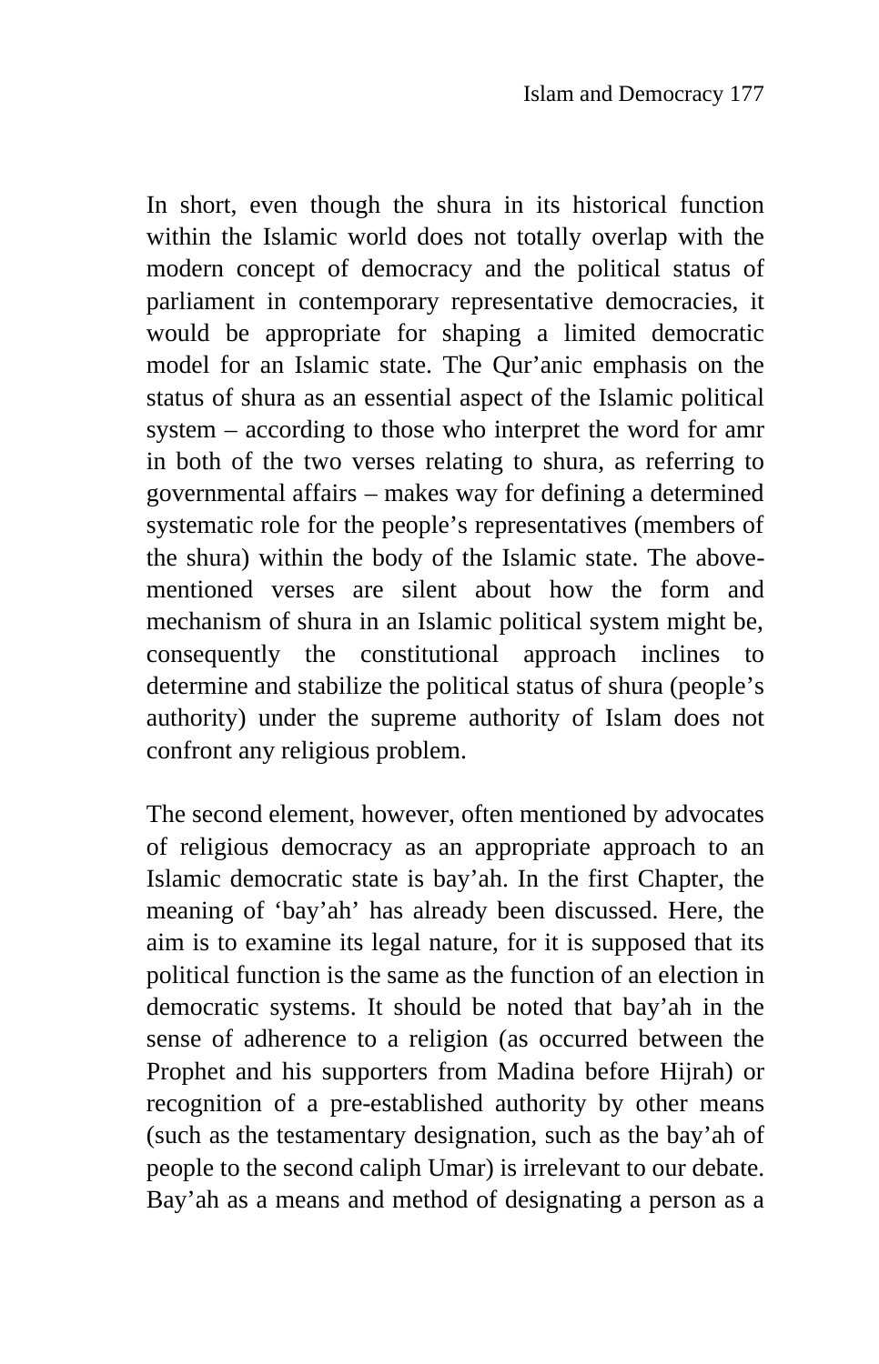In short, even though the shura in its historical function within the Islamic world does not totally overlap with the modern concept of democracy and the political status of parliament in contemporary representative democracies, it would be appropriate for shaping a limited democratic model for an Islamic state. The Qur'anic emphasis on the status of shura as an essential aspect of the Islamic political system – according to those who interpret the word for amr in both of the two verses relating to shura, as referring to governmental affairs – makes way for defining a determined systematic role for the people's representatives (members of the shura) within the body of the Islamic state. The above-mentioned verses are silent about how the form and mechanism of shura in an Islamic political system might be, consequently the constitutional approach inclines to determine and stabilize the political status of shura (people's authority) under the supreme authority of Islam does not confront any religious problem.

The second element, however, often mentioned by advocates of religious democracy as an appropriate approach to an Islamic democratic state is bay'ah. In the first Chapter, the meaning of 'bay'ah' has already been discussed. Here, the aim is to examine its legal nature, for it is supposed that its political function is the same as the function of an election in democratic systems. It should be noted that bay'ah in the sense of adherence to a religion (as occurred between the Prophet and his supporters from Madina before Hijrah) or recognition of a pre-established authority by other means (such as the testamentary designation, such as the bay'ah of people to the second caliph Umar) is irrelevant to our debate. Bay'ah as a means and method of designating a person as a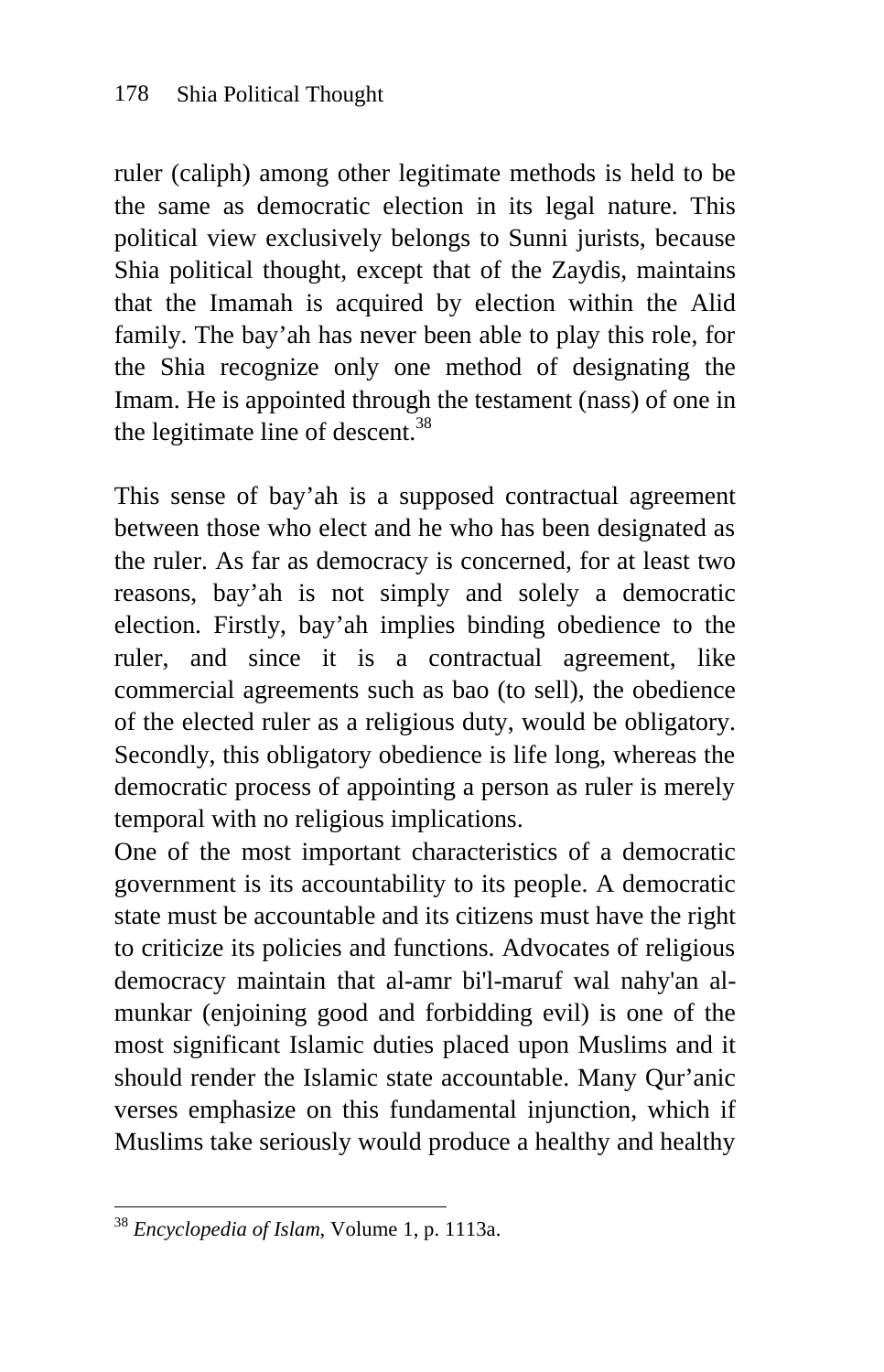ruler (caliph) among other legitimate methods is held to be the same as democratic election in its legal nature. This political view exclusively belongs to Sunni jurists, because Shia political thought, except that of the Zaydis, maintains that the Imamah is acquired by election within the Alid family. The bay'ah has never been able to play this role, for the Shia recognize only one method of designating the Imam. He is appointed through the testament (nass) of one in the legitimate line of descent.[38]

This sense of bay'ah is a supposed contractual agreement between those who elect and he who has been designated as the ruler. As far as democracy is concerned, for at least two reasons, bay'ah is not simply and solely a democratic election. Firstly, bay'ah implies binding obedience to the ruler, and since it is a contractual agreement, like commercial agreements such as bao (to sell), the obedience of the elected ruler as a religious duty, would be obligatory. Secondly, this obligatory obedience is life long, whereas the democratic process of appointing a person as ruler is merely temporal with no religious implications.

One of the most important characteristics of a democratic government is its accountability to its people. A democratic state must be accountable and its citizens must have the right to criticize its policies and functions. Advocates of religious democracy maintain that al-amr bi'l-maruf wal nahy'an al-munkar (enjoining good and forbidding evil) is one of the most significant Islamic duties placed upon Muslims and it should render the Islamic state accountable. Many Qur'anic verses emphasize on this fundamental injunction, which if Muslims take seriously would produce a healthy and healthy

[38] *Encyclopedia of Islam*, Volume 1, p. 1113a.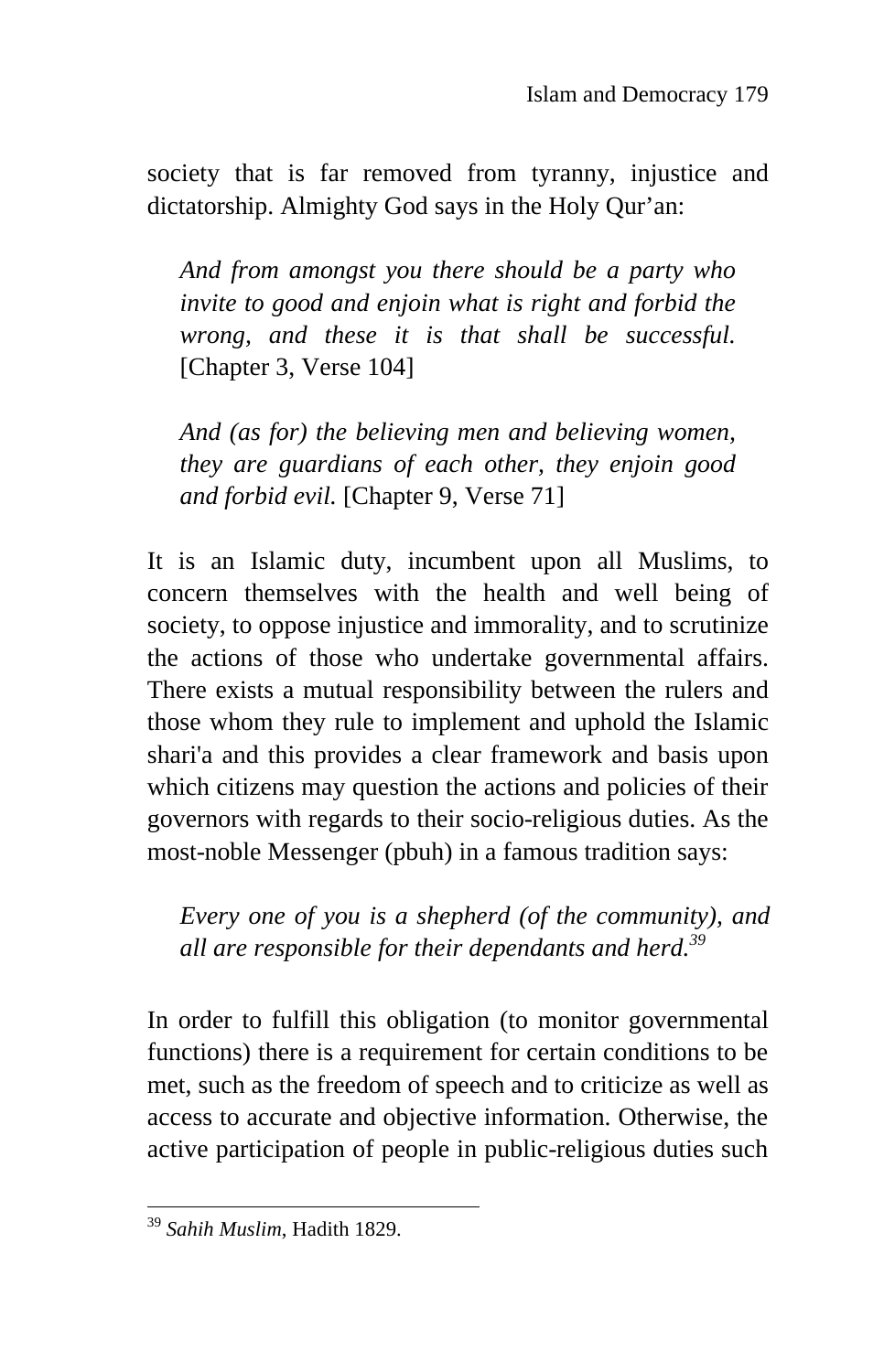society that is far removed from tyranny, injustice and dictatorship. Almighty God says in the Holy Qur’an:

> *And from amongst you there should be a party who invite to good and enjoin what is right and forbid the wrong, and these it is that shall be successful.* [Chapter 3, Verse 104]

> *And (as for) the believing men and believing women, they are guardians of each other, they enjoin good and forbid evil.* [Chapter 9, Verse 71]

It is an Islamic duty, incumbent upon all Muslims, to concern themselves with the health and well being of society, to oppose injustice and immorality, and to scrutinize the actions of those who undertake governmental affairs. There exists a mutual responsibility between the rulers and those whom they rule to implement and uphold the Islamic shari'a and this provides a clear framework and basis upon which citizens may question the actions and policies of their governors with regards to their socio-religious duties. As the most-noble Messenger (pbuh) in a famous tradition says:

> *Every one of you is a shepherd (of the community), and all are responsible for their dependants and herd.*[39]

In order to fulfill this obligation (to monitor governmental functions) there is a requirement for certain conditions to be met, such as the freedom of speech and to criticize as well as access to accurate and objective information. Otherwise, the active participation of people in public-religious duties such

---

[39] *Sahih Muslim*, Hadith 1829.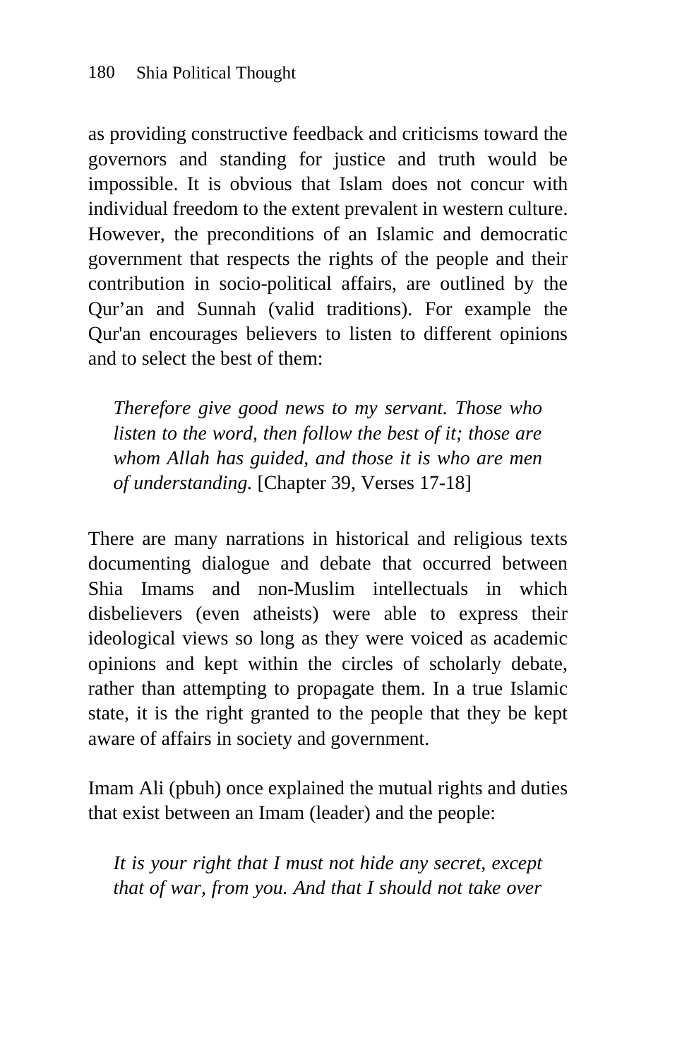as providing constructive feedback and criticisms toward the governors and standing for justice and truth would be impossible. It is obvious that Islam does not concur with individual freedom to the extent prevalent in western culture. However, the preconditions of an Islamic and democratic government that respects the rights of the people and their contribution in socio-political affairs, are outlined by the Qur'an and Sunnah (valid traditions). For example the Qur'an encourages believers to listen to different opinions and to select the best of them:

> *Therefore give good news to my servant. Those who listen to the word, then follow the best of it; those are whom Allah has guided, and those it is who are men of understanding.* [Chapter 39, Verses 17-18]

There are many narrations in historical and religious texts documenting dialogue and debate that occurred between Shia Imams and non-Muslim intellectuals in which disbelievers (even atheists) were able to express their ideological views so long as they were voiced as academic opinions and kept within the circles of scholarly debate, rather than attempting to propagate them. In a true Islamic state, it is the right granted to the people that they be kept aware of affairs in society and government.

Imam Ali (pbuh) once explained the mutual rights and duties that exist between an Imam (leader) and the people:

> *It is your right that I must not hide any secret, except that of war, from you. And that I should not take over*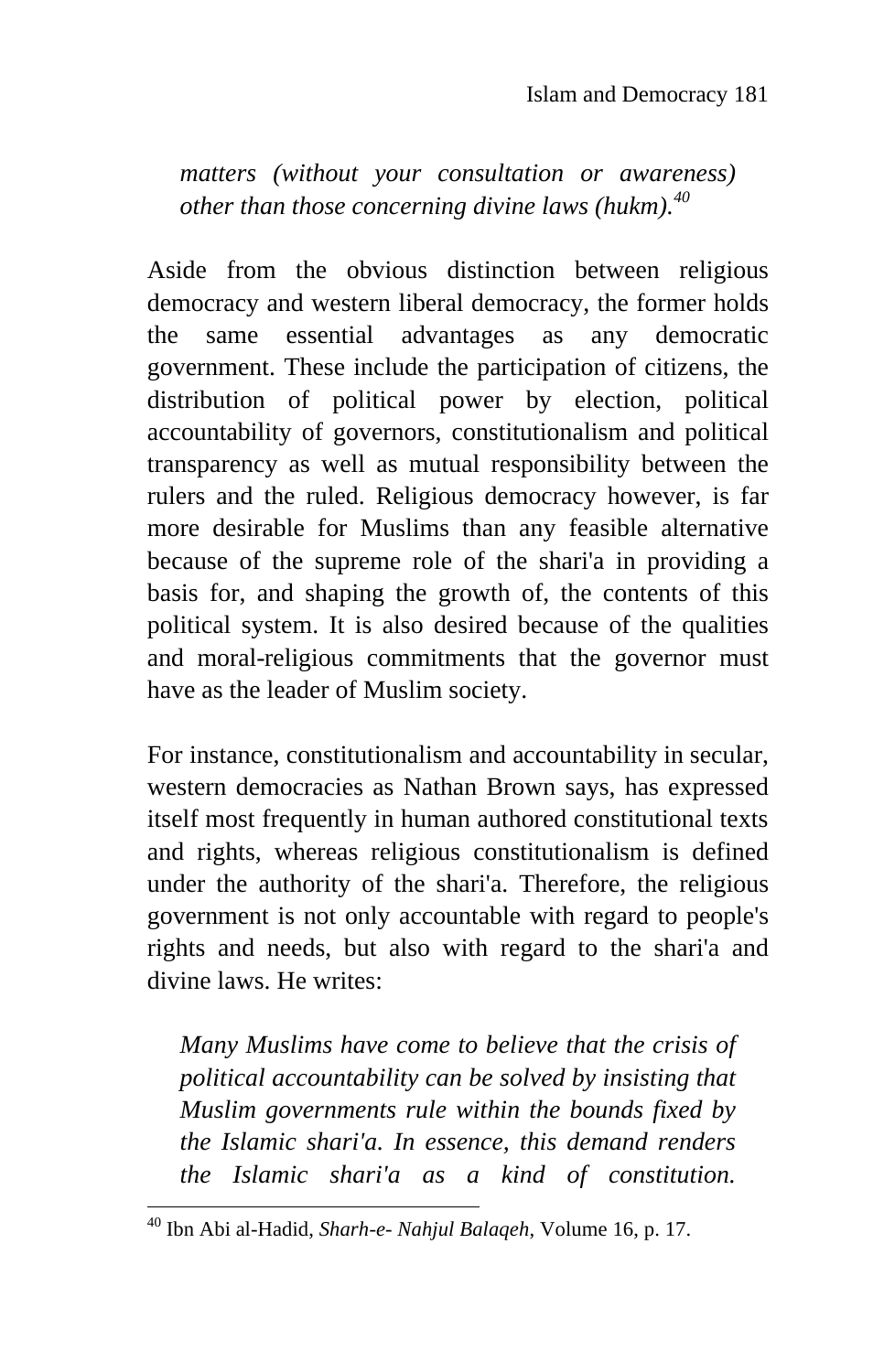*matters (without your consultation or awareness) other than those concerning divine laws (hukm).*[40]

Aside from the obvious distinction between religious democracy and western liberal democracy, the former holds the same essential advantages as any democratic government. These include the participation of citizens, the distribution of political power by election, political accountability of governors, constitutionalism and political transparency as well as mutual responsibility between the rulers and the ruled. Religious democracy however, is far more desirable for Muslims than any feasible alternative because of the supreme role of the shari'a in providing a basis for, and shaping the growth of, the contents of this political system. It is also desired because of the qualities and moral-religious commitments that the governor must have as the leader of Muslim society.

For instance, constitutionalism and accountability in secular, western democracies as Nathan Brown says, has expressed itself most frequently in human authored constitutional texts and rights, whereas religious constitutionalism is defined under the authority of the shari'a. Therefore, the religious government is not only accountable with regard to people's rights and needs, but also with regard to the shari'a and divine laws. He writes:

*Many Muslims have come to believe that the crisis of political accountability can be solved by insisting that Muslim governments rule within the bounds fixed by the Islamic shari'a. In essence, this demand renders the Islamic shari'a as a kind of constitution.*

---

[40] Ibn Abi al-Hadid, *Sharh-e- Nahjul Balaqeh*, Volume 16, p. 17.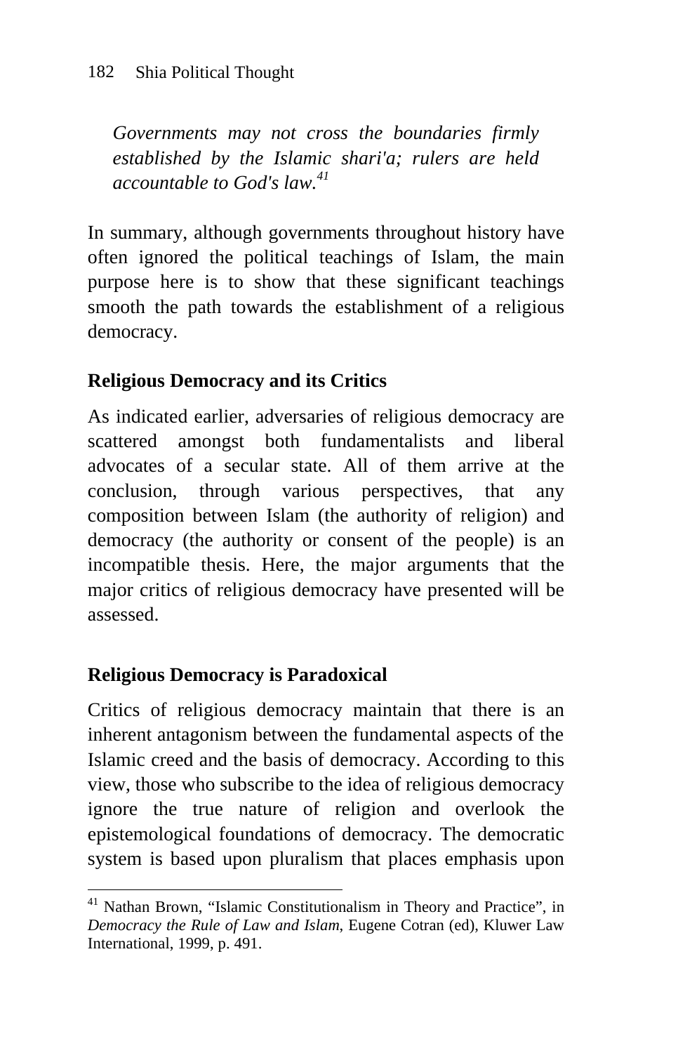> *Governments may not cross the boundaries firmly established by the Islamic shari'a; rulers are held accountable to God's law.*[41]

In summary, although governments throughout history have often ignored the political teachings of Islam, the main purpose here is to show that these significant teachings smooth the path towards the establishment of a religious democracy.

## Religious Democracy and its Critics

As indicated earlier, adversaries of religious democracy are scattered amongst both fundamentalists and liberal advocates of a secular state. All of them arrive at the conclusion, through various perspectives, that any composition between Islam (the authority of religion) and democracy (the authority or consent of the people) is an incompatible thesis. Here, the major arguments that the major critics of religious democracy have presented will be assessed.

### Religious Democracy is Paradoxical

Critics of religious democracy maintain that there is an inherent antagonism between the fundamental aspects of the Islamic creed and the basis of democracy. According to this view, those who subscribe to the idea of religious democracy ignore the true nature of religion and overlook the epistemological foundations of democracy. The democratic system is based upon pluralism that places emphasis upon

---

[41] Nathan Brown, “Islamic Constitutionalism in Theory and Practice”, in *Democracy the Rule of Law and Islam*, Eugene Cotran (ed), Kluwer Law International, 1999, p. 491.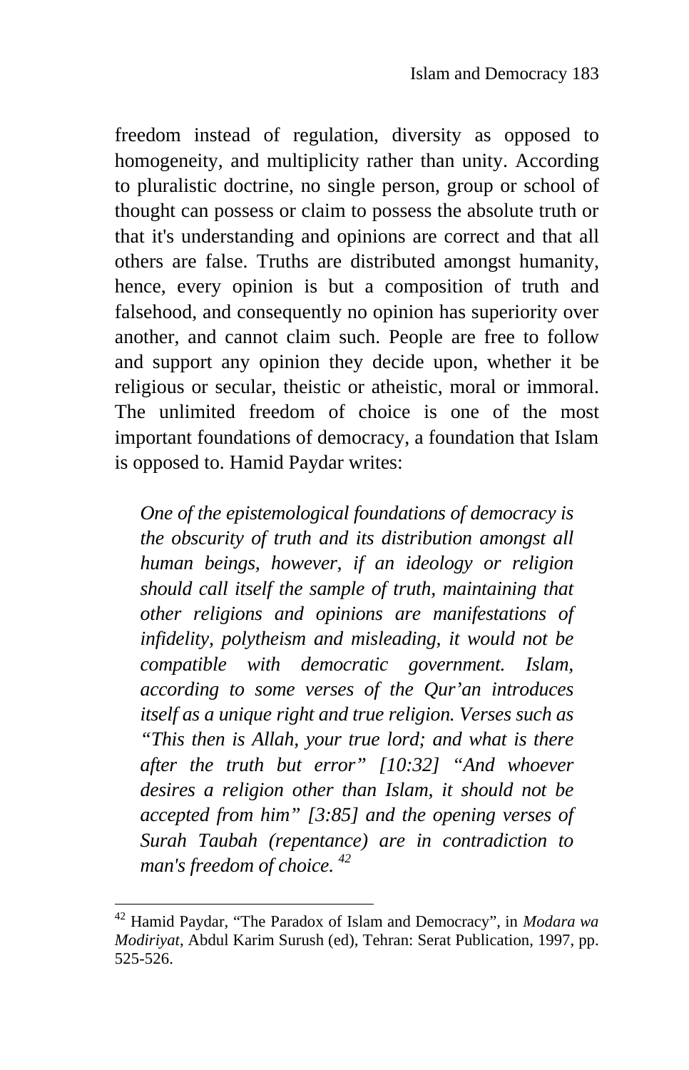freedom instead of regulation, diversity as opposed to homogeneity, and multiplicity rather than unity. According to pluralistic doctrine, no single person, group or school of thought can possess or claim to possess the absolute truth or that it's understanding and opinions are correct and that all others are false. Truths are distributed amongst humanity, hence, every opinion is but a composition of truth and falsehood, and consequently no opinion has superiority over another, and cannot claim such. People are free to follow and support any opinion they decide upon, whether it be religious or secular, theistic or atheistic, moral or immoral. The unlimited freedom of choice is one of the most important foundations of democracy, a foundation that Islam is opposed to. Hamid Paydar writes:

> *One of the epistemological foundations of democracy is the obscurity of truth and its distribution amongst all human beings, however, if an ideology or religion should call itself the sample of truth, maintaining that other religions and opinions are manifestations of infidelity, polytheism and misleading, it would not be compatible with democratic government. Islam, according to some verses of the Qur'an introduces itself as a unique right and true religion. Verses such as "This then is Allah, your true lord; and what is there after the truth but error" [10:32] "And whoever desires a religion other than Islam, it should not be accepted from him" [3:85] and the opening verses of Surah Taubah (repentance) are in contradiction to man's freedom of choice.* [42]

---

[42] Hamid Paydar, "The Paradox of Islam and Democracy", in *Modara wa Modiriyat*, Abdul Karim Surush (ed), Tehran: Serat Publication, 1997, pp. 525-526.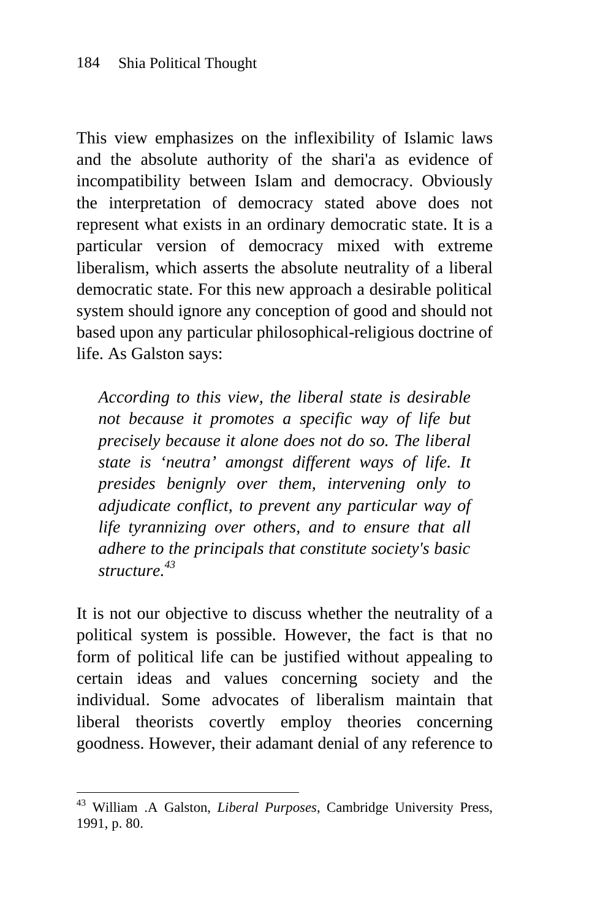This view emphasizes on the inflexibility of Islamic laws and the absolute authority of the shari'a as evidence of incompatibility between Islam and democracy. Obviously the interpretation of democracy stated above does not represent what exists in an ordinary democratic state. It is a particular version of democracy mixed with extreme liberalism, which asserts the absolute neutrality of a liberal democratic state. For this new approach a desirable political system should ignore any conception of good and should not based upon any particular philosophical-religious doctrine of life. As Galston says:

> *According to this view, the liberal state is desirable not because it promotes a specific way of life but precisely because it alone does not do so. The liberal state is 'neutra' amongst different ways of life. It presides benignly over them, intervening only to adjudicate conflict, to prevent any particular way of life tyrannizing over others, and to ensure that all adhere to the principals that constitute society's basic structure.*[43]

It is not our objective to discuss whether the neutrality of a political system is possible. However, the fact is that no form of political life can be justified without appealing to certain ideas and values concerning society and the individual. Some advocates of liberalism maintain that liberal theorists covertly employ theories concerning goodness. However, their adamant denial of any reference to

---

[43] William .A Galston, *Liberal Purposes*, Cambridge University Press, 1991, p. 80.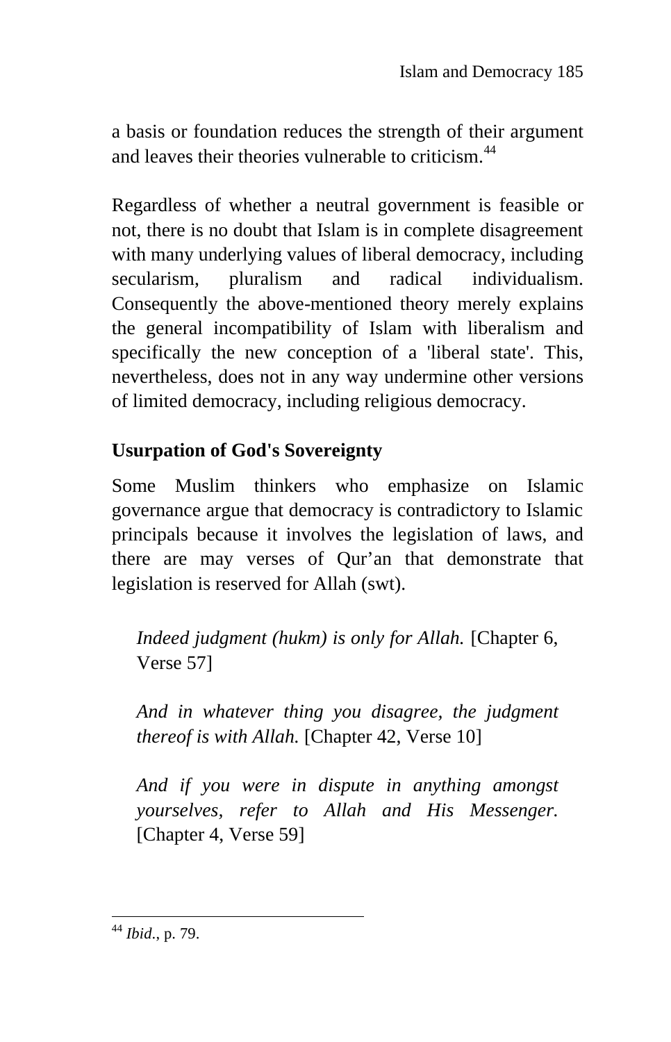a basis or foundation reduces the strength of their argument and leaves their theories vulnerable to criticism.[44]

Regardless of whether a neutral government is feasible or not, there is no doubt that Islam is in complete disagreement with many underlying values of liberal democracy, including secularism, pluralism and radical individualism. Consequently the above-mentioned theory merely explains the general incompatibility of Islam with liberalism and specifically the new conception of a 'liberal state'. This, nevertheless, does not in any way undermine other versions of limited democracy, including religious democracy.

## Usurpation of God's Sovereignty

Some Muslim thinkers who emphasize on Islamic governance argue that democracy is contradictory to Islamic principals because it involves the legislation of laws, and there are may verses of Qur'an that demonstrate that legislation is reserved for Allah (swt).

> *Indeed judgment (hukm) is only for Allah.* [Chapter 6, Verse 57]
>
> *And in whatever thing you disagree, the judgment thereof is with Allah.* [Chapter 42, Verse 10]
>
> *And if you were in dispute in anything amongst yourselves, refer to Allah and His Messenger.* [Chapter 4, Verse 59]

---

[44] *Ibid*., p. 79.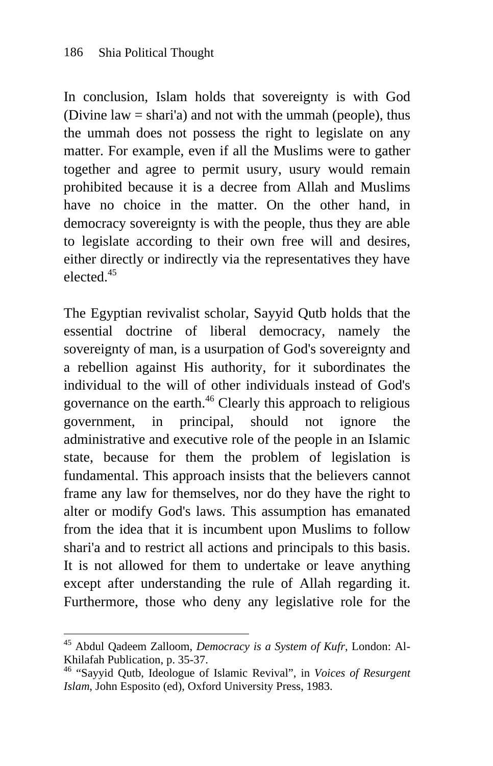In conclusion, Islam holds that sovereignty is with God (Divine law = shari'a) and not with the ummah (people), thus the ummah does not possess the right to legislate on any matter. For example, even if all the Muslims were to gather together and agree to permit usury, usury would remain prohibited because it is a decree from Allah and Muslims have no choice in the matter. On the other hand, in democracy sovereignty is with the people, thus they are able to legislate according to their own free will and desires, either directly or indirectly via the representatives they have elected.[45]

The Egyptian revivalist scholar, Sayyid Qutb holds that the essential doctrine of liberal democracy, namely the sovereignty of man, is a usurpation of God's sovereignty and a rebellion against His authority, for it subordinates the individual to the will of other individuals instead of God's governance on the earth.[46] Clearly this approach to religious government, in principal, should not ignore the administrative and executive role of the people in an Islamic state, because for them the problem of legislation is fundamental. This approach insists that the believers cannot frame any law for themselves, nor do they have the right to alter or modify God's laws. This assumption has emanated from the idea that it is incumbent upon Muslims to follow shari'a and to restrict all actions and principals to this basis. It is not allowed for them to undertake or leave anything except after understanding the rule of Allah regarding it. Furthermore, those who deny any legislative role for the

---

[45] Abdul Qadeem Zalloom, *Democracy is a System of Kufr*, London: Al-Khilafah Publication, p. 35-37.

[46] "Sayyid Qutb, Ideologue of Islamic Revival", in *Voices of Resurgent Islam*, John Esposito (ed), Oxford University Press, 1983.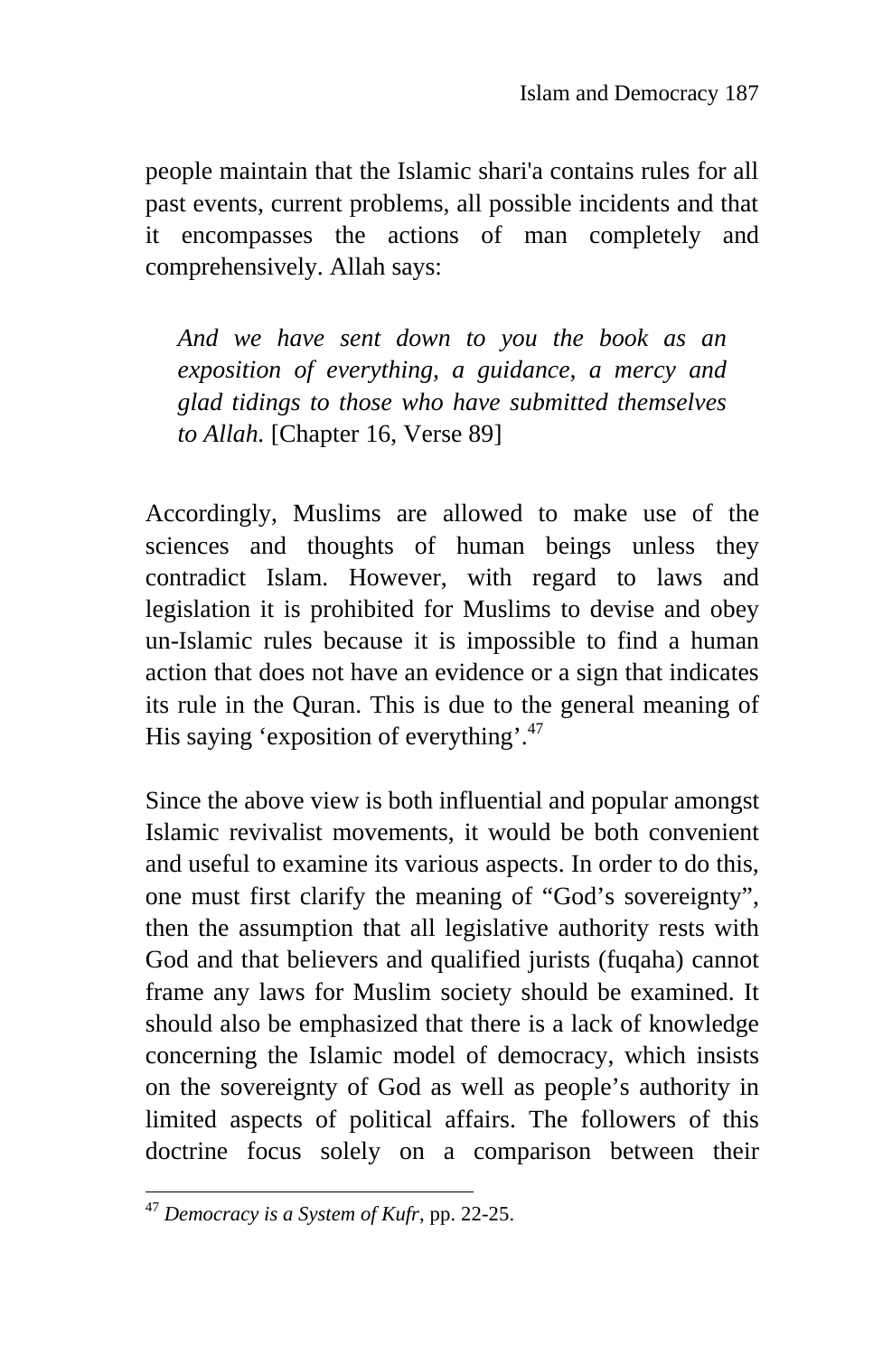people maintain that the Islamic shari'a contains rules for all past events, current problems, all possible incidents and that it encompasses the actions of man completely and comprehensively. Allah says:

> *And we have sent down to you the book as an exposition of everything, a guidance, a mercy and glad tidings to those who have submitted themselves to Allah.* [Chapter 16, Verse 89]

Accordingly, Muslims are allowed to make use of the sciences and thoughts of human beings unless they contradict Islam. However, with regard to laws and legislation it is prohibited for Muslims to devise and obey un-Islamic rules because it is impossible to find a human action that does not have an evidence or a sign that indicates its rule in the Quran. This is due to the general meaning of His saying 'exposition of everything'.[47]

Since the above view is both influential and popular amongst Islamic revivalist movements, it would be both convenient and useful to examine its various aspects. In order to do this, one must first clarify the meaning of "God's sovereignty", then the assumption that all legislative authority rests with God and that believers and qualified jurists (fuqaha) cannot frame any laws for Muslim society should be examined. It should also be emphasized that there is a lack of knowledge concerning the Islamic model of democracy, which insists on the sovereignty of God as well as people's authority in limited aspects of political affairs. The followers of this doctrine focus solely on a comparison between their

---

[47] *Democracy is a System of Kufr*, pp. 22-25.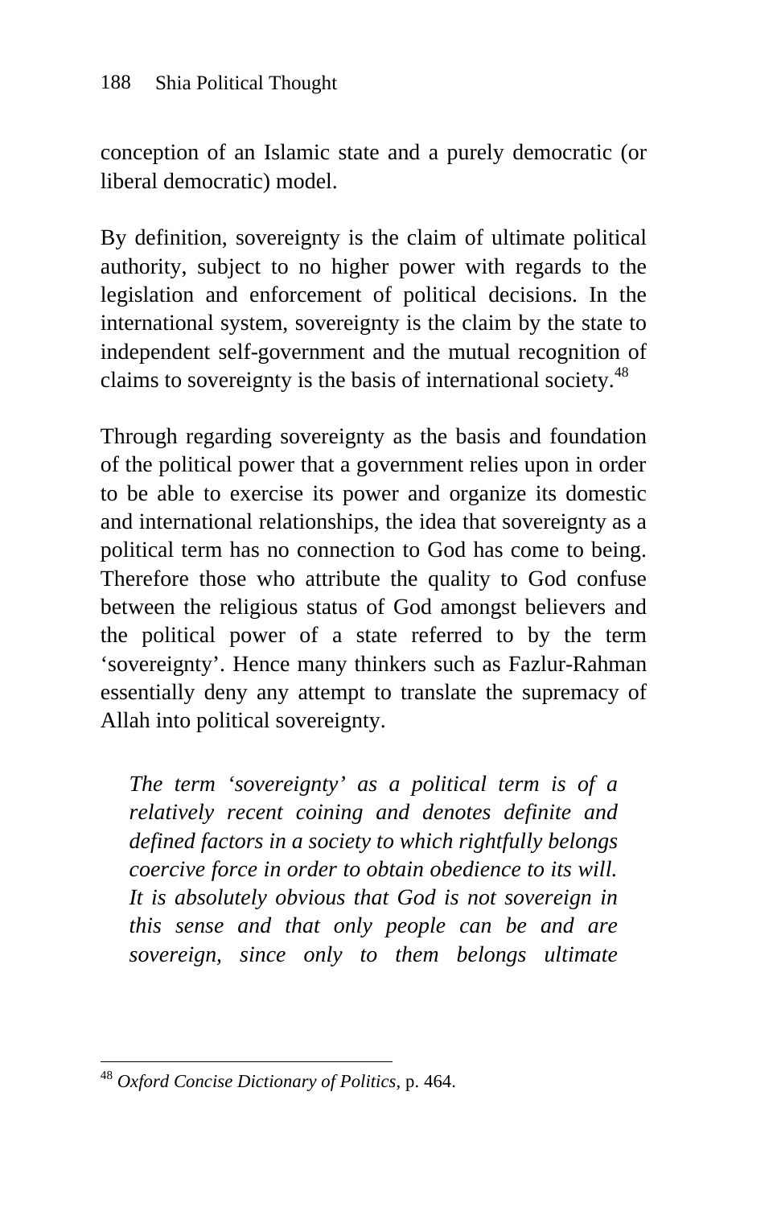conception of an Islamic state and a purely democratic (or liberal democratic) model.

By definition, sovereignty is the claim of ultimate political authority, subject to no higher power with regards to the legislation and enforcement of political decisions. In the international system, sovereignty is the claim by the state to independent self-government and the mutual recognition of claims to sovereignty is the basis of international society.[48]

Through regarding sovereignty as the basis and foundation of the political power that a government relies upon in order to be able to exercise its power and organize its domestic and international relationships, the idea that sovereignty as a political term has no connection to God has come to being. Therefore those who attribute the quality to God confuse between the religious status of God amongst believers and the political power of a state referred to by the term 'sovereignty'. Hence many thinkers such as Fazlur-Rahman essentially deny any attempt to translate the supremacy of Allah into political sovereignty.

> *The term 'sovereignty' as a political term is of a relatively recent coining and denotes definite and defined factors in a society to which rightfully belongs coercive force in order to obtain obedience to its will. It is absolutely obvious that God is not sovereign in this sense and that only people can be and are sovereign, since only to them belongs ultimate*

---

[48] *Oxford Concise Dictionary of Politics*, p. 464.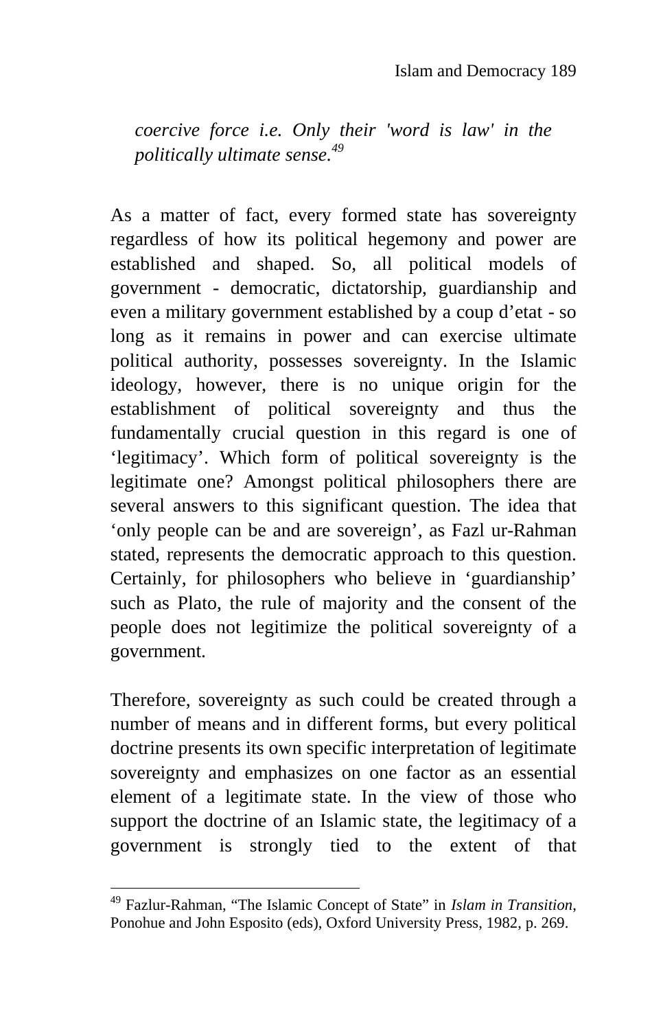*coercive force i.e. Only their 'word is law' in the politically ultimate sense.*[49]

As a matter of fact, every formed state has sovereignty regardless of how its political hegemony and power are established and shaped. So, all political models of government - democratic, dictatorship, guardianship and even a military government established by a coup d'etat - so long as it remains in power and can exercise ultimate political authority, possesses sovereignty. In the Islamic ideology, however, there is no unique origin for the establishment of political sovereignty and thus the fundamentally crucial question in this regard is one of 'legitimacy'. Which form of political sovereignty is the legitimate one? Amongst political philosophers there are several answers to this significant question. The idea that 'only people can be and are sovereign', as Fazl ur-Rahman stated, represents the democratic approach to this question. Certainly, for philosophers who believe in 'guardianship' such as Plato, the rule of majority and the consent of the people does not legitimize the political sovereignty of a government.

Therefore, sovereignty as such could be created through a number of means and in different forms, but every political doctrine presents its own specific interpretation of legitimate sovereignty and emphasizes on one factor as an essential element of a legitimate state. In the view of those who support the doctrine of an Islamic state, the legitimacy of a government is strongly tied to the extent of that

---

[49] Fazlur-Rahman, "The Islamic Concept of State" in *Islam in Transition*, Ponohue and John Esposito (eds), Oxford University Press, 1982, p. 269.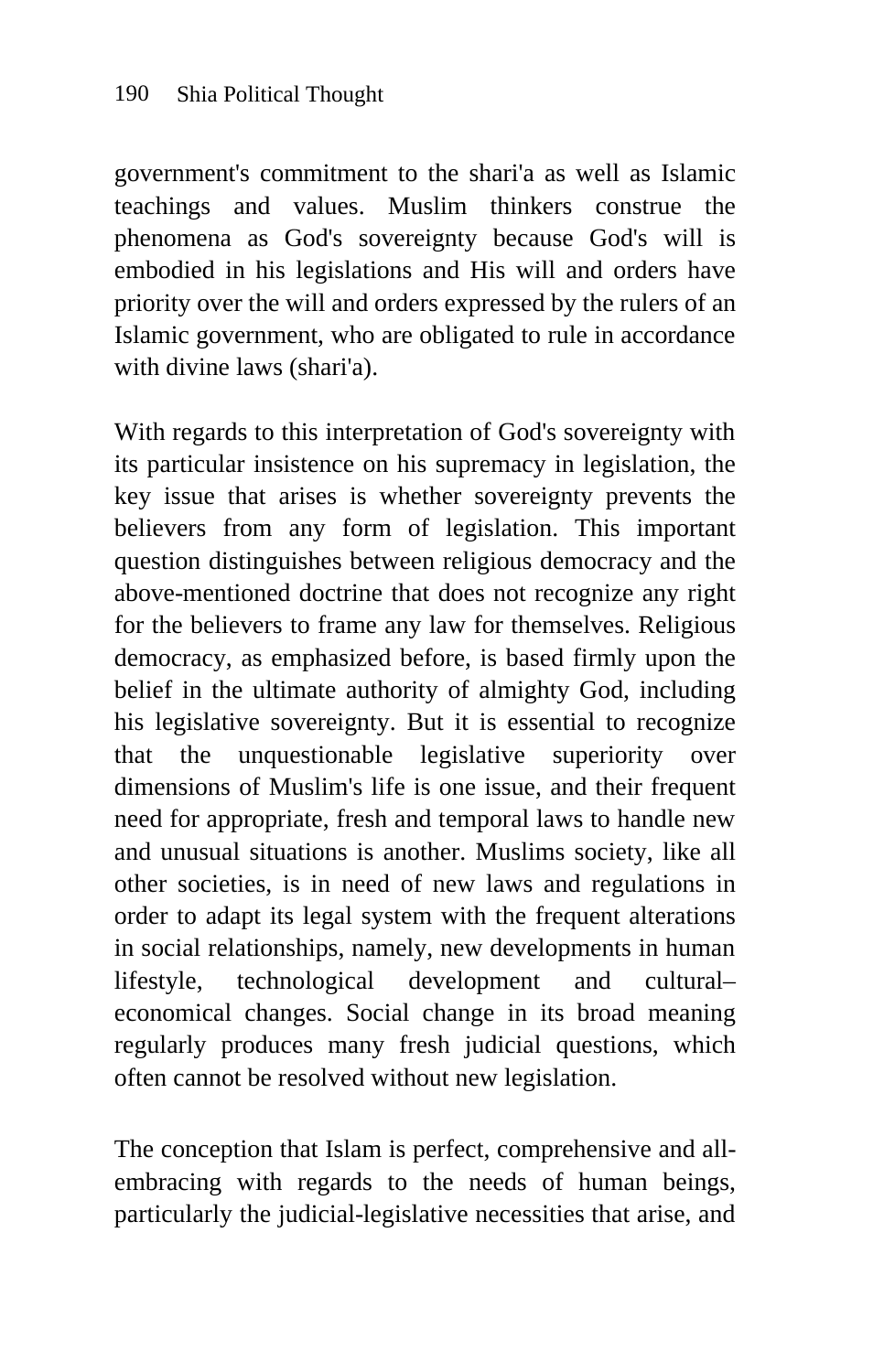government's commitment to the shari'a as well as Islamic teachings and values. Muslim thinkers construe the phenomena as God's sovereignty because God's will is embodied in his legislations and His will and orders have priority over the will and orders expressed by the rulers of an Islamic government, who are obligated to rule in accordance with divine laws (shari'a).

With regards to this interpretation of God's sovereignty with its particular insistence on his supremacy in legislation, the key issue that arises is whether sovereignty prevents the believers from any form of legislation. This important question distinguishes between religious democracy and the above-mentioned doctrine that does not recognize any right for the believers to frame any law for themselves. Religious democracy, as emphasized before, is based firmly upon the belief in the ultimate authority of almighty God, including his legislative sovereignty. But it is essential to recognize that the unquestionable legislative superiority over dimensions of Muslim's life is one issue, and their frequent need for appropriate, fresh and temporal laws to handle new and unusual situations is another. Muslims society, like all other societies, is in need of new laws and regulations in order to adapt its legal system with the frequent alterations in social relationships, namely, new developments in human lifestyle, technological development and cultural–economical changes. Social change in its broad meaning regularly produces many fresh judicial questions, which often cannot be resolved without new legislation.

The conception that Islam is perfect, comprehensive and all-embracing with regards to the needs of human beings, particularly the judicial-legislative necessities that arise, and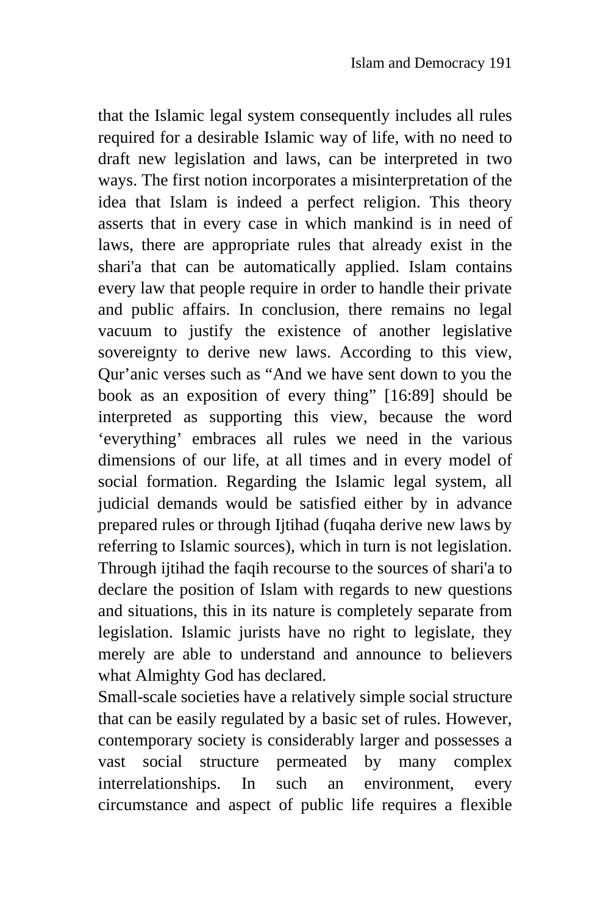that the Islamic legal system consequently includes all rules required for a desirable Islamic way of life, with no need to draft new legislation and laws, can be interpreted in two ways. The first notion incorporates a misinterpretation of the idea that Islam is indeed a perfect religion. This theory asserts that in every case in which mankind is in need of laws, there are appropriate rules that already exist in the shari'a that can be automatically applied. Islam contains every law that people require in order to handle their private and public affairs. In conclusion, there remains no legal vacuum to justify the existence of another legislative sovereignty to derive new laws. According to this view, Qur’anic verses such as “And we have sent down to you the book as an exposition of every thing” [16:89] should be interpreted as supporting this view, because the word ‘everything’ embraces all rules we need in the various dimensions of our life, at all times and in every model of social formation. Regarding the Islamic legal system, all judicial demands would be satisfied either by in advance prepared rules or through Ijtihad (fuqaha derive new laws by referring to Islamic sources), which in turn is not legislation. Through ijtihad the faqih recourse to the sources of shari'a to declare the position of Islam with regards to new questions and situations, this in its nature is completely separate from legislation. Islamic jurists have no right to legislate, they merely are able to understand and announce to believers what Almighty God has declared.

Small-scale societies have a relatively simple social structure that can be easily regulated by a basic set of rules. However, contemporary society is considerably larger and possesses a vast social structure permeated by many complex interrelationships. In such an environment, every circumstance and aspect of public life requires a flexible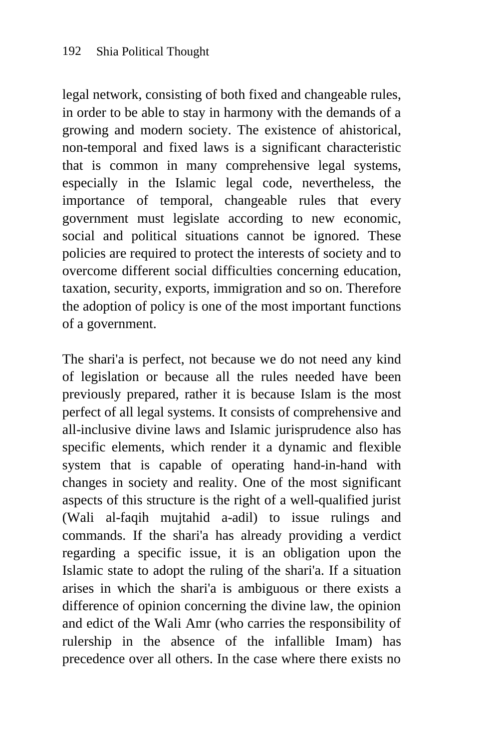legal network, consisting of both fixed and changeable rules, in order to be able to stay in harmony with the demands of a growing and modern society. The existence of ahistorical, non-temporal and fixed laws is a significant characteristic that is common in many comprehensive legal systems, especially in the Islamic legal code, nevertheless, the importance of temporal, changeable rules that every government must legislate according to new economic, social and political situations cannot be ignored. These policies are required to protect the interests of society and to overcome different social difficulties concerning education, taxation, security, exports, immigration and so on. Therefore the adoption of policy is one of the most important functions of a government.

The shari'a is perfect, not because we do not need any kind of legislation or because all the rules needed have been previously prepared, rather it is because Islam is the most perfect of all legal systems. It consists of comprehensive and all-inclusive divine laws and Islamic jurisprudence also has specific elements, which render it a dynamic and flexible system that is capable of operating hand-in-hand with changes in society and reality. One of the most significant aspects of this structure is the right of a well-qualified jurist (Wali al-faqih mujtahid a-adil) to issue rulings and commands. If the shari'a has already providing a verdict regarding a specific issue, it is an obligation upon the Islamic state to adopt the ruling of the shari'a. If a situation arises in which the shari'a is ambiguous or there exists a difference of opinion concerning the divine law, the opinion and edict of the Wali Amr (who carries the responsibility of rulership in the absence of the infallible Imam) has precedence over all others. In the case where there exists no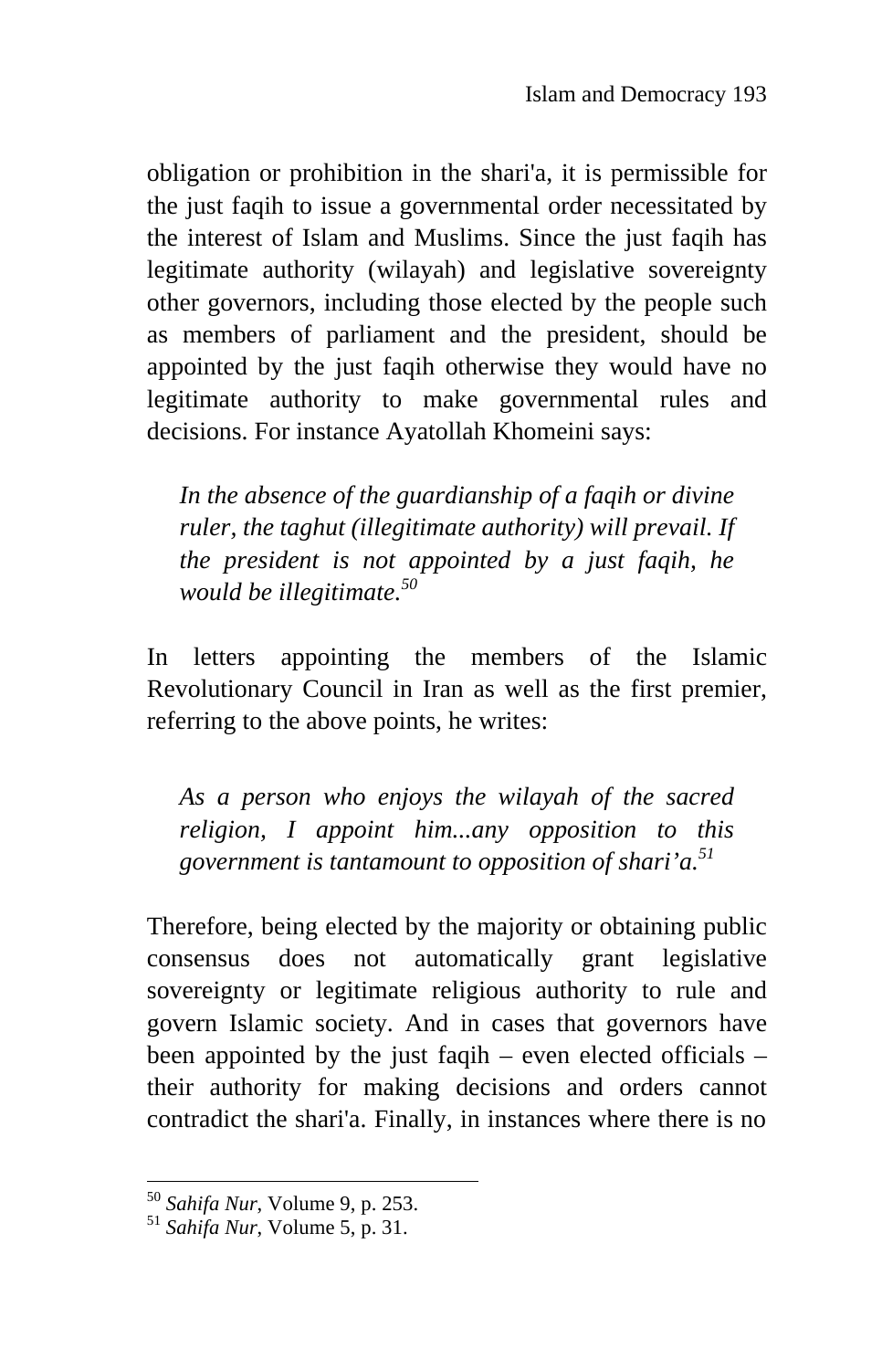obligation or prohibition in the shari'a, it is permissible for the just faqih to issue a governmental order necessitated by the interest of Islam and Muslims. Since the just faqih has legitimate authority (wilayah) and legislative sovereignty other governors, including those elected by the people such as members of parliament and the president, should be appointed by the just faqih otherwise they would have no legitimate authority to make governmental rules and decisions. For instance Ayatollah Khomeini says:

> *In the absence of the guardianship of a faqih or divine ruler, the taghut (illegitimate authority) will prevail. If the president is not appointed by a just faqih, he would be illegitimate.*[50]

In letters appointing the members of the Islamic Revolutionary Council in Iran as well as the first premier, referring to the above points, he writes:

> *As a person who enjoys the wilayah of the sacred religion, I appoint him...any opposition to this government is tantamount to opposition of shari'a.*[51]

Therefore, being elected by the majority or obtaining public consensus does not automatically grant legislative sovereignty or legitimate religious authority to rule and govern Islamic society. And in cases that governors have been appointed by the just faqih – even elected officials – their authority for making decisions and orders cannot contradict the shari'a. Finally, in instances where there is no

---

[50] *Sahifa Nur*, Volume 9, p. 253.

[51] *Sahifa Nur*, Volume 5, p. 31.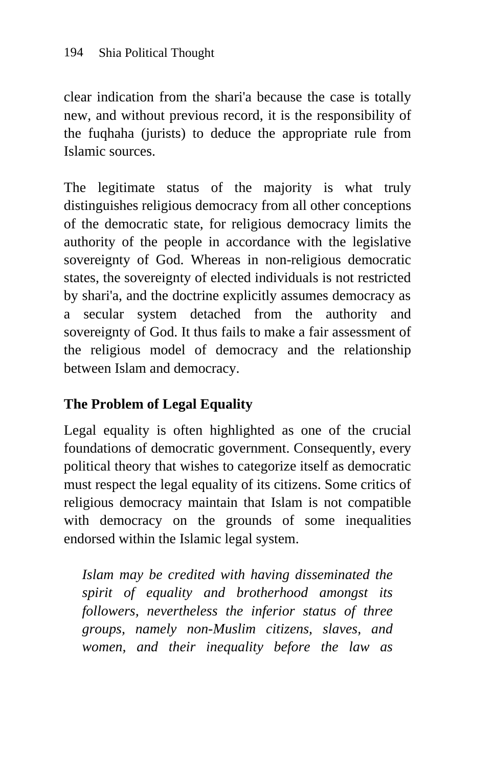clear indication from the shari'a because the case is totally new, and without previous record, it is the responsibility of the fuqhaha (jurists) to deduce the appropriate rule from Islamic sources.

The legitimate status of the majority is what truly distinguishes religious democracy from all other conceptions of the democratic state, for religious democracy limits the authority of the people in accordance with the legislative sovereignty of God. Whereas in non-religious democratic states, the sovereignty of elected individuals is not restricted by shari'a, and the doctrine explicitly assumes democracy as a secular system detached from the authority and sovereignty of God. It thus fails to make a fair assessment of the religious model of democracy and the relationship between Islam and democracy.

## The Problem of Legal Equality

Legal equality is often highlighted as one of the crucial foundations of democratic government. Consequently, every political theory that wishes to categorize itself as democratic must respect the legal equality of its citizens. Some critics of religious democracy maintain that Islam is not compatible with democracy on the grounds of some inequalities endorsed within the Islamic legal system.

> *Islam may be credited with having disseminated the spirit of equality and brotherhood amongst its followers, nevertheless the inferior status of three groups, namely non-Muslim citizens, slaves, and women, and their inequality before the law as*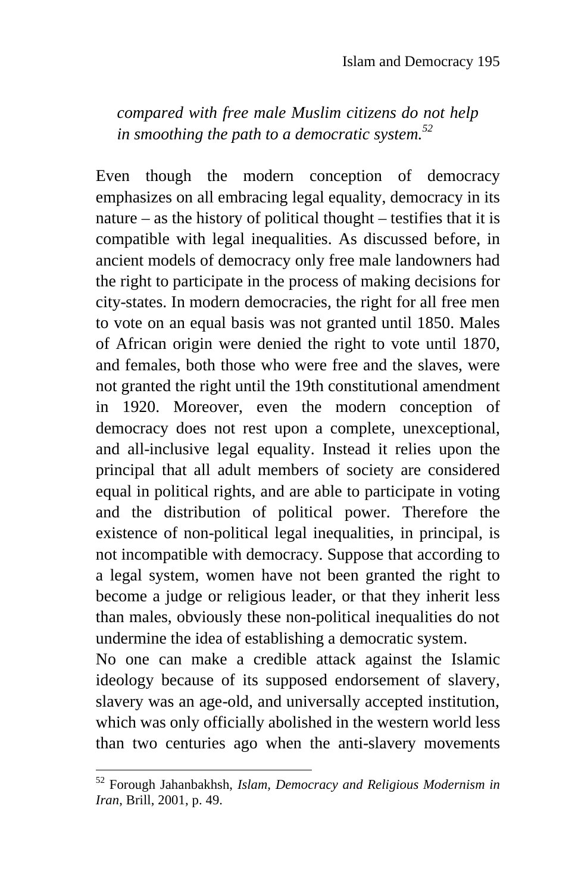> *compared with free male Muslim citizens do not help in smoothing the path to a democratic system.*[52]

Even though the modern conception of democracy emphasizes on all embracing legal equality, democracy in its nature – as the history of political thought – testifies that it is compatible with legal inequalities. As discussed before, in ancient models of democracy only free male landowners had the right to participate in the process of making decisions for city-states. In modern democracies, the right for all free men to vote on an equal basis was not granted until 1850. Males of African origin were denied the right to vote until 1870, and females, both those who were free and the slaves, were not granted the right until the 19th constitutional amendment in 1920. Moreover, even the modern conception of democracy does not rest upon a complete, unexceptional, and all-inclusive legal equality. Instead it relies upon the principal that all adult members of society are considered equal in political rights, and are able to participate in voting and the distribution of political power. Therefore the existence of non-political legal inequalities, in principal, is not incompatible with democracy. Suppose that according to a legal system, women have not been granted the right to become a judge or religious leader, or that they inherit less than males, obviously these non-political inequalities do not undermine the idea of establishing a democratic system.

No one can make a credible attack against the Islamic ideology because of its supposed endorsement of slavery, slavery was an age-old, and universally accepted institution, which was only officially abolished in the western world less than two centuries ago when the anti-slavery movements

---

[52] Forough Jahanbakhsh, *Islam, Democracy and Religious Modernism in Iran*, Brill, 2001, p. 49.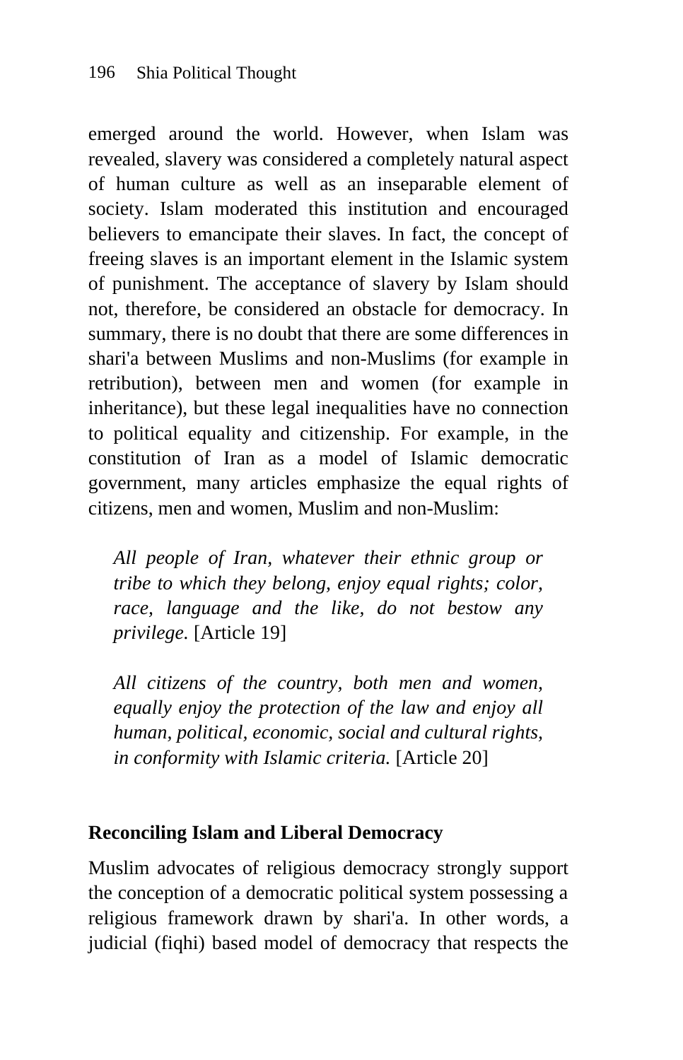emerged around the world. However, when Islam was revealed, slavery was considered a completely natural aspect of human culture as well as an inseparable element of society. Islam moderated this institution and encouraged believers to emancipate their slaves. In fact, the concept of freeing slaves is an important element in the Islamic system of punishment. The acceptance of slavery by Islam should not, therefore, be considered an obstacle for democracy. In summary, there is no doubt that there are some differences in shari'a between Muslims and non-Muslims (for example in retribution), between men and women (for example in inheritance), but these legal inequalities have no connection to political equality and citizenship. For example, in the constitution of Iran as a model of Islamic democratic government, many articles emphasize the equal rights of citizens, men and women, Muslim and non-Muslim:

> *All people of Iran, whatever their ethnic group or tribe to which they belong, enjoy equal rights; color, race, language and the like, do not bestow any privilege.* [Article 19]

> *All citizens of the country, both men and women, equally enjoy the protection of the law and enjoy all human, political, economic, social and cultural rights, in conformity with Islamic criteria.* [Article 20]

## Reconciling Islam and Liberal Democracy

Muslim advocates of religious democracy strongly support the conception of a democratic political system possessing a religious framework drawn by shari'a. In other words, a judicial (fiqhi) based model of democracy that respects the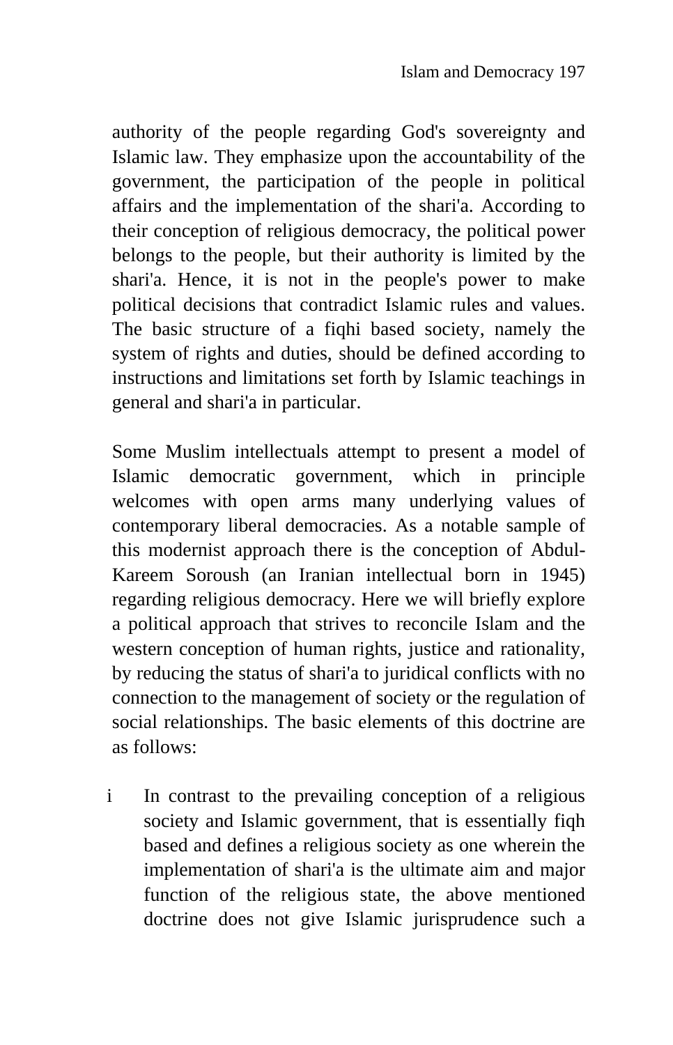authority of the people regarding God's sovereignty and Islamic law. They emphasize upon the accountability of the government, the participation of the people in political affairs and the implementation of the shari'a. According to their conception of religious democracy, the political power belongs to the people, but their authority is limited by the shari'a. Hence, it is not in the people's power to make political decisions that contradict Islamic rules and values. The basic structure of a fiqhi based society, namely the system of rights and duties, should be defined according to instructions and limitations set forth by Islamic teachings in general and shari'a in particular.

Some Muslim intellectuals attempt to present a model of Islamic democratic government, which in principle welcomes with open arms many underlying values of contemporary liberal democracies. As a notable sample of this modernist approach there is the conception of Abdul-Kareem Soroush (an Iranian intellectual born in 1945) regarding religious democracy. Here we will briefly explore a political approach that strives to reconcile Islam and the western conception of human rights, justice and rationality, by reducing the status of shari'a to juridical conflicts with no connection to the management of society or the regulation of social relationships. The basic elements of this doctrine are as follows:

i In contrast to the prevailing conception of a religious society and Islamic government, that is essentially fiqh based and defines a religious society as one wherein the implementation of shari'a is the ultimate aim and major function of the religious state, the above mentioned doctrine does not give Islamic jurisprudence such a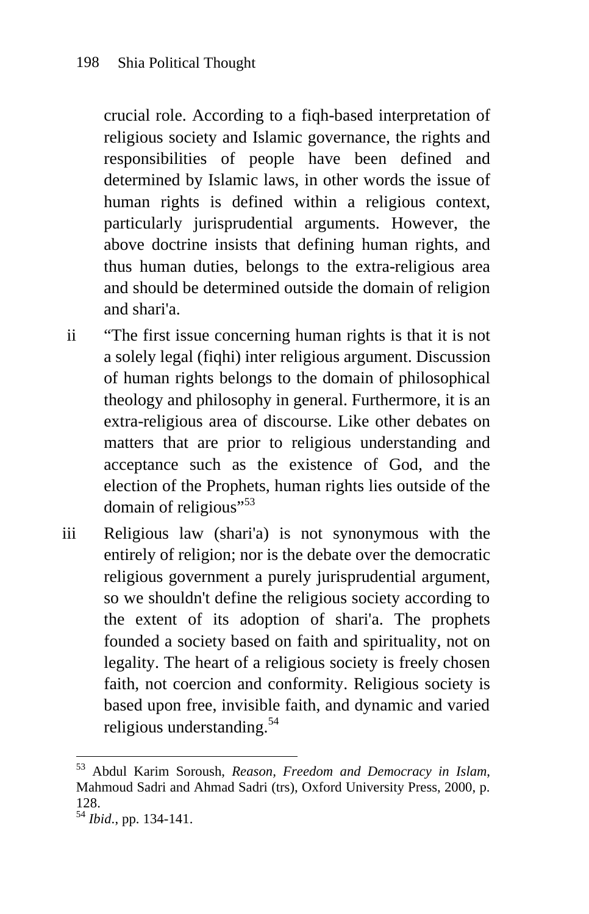crucial role. According to a fiqh-based interpretation of religious society and Islamic governance, the rights and responsibilities of people have been defined and determined by Islamic laws, in other words the issue of human rights is defined within a religious context, particularly jurisprudential arguments. However, the above doctrine insists that defining human rights, and thus human duties, belongs to the extra-religious area and should be determined outside the domain of religion and shari'a.

ii “The first issue concerning human rights is that it is not a solely legal (fiqhi) inter religious argument. Discussion of human rights belongs to the domain of philosophical theology and philosophy in general. Furthermore, it is an extra-religious area of discourse. Like other debates on matters that are prior to religious understanding and acceptance such as the existence of God, and the election of the Prophets, human rights lies outside of the domain of religious”[53]

iii Religious law (shari'a) is not synonymous with the entirely of religion; nor is the debate over the democratic religious government a purely jurisprudential argument, so we shouldn't define the religious society according to the extent of its adoption of shari'a. The prophets founded a society based on faith and spirituality, not on legality. The heart of a religious society is freely chosen faith, not coercion and conformity. Religious society is based upon free, invisible faith, and dynamic and varied religious understanding.[54]

---

[53] Abdul Karim Soroush, *Reason, Freedom and Democracy in Islam*, Mahmoud Sadri and Ahmad Sadri (trs), Oxford University Press, 2000, p. 128.

[54] *Ibid*., pp. 134-141.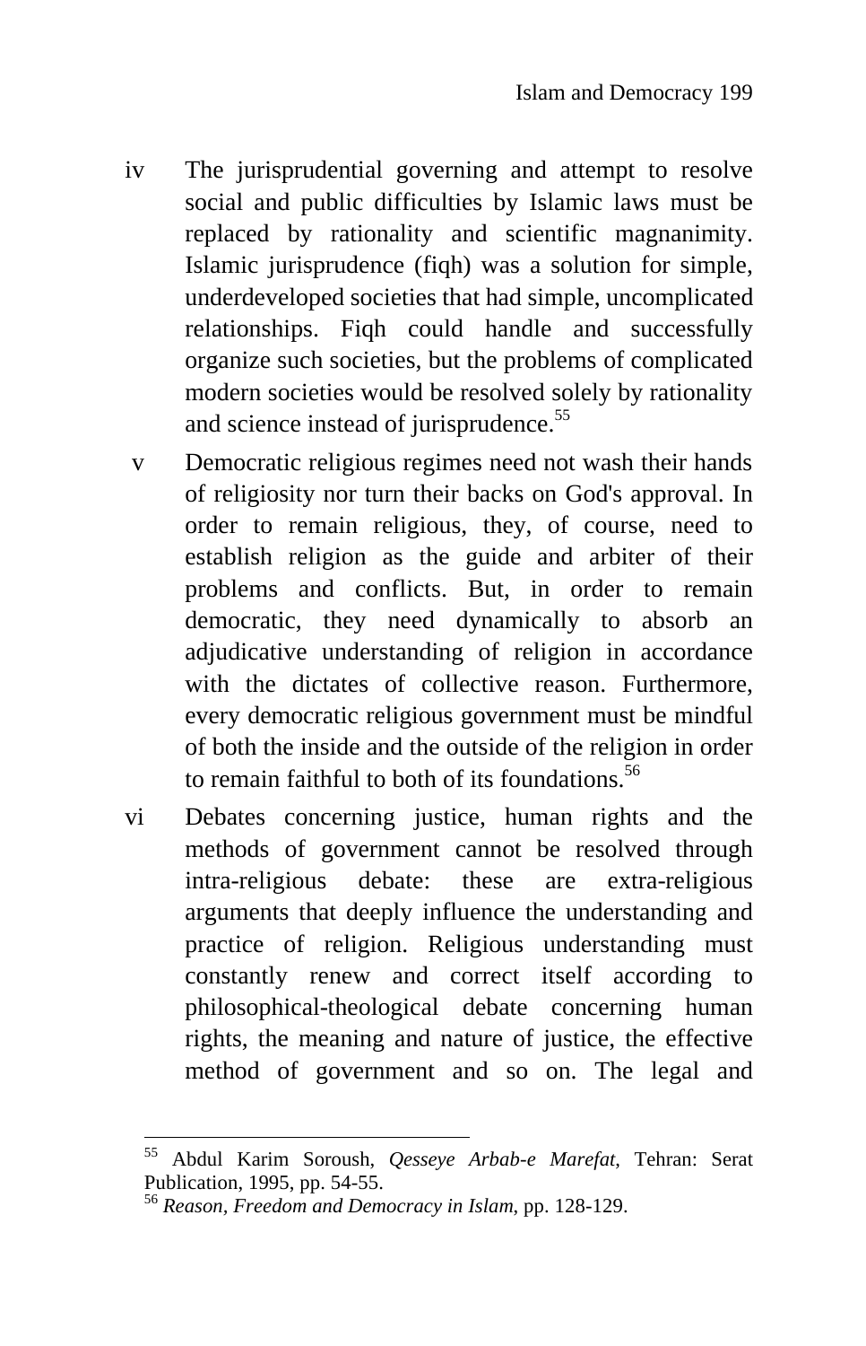iv The jurisprudential governing and attempt to resolve social and public difficulties by Islamic laws must be replaced by rationality and scientific magnanimity. Islamic jurisprudence (fiqh) was a solution for simple, underdeveloped societies that had simple, uncomplicated relationships. Fiqh could handle and successfully organize such societies, but the problems of complicated modern societies would be resolved solely by rationality and science instead of jurisprudence.[55]

v Democratic religious regimes need not wash their hands of religiosity nor turn their backs on God's approval. In order to remain religious, they, of course, need to establish religion as the guide and arbiter of their problems and conflicts. But, in order to remain democratic, they need dynamically to absorb an adjudicative understanding of religion in accordance with the dictates of collective reason. Furthermore, every democratic religious government must be mindful of both the inside and the outside of the religion in order to remain faithful to both of its foundations.[56]

vi Debates concerning justice, human rights and the methods of government cannot be resolved through intra-religious debate: these are extra-religious arguments that deeply influence the understanding and practice of religion. Religious understanding must constantly renew and correct itself according to philosophical-theological debate concerning human rights, the meaning and nature of justice, the effective method of government and so on. The legal and

---

[55] Abdul Karim Soroush, *Qesseye Arbab-e Marefat*, Tehran: Serat Publication, 1995, pp. 54-55.

[56] *Reason, Freedom and Democracy in Islam*, pp. 128-129.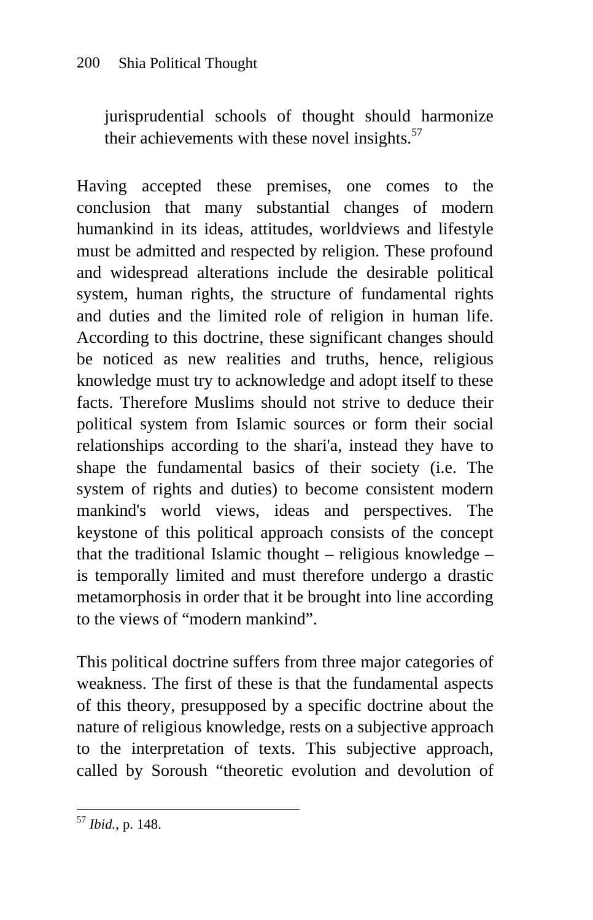jurisprudential schools of thought should harmonize their achievements with these novel insights.[57]

Having accepted these premises, one comes to the conclusion that many substantial changes of modern humankind in its ideas, attitudes, worldviews and lifestyle must be admitted and respected by religion. These profound and widespread alterations include the desirable political system, human rights, the structure of fundamental rights and duties and the limited role of religion in human life. According to this doctrine, these significant changes should be noticed as new realities and truths, hence, religious knowledge must try to acknowledge and adopt itself to these facts. Therefore Muslims should not strive to deduce their political system from Islamic sources or form their social relationships according to the shari'a, instead they have to shape the fundamental basics of their society (i.e. The system of rights and duties) to become consistent modern mankind's world views, ideas and perspectives. The keystone of this political approach consists of the concept that the traditional Islamic thought – religious knowledge – is temporally limited and must therefore undergo a drastic metamorphosis in order that it be brought into line according to the views of "modern mankind".

This political doctrine suffers from three major categories of weakness. The first of these is that the fundamental aspects of this theory, presupposed by a specific doctrine about the nature of religious knowledge, rests on a subjective approach to the interpretation of texts. This subjective approach, called by Soroush "theoretic evolution and devolution of

---

[57] *Ibid.*, p. 148.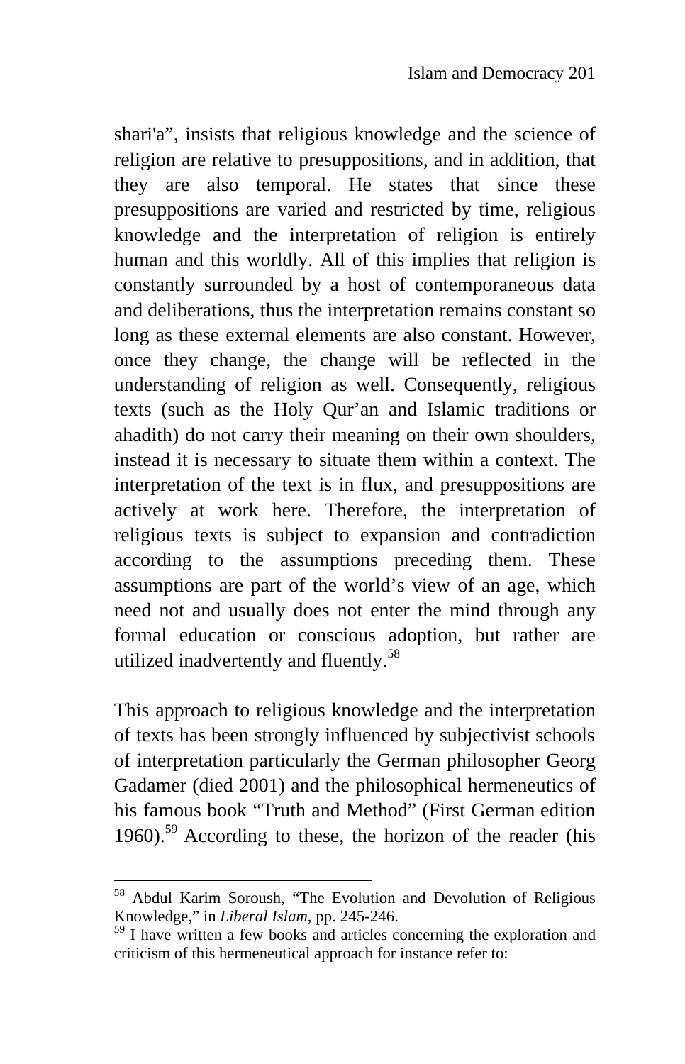shari'a", insists that religious knowledge and the science of religion are relative to presuppositions, and in addition, that they are also temporal. He states that since these presuppositions are varied and restricted by time, religious knowledge and the interpretation of religion is entirely human and this worldly. All of this implies that religion is constantly surrounded by a host of contemporaneous data and deliberations, thus the interpretation remains constant so long as these external elements are also constant. However, once they change, the change will be reflected in the understanding of religion as well. Consequently, religious texts (such as the Holy Qur'an and Islamic traditions or ahadith) do not carry their meaning on their own shoulders, instead it is necessary to situate them within a context. The interpretation of the text is in flux, and presuppositions are actively at work here. Therefore, the interpretation of religious texts is subject to expansion and contradiction according to the assumptions preceding them. These assumptions are part of the world's view of an age, which need not and usually does not enter the mind through any formal education or conscious adoption, but rather are utilized inadvertently and fluently.[58]

This approach to religious knowledge and the interpretation of texts has been strongly influenced by subjectivist schools of interpretation particularly the German philosopher Georg Gadamer (died 2001) and the philosophical hermeneutics of his famous book "Truth and Method" (First German edition 1960).[59] According to these, the horizon of the reader (his

---

[58] Abdul Karim Soroush, "The Evolution and Devolution of Religious Knowledge," in *Liberal Islam*, pp. 245-246.

[59] I have written a few books and articles concerning the exploration and criticism of this hermeneutical approach for instance refer to: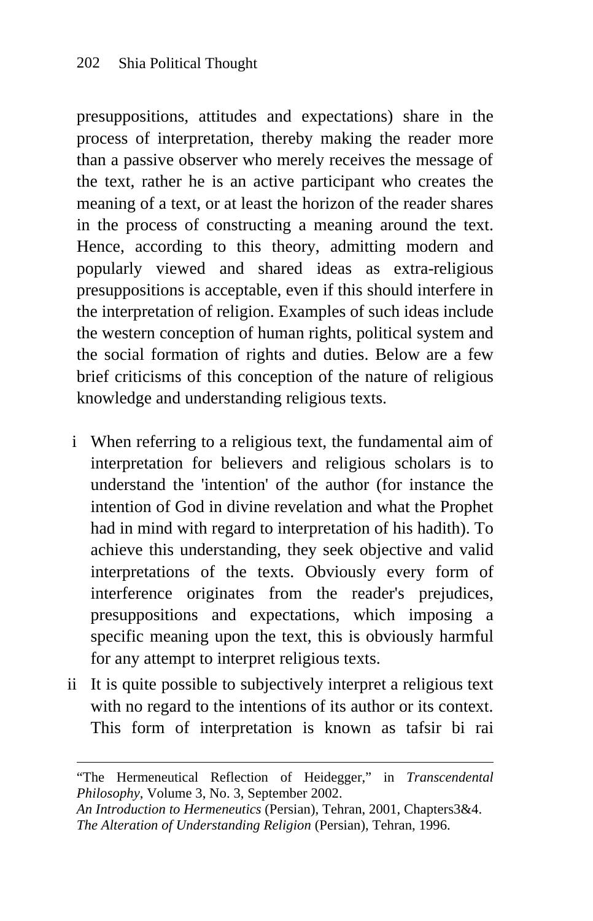presuppositions, attitudes and expectations) share in the process of interpretation, thereby making the reader more than a passive observer who merely receives the message of the text, rather he is an active participant who creates the meaning of a text, or at least the horizon of the reader shares in the process of constructing a meaning around the text. Hence, according to this theory, admitting modern and popularly viewed and shared ideas as extra-religious presuppositions is acceptable, even if this should interfere in the interpretation of religion. Examples of such ideas include the western conception of human rights, political system and the social formation of rights and duties. Below are a few brief criticisms of this conception of the nature of religious knowledge and understanding religious texts.

i When referring to a religious text, the fundamental aim of interpretation for believers and religious scholars is to understand the 'intention' of the author (for instance the intention of God in divine revelation and what the Prophet had in mind with regard to interpretation of his hadith). To achieve this understanding, they seek objective and valid interpretations of the texts. Obviously every form of interference originates from the reader's prejudices, presuppositions and expectations, which imposing a specific meaning upon the text, this is obviously harmful for any attempt to interpret religious texts.

ii It is quite possible to subjectively interpret a religious text with no regard to the intentions of its author or its context. This form of interpretation is known as tafsir bi rai

---

"The Hermeneutical Reflection of Heidegger," in *Transcendental Philosophy*, Volume 3, No. 3, September 2002.
*An Introduction to Hermeneutics* (Persian), Tehran, 2001, Chapters3&4.
*The Alteration of Understanding Religion* (Persian), Tehran, 1996.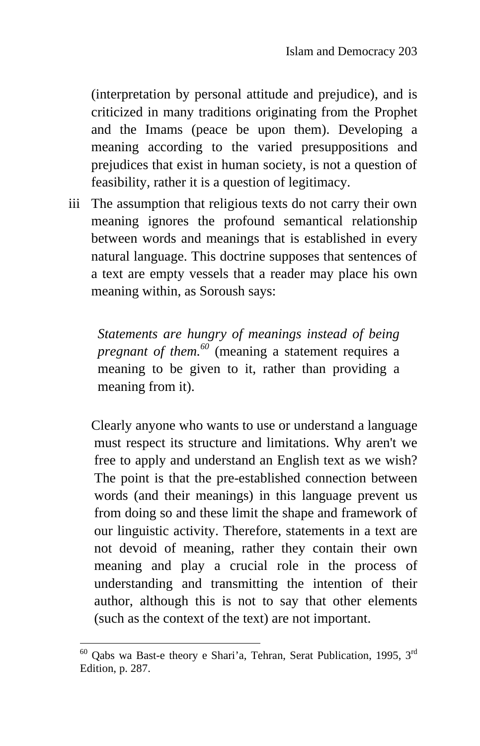(interpretation by personal attitude and prejudice), and is criticized in many traditions originating from the Prophet and the Imams (peace be upon them). Developing a meaning according to the varied presuppositions and prejudices that exist in human society, is not a question of feasibility, rather it is a question of legitimacy.

iii The assumption that religious texts do not carry their own meaning ignores the profound semantical relationship between words and meanings that is established in every natural language. This doctrine supposes that sentences of a text are empty vessels that a reader may place his own meaning within, as Soroush says:

> *Statements are hungry of meanings instead of being pregnant of them.*[60] (meaning a statement requires a meaning to be given to it, rather than providing a meaning from it).

Clearly anyone who wants to use or understand a language must respect its structure and limitations. Why aren't we free to apply and understand an English text as we wish? The point is that the pre-established connection between words (and their meanings) in this language prevent us from doing so and these limit the shape and framework of our linguistic activity. Therefore, statements in a text are not devoid of meaning, rather they contain their own meaning and play a crucial role in the process of understanding and transmitting the intention of their author, although this is not to say that other elements (such as the context of the text) are not important.

---

[60] Qabs wa Bast-e theory e Shari'a, Tehran, Serat Publication, 1995, 3rd Edition, p. 287.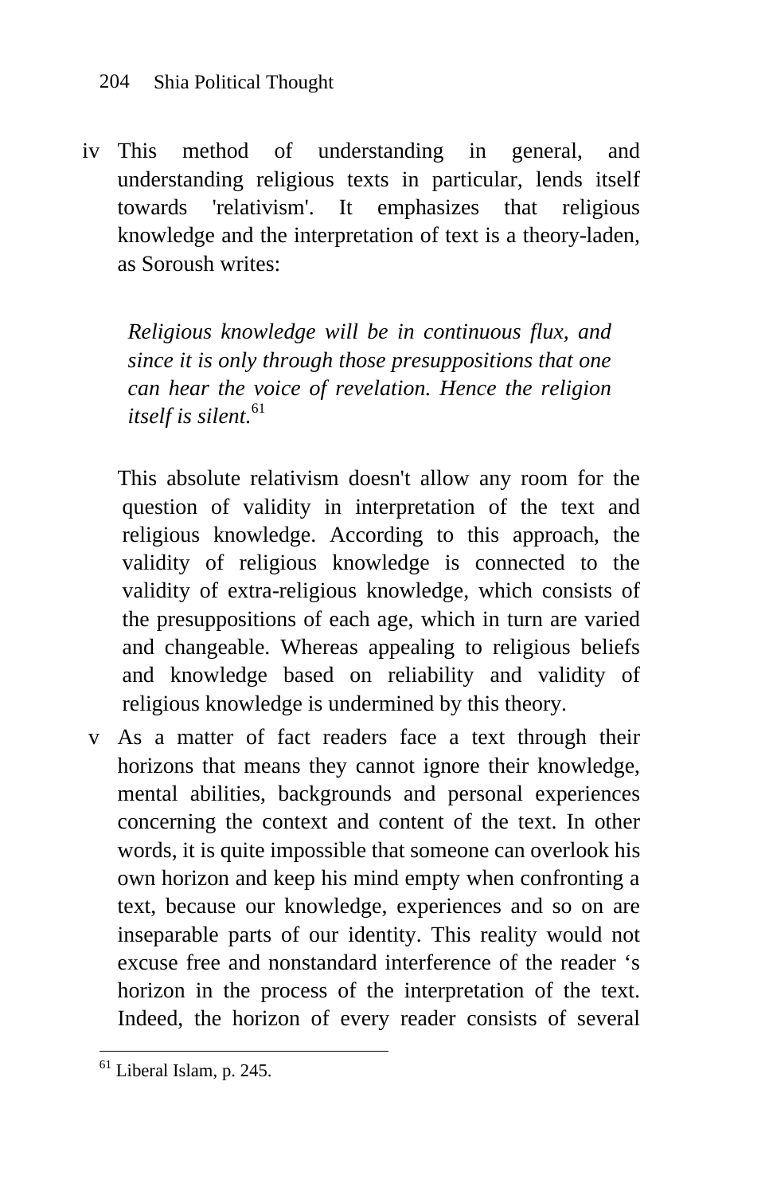iv This method of understanding in general, and understanding religious texts in particular, lends itself towards 'relativism'. It emphasizes that religious knowledge and the interpretation of text is a theory-laden, as Soroush writes:

> *Religious knowledge will be in continuous flux, and since it is only through those presuppositions that one can hear the voice of revelation. Hence the religion itself is silent.*[61]

This absolute relativism doesn't allow any room for the question of validity in interpretation of the text and religious knowledge. According to this approach, the validity of religious knowledge is connected to the validity of extra-religious knowledge, which consists of the presuppositions of each age, which in turn are varied and changeable. Whereas appealing to religious beliefs and knowledge based on reliability and validity of religious knowledge is undermined by this theory.

v As a matter of fact readers face a text through their horizons that means they cannot ignore their knowledge, mental abilities, backgrounds and personal experiences concerning the context and content of the text. In other words, it is quite impossible that someone can overlook his own horizon and keep his mind empty when confronting a text, because our knowledge, experiences and so on are inseparable parts of our identity. This reality would not excuse free and nonstandard interference of the reader 's horizon in the process of the interpretation of the text. Indeed, the horizon of every reader consists of several

---

[61] Liberal Islam, p. 245.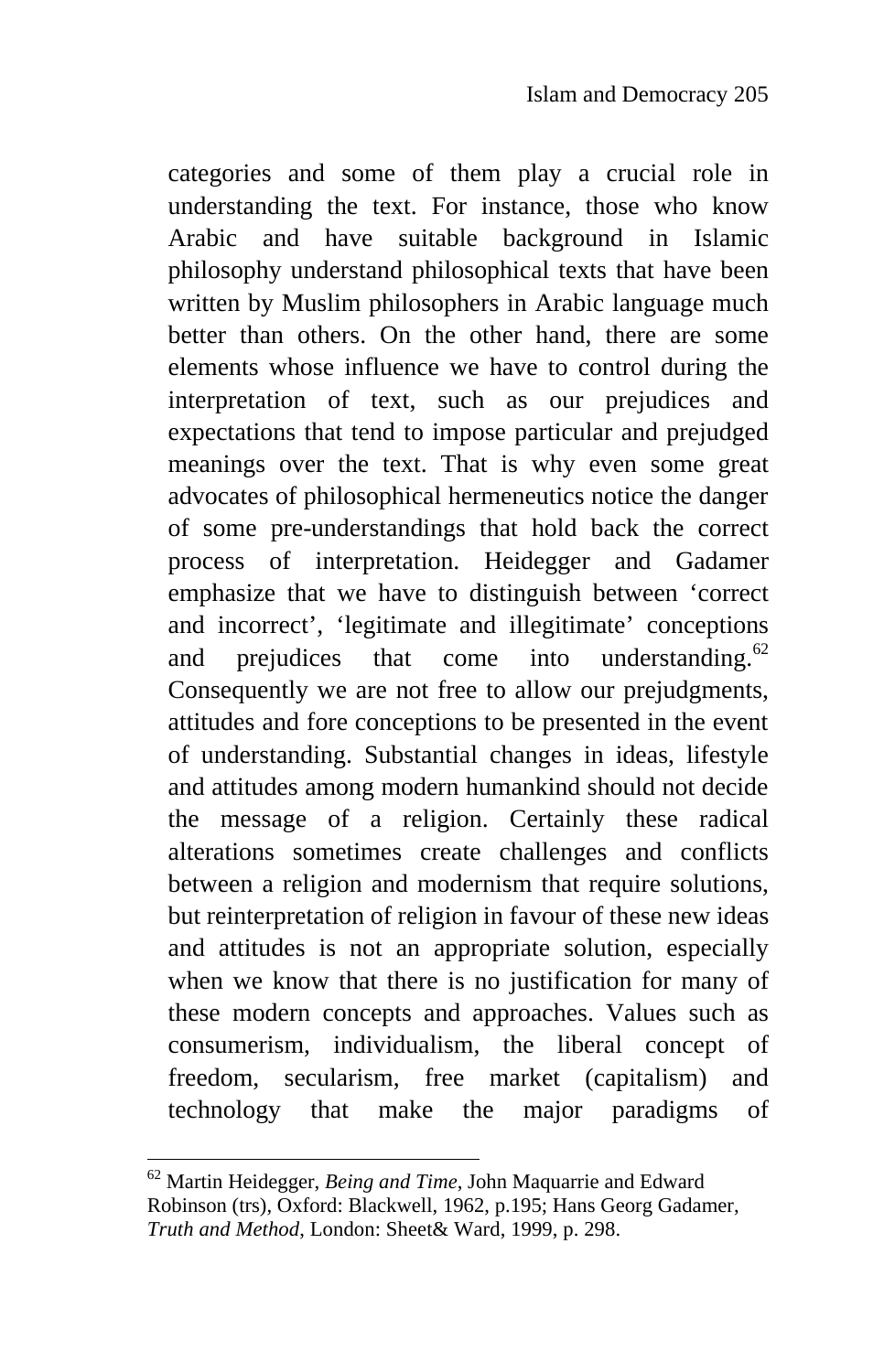categories and some of them play a crucial role in understanding the text. For instance, those who know Arabic and have suitable background in Islamic philosophy understand philosophical texts that have been written by Muslim philosophers in Arabic language much better than others. On the other hand, there are some elements whose influence we have to control during the interpretation of text, such as our prejudices and expectations that tend to impose particular and prejudged meanings over the text. That is why even some great advocates of philosophical hermeneutics notice the danger of some pre-understandings that hold back the correct process of interpretation. Heidegger and Gadamer emphasize that we have to distinguish between 'correct and incorrect', 'legitimate and illegitimate' conceptions and prejudices that come into understanding.[62] Consequently we are not free to allow our prejudgments, attitudes and fore conceptions to be presented in the event of understanding. Substantial changes in ideas, lifestyle and attitudes among modern humankind should not decide the message of a religion. Certainly these radical alterations sometimes create challenges and conflicts between a religion and modernism that require solutions, but reinterpretation of religion in favour of these new ideas and attitudes is not an appropriate solution, especially when we know that there is no justification for many of these modern concepts and approaches. Values such as consumerism, individualism, the liberal concept of freedom, secularism, free market (capitalism) and technology that make the major paradigms of

---

[62] Martin Heidegger, *Being and Time*, John Maquarrie and Edward Robinson (trs), Oxford: Blackwell, 1962, p.195; Hans Georg Gadamer, *Truth and Method*, London: Sheet& Ward, 1999, p. 298.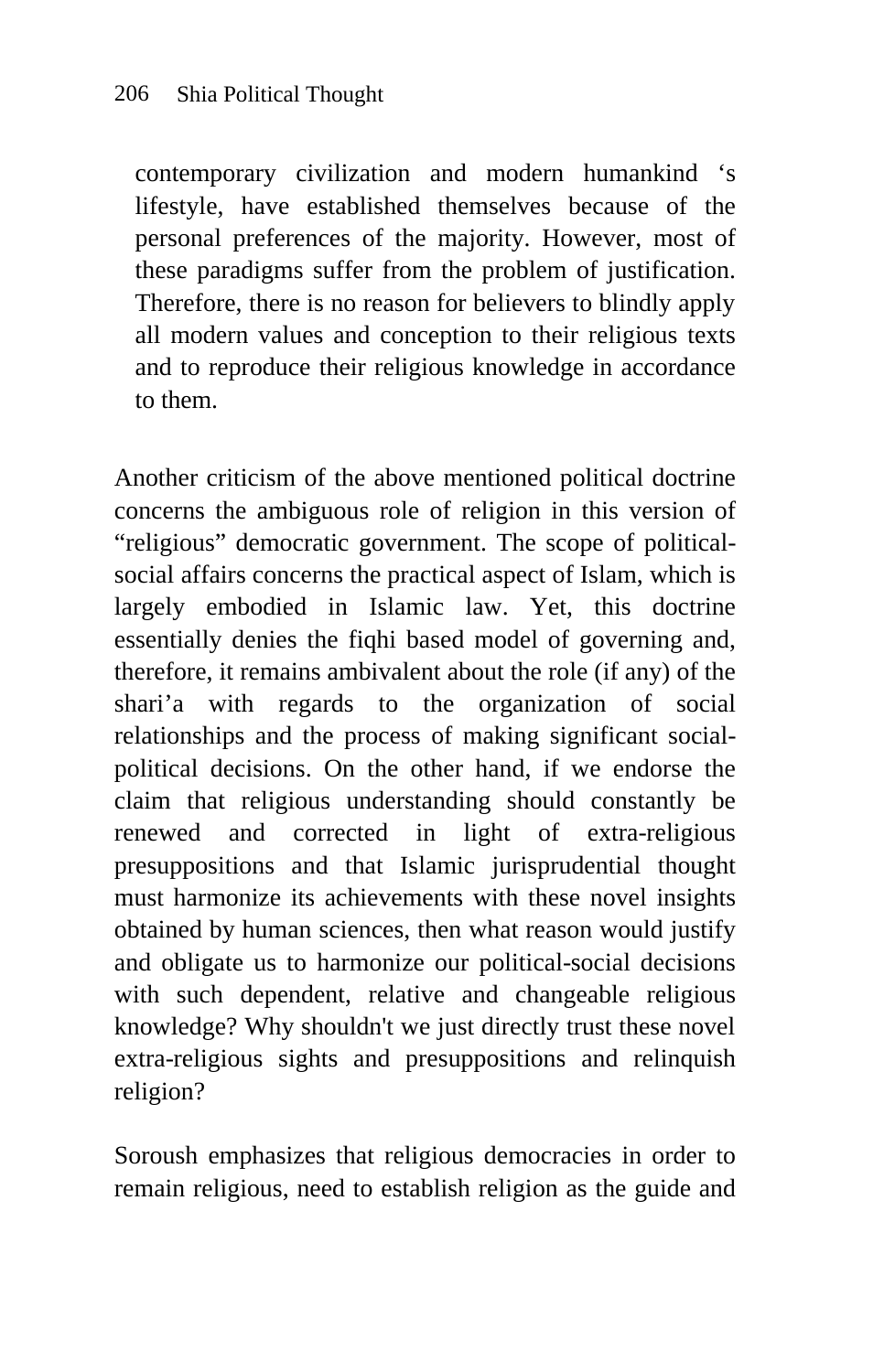> contemporary civilization and modern humankind ‘s lifestyle, have established themselves because of the personal preferences of the majority. However, most of these paradigms suffer from the problem of justification. Therefore, there is no reason for believers to blindly apply all modern values and conception to their religious texts and to reproduce their religious knowledge in accordance to them.

Another criticism of the above mentioned political doctrine concerns the ambiguous role of religion in this version of “religious” democratic government. The scope of political-social affairs concerns the practical aspect of Islam, which is largely embodied in Islamic law. Yet, this doctrine essentially denies the fiqhi based model of governing and, therefore, it remains ambivalent about the role (if any) of the shari’a with regards to the organization of social relationships and the process of making significant social-political decisions. On the other hand, if we endorse the claim that religious understanding should constantly be renewed and corrected in light of extra-religious presuppositions and that Islamic jurisprudential thought must harmonize its achievements with these novel insights obtained by human sciences, then what reason would justify and obligate us to harmonize our political-social decisions with such dependent, relative and changeable religious knowledge? Why shouldn't we just directly trust these novel extra-religious sights and presuppositions and relinquish religion?

Soroush emphasizes that religious democracies in order to remain religious, need to establish religion as the guide and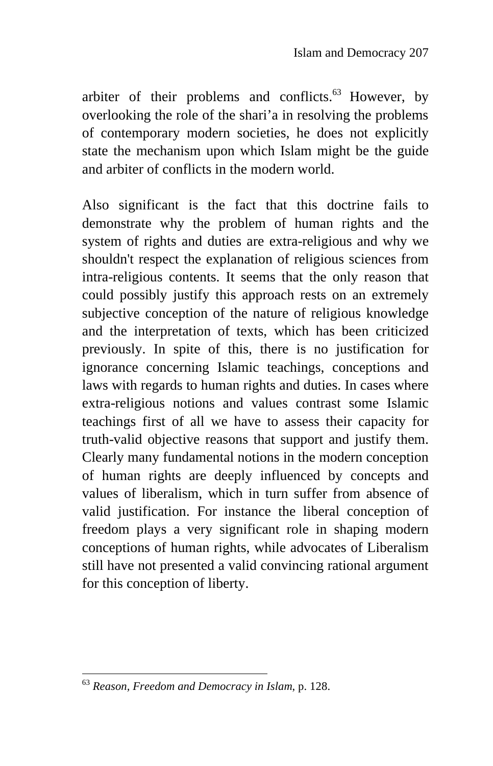arbiter of their problems and conflicts.[63] However, by overlooking the role of the shari'a in resolving the problems of contemporary modern societies, he does not explicitly state the mechanism upon which Islam might be the guide and arbiter of conflicts in the modern world.

Also significant is the fact that this doctrine fails to demonstrate why the problem of human rights and the system of rights and duties are extra-religious and why we shouldn't respect the explanation of religious sciences from intra-religious contents. It seems that the only reason that could possibly justify this approach rests on an extremely subjective conception of the nature of religious knowledge and the interpretation of texts, which has been criticized previously. In spite of this, there is no justification for ignorance concerning Islamic teachings, conceptions and laws with regards to human rights and duties. In cases where extra-religious notions and values contrast some Islamic teachings first of all we have to assess their capacity for truth-valid objective reasons that support and justify them. Clearly many fundamental notions in the modern conception of human rights are deeply influenced by concepts and values of liberalism, which in turn suffer from absence of valid justification. For instance the liberal conception of freedom plays a very significant role in shaping modern conceptions of human rights, while advocates of Liberalism still have not presented a valid convincing rational argument for this conception of liberty.

---

[63] *Reason, Freedom and Democracy in Islam*, p. 128.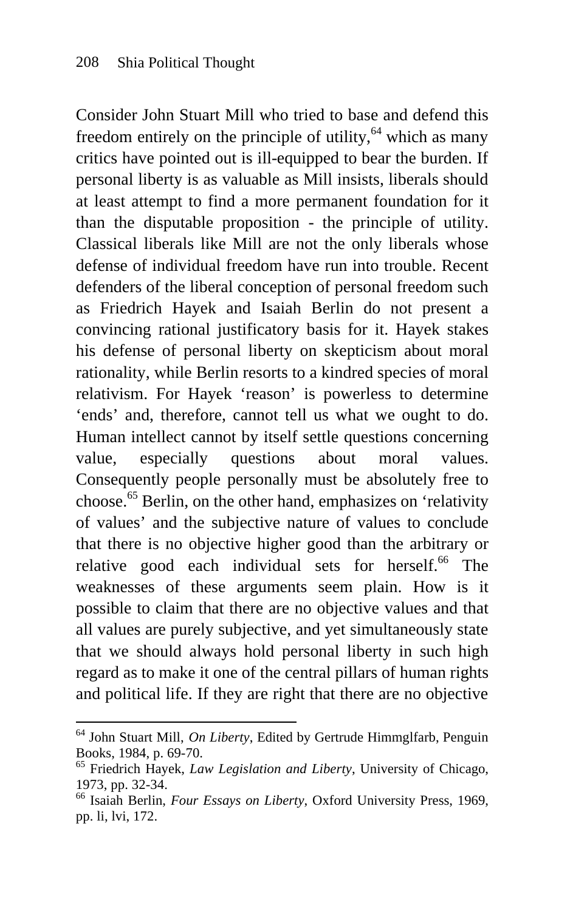Consider John Stuart Mill who tried to base and defend this freedom entirely on the principle of utility,[64] which as many critics have pointed out is ill-equipped to bear the burden. If personal liberty is as valuable as Mill insists, liberals should at least attempt to find a more permanent foundation for it than the disputable proposition - the principle of utility. Classical liberals like Mill are not the only liberals whose defense of individual freedom have run into trouble. Recent defenders of the liberal conception of personal freedom such as Friedrich Hayek and Isaiah Berlin do not present a convincing rational justificatory basis for it. Hayek stakes his defense of personal liberty on skepticism about moral rationality, while Berlin resorts to a kindred species of moral relativism. For Hayek 'reason' is powerless to determine 'ends' and, therefore, cannot tell us what we ought to do. Human intellect cannot by itself settle questions concerning value, especially questions about moral values. Consequently people personally must be absolutely free to choose.[65] Berlin, on the other hand, emphasizes on 'relativity of values' and the subjective nature of values to conclude that there is no objective higher good than the arbitrary or relative good each individual sets for herself.[66] The weaknesses of these arguments seem plain. How is it possible to claim that there are no objective values and that all values are purely subjective, and yet simultaneously state that we should always hold personal liberty in such high regard as to make it one of the central pillars of human rights and political life. If they are right that there are no objective

---

[64] John Stuart Mill, *On Liberty*, Edited by Gertrude Himmglfarb, Penguin Books, 1984, p. 69-70.

[65] Friedrich Hayek, *Law Legislation and Liberty*, University of Chicago, 1973, pp. 32-34.

[66] Isaiah Berlin, *Four Essays on Liberty*, Oxford University Press, 1969, pp. li, lvi, 172.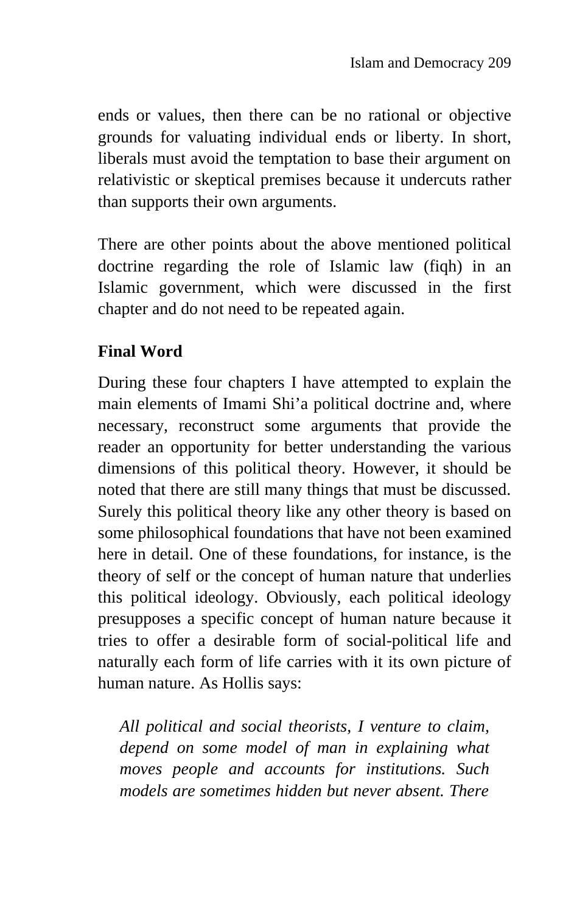ends or values, then there can be no rational or objective grounds for valuating individual ends or liberty. In short, liberals must avoid the temptation to base their argument on relativistic or skeptical premises because it undercuts rather than supports their own arguments.

There are other points about the above mentioned political doctrine regarding the role of Islamic law (fiqh) in an Islamic government, which were discussed in the first chapter and do not need to be repeated again.

**Final Word**

During these four chapters I have attempted to explain the main elements of Imami Shi'a political doctrine and, where necessary, reconstruct some arguments that provide the reader an opportunity for better understanding the various dimensions of this political theory. However, it should be noted that there are still many things that must be discussed. Surely this political theory like any other theory is based on some philosophical foundations that have not been examined here in detail. One of these foundations, for instance, is the theory of self or the concept of human nature that underlies this political ideology. Obviously, each political ideology presupposes a specific concept of human nature because it tries to offer a desirable form of social-political life and naturally each form of life carries with it its own picture of human nature. As Hollis says:

> *All political and social theorists, I venture to claim, depend on some model of man in explaining what moves people and accounts for institutions. Such models are sometimes hidden but never absent. There*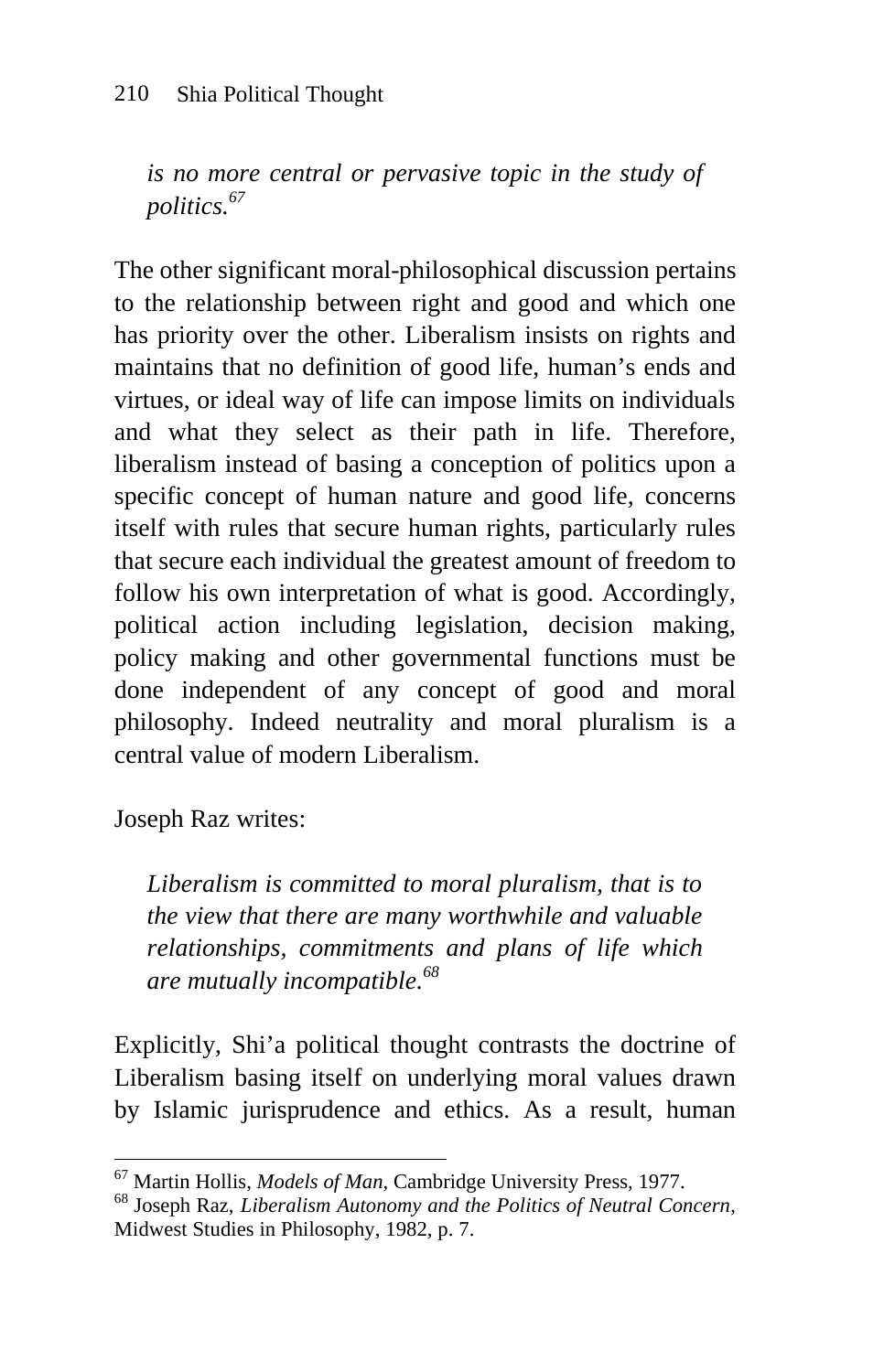*is no more central or pervasive topic in the study of politics.*[67]

The other significant moral-philosophical discussion pertains to the relationship between right and good and which one has priority over the other. Liberalism insists on rights and maintains that no definition of good life, human's ends and virtues, or ideal way of life can impose limits on individuals and what they select as their path in life. Therefore, liberalism instead of basing a conception of politics upon a specific concept of human nature and good life, concerns itself with rules that secure human rights, particularly rules that secure each individual the greatest amount of freedom to follow his own interpretation of what is good. Accordingly, political action including legislation, decision making, policy making and other governmental functions must be done independent of any concept of good and moral philosophy. Indeed neutrality and moral pluralism is a central value of modern Liberalism.

Joseph Raz writes:

> *Liberalism is committed to moral pluralism, that is to the view that there are many worthwhile and valuable relationships, commitments and plans of life which are mutually incompatible.*[68]

Explicitly, Shi'a political thought contrasts the doctrine of Liberalism basing itself on underlying moral values drawn by Islamic jurisprudence and ethics. As a result, human

---

[67] Martin Hollis, *Models of Man*, Cambridge University Press, 1977.

[68] Joseph Raz, *Liberalism Autonomy and the Politics of Neutral Concern*, Midwest Studies in Philosophy, 1982, p. 7.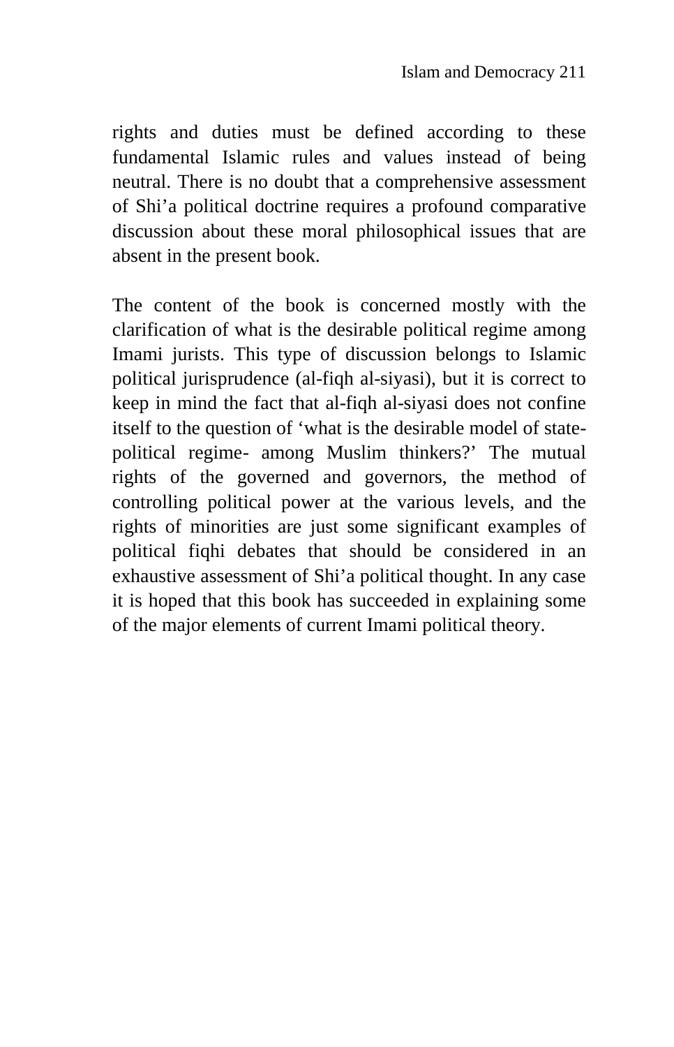rights and duties must be defined according to these fundamental Islamic rules and values instead of being neutral. There is no doubt that a comprehensive assessment of Shi'a political doctrine requires a profound comparative discussion about these moral philosophical issues that are absent in the present book.

The content of the book is concerned mostly with the clarification of what is the desirable political regime among Imami jurists. This type of discussion belongs to Islamic political jurisprudence (al-fiqh al-siyasi), but it is correct to keep in mind the fact that al-fiqh al-siyasi does not confine itself to the question of 'what is the desirable model of state-political regime- among Muslim thinkers?' The mutual rights of the governed and governors, the method of controlling political power at the various levels, and the rights of minorities are just some significant examples of political fiqhi debates that should be considered in an exhaustive assessment of Shi'a political thought. In any case it is hoped that this book has succeeded in explaining some of the major elements of current Imami political theory.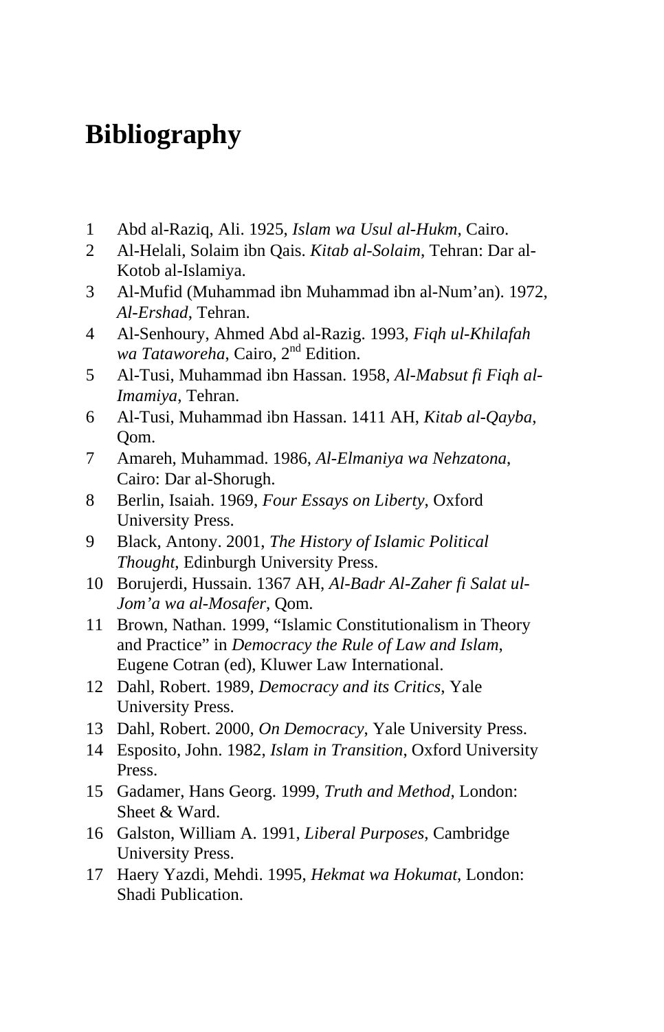# Bibliography

1. Abd al-Raziq, Ali. 1925, *Islam wa Usul al-Hukm*, Cairo.
2. Al-Helali, Solaim ibn Qais. *Kitab al-Solaim*, Tehran: Dar al-Kotob al-Islamiya.
3. Al-Mufid (Muhammad ibn Muhammad ibn al-Num'an). 1972, *Al-Ershad*, Tehran.
4. Al-Senhoury, Ahmed Abd al-Razig. 1993, *Fiqh ul-Khilafah wa Tataworeha*, Cairo, 2nd Edition.
5. Al-Tusi, Muhammad ibn Hassan. 1958, *Al-Mabsut fi Fiqh al-Imamiya*, Tehran.
6. Al-Tusi, Muhammad ibn Hassan. 1411 AH, *Kitab al-Qayba*, Qom.
7. Amareh, Muhammad. 1986, *Al-Elmaniya wa Nehzatona*, Cairo: Dar al-Shorugh.
8. Berlin, Isaiah. 1969, *Four Essays on Liberty*, Oxford University Press.
9. Black, Antony. 2001, *The History of Islamic Political Thought*, Edinburgh University Press.
10. Borujerdi, Hussain. 1367 AH, *Al-Badr Al-Zaher fi Salat ul-Jom'a wa al-Mosafer*, Qom.
11. Brown, Nathan. 1999, "Islamic Constitutionalism in Theory and Practice" in *Democracy the Rule of Law and Islam*, Eugene Cotran (ed), Kluwer Law International.
12. Dahl, Robert. 1989, *Democracy and its Critics*, Yale University Press.
13. Dahl, Robert. 2000, *On Democracy*, Yale University Press.
14. Esposito, John. 1982, *Islam in Transition*, Oxford University Press.
15. Gadamer, Hans Georg. 1999, *Truth and Method*, London: Sheet & Ward.
16. Galston, William A. 1991, *Liberal Purposes*, Cambridge University Press.
17. Haery Yazdi, Mehdi. 1995, *Hekmat wa Hokumat*, London: Shadi Publication.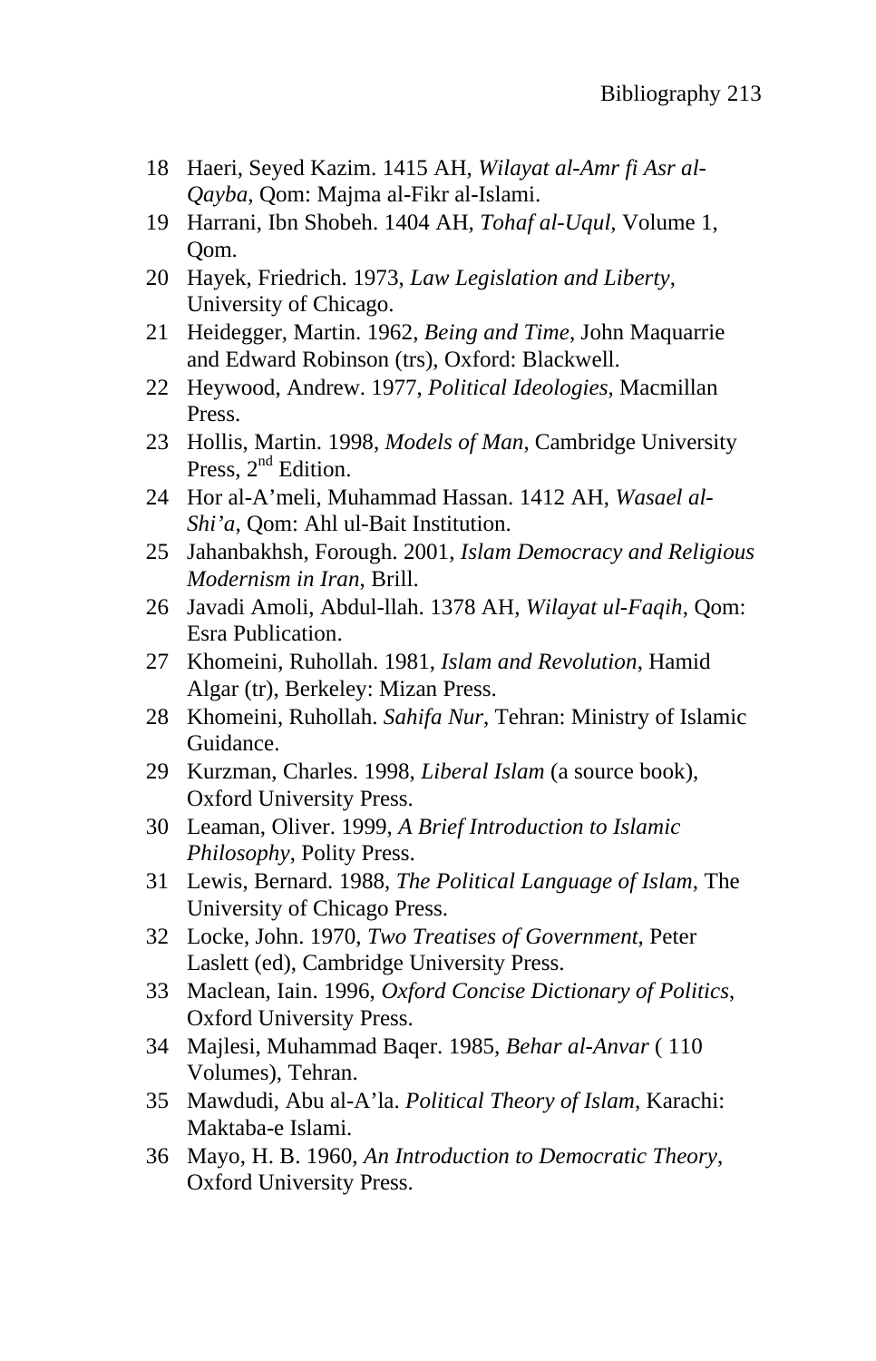18 Haeri, Seyed Kazim. 1415 AH, *Wilayat al-Amr fi Asr al-Qayba*, Qom: Majma al-Fikr al-Islami.

19 Harrani, Ibn Shobeh. 1404 AH, *Tohaf al-Uqul*, Volume 1, Qom.

20 Hayek, Friedrich. 1973, *Law Legislation and Liberty*, University of Chicago.

21 Heidegger, Martin. 1962, *Being and Time*, John Maquarrie and Edward Robinson (trs), Oxford: Blackwell.

22 Heywood, Andrew. 1977, *Political Ideologies*, Macmillan Press.

23 Hollis, Martin. 1998, *Models of Man*, Cambridge University Press, 2nd Edition.

24 Hor al-A'meli, Muhammad Hassan. 1412 AH, *Wasael al-Shi'a*, Qom: Ahl ul-Bait Institution.

25 Jahanbakhsh, Forough. 2001, *Islam Democracy and Religious Modernism in Iran*, Brill.

26 Javadi Amoli, Abdul-llah. 1378 AH, *Wilayat ul-Faqih*, Qom: Esra Publication.

27 Khomeini, Ruhollah. 1981, *Islam and Revolution*, Hamid Algar (tr), Berkeley: Mizan Press.

28 Khomeini, Ruhollah. *Sahifa Nur*, Tehran: Ministry of Islamic Guidance.

29 Kurzman, Charles. 1998, *Liberal Islam* (a source book), Oxford University Press.

30 Leaman, Oliver. 1999, *A Brief Introduction to Islamic Philosophy*, Polity Press.

31 Lewis, Bernard. 1988, *The Political Language of Islam*, The University of Chicago Press.

32 Locke, John. 1970, *Two Treatises of Government*, Peter Laslett (ed), Cambridge University Press.

33 Maclean, Iain. 1996, *Oxford Concise Dictionary of Politics*, Oxford University Press.

34 Majlesi, Muhammad Baqer. 1985, *Behar al-Anvar* ( 110 Volumes), Tehran.

35 Mawdudi, Abu al-A'la. *Political Theory of Islam*, Karachi: Maktaba-e Islami.

36 Mayo, H. B. 1960, *An Introduction to Democratic Theory*, Oxford University Press.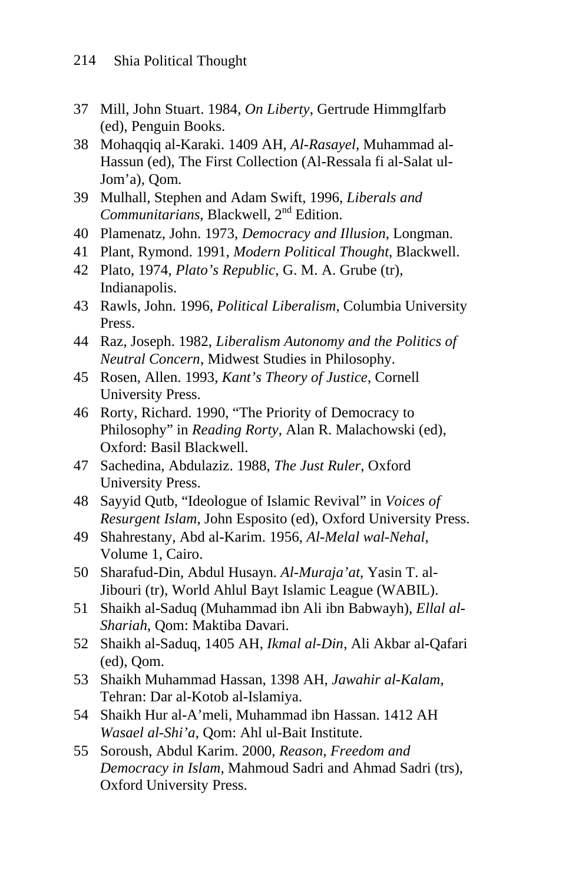37 Mill, John Stuart. 1984, *On Liberty*, Gertrude Himmglfarb (ed), Penguin Books.

38 Mohaqqiq al-Karaki. 1409 AH, *Al-Rasayel*, Muhammad al-Hassun (ed), The First Collection (Al-Ressala fi al-Salat ul-Jom'a), Qom.

39 Mulhall, Stephen and Adam Swift, 1996, *Liberals and Communitarians*, Blackwell, 2nd Edition.

40 Plamenatz, John. 1973, *Democracy and Illusion*, Longman.

41 Plant, Rymond. 1991, *Modern Political Thought*, Blackwell.

42 Plato, 1974, *Plato's Republic*, G. M. A. Grube (tr), Indianapolis.

43 Rawls, John. 1996, *Political Liberalism*, Columbia University Press.

44 Raz, Joseph. 1982, *Liberalism Autonomy and the Politics of Neutral Concern*, Midwest Studies in Philosophy.

45 Rosen, Allen. 1993, *Kant's Theory of Justice*, Cornell University Press.

46 Rorty, Richard. 1990, "The Priority of Democracy to Philosophy" in *Reading Rorty*, Alan R. Malachowski (ed), Oxford: Basil Blackwell.

47 Sachedina, Abdulaziz. 1988, *The Just Ruler*, Oxford University Press.

48 Sayyid Qutb, "Ideologue of Islamic Revival" in *Voices of Resurgent Islam*, John Esposito (ed), Oxford University Press.

49 Shahrestany, Abd al-Karim. 1956, *Al-Melal wal-Nehal*, Volume 1, Cairo.

50 Sharafud-Din, Abdul Husayn. *Al-Muraja'at*, Yasin T. al-Jibouri (tr), World Ahlul Bayt Islamic League (WABIL).

51 Shaikh al-Saduq (Muhammad ibn Ali ibn Babwayh), *Ellal al-Shariah*, Qom: Maktiba Davari.

52 Shaikh al-Saduq, 1405 AH, *Ikmal al-Din*, Ali Akbar al-Qafari (ed), Qom.

53 Shaikh Muhammad Hassan, 1398 AH, *Jawahir al-Kalam*, Tehran: Dar al-Kotob al-Islamiya.

54 Shaikh Hur al-A'meli, Muhammad ibn Hassan. 1412 AH *Wasael al-Shi'a*, Qom: Ahl ul-Bait Institute.

55 Soroush, Abdul Karim. 2000, *Reason, Freedom and Democracy in Islam*, Mahmoud Sadri and Ahmad Sadri (trs), Oxford University Press.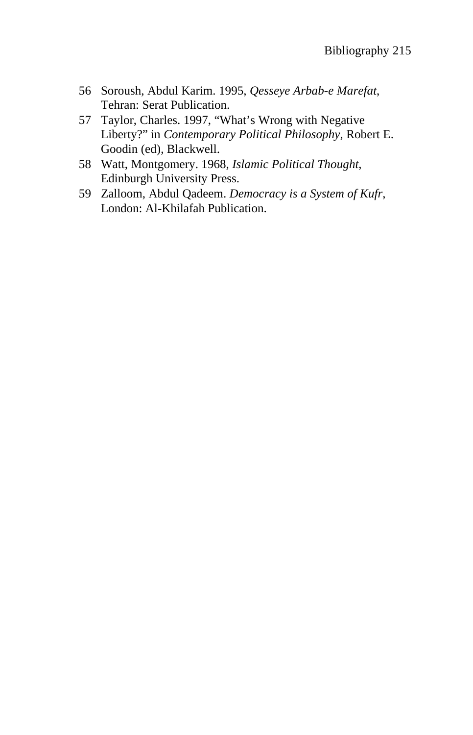56 Soroush, Abdul Karim. 1995, *Qesseye Arbab-e Marefat*, Tehran: Serat Publication.
57 Taylor, Charles. 1997, "What's Wrong with Negative Liberty?" in *Contemporary Political Philosophy*, Robert E. Goodin (ed), Blackwell.
58 Watt, Montgomery. 1968, *Islamic Political Thought*, Edinburgh University Press.
59 Zalloom, Abdul Qadeem. *Democracy is a System of Kufr*, London: Al-Khilafah Publication.